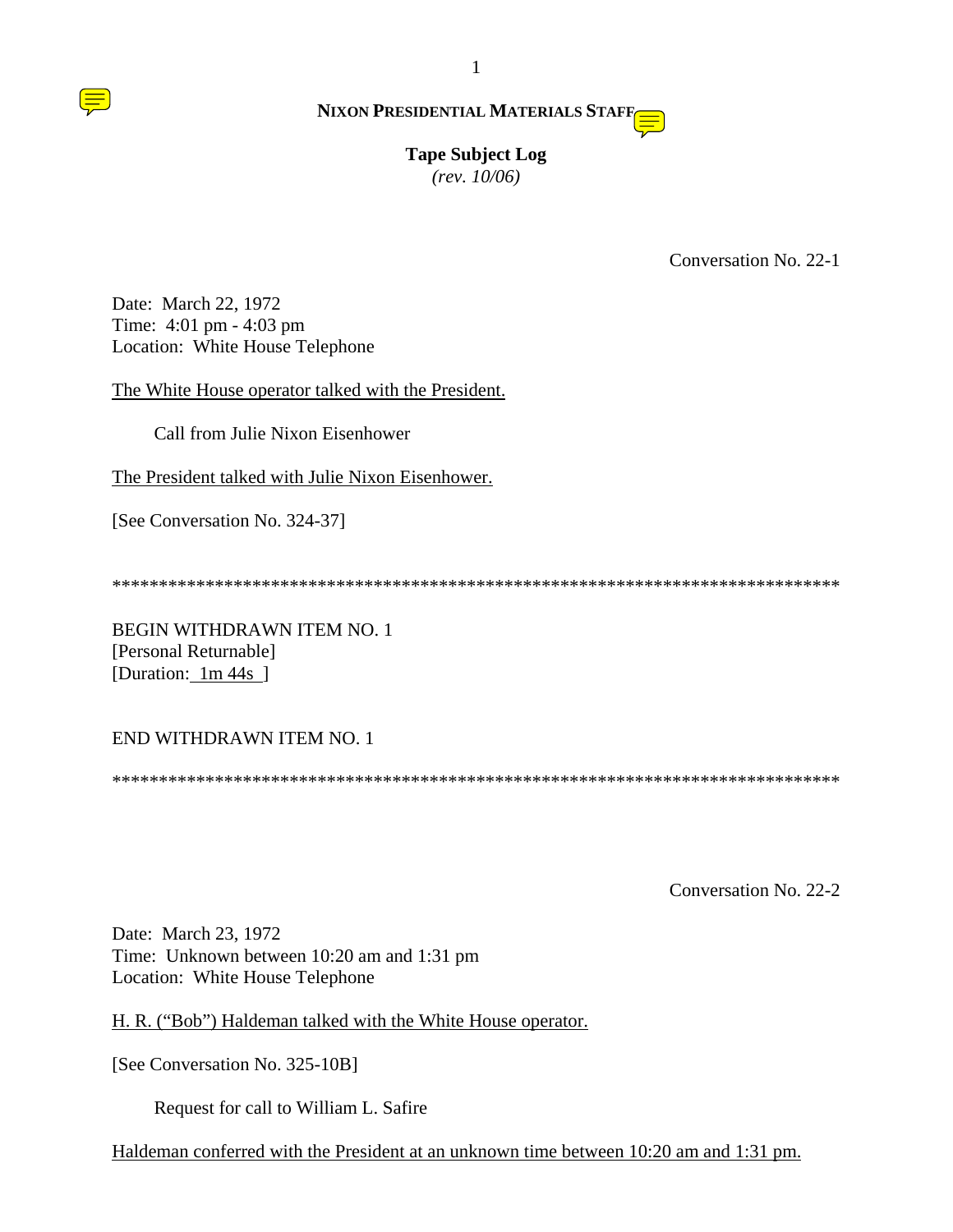**NIXON PRESIDENTIAL MATERIALS STAFF**

**Tape Subject Log**
*(rev. 10/06)*

Conversation No. 22-1

Date: March 22, 1972
Time: 4:01 pm - 4:03 pm
Location: White House Telephone

The White House operator talked with the President.

Call from Julie Nixon Eisenhower

The President talked with Julie Nixon Eisenhower.

[See Conversation No. 324-37]

*********************************************************************************

BEGIN WITHDRAWN ITEM NO. 1
[Personal Returnable]
[Duration: 1m 44s ]

END WITHDRAWN ITEM NO. 1

*********************************************************************************

Conversation No. 22-2

Date: March 23, 1972
Time: Unknown between 10:20 am and 1:31 pm
Location: White House Telephone

H. R. ("Bob") Haldeman talked with the White House operator.

[See Conversation No. 325-10B]

Request for call to William L. Safire

Haldeman conferred with the President at an unknown time between 10:20 am and 1:31 pm.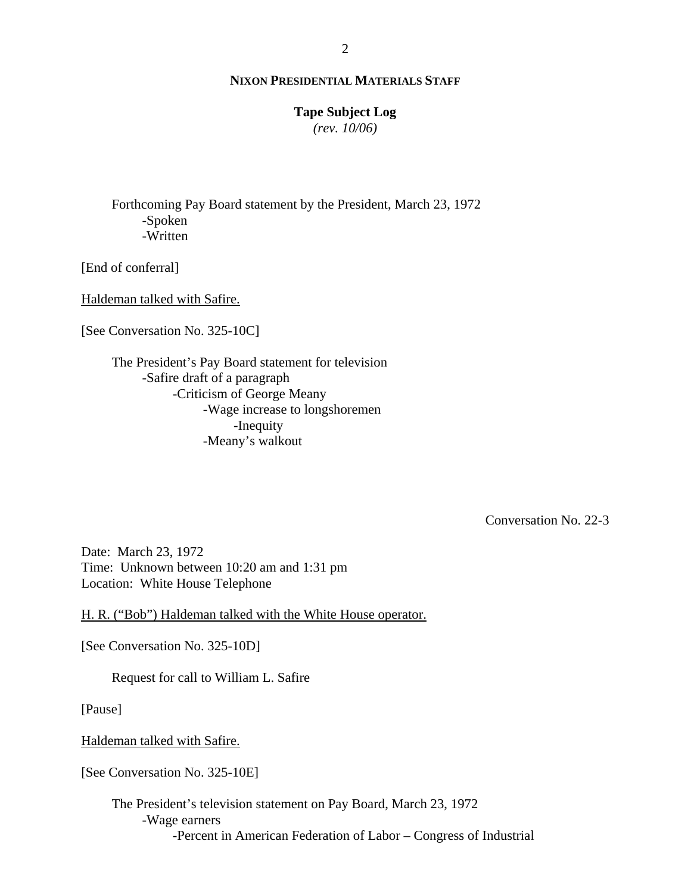Forthcoming Pay Board statement by the President, March 23, 1972
- Spoken
- Written

[End of conferral]

<u>Haldeman talked with Safire.</u>

[See Conversation No. 325-10C]

The President's Pay Board statement for television
- Safire draft of a paragraph
    - Criticism of George Meany
        - Wage increase to longshoremen
            - Inequity
        - Meany's walkout

Conversation No. 22-3

Date: March 23, 1972
Time: Unknown between 10:20 am and 1:31 pm
Location: White House Telephone

<u>H. R. ("Bob") Haldeman talked with the White House operator.</u>

[See Conversation No. 325-10D]

Request for call to William L. Safire

[Pause]

<u>Haldeman talked with Safire.</u>

[See Conversation No. 325-10E]

The President's television statement on Pay Board, March 23, 1972
- Wage earners
    - Percent in American Federation of Labor – Congress of Industrial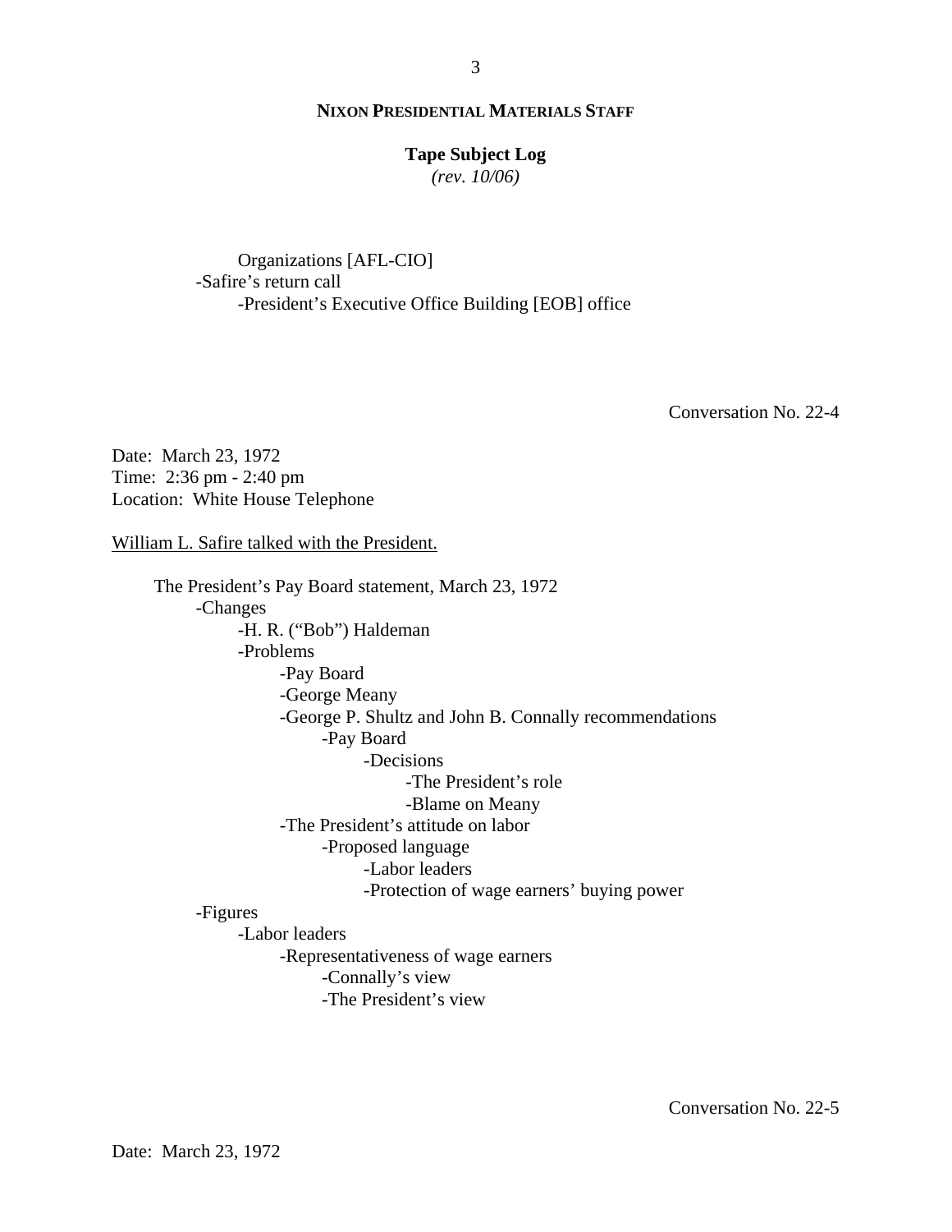Organizations [AFL-CIO]
- Safire's return call
    - President's Executive Office Building [EOB] office

Conversation No. 22-4

Date: March 23, 1972
Time: 2:36 pm - 2:40 pm
Location: White House Telephone

William L. Safire talked with the President.

The President's Pay Board statement, March 23, 1972
- Changes
    - H. R. ("Bob") Haldeman
    - Problems
        - Pay Board
        - George Meany
        - George P. Shultz and John B. Connally recommendations
            - Pay Board
                - Decisions
                    - The President's role
                    - Blame on Meany
        - The President's attitude on labor
            - Proposed language
                - Labor leaders
                - Protection of wage earners' buying power
- Figures
    - Labor leaders
        - Representativeness of wage earners
            - Connally's view
            - The President's view

Conversation No. 22-5

Date: March 23, 1972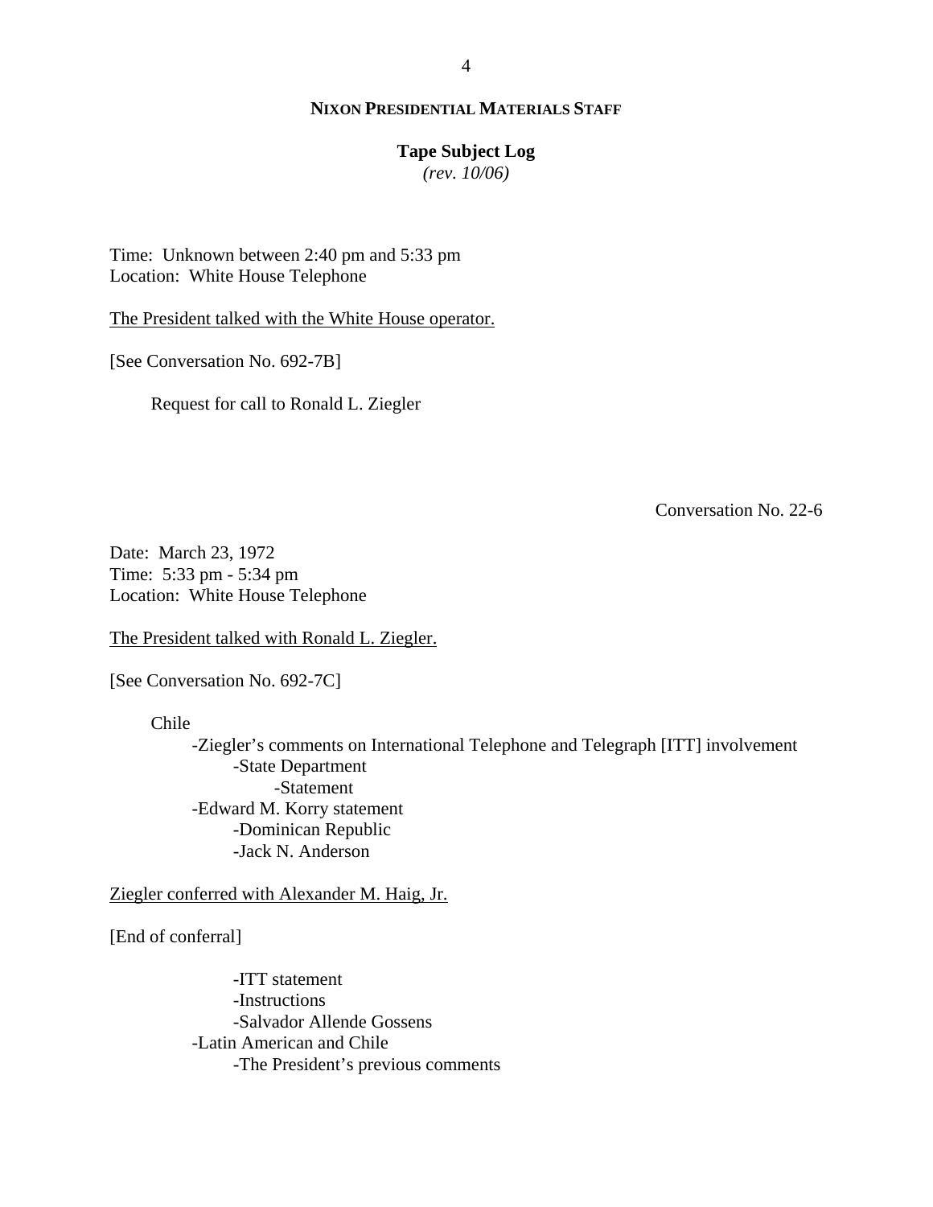NIXON PRESIDENTIAL MATERIALS STAFF

**Tape Subject Log**
*(rev. 10/06)*

Time: Unknown between 2:40 pm and 5:33 pm
Location: White House Telephone

The President talked with the White House operator.

[See Conversation No. 692-7B]

- Request for call to Ronald L. Ziegler

Conversation No. 22-6

Date: March 23, 1972
Time: 5:33 pm - 5:34 pm
Location: White House Telephone

The President talked with Ronald L. Ziegler.

[See Conversation No. 692-7C]

- Chile
  - -Ziegler's comments on International Telephone and Telegraph [ITT] involvement
    - -State Department
      - -Statement
  - -Edward M. Korry statement
    - -Dominican Republic
    - -Jack N. Anderson

Ziegler conferred with Alexander M. Haig, Jr.

[End of conferral]

- -ITT statement
- -Instructions
- -Salvador Allende Gossens
- -Latin American and Chile
  - -The President's previous comments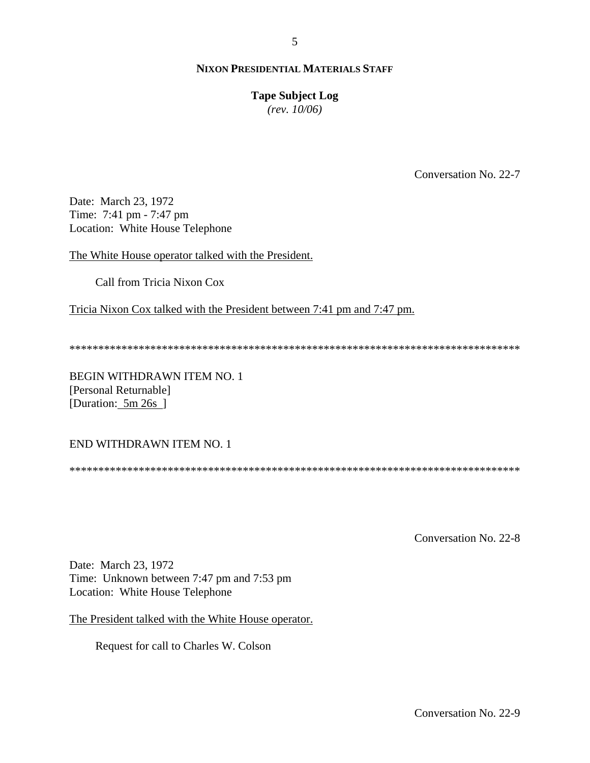Conversation No. 22-7

Date: March 23, 1972
Time: 7:41 pm - 7:47 pm
Location: White House Telephone

The White House operator talked with the President.

Call from Tricia Nixon Cox

Tricia Nixon Cox talked with the President between 7:41 pm and 7:47 pm.

*******************************************************************************

BEGIN WITHDRAWN ITEM NO. 1
[Personal Returnable]
[Duration: 5m 26s ]

END WITHDRAWN ITEM NO. 1

*******************************************************************************

Conversation No. 22-8

Date: March 23, 1972
Time: Unknown between 7:47 pm and 7:53 pm
Location: White House Telephone

The President talked with the White House operator.

Request for call to Charles W. Colson

Conversation No. 22-9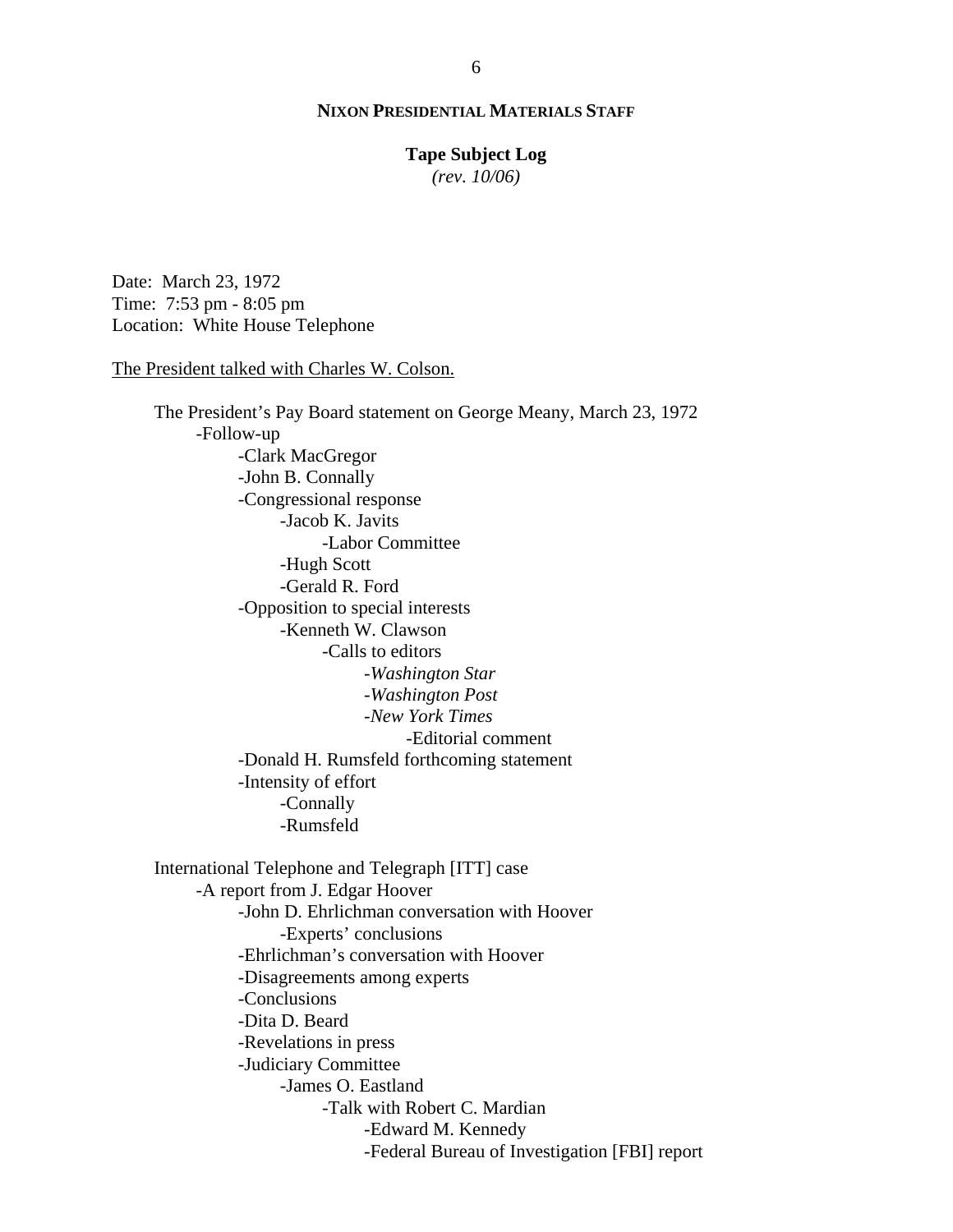**NIXON PRESIDENTIAL MATERIALS STAFF**

**Tape Subject Log**
*(rev. 10/06)*

Date: March 23, 1972
Time: 7:53 pm - 8:05 pm
Location: White House Telephone

The President talked with Charles W. Colson.

- The President's Pay Board statement on George Meany, March 23, 1972
  - -Follow-up
    - -Clark MacGregor
    - -John B. Connally
    - -Congressional response
      - -Jacob K. Javits
        - -Labor Committee
      - -Hugh Scott
      - -Gerald R. Ford
    - -Opposition to special interests
      - -Kenneth W. Clawson
        - -Calls to editors
          - -*Washington Star*
          - -*Washington Post*
          - -*New York Times*
            - -Editorial comment
    - -Donald H. Rumsfeld forthcoming statement
    - -Intensity of effort
      - -Connally
      - -Rumsfeld

- International Telephone and Telegraph [ITT] case
  - -A report from J. Edgar Hoover
    - -John D. Ehrlichman conversation with Hoover
      - -Experts' conclusions
    - -Ehrlichman's conversation with Hoover
    - -Disagreements among experts
    - -Conclusions
    - -Dita D. Beard
    - -Revelations in press
    - -Judiciary Committee
      - -James O. Eastland
        - -Talk with Robert C. Mardian
          - -Edward M. Kennedy
          - -Federal Bureau of Investigation [FBI] report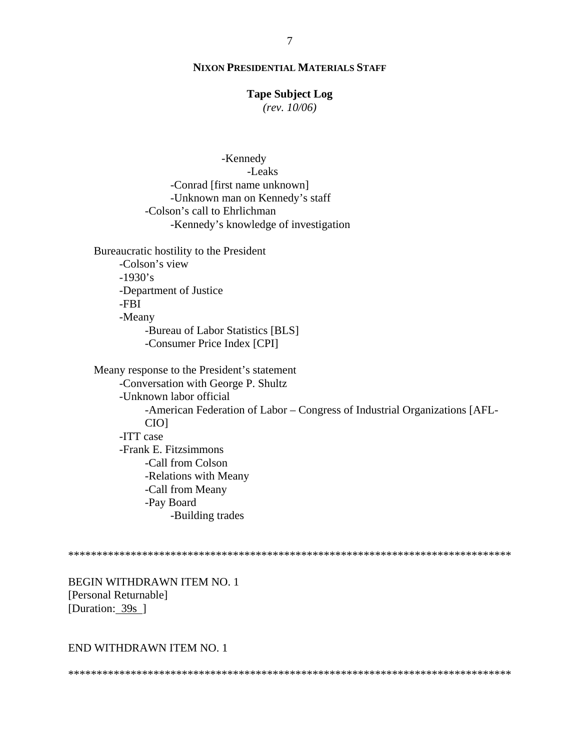**NIXON PRESIDENTIAL MATERIALS STAFF**

**Tape Subject Log**
*(rev. 10/06)*

- Kennedy
  - Leaks
    - Conrad [first name unknown]
    - Unknown man on Kennedy's staff
  - Colson's call to Ehrlichman
    - Kennedy's knowledge of investigation

Bureaucratic hostility to the President
- Colson's view
- 1930's
- Department of Justice
- FBI
- Meany
  - Bureau of Labor Statistics [BLS]
  - Consumer Price Index [CPI]

Meany response to the President's statement
- Conversation with George P. Shultz
- Unknown labor official
  - American Federation of Labor – Congress of Industrial Organizations [AFL-CIO]
- ITT case
- Frank E. Fitzsimmons
  - Call from Colson
  - Relations with Meany
  - Call from Meany
  - Pay Board
    - Building trades

******************************************************************************

BEGIN WITHDRAWN ITEM NO. 1
[Personal Returnable]
[Duration: 39s ]

END WITHDRAWN ITEM NO. 1

******************************************************************************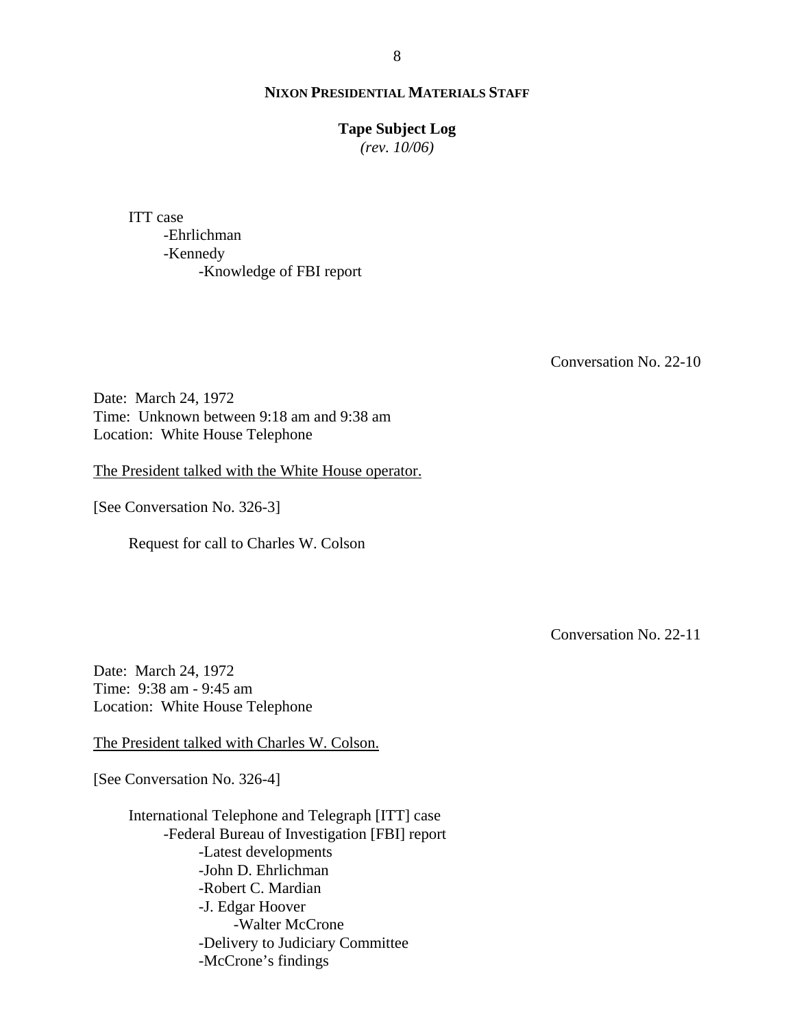**NIXON PRESIDENTIAL MATERIALS STAFF**

**Tape Subject Log**
*(rev. 10/06)*

ITT case
- -Ehrlichman
- -Kennedy
  - -Knowledge of FBI report

Conversation No. 22-10

Date: March 24, 1972
Time: Unknown between 9:18 am and 9:38 am
Location: White House Telephone

The President talked with the White House operator.

[See Conversation No. 326-3]

Request for call to Charles W. Colson

Conversation No. 22-11

Date: March 24, 1972
Time: 9:38 am - 9:45 am
Location: White House Telephone

The President talked with Charles W. Colson.

[See Conversation No. 326-4]

International Telephone and Telegraph [ITT] case
- -Federal Bureau of Investigation [FBI] report
  - -Latest developments
  - -John D. Ehrlichman
  - -Robert C. Mardian
  - -J. Edgar Hoover
    - -Walter McCrone
  - -Delivery to Judiciary Committee
  - -McCrone's findings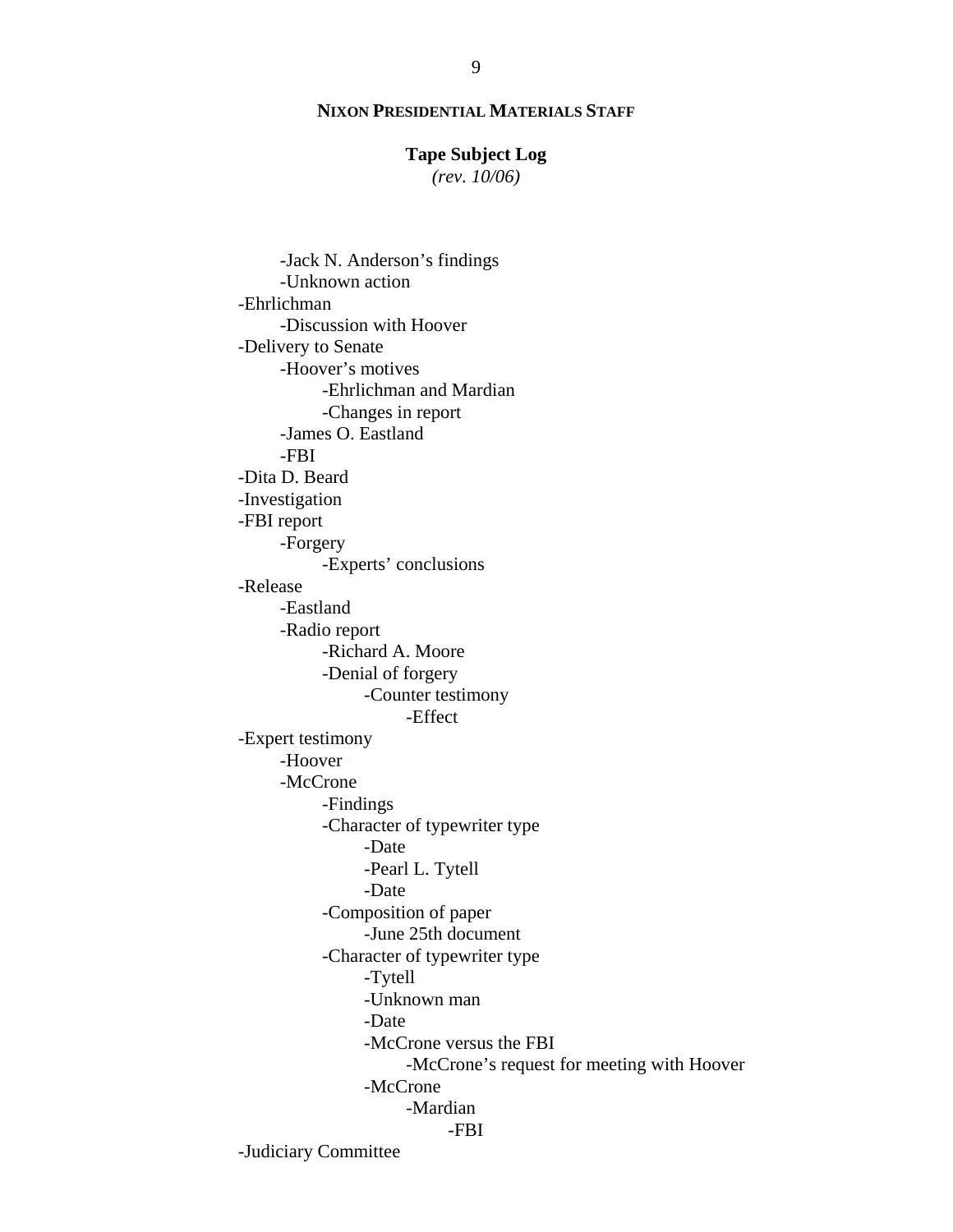**NIXON PRESIDENTIAL MATERIALS STAFF**

**Tape Subject Log**
*(rev. 10/06)*

- -Jack N. Anderson's findings
- -Unknown action

-Ehrlichman
- -Discussion with Hoover

-Delivery to Senate
- -Hoover's motives
  - -Ehrlichman and Mardian
  - -Changes in report
- -James O. Eastland
- -FBI

-Dita D. Beard

-Investigation

-FBI report
- -Forgery
  - -Experts' conclusions

-Release
- -Eastland
- -Radio report
  - -Richard A. Moore
  - -Denial of forgery
    - -Counter testimony
      - -Effect

-Expert testimony
- -Hoover
- -McCrone
  - -Findings
  - -Character of typewriter type
    - -Date
    - -Pearl L. Tytell
    - -Date
  - -Composition of paper
    - -June 25th document
  - -Character of typewriter type
    - -Tytell
    - -Unknown man
    - -Date
    - -McCrone versus the FBI
      - -McCrone's request for meeting with Hoover
    - -McCrone
      - -Mardian
        - -FBI

-Judiciary Committee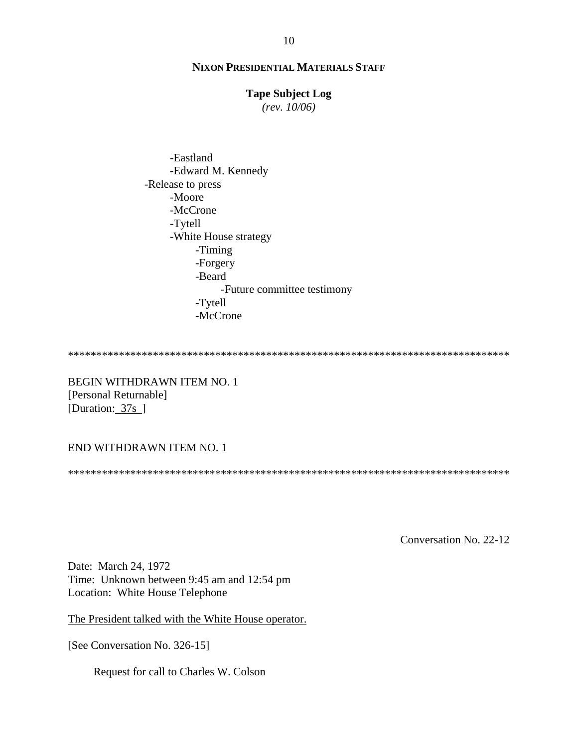- Eastland
    - Edward M. Kennedy
- Release to press
    - Moore
    - McCrone
    - Tytell
    - White House strategy
        - Timing
        - Forgery
        - Beard
            - Future committee testimony
        - Tytell
        - McCrone

******************************************************************************

BEGIN WITHDRAWN ITEM NO. 1
[Personal Returnable]
[Duration: 37s ]

END WITHDRAWN ITEM NO. 1

******************************************************************************

Conversation No. 22-12

Date: March 24, 1972
Time: Unknown between 9:45 am and 12:54 pm
Location: White House Telephone

The President talked with the White House operator.

[See Conversation No. 326-15]

Request for call to Charles W. Colson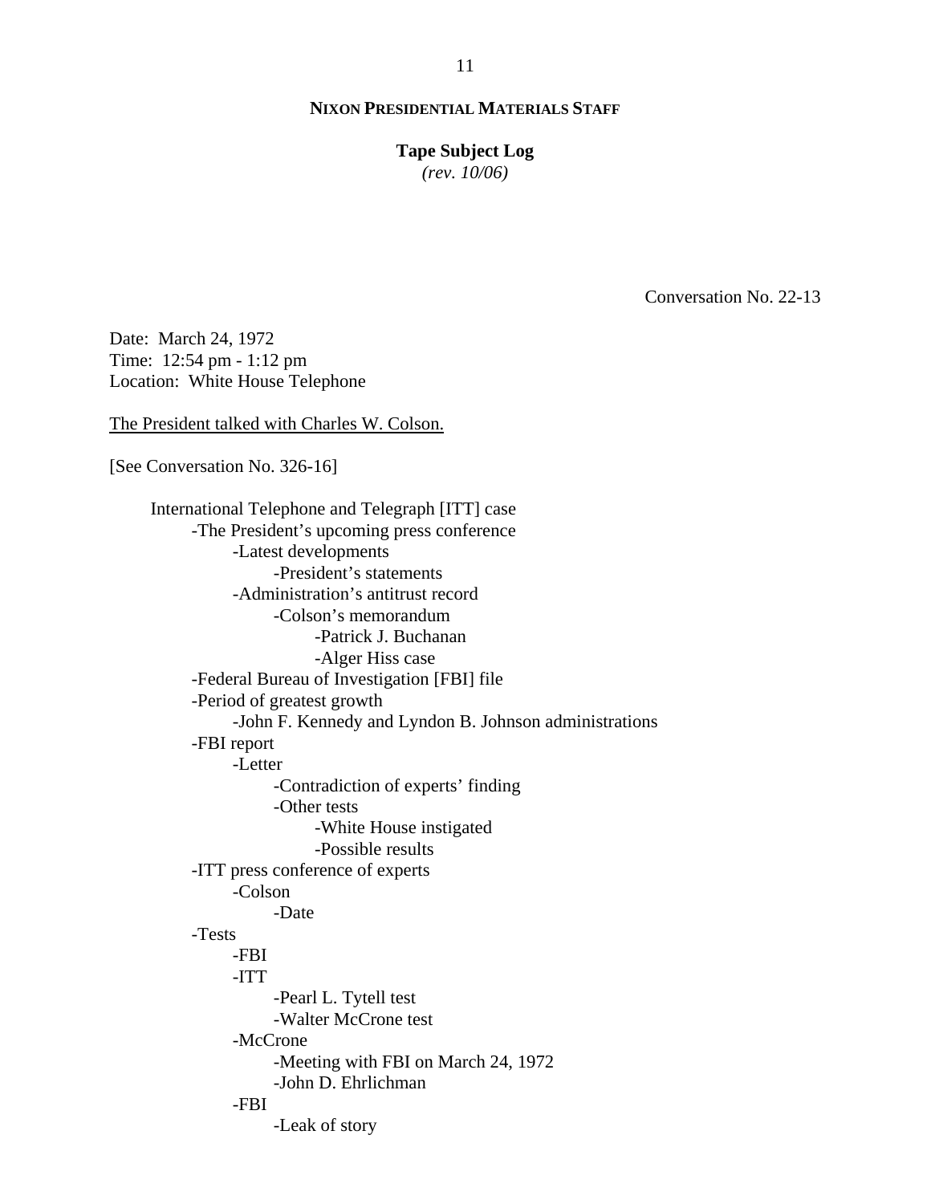**NIXON PRESIDENTIAL MATERIALS STAFF**

**Tape Subject Log**
*(rev. 10/06)*

Conversation No. 22-13

Date: March 24, 1972
Time: 12:54 pm - 1:12 pm
Location: White House Telephone

The President talked with Charles W. Colson.

[See Conversation No. 326-16]

- International Telephone and Telegraph [ITT] case
  - -The President's upcoming press conference
    - -Latest developments
      - -President's statements
    - -Administration's antitrust record
      - -Colson's memorandum
        - -Patrick J. Buchanan
        - -Alger Hiss case
  - -Federal Bureau of Investigation [FBI] file
  - -Period of greatest growth
    - -John F. Kennedy and Lyndon B. Johnson administrations
  - -FBI report
    - -Letter
      - -Contradiction of experts' finding
      - -Other tests
        - -White House instigated
        - -Possible results
  - -ITT press conference of experts
    - -Colson
      - -Date
  - -Tests
    - -FBI
    - -ITT
      - -Pearl L. Tytell test
      - -Walter McCrone test
    - -McCrone
      - -Meeting with FBI on March 24, 1972
      - -John D. Ehrlichman
    - -FBI
      - -Leak of story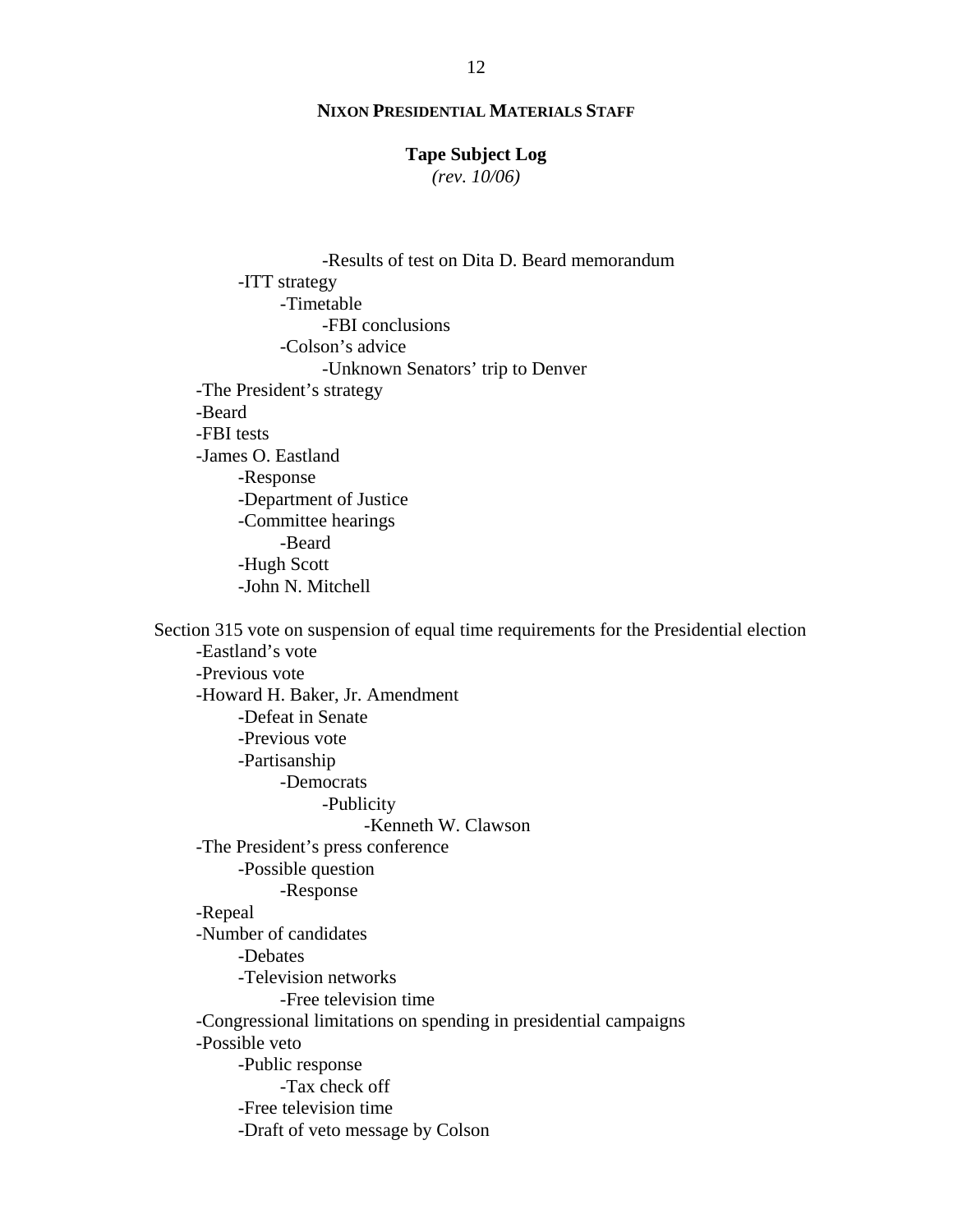**NIXON PRESIDENTIAL MATERIALS STAFF**

**Tape Subject Log**
*(rev. 10/06)*

- -Results of test on Dita D. Beard memorandum
  - -ITT strategy
    - -Timetable
      - -FBI conclusions
    - -Colson's advice
      - -Unknown Senators' trip to Denver
- -The President's strategy
- -Beard
- -FBI tests
- -James O. Eastland
  - -Response
  - -Department of Justice
  - -Committee hearings
    - -Beard
  - -Hugh Scott
  - -John N. Mitchell

Section 315 vote on suspension of equal time requirements for the Presidential election

- -Eastland's vote
- -Previous vote
- -Howard H. Baker, Jr. Amendment
  - -Defeat in Senate
  - -Previous vote
  - -Partisanship
    - -Democrats
      - -Publicity
        - -Kenneth W. Clawson
- -The President's press conference
  - -Possible question
    - -Response
- -Repeal
- -Number of candidates
  - -Debates
  - -Television networks
    - -Free television time
- -Congressional limitations on spending in presidential campaigns
- -Possible veto
  - -Public response
    - -Tax check off
  - -Free television time
  - -Draft of veto message by Colson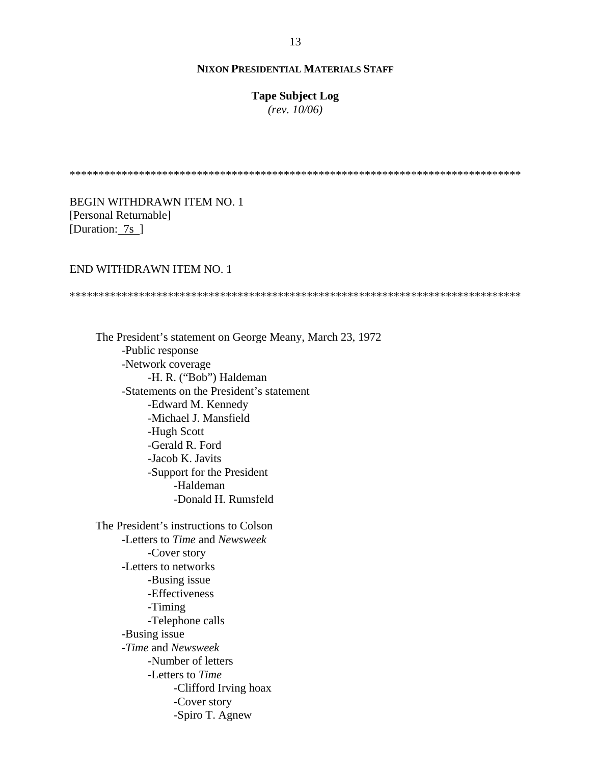**NIXON PRESIDENTIAL MATERIALS STAFF**

**Tape Subject Log**
*(rev. 10/06)*

******************************************************************************

BEGIN WITHDRAWN ITEM NO. 1
[Personal Returnable]
[Duration: 7s ]

END WITHDRAWN ITEM NO. 1

******************************************************************************

The President's statement on George Meany, March 23, 1972
- -Public response
- -Network coverage
  - -H. R. ("Bob") Haldeman
- -Statements on the President's statement
  - -Edward M. Kennedy
  - -Michael J. Mansfield
  - -Hugh Scott
  - -Gerald R. Ford
  - -Jacob K. Javits
  - -Support for the President
    - -Haldeman
    - -Donald H. Rumsfeld

The President's instructions to Colson
- -Letters to *Time* and *Newsweek*
  - -Cover story
- -Letters to networks
  - -Busing issue
  - -Effectiveness
  - -Timing
  - -Telephone calls
- -Busing issue
- -*Time* and *Newsweek*
  - -Number of letters
  - -Letters to *Time*
    - -Clifford Irving hoax
    - -Cover story
    - -Spiro T. Agnew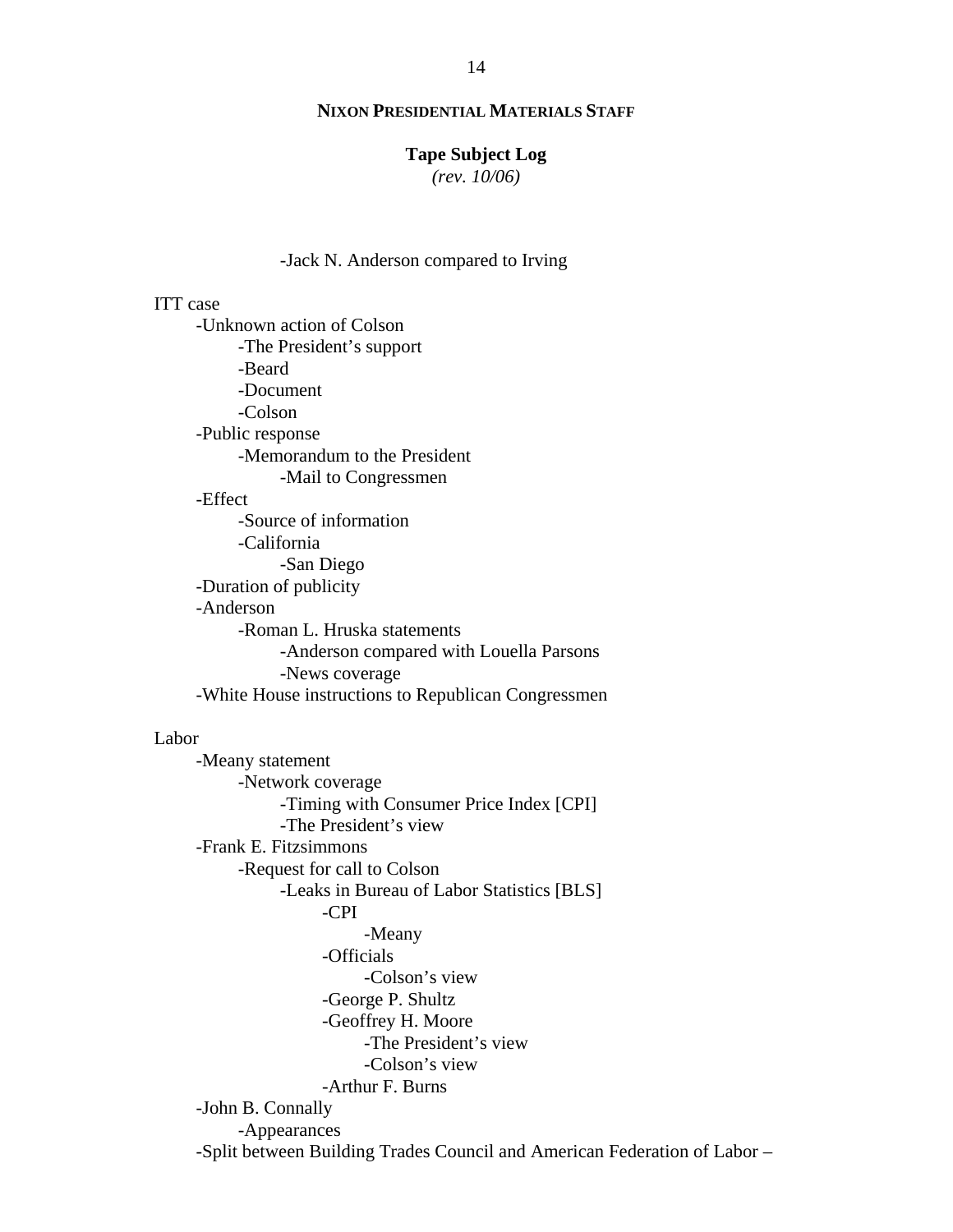-Jack N. Anderson compared to Irving

ITT case

- -Unknown action of Colson
  - -The President's support
  - -Beard
  - -Document
  - -Colson
- -Public response
  - -Memorandum to the President
    - -Mail to Congressmen
- -Effect
  - -Source of information
  - -California
    - -San Diego
- -Duration of publicity
- -Anderson
  - -Roman L. Hruska statements
    - -Anderson compared with Louella Parsons
    - -News coverage
- -White House instructions to Republican Congressmen

Labor

- -Meany statement
  - -Network coverage
    - -Timing with Consumer Price Index [CPI]
    - -The President's view
- -Frank E. Fitzsimmons
  - -Request for call to Colson
    - -Leaks in Bureau of Labor Statistics [BLS]
      - -CPI
        - -Meany
      - -Officials
        - -Colson's view
      - -George P. Shultz
      - -Geoffrey H. Moore
        - -The President's view
        - -Colson's view
      - -Arthur F. Burns
- -John B. Connally
  - -Appearances
- -Split between Building Trades Council and American Federation of Labor –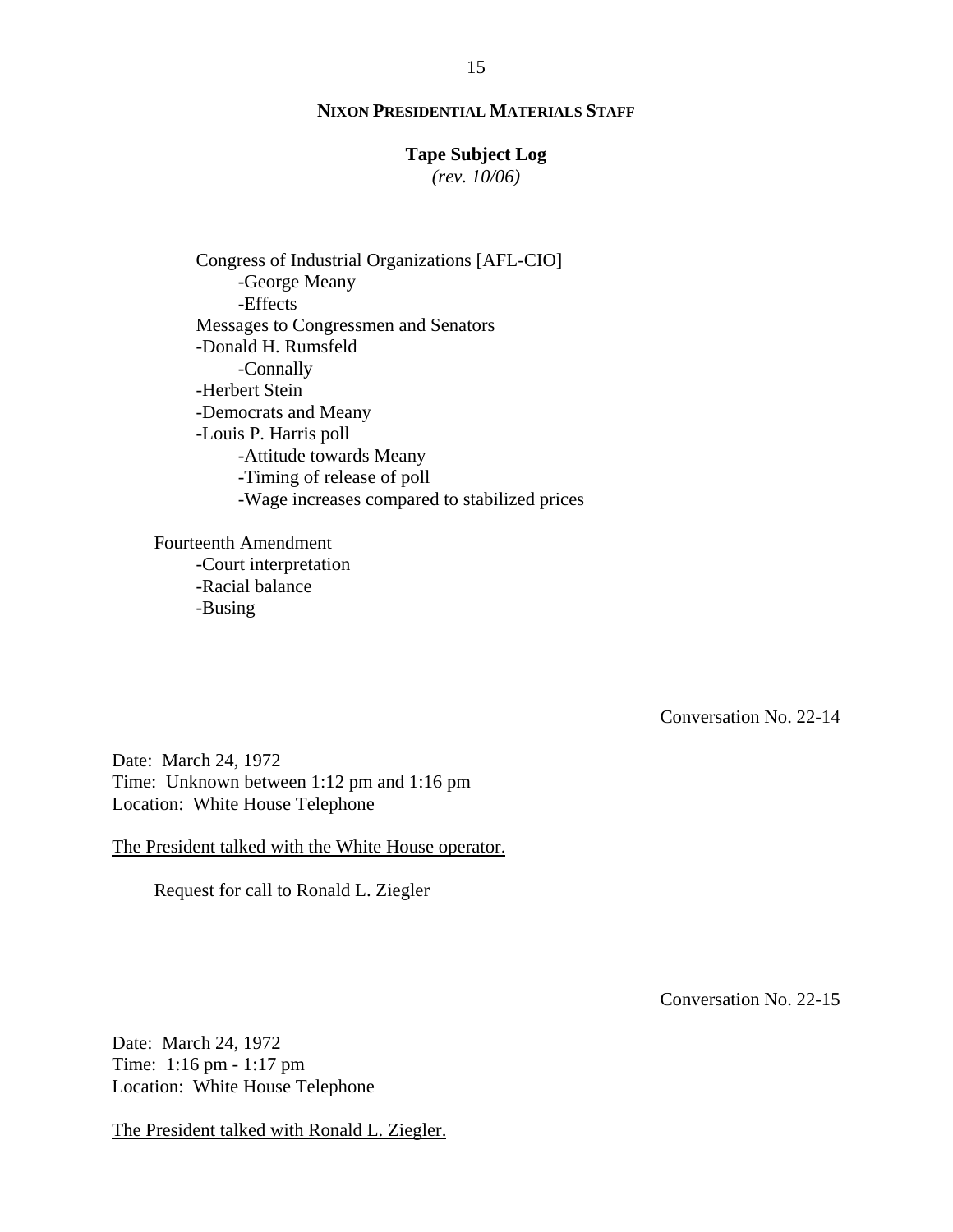Congress of Industrial Organizations [AFL-CIO]
- George Meany
- Effects

Messages to Congressmen and Senators
- Donald H. Rumsfeld
  - Connally
- Herbert Stein
- Democrats and Meany
- Louis P. Harris poll
  - Attitude towards Meany
  - Timing of release of poll
  - Wage increases compared to stabilized prices

Fourteenth Amendment
- Court interpretation
- Racial balance
- Busing

Conversation No. 22-14

Date: March 24, 1972
Time: Unknown between 1:12 pm and 1:16 pm
Location: White House Telephone

The President talked with the White House operator.

Request for call to Ronald L. Ziegler

Conversation No. 22-15

Date: March 24, 1972
Time: 1:16 pm - 1:17 pm
Location: White House Telephone

The President talked with Ronald L. Ziegler.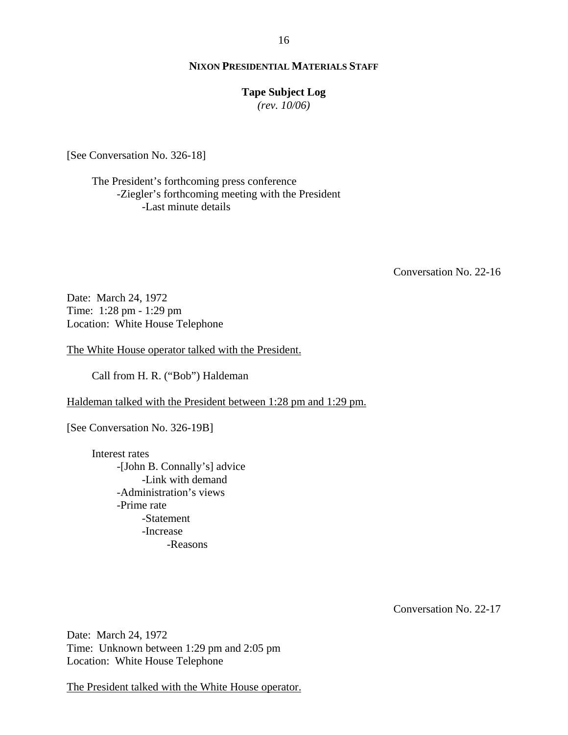[See Conversation No. 326-18]

The President's forthcoming press conference
- Ziegler's forthcoming meeting with the President
    - Last minute details

Conversation No. 22-16

Date: March 24, 1972
Time: 1:28 pm - 1:29 pm
Location: White House Telephone

<u>The White House operator talked with the President.</u>

Call from H. R. ("Bob") Haldeman

<u>Haldeman talked with the President between 1:28 pm and 1:29 pm.</u>

[See Conversation No. 326-19B]

Interest rates
- [John B. Connally's] advice
    - Link with demand
- Administration's views
- Prime rate
    - Statement
    - Increase
        - Reasons

Conversation No. 22-17

Date: March 24, 1972
Time: Unknown between 1:29 pm and 2:05 pm
Location: White House Telephone

<u>The President talked with the White House operator.</u>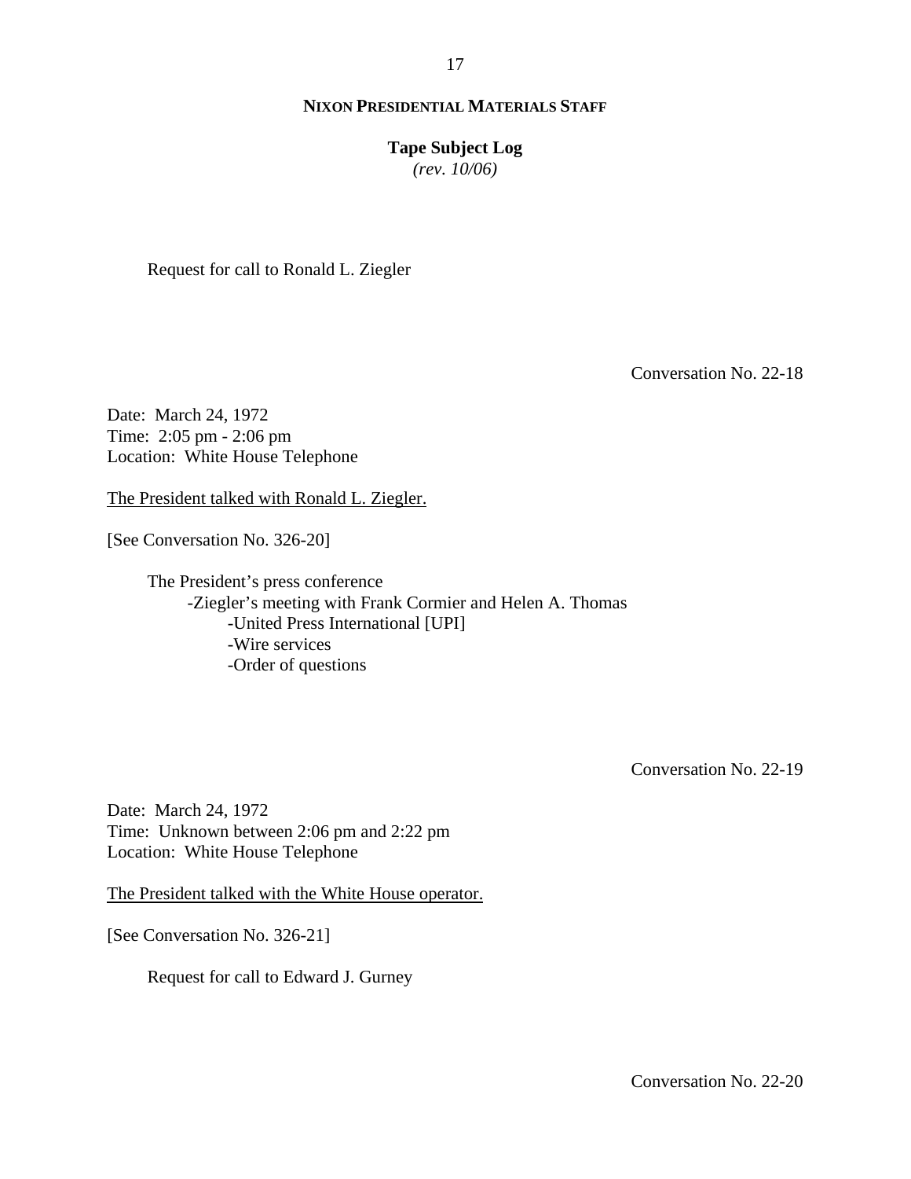Request for call to Ronald L. Ziegler

Conversation No. 22-18

Date: March 24, 1972
Time: 2:05 pm - 2:06 pm
Location: White House Telephone

<u>The President talked with Ronald L. Ziegler.</u>

[See Conversation No. 326-20]

The President's press conference
- Ziegler's meeting with Frank Cormier and Helen A. Thomas
  - United Press International [UPI]
  - Wire services
  - Order of questions

Conversation No. 22-19

Date: March 24, 1972
Time: Unknown between 2:06 pm and 2:22 pm
Location: White House Telephone

<u>The President talked with the White House operator.</u>

[See Conversation No. 326-21]

Request for call to Edward J. Gurney

Conversation No. 22-20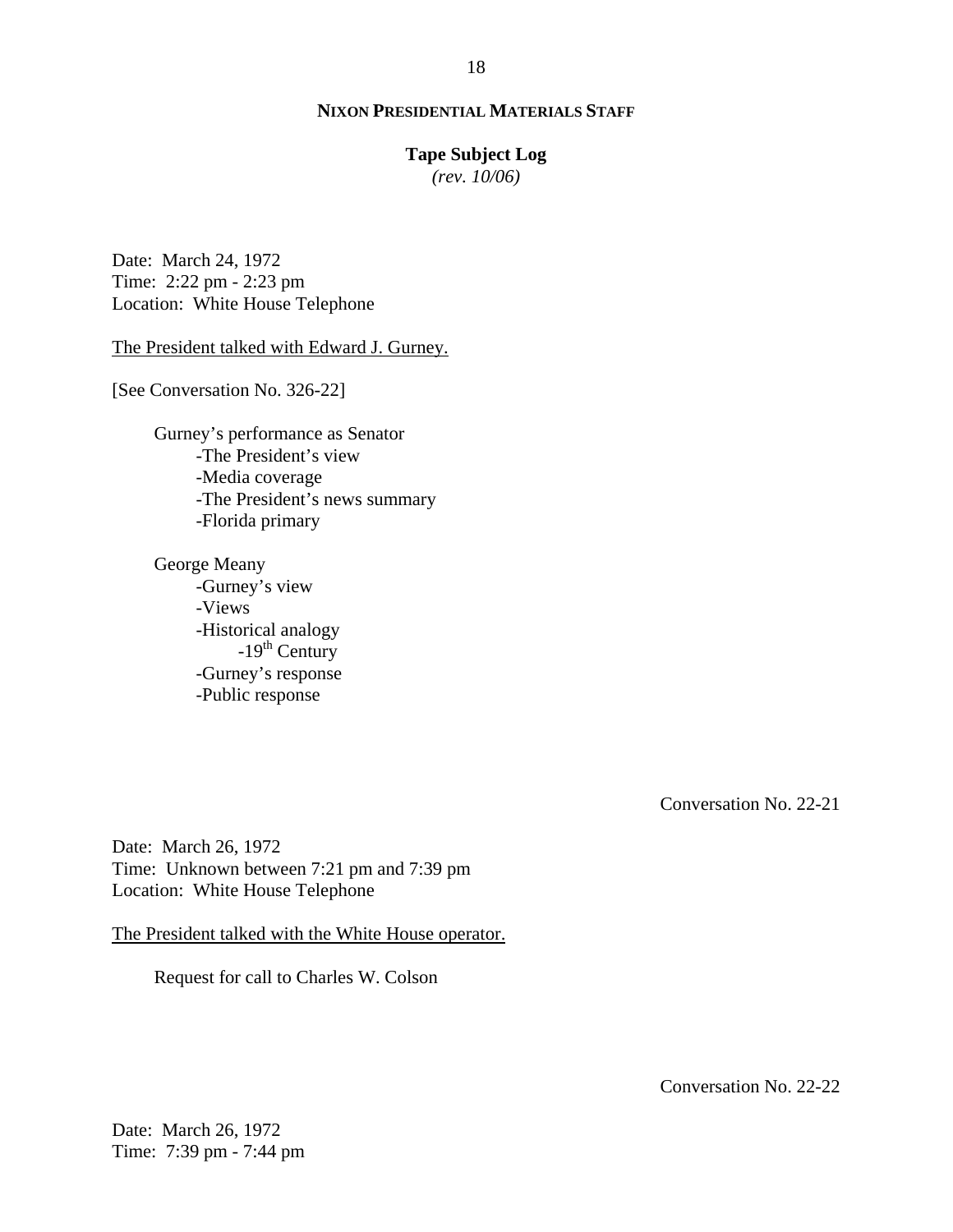Date: March 24, 1972
Time: 2:22 pm - 2:23 pm
Location: White House Telephone

The President talked with Edward J. Gurney.

[See Conversation No. 326-22]

- Gurney's performance as Senator
  - -The President's view
  - -Media coverage
  - -The President's news summary
  - -Florida primary

- George Meany
  - -Gurney's view
  - -Views
  - -Historical analogy
    - -19th Century
  - -Gurney's response
  - -Public response

Conversation No. 22-21

Date: March 26, 1972
Time: Unknown between 7:21 pm and 7:39 pm
Location: White House Telephone

The President talked with the White House operator.

Request for call to Charles W. Colson

Conversation No. 22-22

Date: March 26, 1972
Time: 7:39 pm - 7:44 pm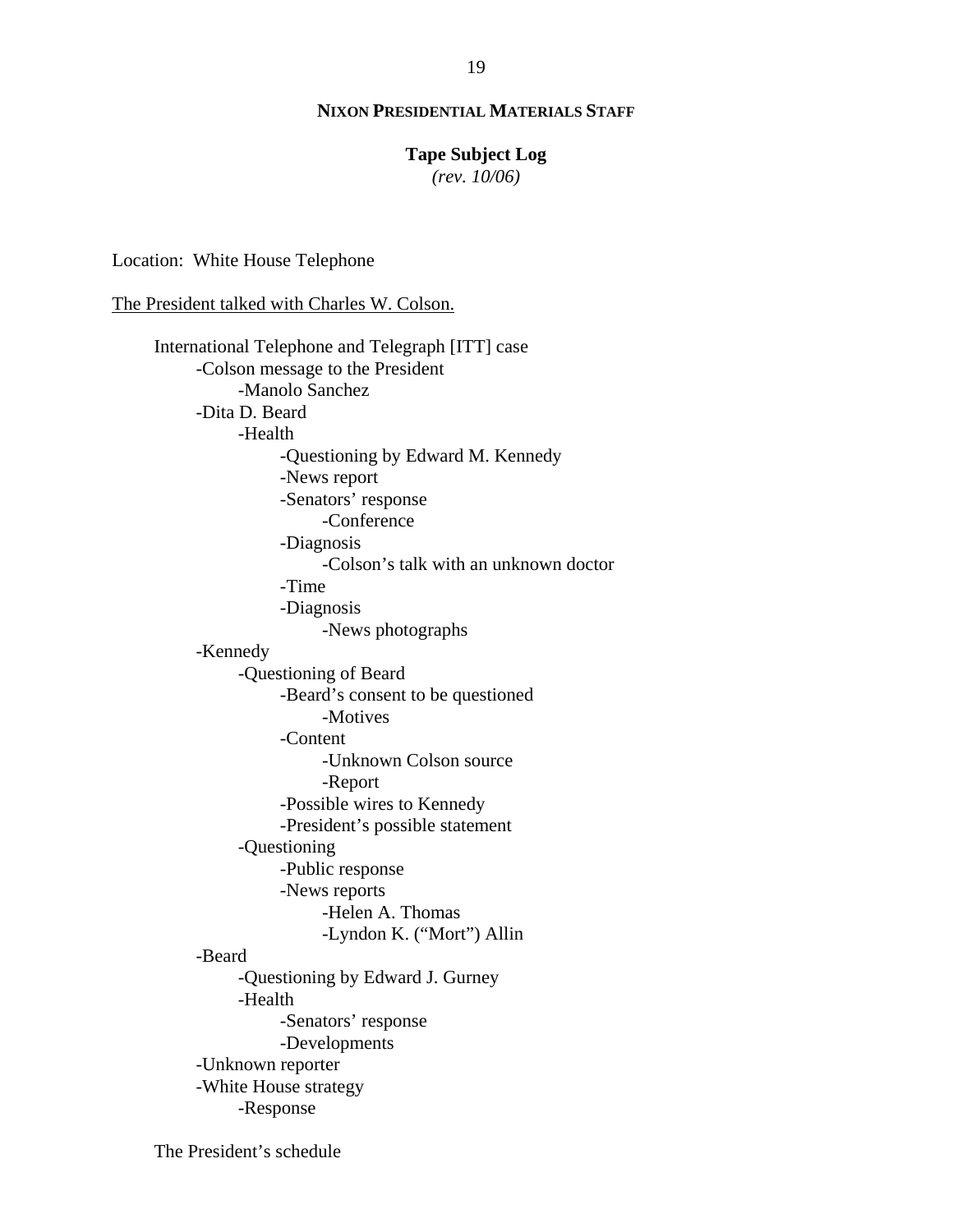**NIXON PRESIDENTIAL MATERIALS STAFF**

**Tape Subject Log**
*(rev. 10/06)*

Location: White House Telephone

The President talked with Charles W. Colson.

- International Telephone and Telegraph [ITT] case
    - -Colson message to the President
        - -Manolo Sanchez
    - -Dita D. Beard
        - -Health
            - -Questioning by Edward M. Kennedy
            - -News report
            - -Senators' response
                - -Conference
            - -Diagnosis
                - -Colson's talk with an unknown doctor
            - -Time
            - -Diagnosis
                - -News photographs
    - -Kennedy
        - -Questioning of Beard
            - -Beard's consent to be questioned
                - -Motives
            - -Content
                - -Unknown Colson source
                - -Report
            - -Possible wires to Kennedy
            - -President's possible statement
        - -Questioning
            - -Public response
            - -News reports
                - -Helen A. Thomas
                - -Lyndon K. ("Mort") Allin
    - -Beard
        - -Questioning by Edward J. Gurney
        - -Health
            - -Senators' response
            - -Developments
    - -Unknown reporter
    - -White House strategy
        - -Response

- The President's schedule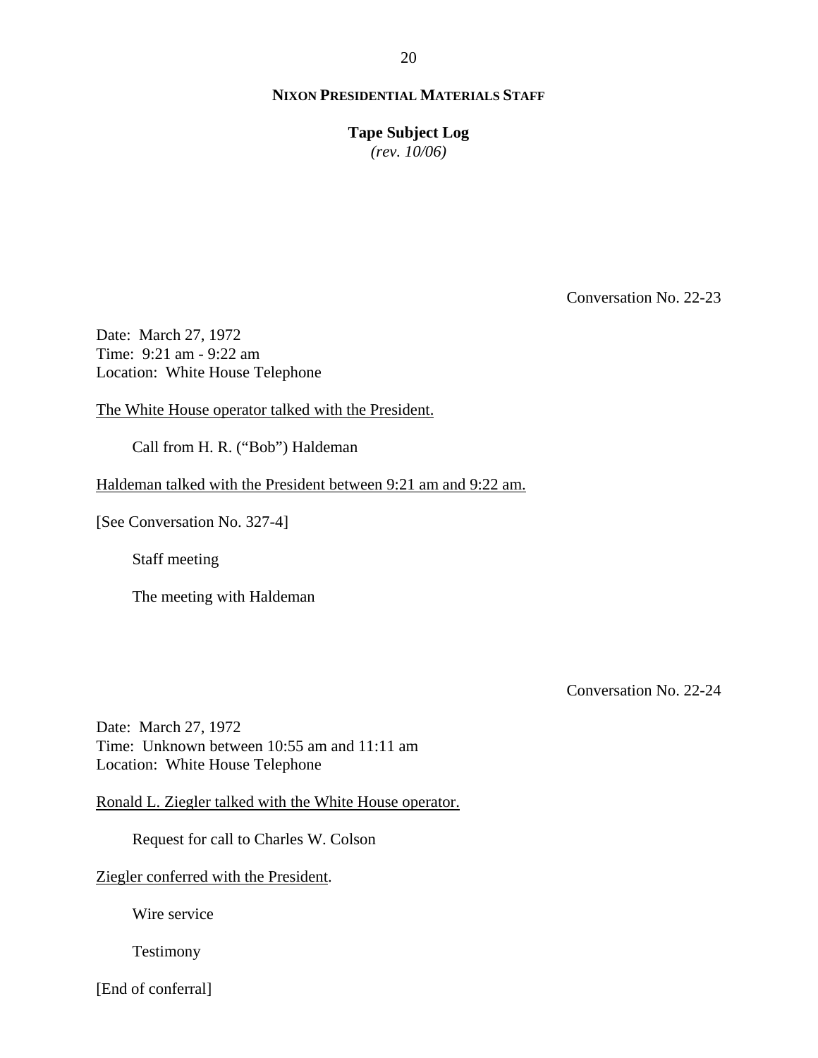Conversation No. 22-23

Date: March 27, 1972
Time: 9:21 am - 9:22 am
Location: White House Telephone

The White House operator talked with the President.

Call from H. R. ("Bob") Haldeman

Haldeman talked with the President between 9:21 am and 9:22 am.

[See Conversation No. 327-4]

Staff meeting

The meeting with Haldeman

Conversation No. 22-24

Date: March 27, 1972
Time: Unknown between 10:55 am and 11:11 am
Location: White House Telephone

Ronald L. Ziegler talked with the White House operator.

Request for call to Charles W. Colson

Ziegler conferred with the President.

Wire service

Testimony

[End of conferral]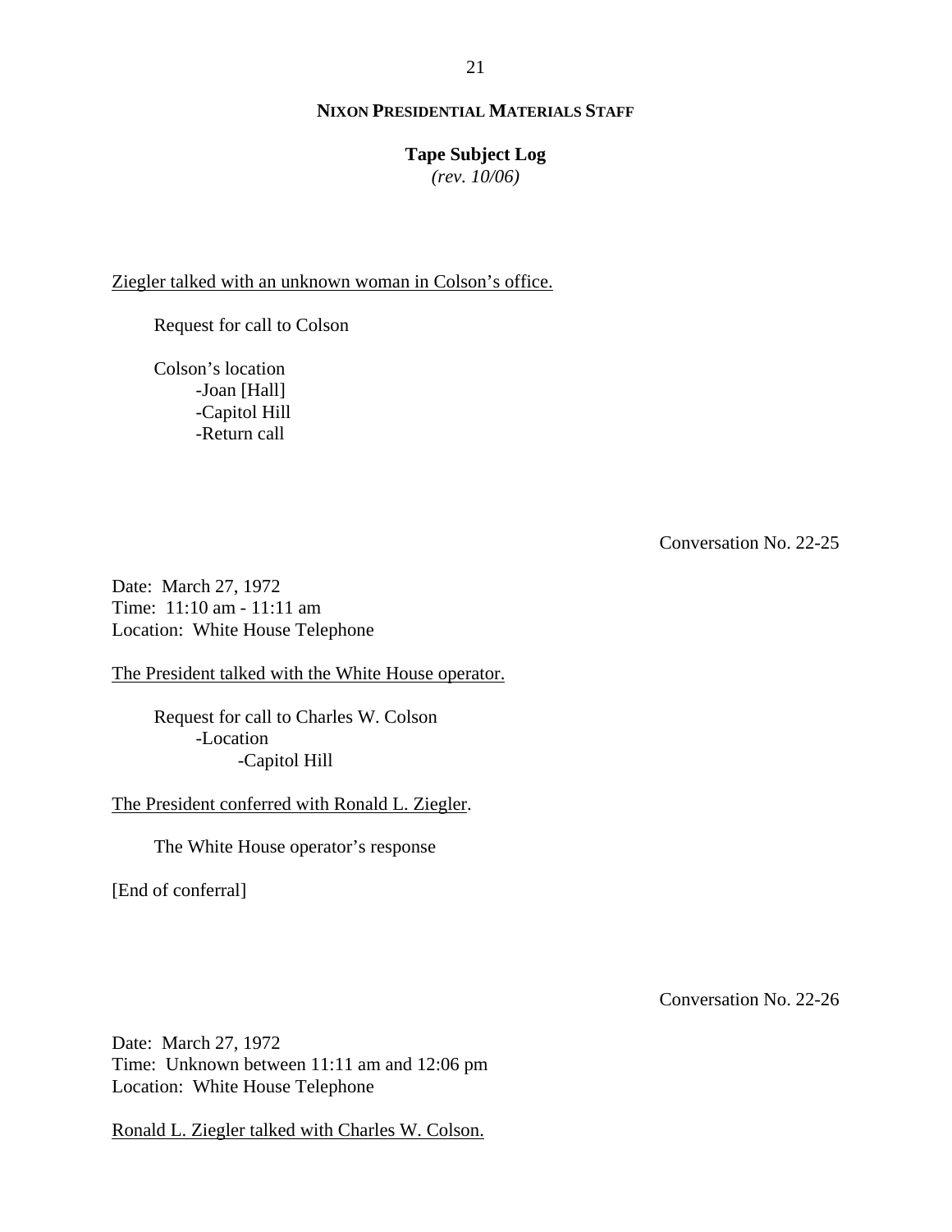Ziegler talked with an unknown woman in Colson's office.

Request for call to Colson

Colson's location
- Joan [Hall]
- Capitol Hill
- Return call

Conversation No. 22-25

Date: March 27, 1972
Time: 11:10 am - 11:11 am
Location: White House Telephone

The President talked with the White House operator.

Request for call to Charles W. Colson
- Location
  - Capitol Hill

The President conferred with Ronald L. Ziegler.

The White House operator's response

[End of conferral]

Conversation No. 22-26

Date: March 27, 1972
Time: Unknown between 11:11 am and 12:06 pm
Location: White House Telephone

Ronald L. Ziegler talked with Charles W. Colson.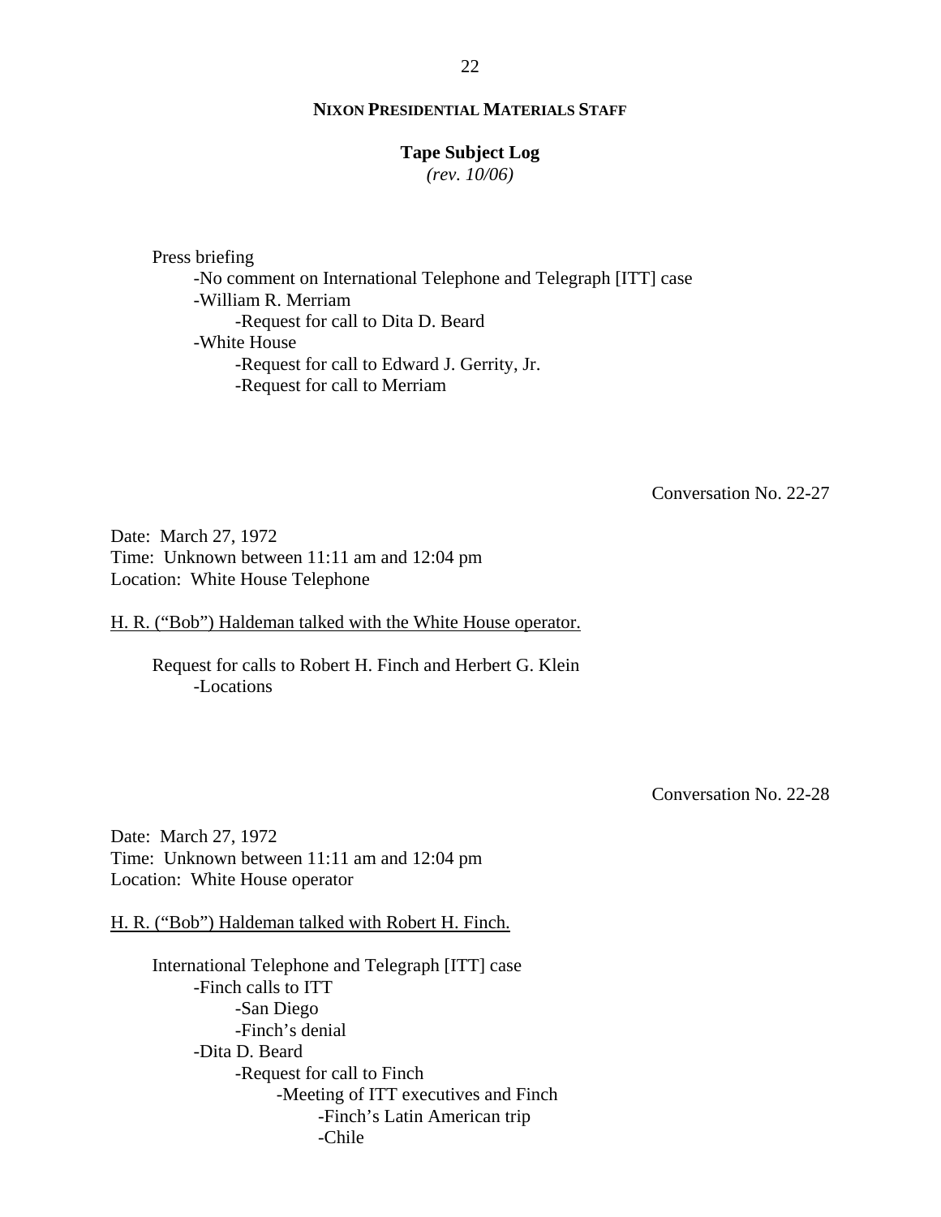Press briefing
- -No comment on International Telephone and Telegraph [ITT] case
- -William R. Merriam
  - -Request for call to Dita D. Beard
- -White House
  - -Request for call to Edward J. Gerrity, Jr.
  - -Request for call to Merriam

Conversation No. 22-27

Date: March 27, 1972
Time: Unknown between 11:11 am and 12:04 pm
Location: White House Telephone

<u>H. R. ("Bob") Haldeman talked with the White House operator.</u>

Request for calls to Robert H. Finch and Herbert G. Klein
- -Locations

Conversation No. 22-28

Date: March 27, 1972
Time: Unknown between 11:11 am and 12:04 pm
Location: White House operator

<u>H. R. ("Bob") Haldeman talked with Robert H. Finch.</u>

International Telephone and Telegraph [ITT] case
- -Finch calls to ITT
  - -San Diego
  - -Finch's denial
- -Dita D. Beard
  - -Request for call to Finch
    - -Meeting of ITT executives and Finch
      - -Finch's Latin American trip
      - -Chile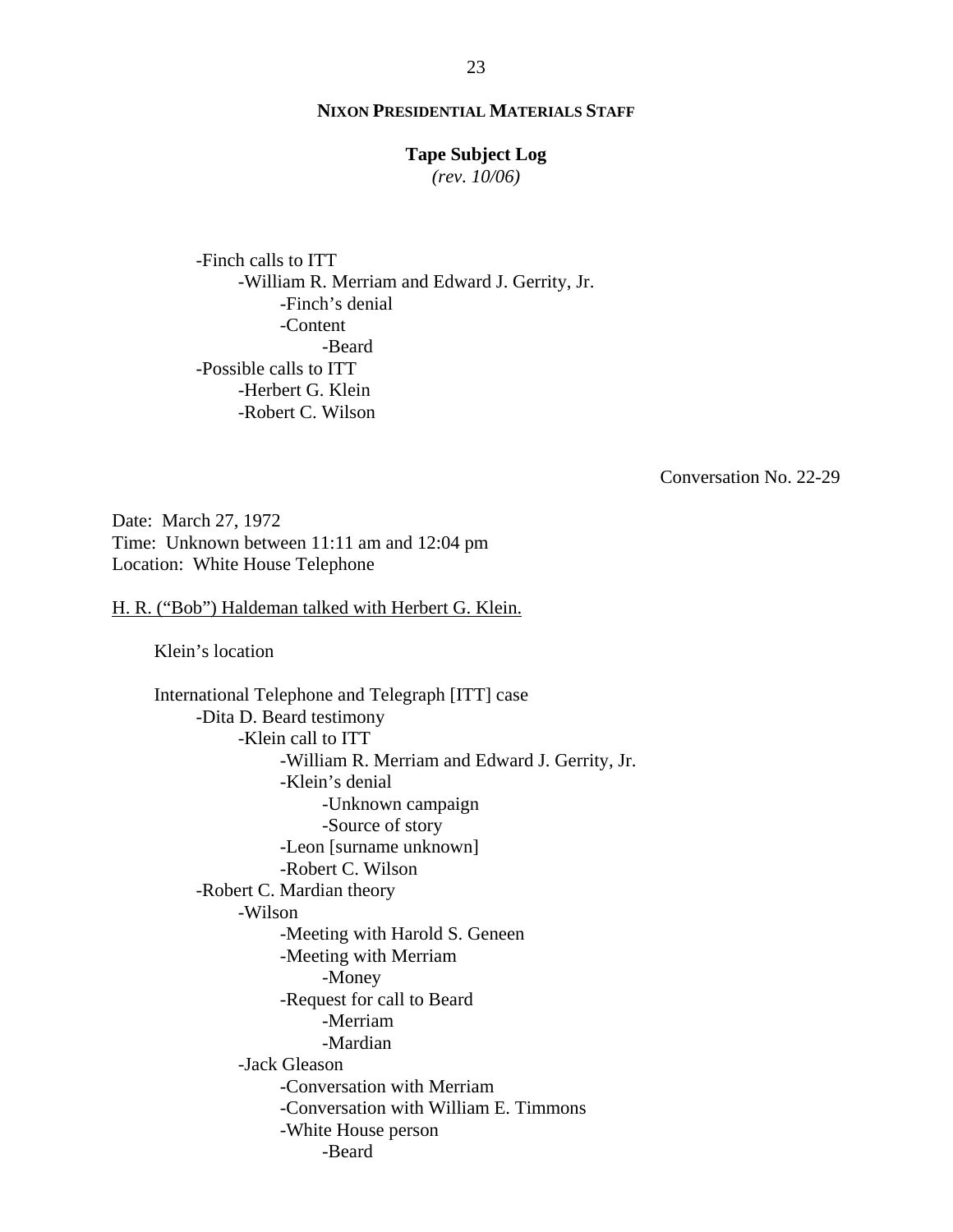- Finch calls to ITT
    - William R. Merriam and Edward J. Gerrity, Jr.
        - Finch's denial
        - Content
            - Beard
- Possible calls to ITT
    - Herbert G. Klein
    - Robert C. Wilson

Conversation No. 22-29

Date: March 27, 1972
Time: Unknown between 11:11 am and 12:04 pm
Location: White House Telephone

H. R. ("Bob") Haldeman talked with Herbert G. Klein.

Klein's location

International Telephone and Telegraph [ITT] case
- Dita D. Beard testimony
    - Klein call to ITT
        - William R. Merriam and Edward J. Gerrity, Jr.
        - Klein's denial
            - Unknown campaign
            - Source of story
        - Leon [surname unknown]
        - Robert C. Wilson
- Robert C. Mardian theory
    - Wilson
        - Meeting with Harold S. Geneen
        - Meeting with Merriam
            - Money
        - Request for call to Beard
            - Merriam
            - Mardian
    - Jack Gleason
        - Conversation with Merriam
        - Conversation with William E. Timmons
        - White House person
            - Beard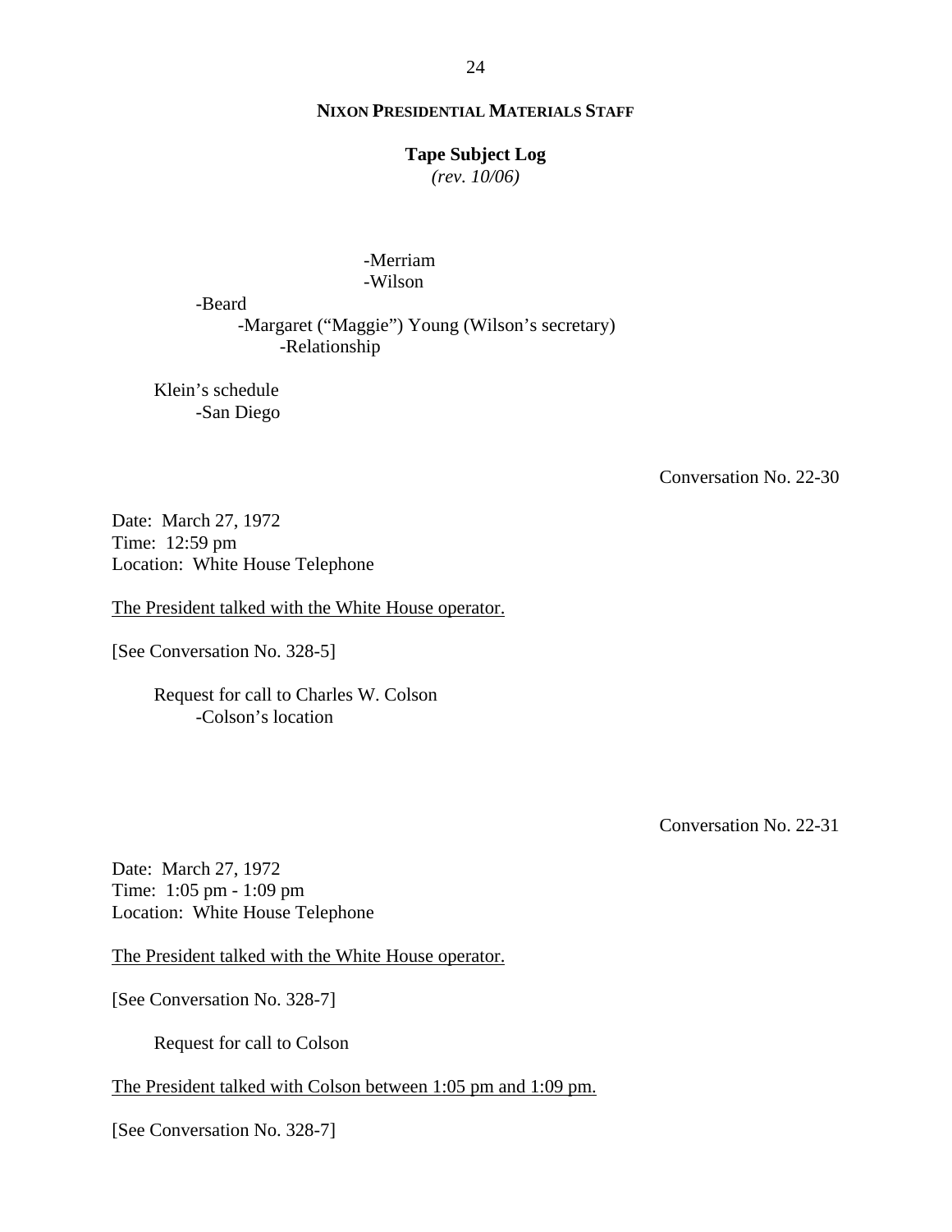- Merriam
            - Wilson
    - Beard
        - Margaret ("Maggie") Young (Wilson's secretary)
            - Relationship

Klein's schedule
- San Diego

Conversation No. 22-30

Date: March 27, 1972
Time: 12:59 pm
Location: White House Telephone

The President talked with the White House operator.

[See Conversation No. 328-5]

Request for call to Charles W. Colson
- Colson's location

Conversation No. 22-31

Date: March 27, 1972
Time: 1:05 pm - 1:09 pm
Location: White House Telephone

The President talked with the White House operator.

[See Conversation No. 328-7]

Request for call to Colson

The President talked with Colson between 1:05 pm and 1:09 pm.

[See Conversation No. 328-7]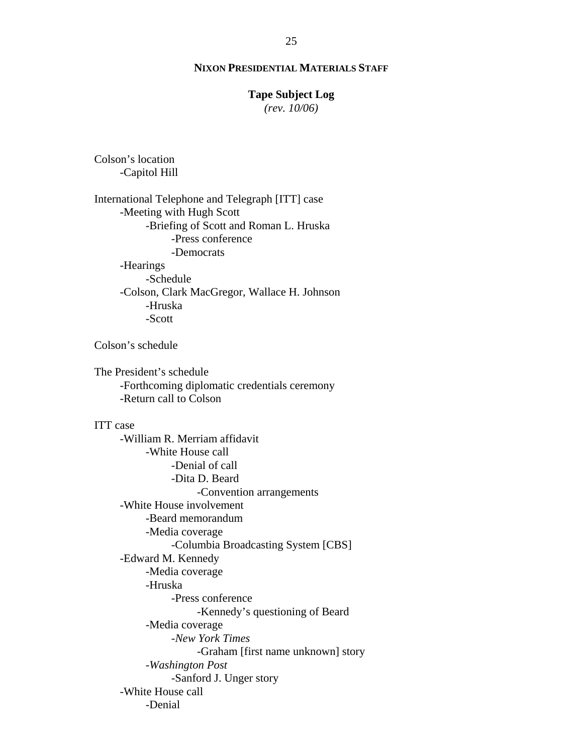**NIXON PRESIDENTIAL MATERIALS STAFF**

**Tape Subject Log**
*(rev. 10/06)*

Colson's location
- -Capitol Hill

International Telephone and Telegraph [ITT] case
- -Meeting with Hugh Scott
  - -Briefing of Scott and Roman L. Hruska
    - -Press conference
    - -Democrats
- -Hearings
  - -Schedule
- -Colson, Clark MacGregor, Wallace H. Johnson
  - -Hruska
  - -Scott

Colson's schedule

The President's schedule
- -Forthcoming diplomatic credentials ceremony
- -Return call to Colson

ITT case
- -William R. Merriam affidavit
  - -White House call
    - -Denial of call
    - -Dita D. Beard
      - -Convention arrangements
- -White House involvement
  - -Beard memorandum
  - -Media coverage
    - -Columbia Broadcasting System [CBS]
- -Edward M. Kennedy
  - -Media coverage
  - -Hruska
    - -Press conference
      - -Kennedy's questioning of Beard
  - -Media coverage
    - -*New York Times*
      - -Graham [first name unknown] story
  - -*Washington Post*
    - -Sanford J. Unger story
- -White House call
  - -Denial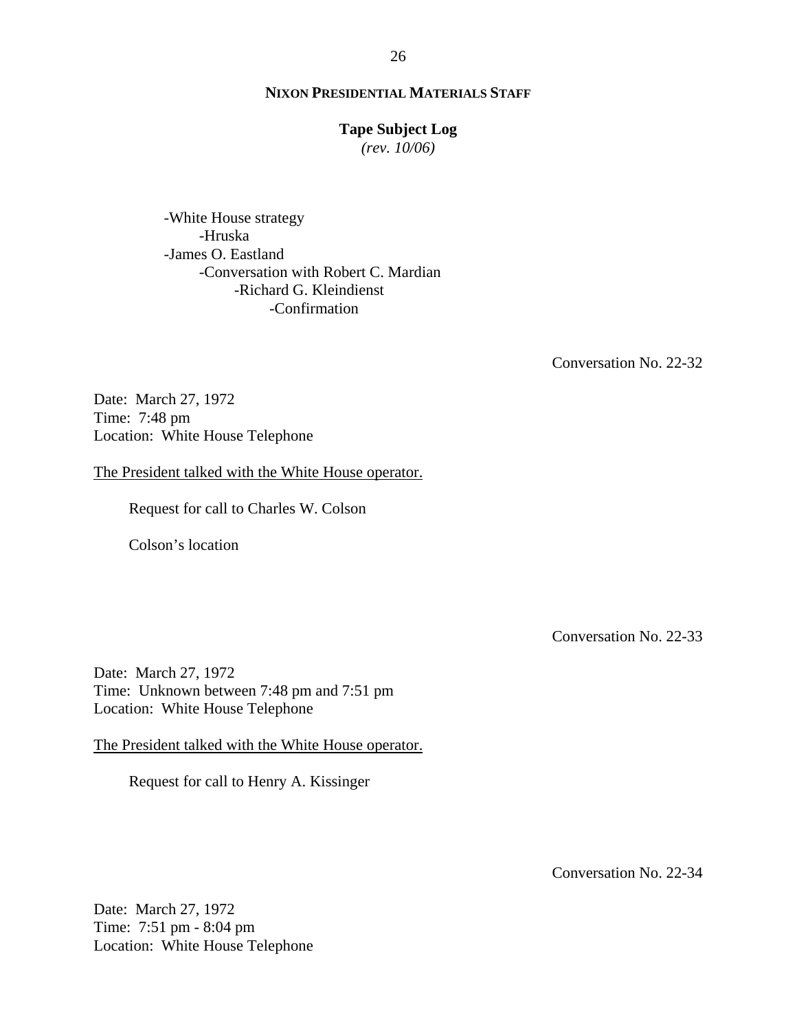-White House strategy
  - -Hruska
- -James O. Eastland
  - -Conversation with Robert C. Mardian
    - -Richard G. Kleindienst
      - -Confirmation

Conversation No. 22-32

Date: March 27, 1972
Time: 7:48 pm
Location: White House Telephone

<u>The President talked with the White House operator.</u>

Request for call to Charles W. Colson

Colson's location

Conversation No. 22-33

Date: March 27, 1972
Time: Unknown between 7:48 pm and 7:51 pm
Location: White House Telephone

<u>The President talked with the White House operator.</u>

Request for call to Henry A. Kissinger

Conversation No. 22-34

Date: March 27, 1972
Time: 7:51 pm - 8:04 pm
Location: White House Telephone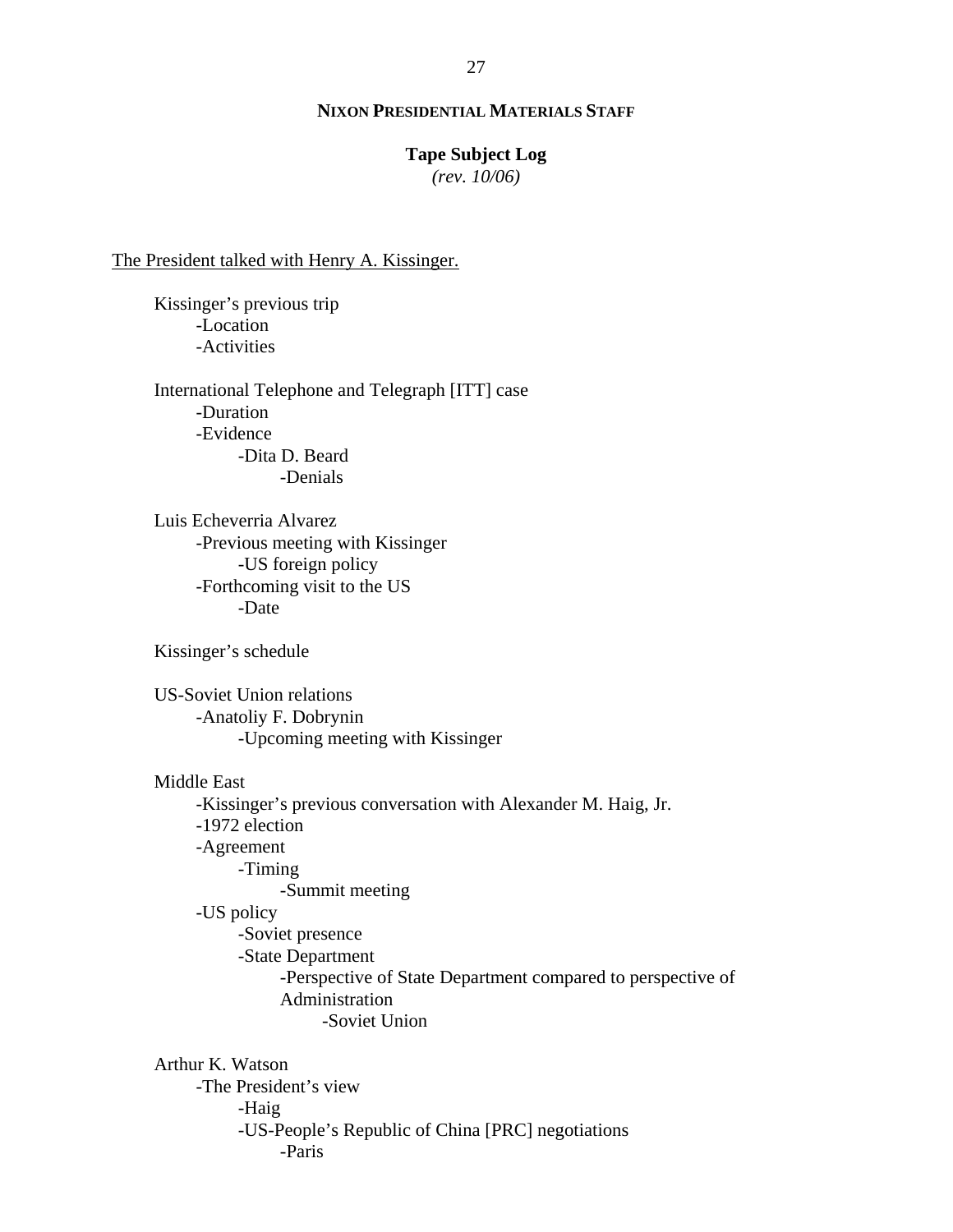**NIXON PRESIDENTIAL MATERIALS STAFF**

**Tape Subject Log**
*(rev. 10/06)*

The President talked with Henry A. Kissinger.

Kissinger's previous trip
- -Location
- -Activities

International Telephone and Telegraph [ITT] case
- -Duration
- -Evidence
  - -Dita D. Beard
    - -Denials

Luis Echeverria Alvarez
- -Previous meeting with Kissinger
  - -US foreign policy
- -Forthcoming visit to the US
  - -Date

Kissinger's schedule

US-Soviet Union relations
- -Anatoliy F. Dobrynin
  - -Upcoming meeting with Kissinger

Middle East
- -Kissinger's previous conversation with Alexander M. Haig, Jr.
- -1972 election
- -Agreement
  - -Timing
    - -Summit meeting
- -US policy
  - -Soviet presence
  - -State Department
    - -Perspective of State Department compared to perspective of Administration
      - -Soviet Union

Arthur K. Watson
- -The President's view
  - -Haig
  - -US-People's Republic of China [PRC] negotiations
    - -Paris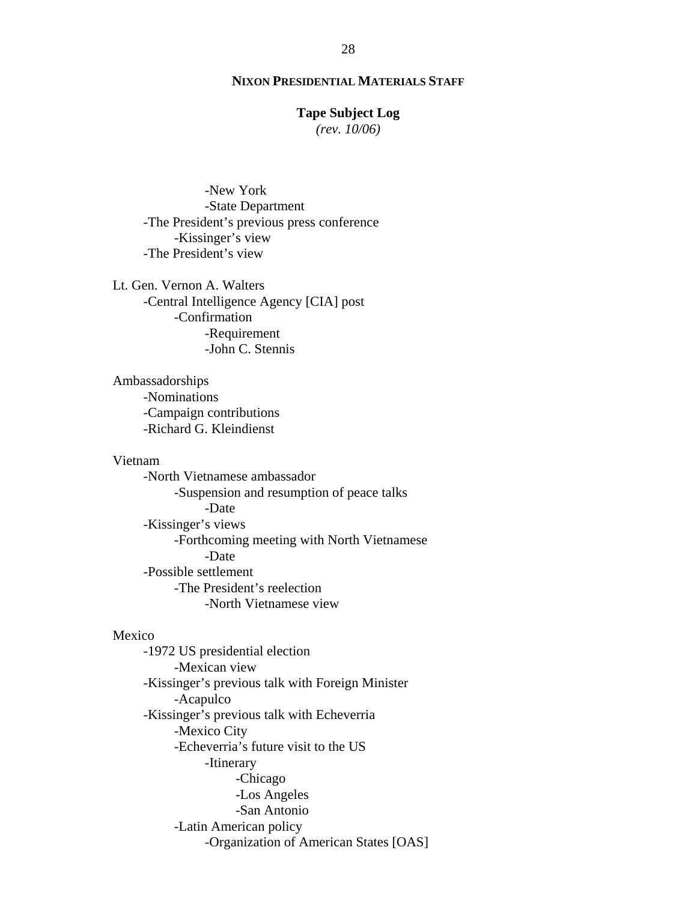- New York
- State Department
- The President's previous press conference
  - Kissinger's view
- The President's view

Lt. Gen. Vernon A. Walters
- Central Intelligence Agency [CIA] post
  - Confirmation
    - Requirement
    - John C. Stennis

Ambassadorships
- Nominations
- Campaign contributions
- Richard G. Kleindienst

Vietnam
- North Vietnamese ambassador
  - Suspension and resumption of peace talks
    - Date
- Kissinger's views
  - Forthcoming meeting with North Vietnamese
    - Date
- Possible settlement
  - The President's reelection
    - North Vietnamese view

Mexico
- 1972 US presidential election
  - Mexican view
- Kissinger's previous talk with Foreign Minister
  - Acapulco
- Kissinger's previous talk with Echeverria
  - Mexico City
  - Echeverria's future visit to the US
    - Itinerary
      - Chicago
      - Los Angeles
      - San Antonio
  - Latin American policy
    - Organization of American States [OAS]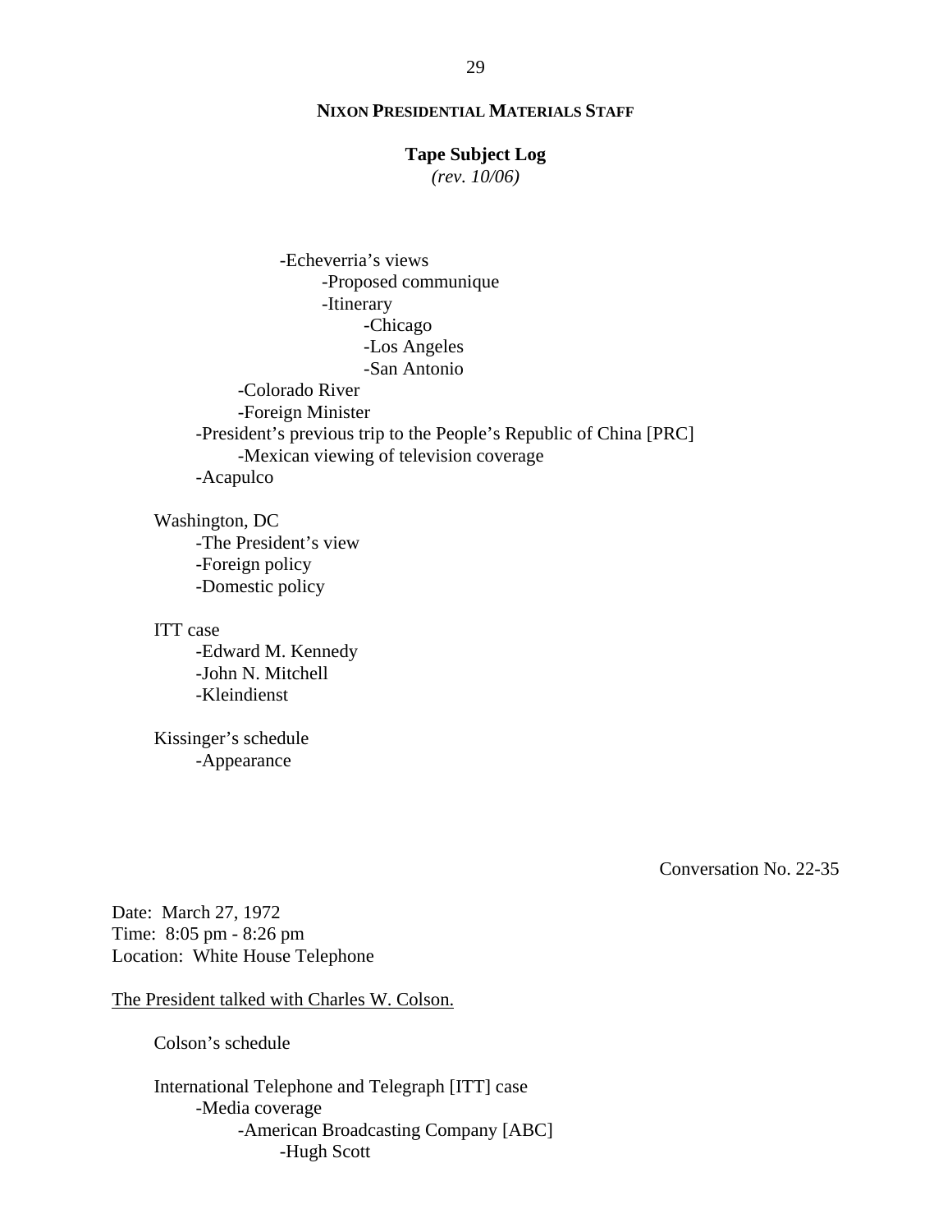**NIXON PRESIDENTIAL MATERIALS STAFF**

**Tape Subject Log**
*(rev. 10/06)*

- -Echeverria's views
    - -Proposed communique
    - -Itinerary
        - -Chicago
        - -Los Angeles
        - -San Antonio
- -Colorado River
- -Foreign Minister
- -President's previous trip to the People's Republic of China [PRC]
    - -Mexican viewing of television coverage
- -Acapulco

Washington, DC
- -The President's view
- -Foreign policy
- -Domestic policy

ITT case
- -Edward M. Kennedy
- -John N. Mitchell
- -Kleindienst

Kissinger's schedule
- -Appearance

Conversation No. 22-35

Date: March 27, 1972
Time: 8:05 pm - 8:26 pm
Location: White House Telephone

The President talked with Charles W. Colson.

Colson's schedule

International Telephone and Telegraph [ITT] case
- -Media coverage
    - -American Broadcasting Company [ABC]
        - -Hugh Scott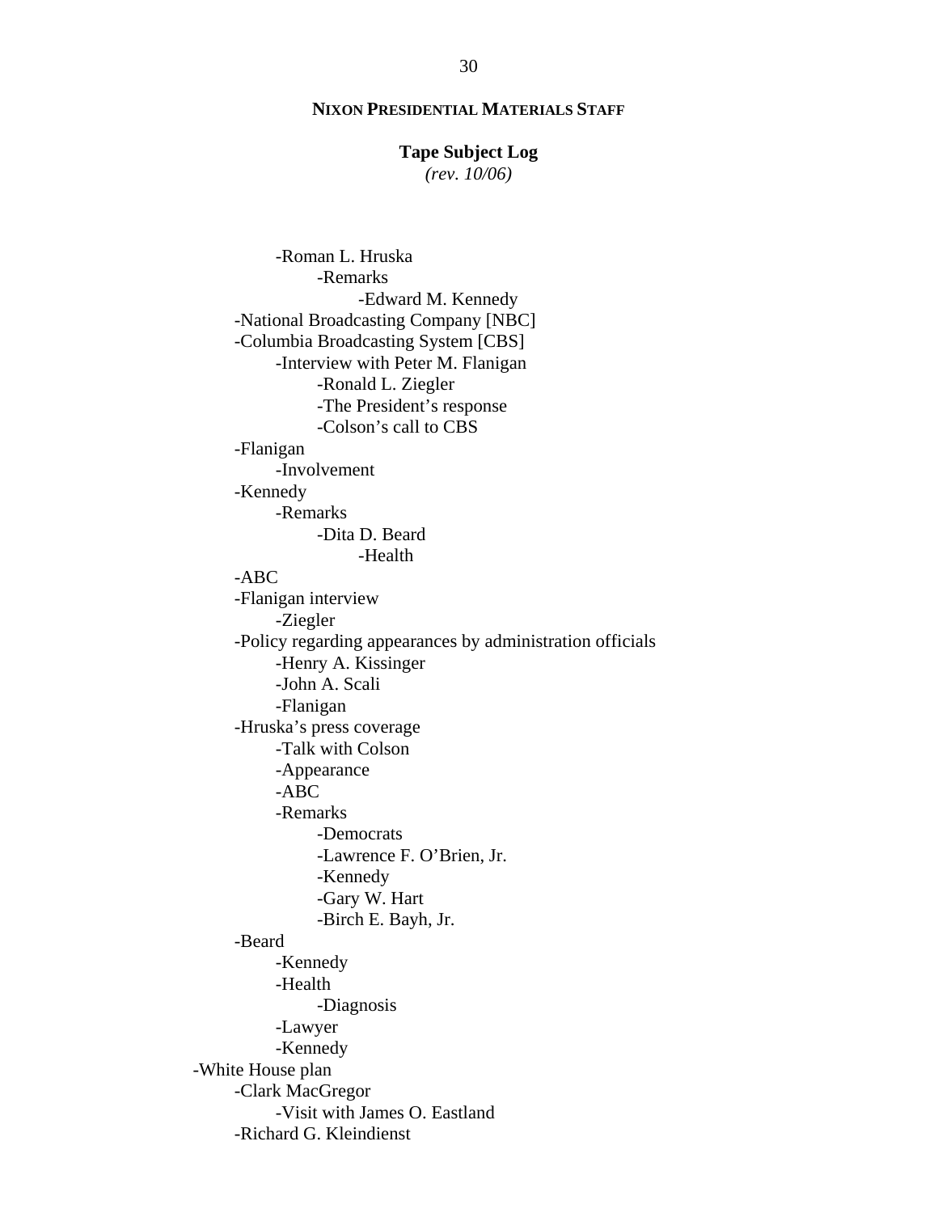**NIXON PRESIDENTIAL MATERIALS STAFF**

**Tape Subject Log**
*(rev. 10/06)*

- -Roman L. Hruska
    - -Remarks
        - -Edward M. Kennedy
- -National Broadcasting Company [NBC]
- -Columbia Broadcasting System [CBS]
    - -Interview with Peter M. Flanigan
        - -Ronald L. Ziegler
        - -The President's response
        - -Colson's call to CBS
- -Flanigan
    - -Involvement
- -Kennedy
    - -Remarks
        - -Dita D. Beard
            - -Health
- -ABC
- -Flanigan interview
    - -Ziegler
- -Policy regarding appearances by administration officials
    - -Henry A. Kissinger
    - -John A. Scali
    - -Flanigan
- -Hruska's press coverage
    - -Talk with Colson
    - -Appearance
    - -ABC
    - -Remarks
        - -Democrats
        - -Lawrence F. O'Brien, Jr.
        - -Kennedy
        - -Gary W. Hart
        - -Birch E. Bayh, Jr.
- -Beard
    - -Kennedy
    - -Health
        - -Diagnosis
    - -Lawyer
    - -Kennedy

-White House plan

- -Clark MacGregor
    - -Visit with James O. Eastland
- -Richard G. Kleindienst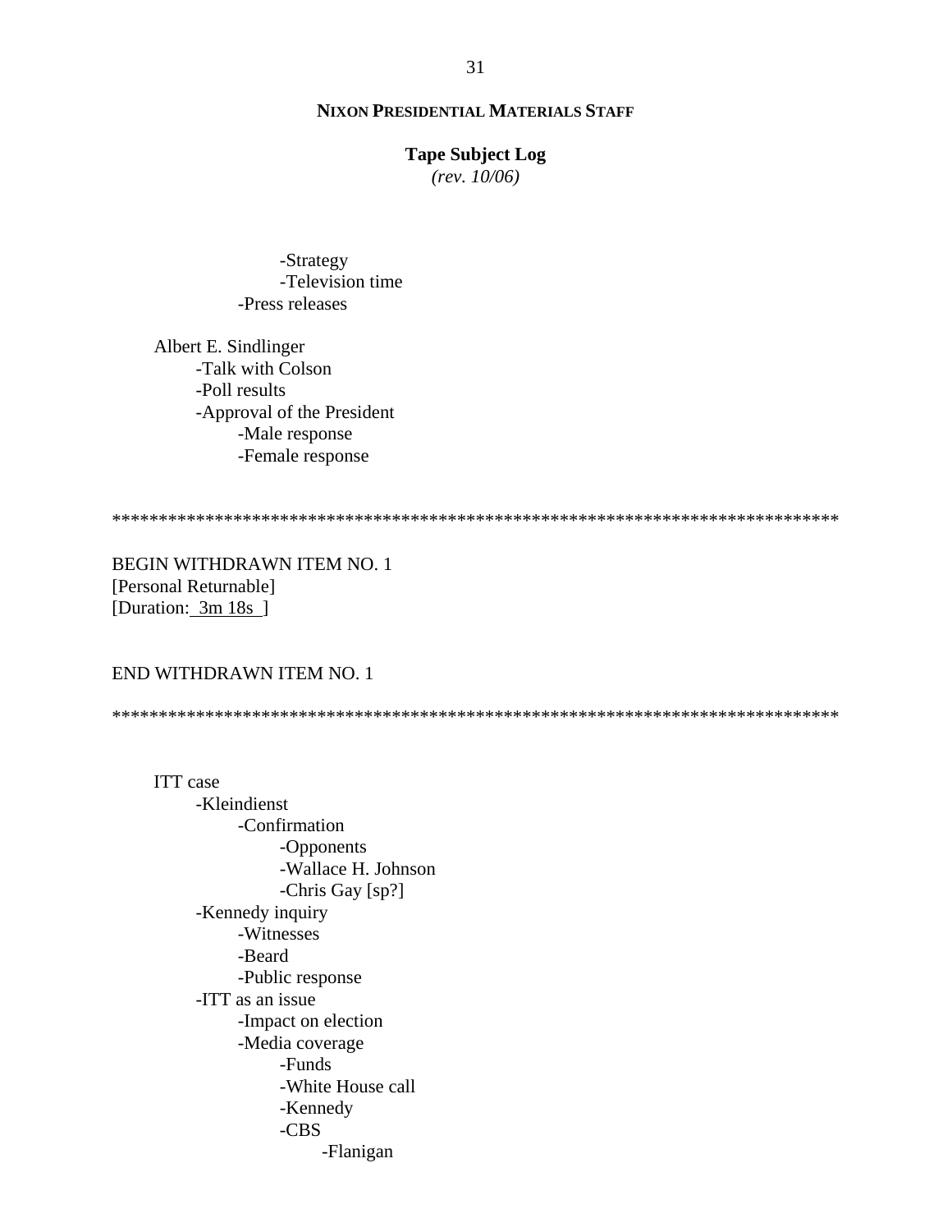- Strategy
- Television time
- Press releases

Albert E. Sindlinger
- Talk with Colson
- Poll results
- Approval of the President
  - Male response
  - Female response

******************************************************************************

BEGIN WITHDRAWN ITEM NO. 1
[Personal Returnable]
[Duration: 3m 18s ]

END WITHDRAWN ITEM NO. 1

******************************************************************************

ITT case
- Kleindienst
  - Confirmation
    - Opponents
    - Wallace H. Johnson
    - Chris Gay [sp?]
- Kennedy inquiry
  - Witnesses
  - Beard
  - Public response
- ITT as an issue
  - Impact on election
  - Media coverage
    - Funds
    - White House call
    - Kennedy
    - CBS
      - Flanigan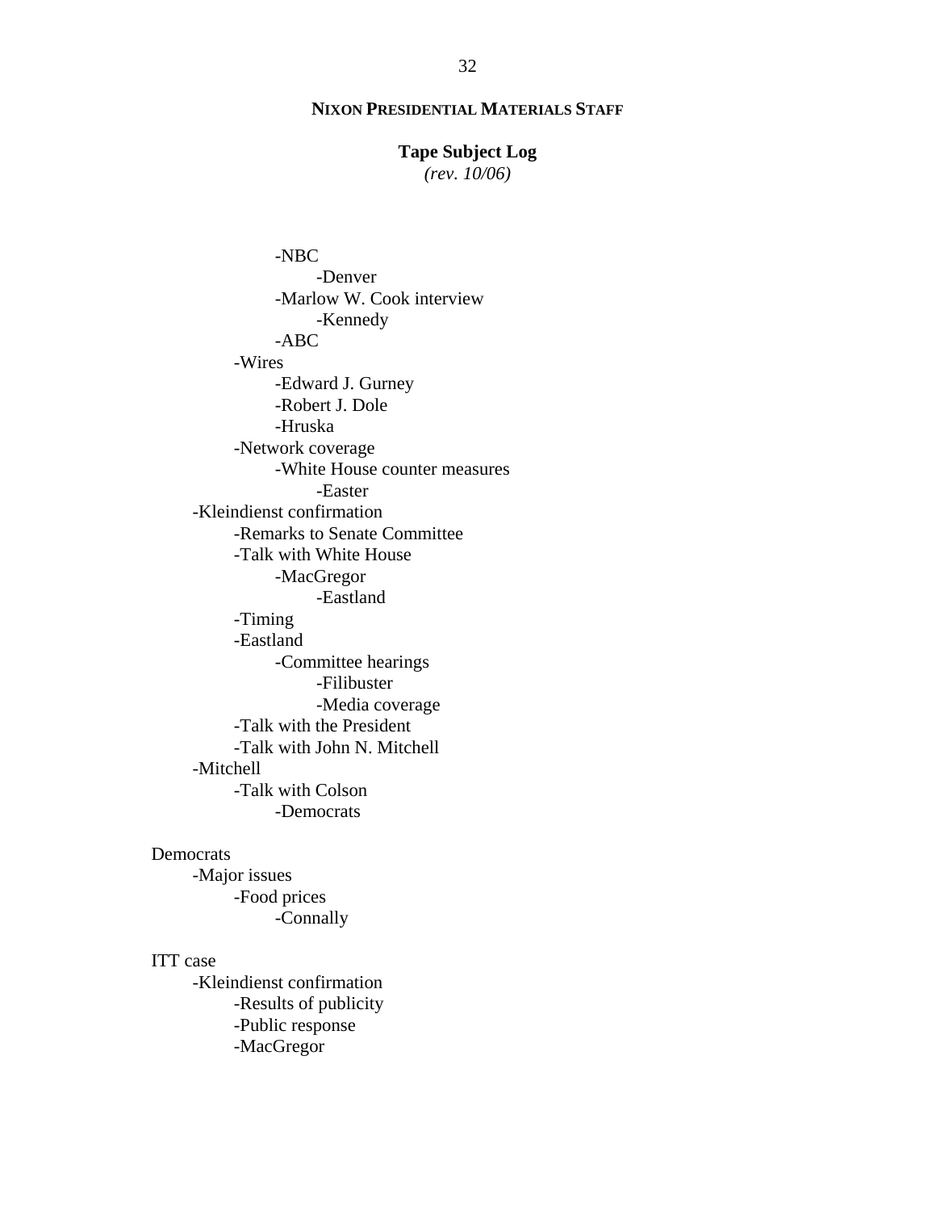- NBC
    - Denver
- Marlow W. Cook interview
    - Kennedy
- ABC

- Wires
    - Edward J. Gurney
    - Robert J. Dole
    - Hruska
- Network coverage
    - White House counter measures
        - Easter

-Kleindienst confirmation
- Remarks to Senate Committee
- Talk with White House
    - MacGregor
        - Eastland
- Timing
- Eastland
    - Committee hearings
        - Filibuster
        - Media coverage
- Talk with the President
- Talk with John N. Mitchell

-Mitchell
- Talk with Colson
    - Democrats

Democrats

- Major issues
    - Food prices
        - Connally

ITT case

- Kleindienst confirmation
    - Results of publicity
    - Public response
    - MacGregor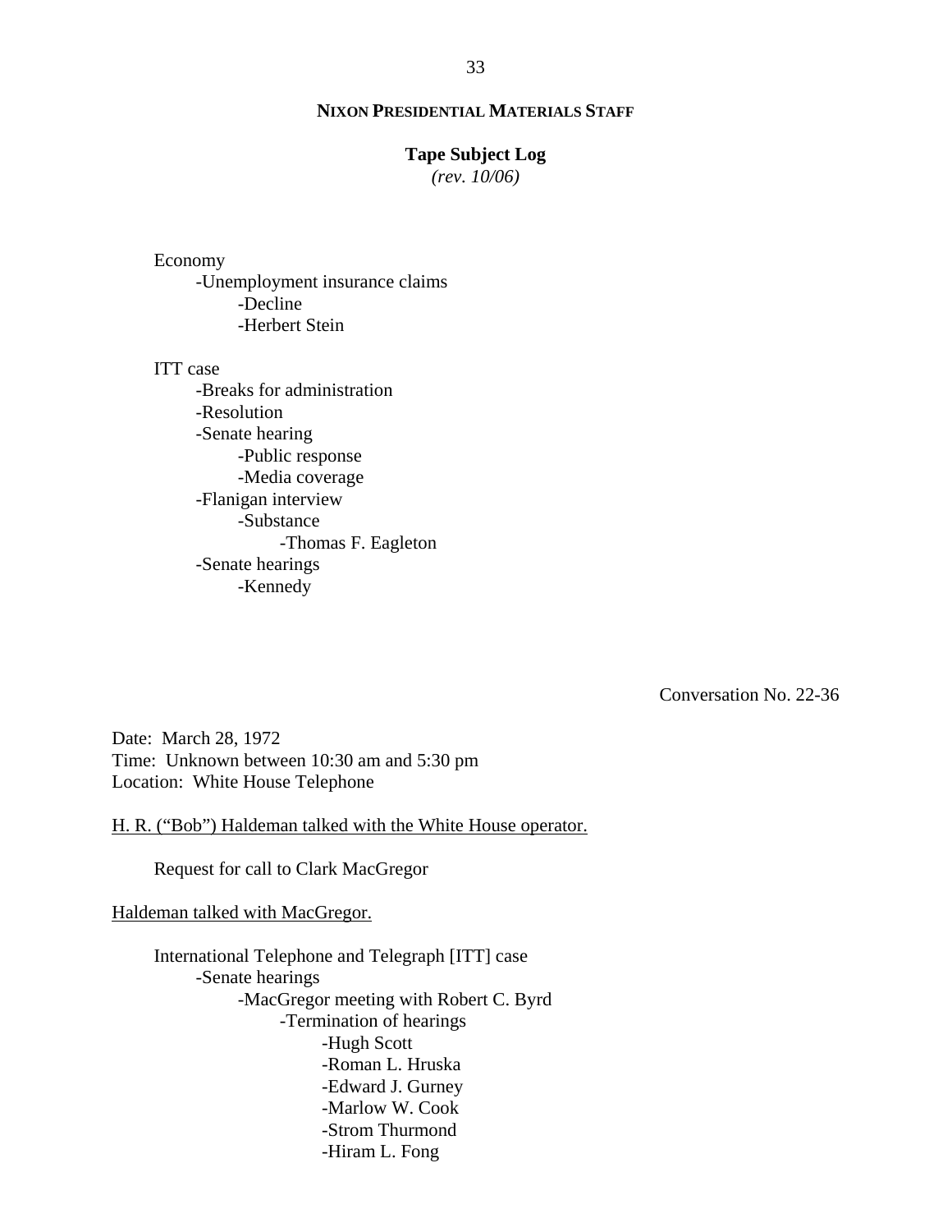Economy
- Unemployment insurance claims
    - Decline
    - Herbert Stein

ITT case
- Breaks for administration
- Resolution
- Senate hearing
    - Public response
    - Media coverage
- Flanigan interview
    - Substance
        - Thomas F. Eagleton
- Senate hearings
    - Kennedy

Conversation No. 22-36

Date: March 28, 1972
Time: Unknown between 10:30 am and 5:30 pm
Location: White House Telephone

<u>H. R. ("Bob") Haldeman talked with the White House operator.</u>

Request for call to Clark MacGregor

<u>Haldeman talked with MacGregor.</u>

International Telephone and Telegraph [ITT] case
- Senate hearings
    - MacGregor meeting with Robert C. Byrd
        - Termination of hearings
            - Hugh Scott
            - Roman L. Hruska
            - Edward J. Gurney
            - Marlow W. Cook
            - Strom Thurmond
            - Hiram L. Fong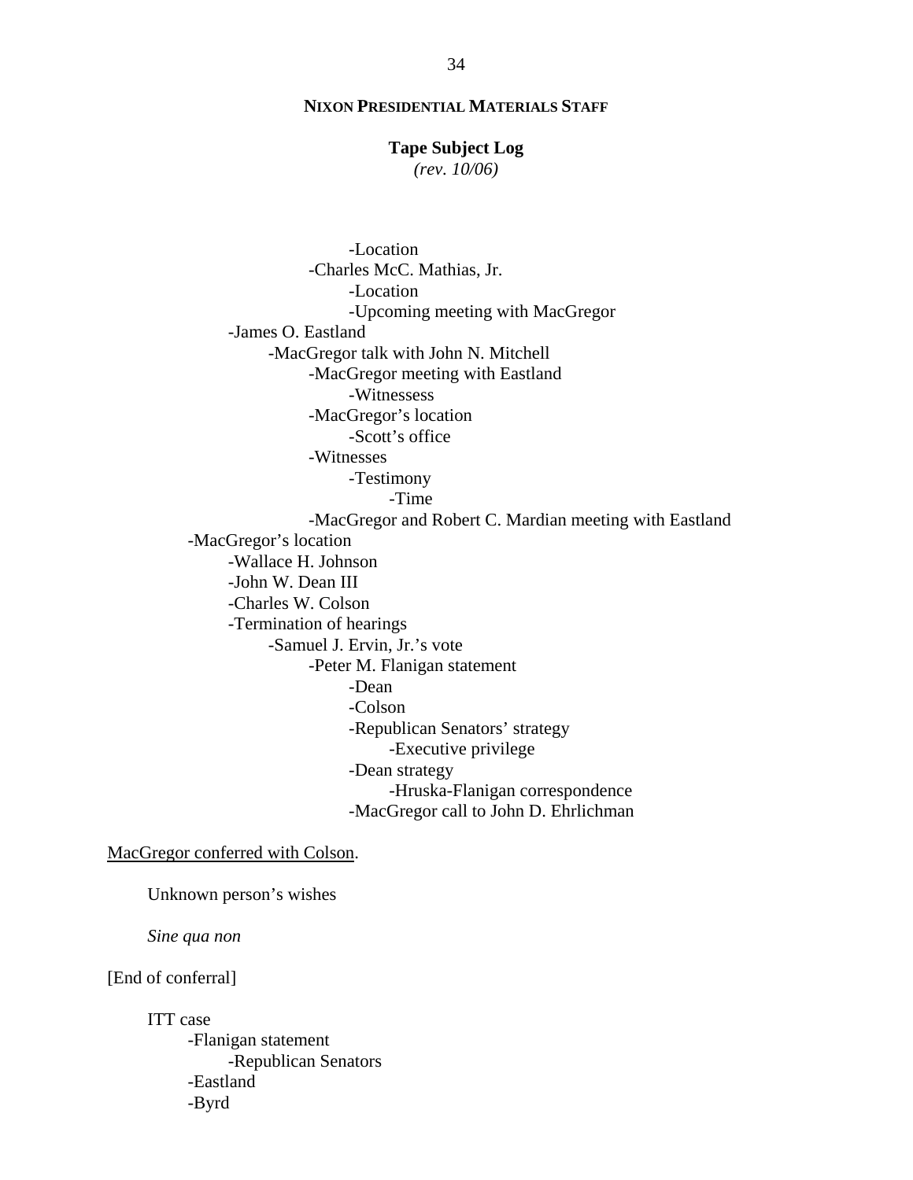- -Location
- -Charles McC. Mathias, Jr.
    - -Location
    - -Upcoming meeting with MacGregor
- -James O. Eastland
    - -MacGregor talk with John N. Mitchell
        - -MacGregor meeting with Eastland
            - -Witnessess
        - -MacGregor's location
            - -Scott's office
        - -Witnesses
            - -Testimony
                - -Time
        - -MacGregor and Robert C. Mardian meeting with Eastland
- -MacGregor's location
    - -Wallace H. Johnson
    - -John W. Dean III
    - -Charles W. Colson
    - -Termination of hearings
        - -Samuel J. Ervin, Jr.'s vote
            - -Peter M. Flanigan statement
                - -Dean
                - -Colson
                - -Republican Senators' strategy
                    - -Executive privilege
                - -Dean strategy
                    - -Hruska-Flanigan correspondence
                - -MacGregor call to John D. Ehrlichman

<u>MacGregor conferred with Colson</u>.

Unknown person's wishes

*Sine qua non*

[End of conferral]

ITT case
- -Flanigan statement
    - -Republican Senators
- -Eastland
- -Byrd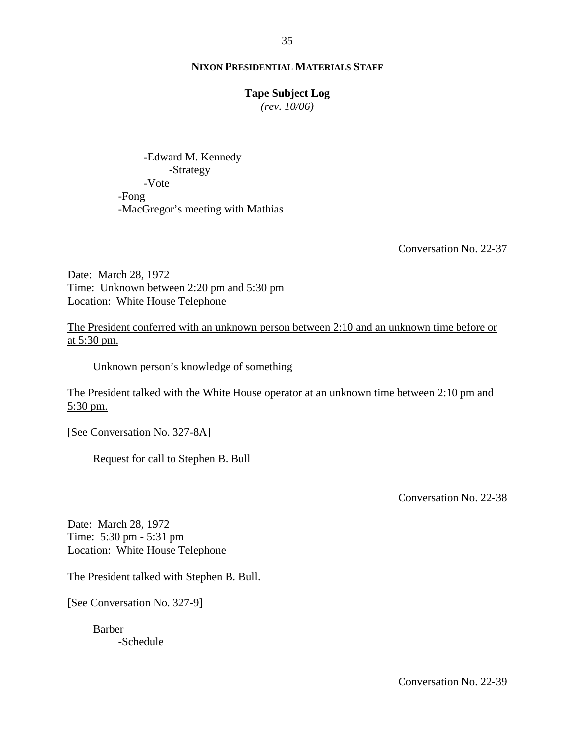-Edward M. Kennedy
    -Strategy
-Vote
-Fong
-MacGregor's meeting with Mathias

Conversation No. 22-37

Date: March 28, 1972
Time: Unknown between 2:20 pm and 5:30 pm
Location: White House Telephone

<u>The President conferred with an unknown person between 2:10 and an unknown time before or at 5:30 pm.</u>

Unknown person's knowledge of something

<u>The President talked with the White House operator at an unknown time between 2:10 pm and 5:30 pm.</u>

[See Conversation No. 327-8A]

Request for call to Stephen B. Bull

Conversation No. 22-38

Date: March 28, 1972
Time: 5:30 pm - 5:31 pm
Location: White House Telephone

<u>The President talked with Stephen B. Bull.</u>

[See Conversation No. 327-9]

Barber
    -Schedule

Conversation No. 22-39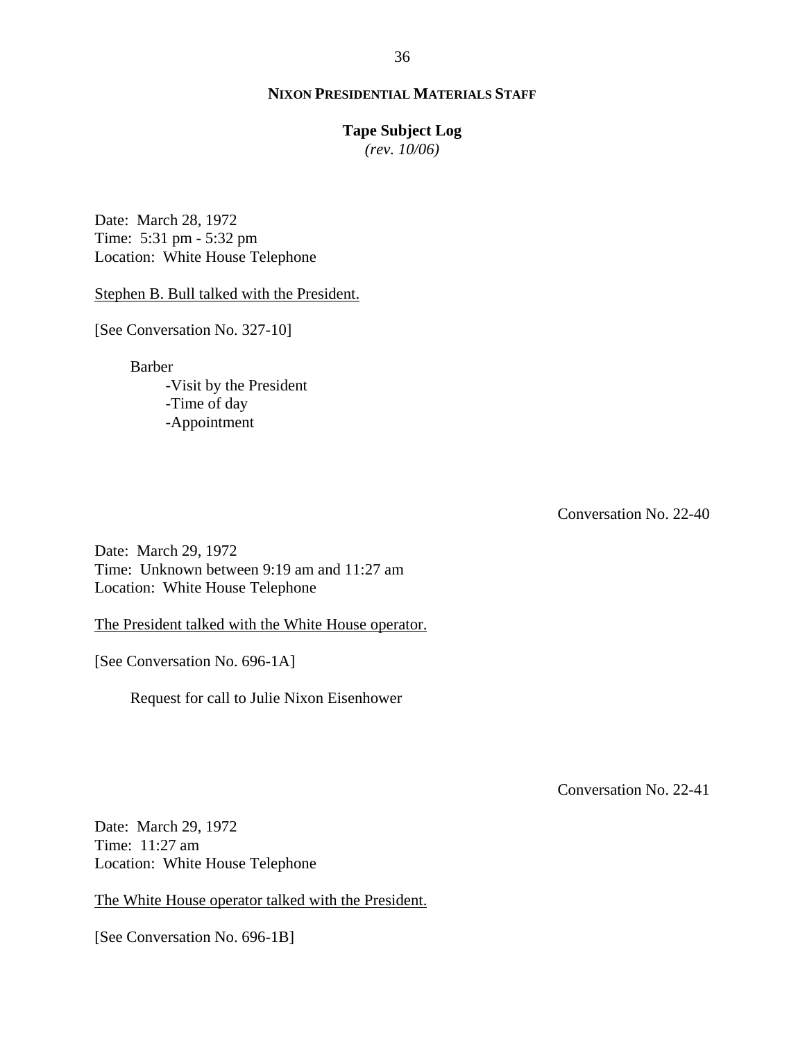**NIXON PRESIDENTIAL MATERIALS STAFF**

**Tape Subject Log**
*(rev. 10/06)*

Date: March 28, 1972
Time: 5:31 pm - 5:32 pm
Location: White House Telephone

Stephen B. Bull talked with the President.

[See Conversation No. 327-10]

Barber
- -Visit by the President
- -Time of day
- -Appointment

Conversation No. 22-40

Date: March 29, 1972
Time: Unknown between 9:19 am and 11:27 am
Location: White House Telephone

The President talked with the White House operator.

[See Conversation No. 696-1A]

Request for call to Julie Nixon Eisenhower

Conversation No. 22-41

Date: March 29, 1972
Time: 11:27 am
Location: White House Telephone

The White House operator talked with the President.

[See Conversation No. 696-1B]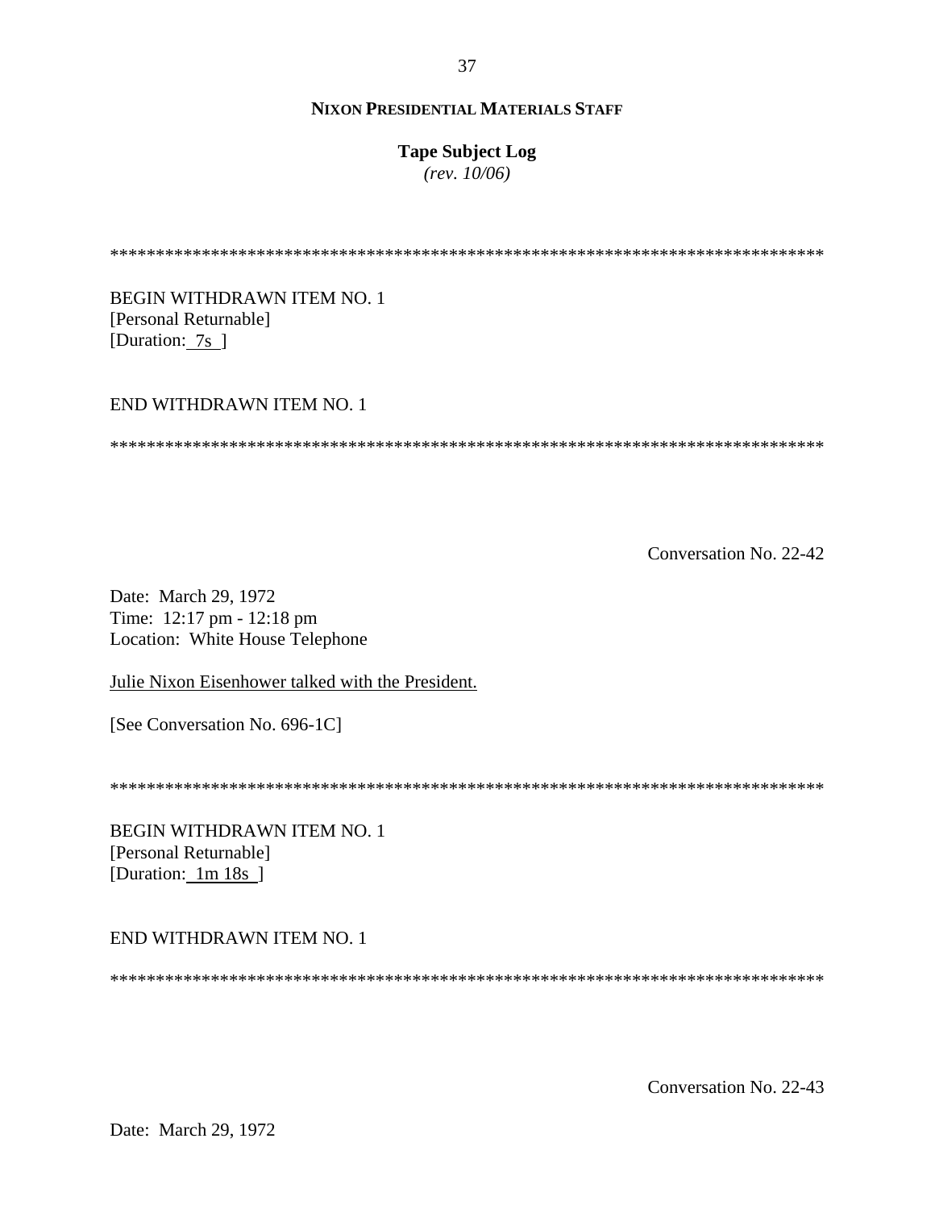*******************************************************************************

BEGIN WITHDRAWN ITEM NO. 1
[Personal Returnable]
[Duration: 7s ]

END WITHDRAWN ITEM NO. 1

*******************************************************************************

Conversation No. 22-42

Date: March 29, 1972
Time: 12:17 pm - 12:18 pm
Location: White House Telephone

Julie Nixon Eisenhower talked with the President.

[See Conversation No. 696-1C]

*******************************************************************************

BEGIN WITHDRAWN ITEM NO. 1
[Personal Returnable]
[Duration: 1m 18s ]

END WITHDRAWN ITEM NO. 1

*******************************************************************************

Conversation No. 22-43

Date: March 29, 1972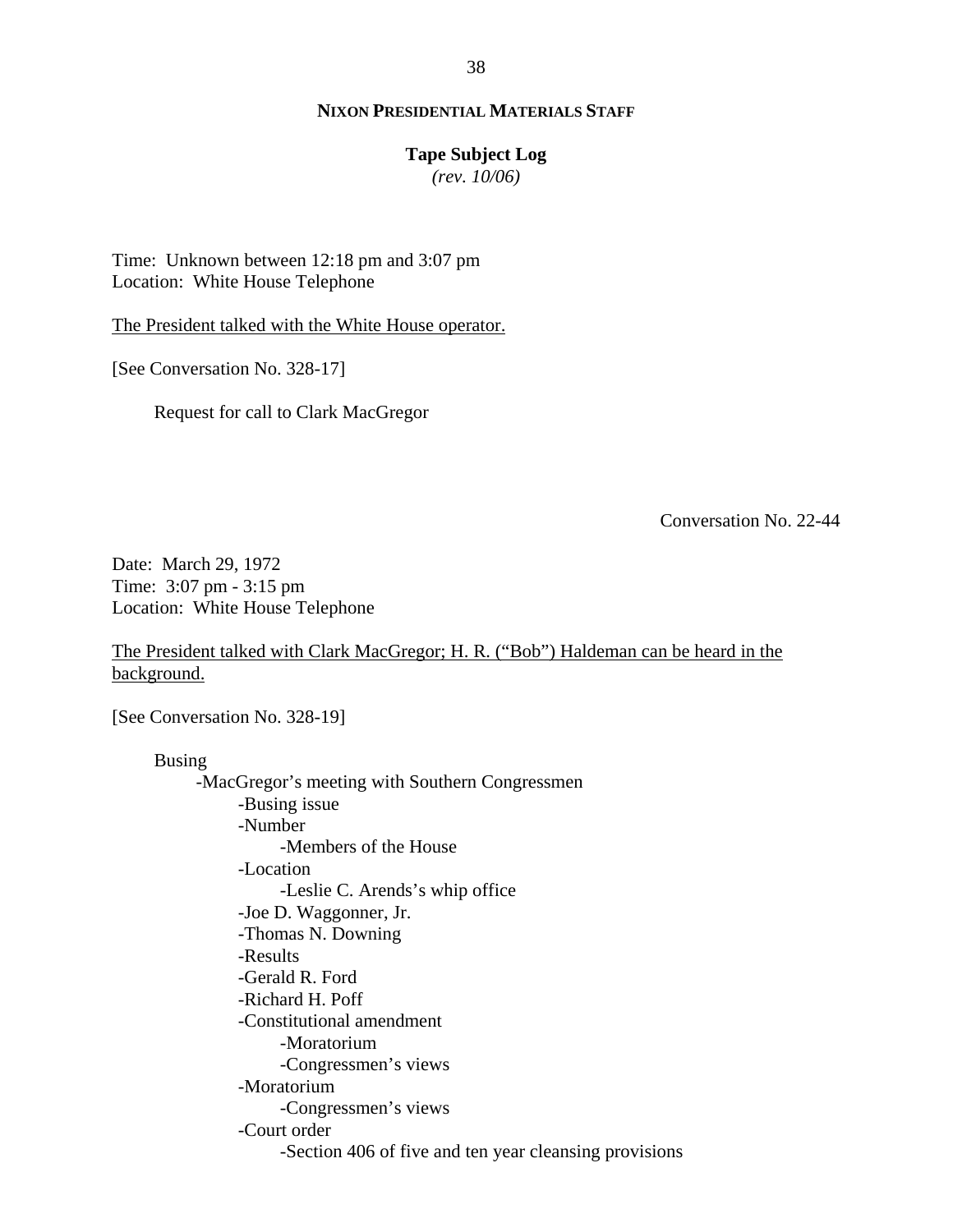**NIXON PRESIDENTIAL MATERIALS STAFF**

**Tape Subject Log**
*(rev. 10/06)*

Time: Unknown between 12:18 pm and 3:07 pm
Location: White House Telephone

The President talked with the White House operator.

[See Conversation No. 328-17]

Request for call to Clark MacGregor

Conversation No. 22-44

Date: March 29, 1972
Time: 3:07 pm - 3:15 pm
Location: White House Telephone

The President talked with Clark MacGregor; H. R. ("Bob") Haldeman can be heard in the background.

[See Conversation No. 328-19]

Busing
- MacGregor's meeting with Southern Congressmen
    - Busing issue
    - Number
        - Members of the House
    - Location
        - Leslie C. Arends's whip office
    - Joe D. Waggonner, Jr.
    - Thomas N. Downing
    - Results
    - Gerald R. Ford
    - Richard H. Poff
    - Constitutional amendment
        - Moratorium
        - Congressmen's views
    - Moratorium
        - Congressmen's views
    - Court order
        - Section 406 of five and ten year cleansing provisions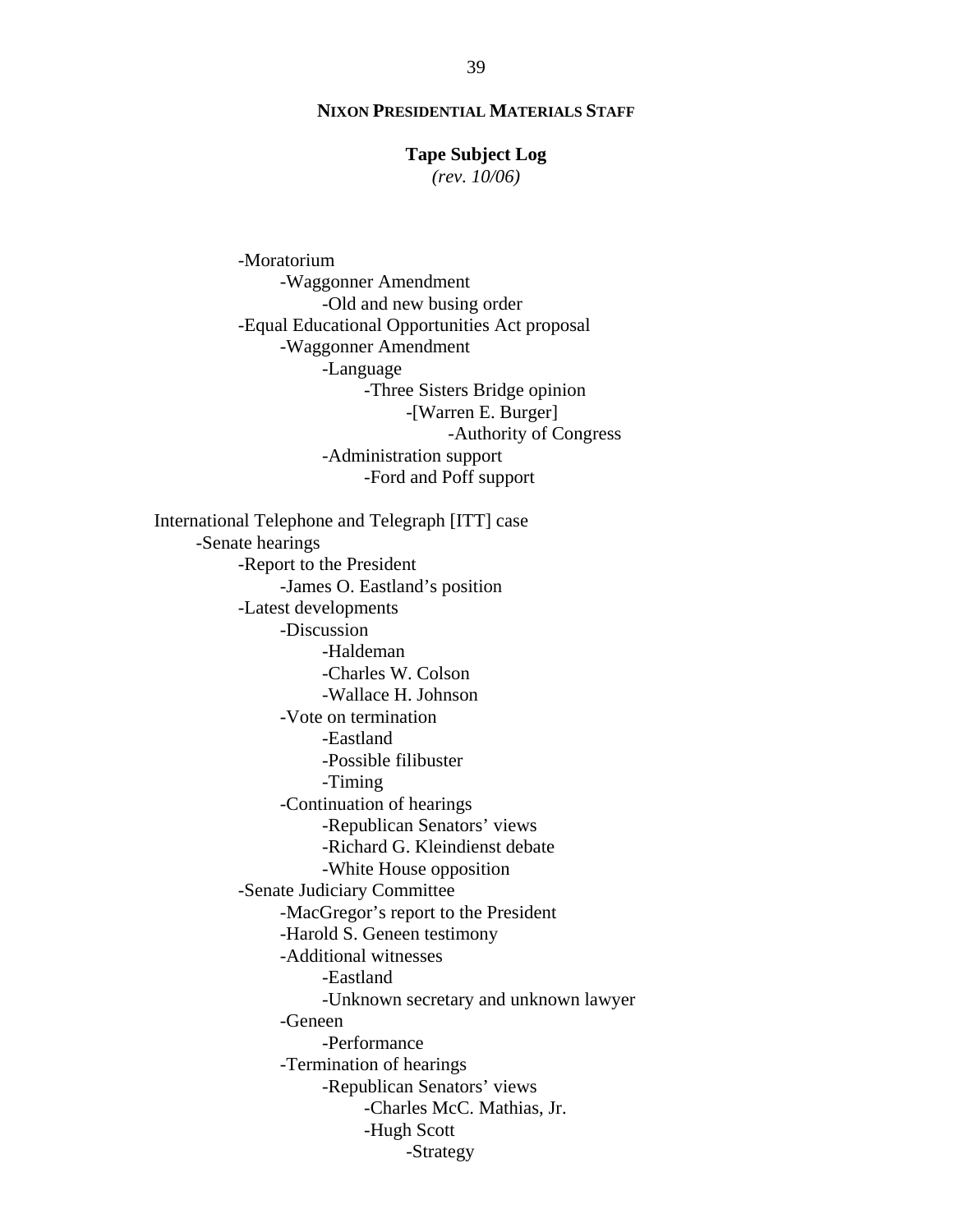**NIXON PRESIDENTIAL MATERIALS STAFF**

**Tape Subject Log**
*(rev. 10/06)*

- -Moratorium
    - -Waggonner Amendment
        - -Old and new busing order
- -Equal Educational Opportunities Act proposal
    - -Waggonner Amendment
        - -Language
            - -Three Sisters Bridge opinion
                - -[Warren E. Burger]
                    - -Authority of Congress
        - -Administration support
            - -Ford and Poff support

International Telephone and Telegraph [ITT] case

- -Senate hearings
    - -Report to the President
        - -James O. Eastland's position
    - -Latest developments
        - -Discussion
            - -Haldeman
            - -Charles W. Colson
            - -Wallace H. Johnson
        - -Vote on termination
            - -Eastland
            - -Possible filibuster
            - -Timing
        - -Continuation of hearings
            - -Republican Senators' views
            - -Richard G. Kleindienst debate
            - -White House opposition
    - -Senate Judiciary Committee
        - -MacGregor's report to the President
        - -Harold S. Geneen testimony
        - -Additional witnesses
            - -Eastland
            - -Unknown secretary and unknown lawyer
        - -Geneen
            - -Performance
        - -Termination of hearings
            - -Republican Senators' views
                - -Charles McC. Mathias, Jr.
                - -Hugh Scott
                    - -Strategy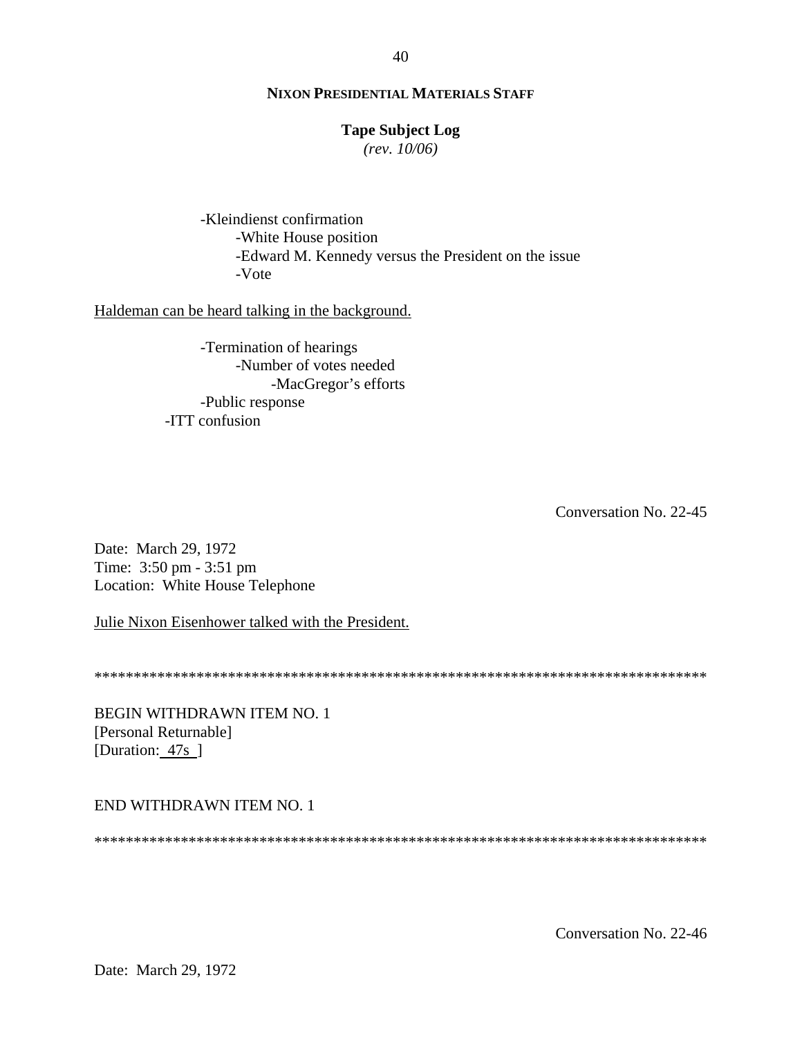-Kleindienst confirmation
    -White House position
    -Edward M. Kennedy versus the President on the issue
    -Vote

<u>Haldeman can be heard talking in the background.</u>

-Termination of hearings
    -Number of votes needed
        -MacGregor's efforts
-Public response
-ITT confusion

Conversation No. 22-45

Date: March 29, 1972
Time: 3:50 pm - 3:51 pm
Location: White House Telephone

<u>Julie Nixon Eisenhower talked with the President.</u>

********************************************************************************

BEGIN WITHDRAWN ITEM NO. 1
[Personal Returnable]
[Duration: 47s ]

END WITHDRAWN ITEM NO. 1

********************************************************************************

Conversation No. 22-46

Date: March 29, 1972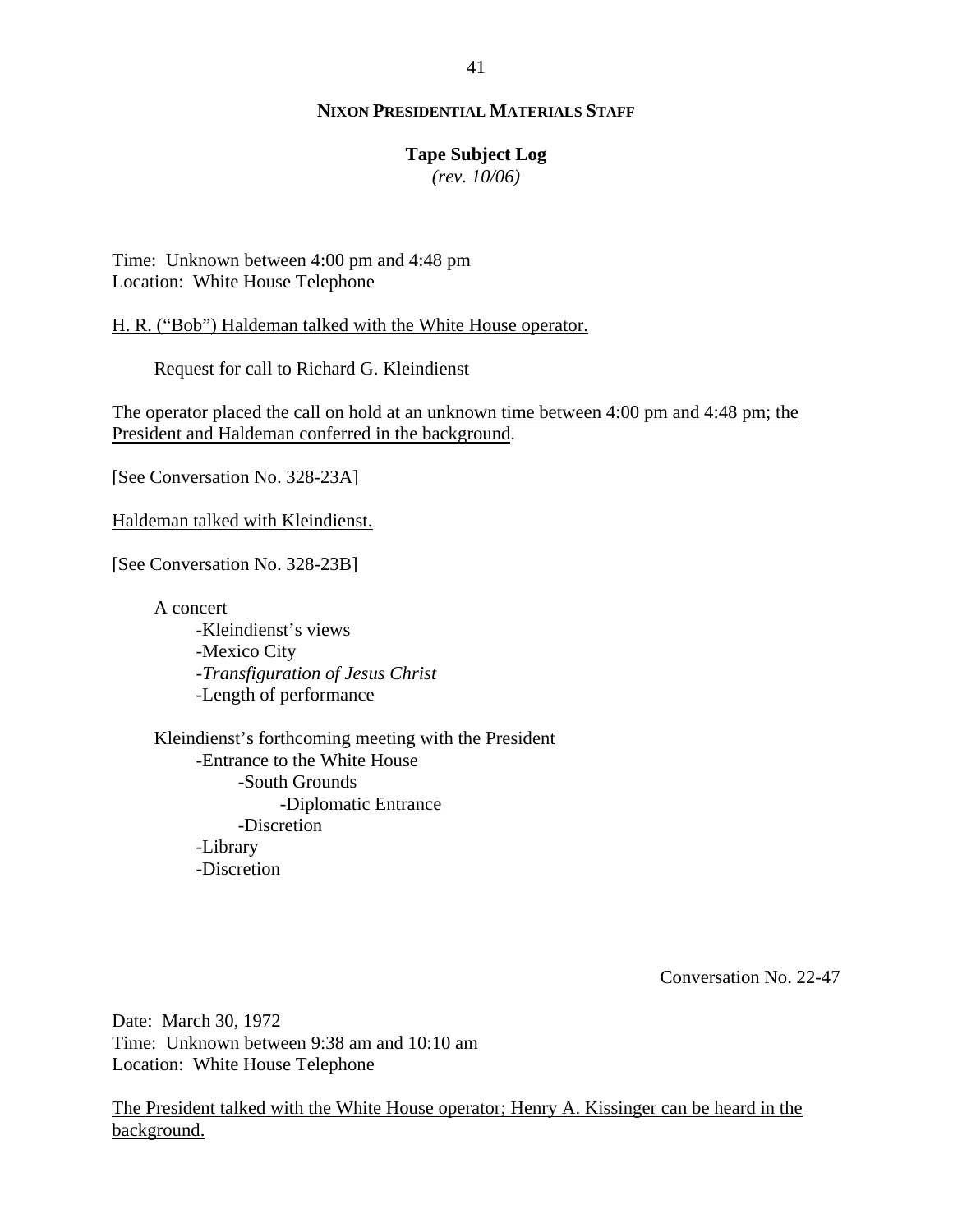**NIXON PRESIDENTIAL MATERIALS STAFF**

**Tape Subject Log**
*(rev. 10/06)*

Time: Unknown between 4:00 pm and 4:48 pm
Location: White House Telephone

H. R. ("Bob") Haldeman talked with the White House operator.

Request for call to Richard G. Kleindienst

The operator placed the call on hold at an unknown time between 4:00 pm and 4:48 pm; the President and Haldeman conferred in the background.

[See Conversation No. 328-23A]

Haldeman talked with Kleindienst.

[See Conversation No. 328-23B]

A concert
- -Kleindienst's views
- -Mexico City
- -*Transfiguration of Jesus Christ*
- -Length of performance

Kleindienst's forthcoming meeting with the President
- -Entrance to the White House
  - -South Grounds
    - -Diplomatic Entrance
  - -Discretion
- -Library
- -Discretion

Conversation No. 22-47

Date: March 30, 1972
Time: Unknown between 9:38 am and 10:10 am
Location: White House Telephone

The President talked with the White House operator; Henry A. Kissinger can be heard in the background.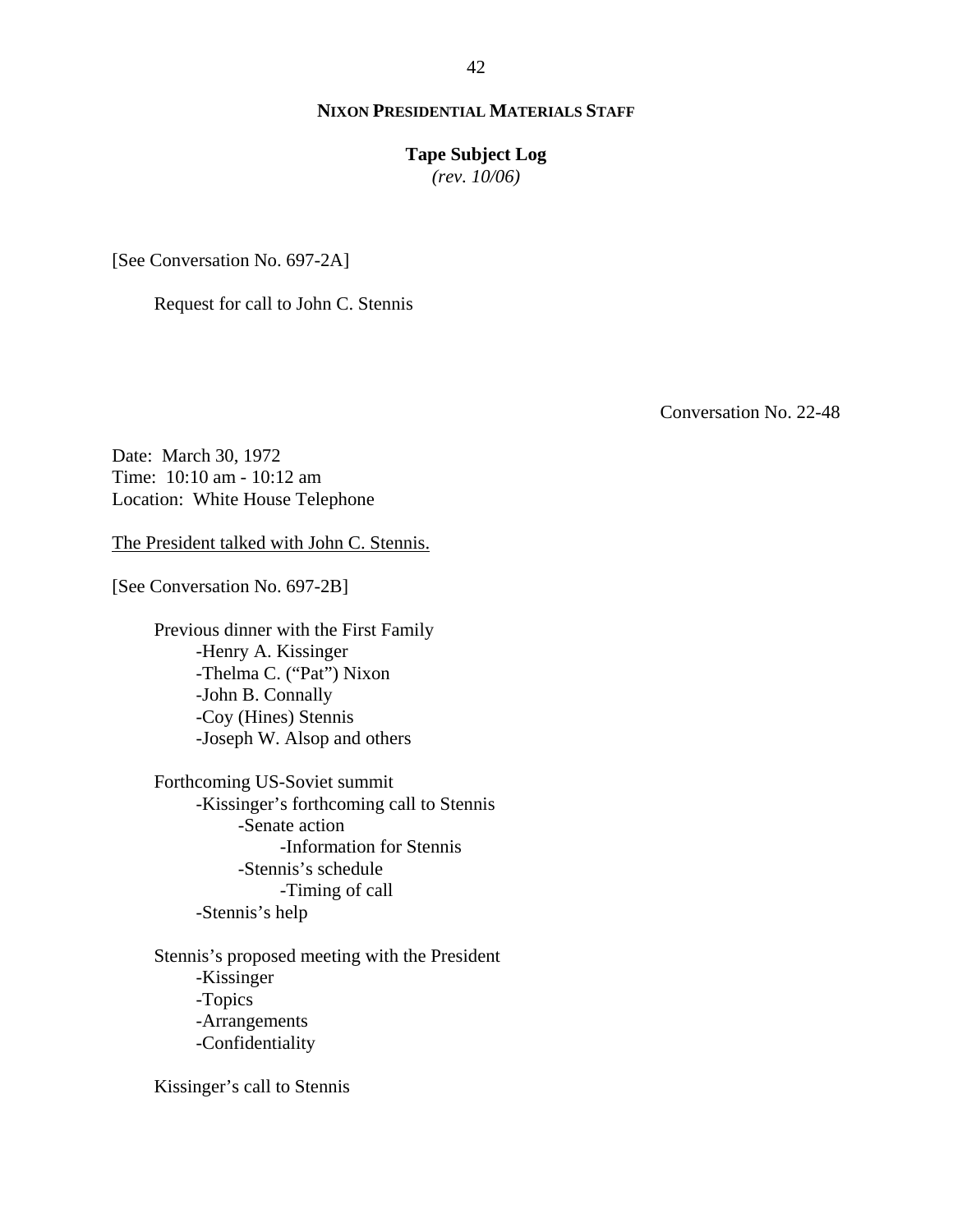[See Conversation No. 697-2A]

Request for call to John C. Stennis

Conversation No. 22-48

Date: March 30, 1972
Time: 10:10 am - 10:12 am
Location: White House Telephone

<u>The President talked with John C. Stennis.</u>

[See Conversation No. 697-2B]

Previous dinner with the First Family
- Henry A. Kissinger
- Thelma C. ("Pat") Nixon
- John B. Connally
- Coy (Hines) Stennis
- Joseph W. Alsop and others

Forthcoming US-Soviet summit
- Kissinger's forthcoming call to Stennis
  - Senate action
    - Information for Stennis
  - Stennis's schedule
    - Timing of call
- Stennis's help

Stennis's proposed meeting with the President
- Kissinger
- Topics
- Arrangements
- Confidentiality

Kissinger's call to Stennis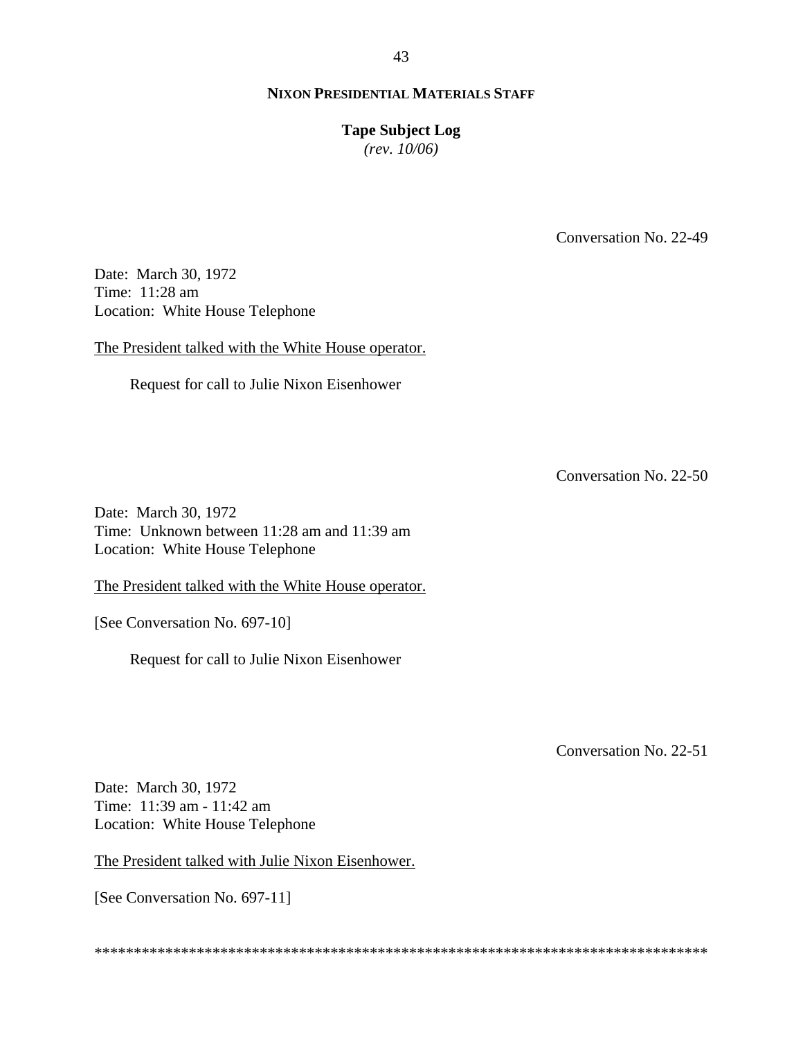Conversation No. 22-49

Date: March 30, 1972
Time: 11:28 am
Location: White House Telephone

The President talked with the White House operator.

Request for call to Julie Nixon Eisenhower

Conversation No. 22-50

Date: March 30, 1972
Time: Unknown between 11:28 am and 11:39 am
Location: White House Telephone

The President talked with the White House operator.

[See Conversation No. 697-10]

Request for call to Julie Nixon Eisenhower

Conversation No. 22-51

Date: March 30, 1972
Time: 11:39 am - 11:42 am
Location: White House Telephone

The President talked with Julie Nixon Eisenhower.

[See Conversation No. 697-11]

******************************************************************************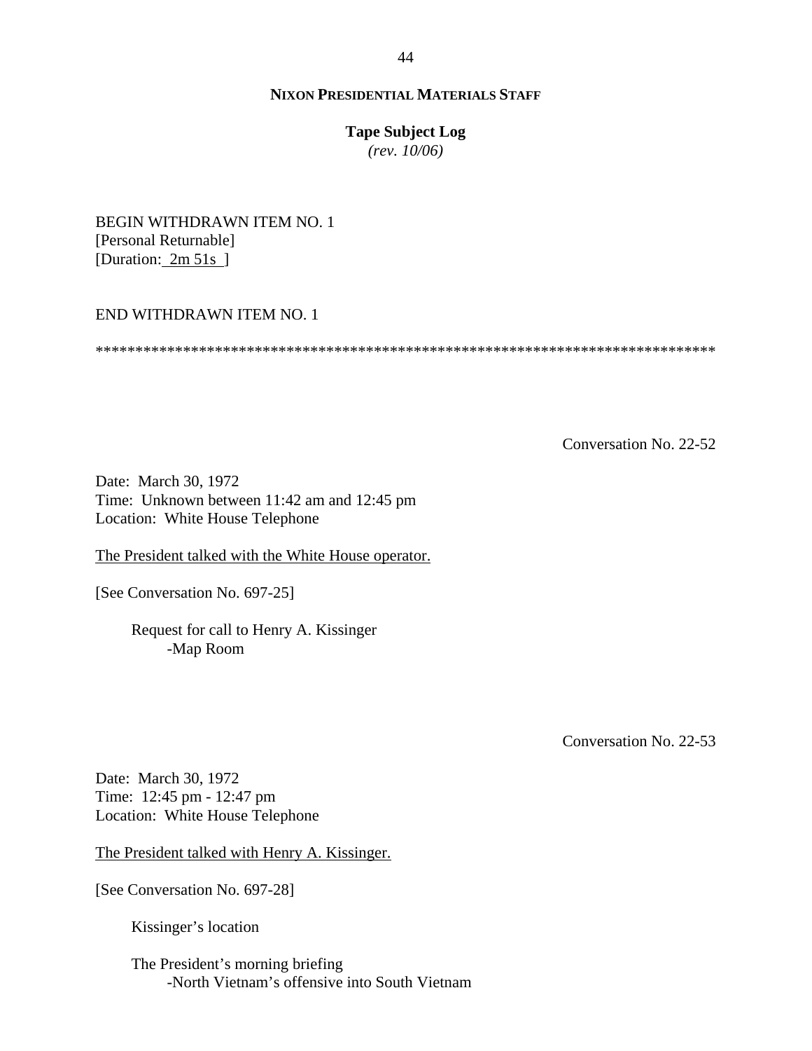BEGIN WITHDRAWN ITEM NO. 1
[Personal Returnable]
[Duration: 2m 51s ]

END WITHDRAWN ITEM NO. 1

******************************************************************************

Conversation No. 22-52

Date: March 30, 1972
Time: Unknown between 11:42 am and 12:45 pm
Location: White House Telephone

The President talked with the White House operator.

[See Conversation No. 697-25]

- Request for call to Henry A. Kissinger
  - -Map Room

Conversation No. 22-53

Date: March 30, 1972
Time: 12:45 pm - 12:47 pm
Location: White House Telephone

The President talked with Henry A. Kissinger.

[See Conversation No. 697-28]

- Kissinger's location

- The President's morning briefing
  - -North Vietnam's offensive into South Vietnam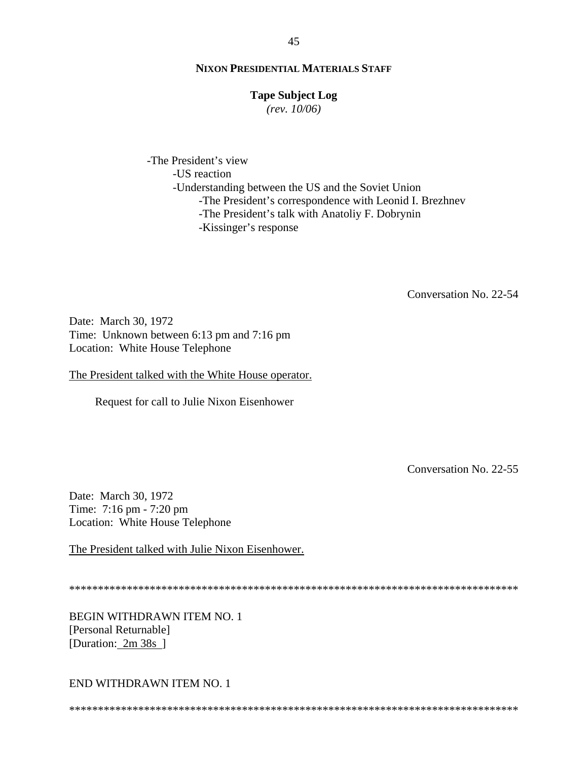-The President's view
    -US reaction
    -Understanding between the US and the Soviet Union
        -The President's correspondence with Leonid I. Brezhnev
        -The President's talk with Anatoliy F. Dobrynin
        -Kissinger's response

Conversation No. 22-54

Date: March 30, 1972
Time: Unknown between 6:13 pm and 7:16 pm
Location: White House Telephone

The President talked with the White House operator.

Request for call to Julie Nixon Eisenhower

Conversation No. 22-55

Date: March 30, 1972
Time: 7:16 pm - 7:20 pm
Location: White House Telephone

The President talked with Julie Nixon Eisenhower.

********************************************************************************

BEGIN WITHDRAWN ITEM NO. 1
[Personal Returnable]
[Duration: 2m 38s ]

END WITHDRAWN ITEM NO. 1

********************************************************************************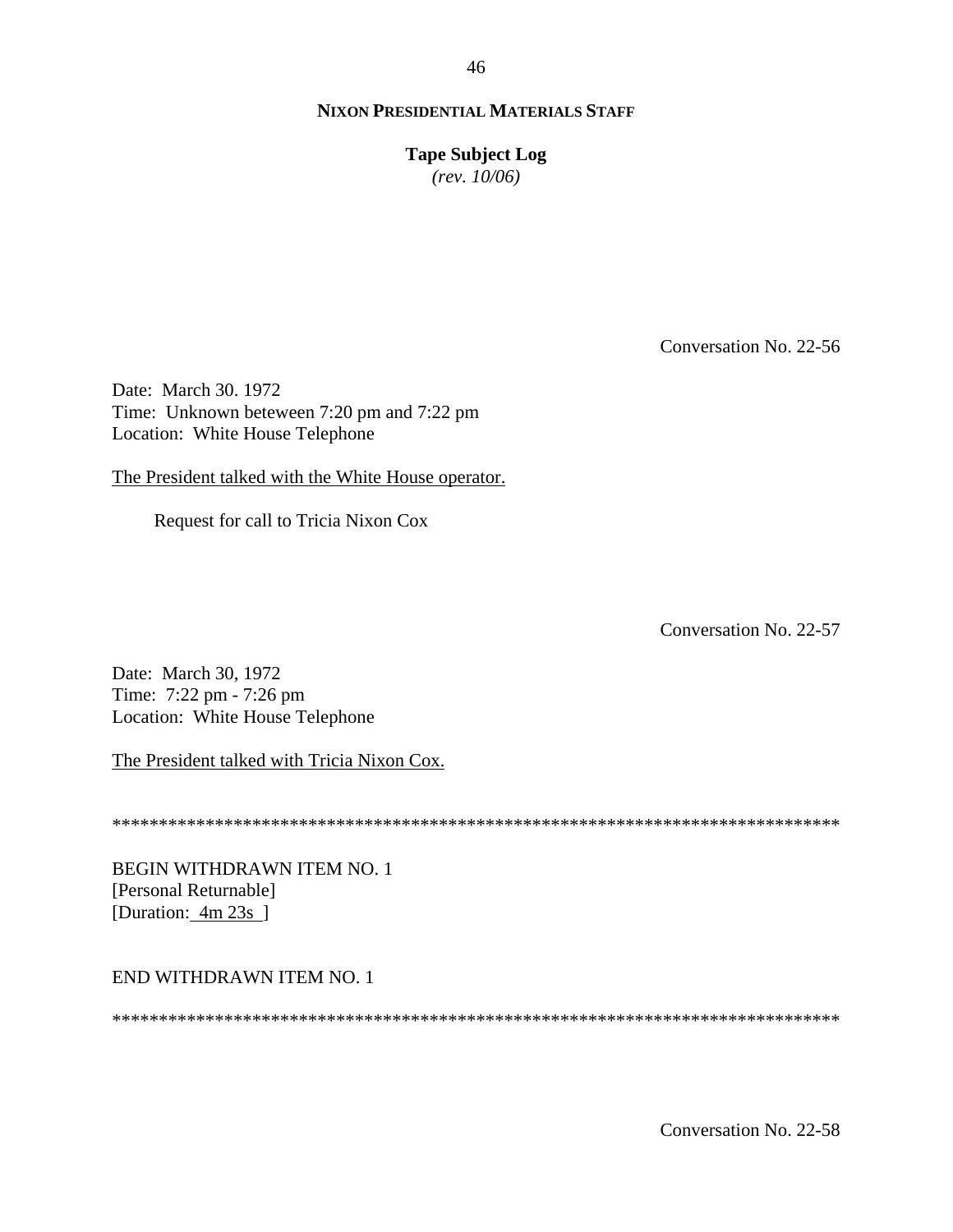**NIXON PRESIDENTIAL MATERIALS STAFF**

**Tape Subject Log**
*(rev. 10/06)*

Conversation No. 22-56

Date: March 30. 1972
Time: Unknown beteween 7:20 pm and 7:22 pm
Location: White House Telephone

The President talked with the White House operator.

Request for call to Tricia Nixon Cox

Conversation No. 22-57

Date: March 30, 1972
Time: 7:22 pm - 7:26 pm
Location: White House Telephone

The President talked with Tricia Nixon Cox.

********************************************************************************

BEGIN WITHDRAWN ITEM NO. 1
[Personal Returnable]
[Duration: 4m 23s ]

END WITHDRAWN ITEM NO. 1

********************************************************************************

Conversation No. 22-58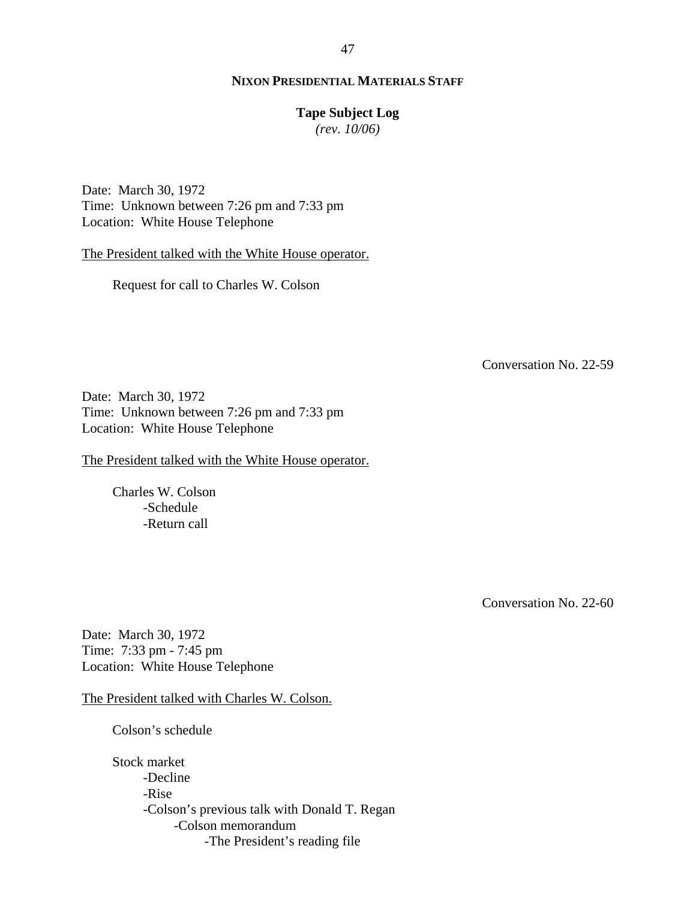**NIXON PRESIDENTIAL MATERIALS STAFF**

**Tape Subject Log**
*(rev. 10/06)*

Date: March 30, 1972
Time: Unknown between 7:26 pm and 7:33 pm
Location: White House Telephone

The President talked with the White House operator.

Request for call to Charles W. Colson

Conversation No. 22-59

Date: March 30, 1972
Time: Unknown between 7:26 pm and 7:33 pm
Location: White House Telephone

The President talked with the White House operator.

Charles W. Colson
- -Schedule
- -Return call

Conversation No. 22-60

Date: March 30, 1972
Time: 7:33 pm - 7:45 pm
Location: White House Telephone

The President talked with Charles W. Colson.

Colson's schedule

Stock market
- -Decline
- -Rise
- -Colson's previous talk with Donald T. Regan
  - -Colson memorandum
    - -The President's reading file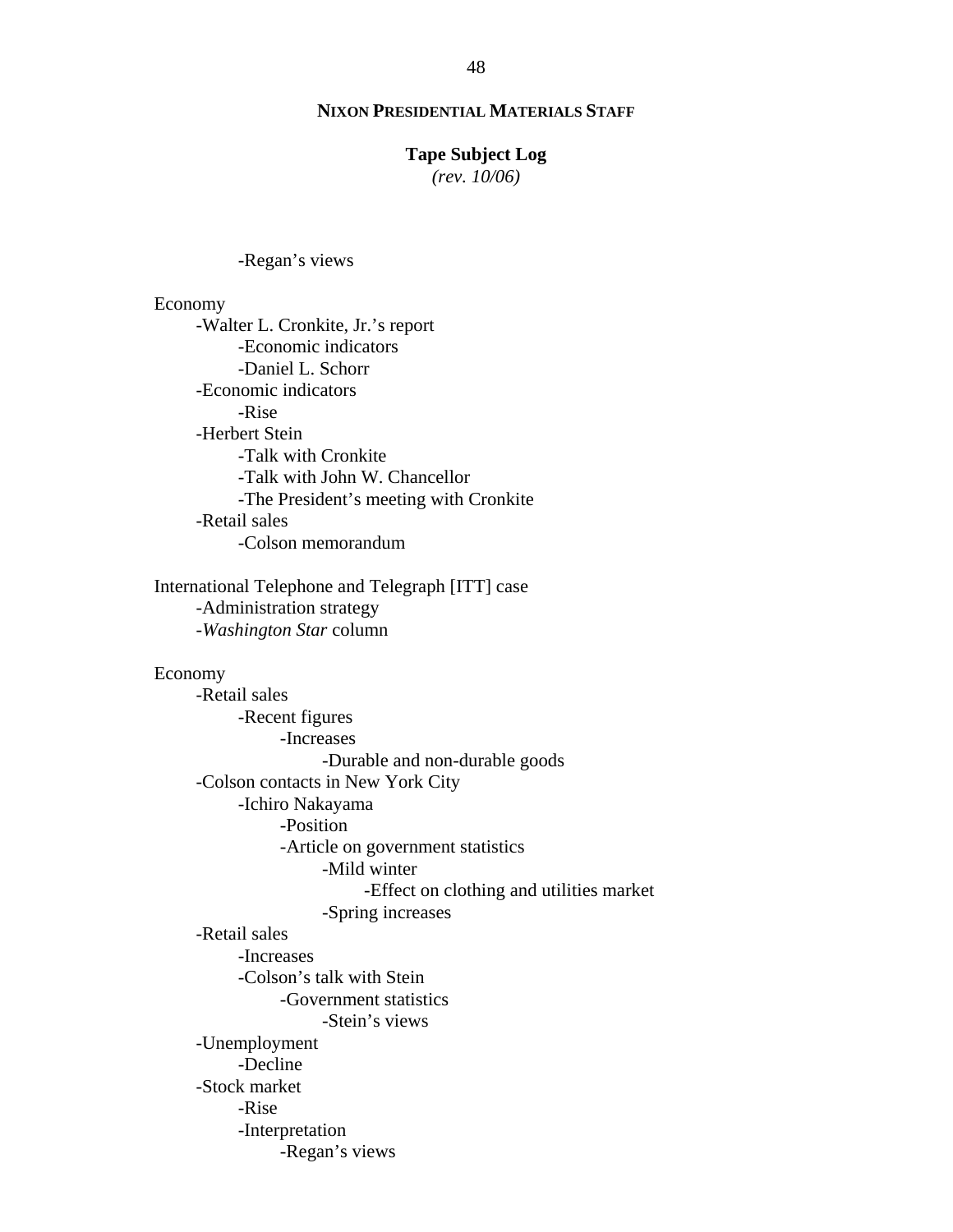- Regan's views

Economy
- Walter L. Cronkite, Jr.'s report
    - Economic indicators
    - Daniel L. Schorr
- Economic indicators
    - Rise
- Herbert Stein
    - Talk with Cronkite
    - Talk with John W. Chancellor
    - The President's meeting with Cronkite
- Retail sales
    - Colson memorandum

International Telephone and Telegraph [ITT] case
- Administration strategy
- *Washington Star* column

Economy
- Retail sales
    - Recent figures
        - Increases
            - Durable and non-durable goods
- Colson contacts in New York City
    - Ichiro Nakayama
        - Position
        - Article on government statistics
            - Mild winter
                - Effect on clothing and utilities market
            - Spring increases
- Retail sales
    - Increases
    - Colson's talk with Stein
        - Government statistics
            - Stein's views
- Unemployment
    - Decline
- Stock market
    - Rise
    - Interpretation
        - Regan's views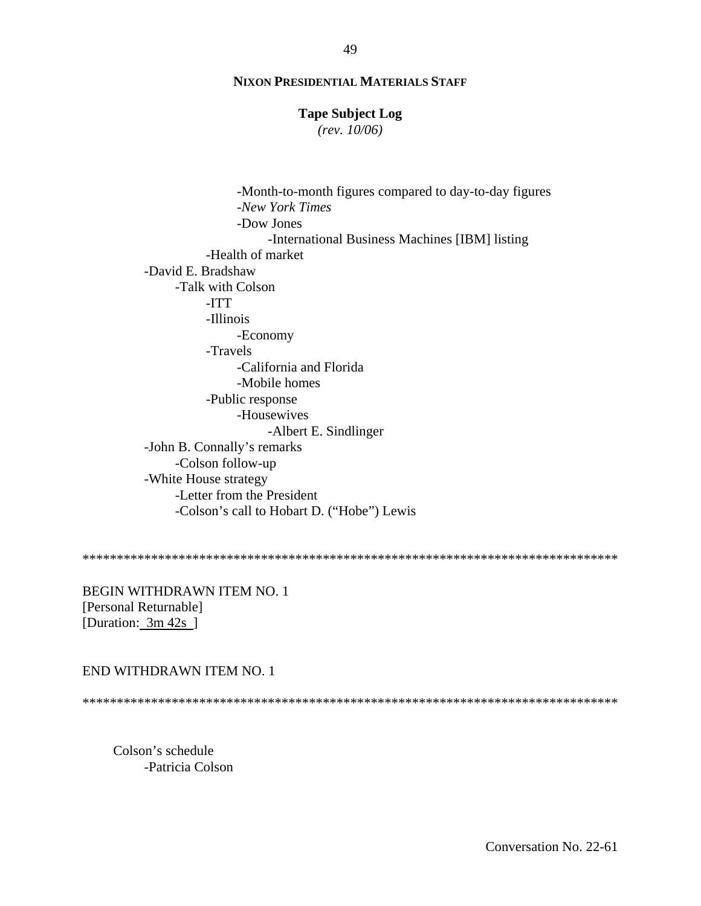**NIXON PRESIDENTIAL MATERIALS STAFF**

**Tape Subject Log**
*(rev. 10/06)*

            -Month-to-month figures compared to day-to-day figures
            -*New York Times*
            -Dow Jones
                -International Business Machines [IBM] listing
        -Health of market
-David E. Bradshaw
    -Talk with Colson
        -ITT
        -Illinois
            -Economy
        -Travels
            -California and Florida
            -Mobile homes
        -Public response
            -Housewives
                -Albert E. Sindlinger
-John B. Connally's remarks
    -Colson follow-up
-White House strategy
    -Letter from the President
    -Colson's call to Hobart D. ("Hobe") Lewis

*******************************************************************************

BEGIN WITHDRAWN ITEM NO. 1
[Personal Returnable]
[Duration: 3m 42s ]

END WITHDRAWN ITEM NO. 1

*******************************************************************************

Colson's schedule
    -Patricia Colson

Conversation No. 22-61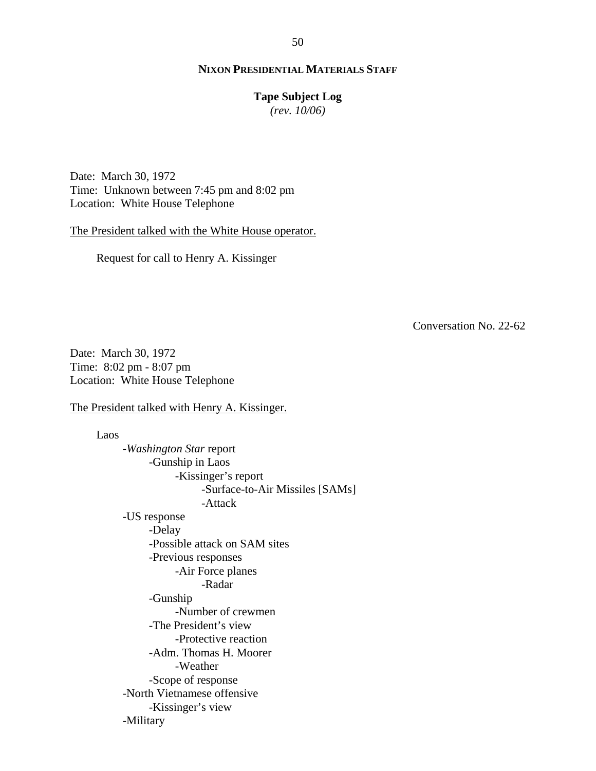**NIXON PRESIDENTIAL MATERIALS STAFF**

**Tape Subject Log**
*(rev. 10/06)*

Date: March 30, 1972
Time: Unknown between 7:45 pm and 8:02 pm
Location: White House Telephone

The President talked with the White House operator.

Request for call to Henry A. Kissinger

Conversation No. 22-62

Date: March 30, 1972
Time: 8:02 pm - 8:07 pm
Location: White House Telephone

The President talked with Henry A. Kissinger.

Laos
- -*Washington Star* report
    - -Gunship in Laos
        - -Kissinger's report
            - -Surface-to-Air Missiles [SAMs]
            - -Attack
- -US response
    - -Delay
    - -Possible attack on SAM sites
    - -Previous responses
        - -Air Force planes
            - -Radar
    - -Gunship
        - -Number of crewmen
    - -The President's view
        - -Protective reaction
    - -Adm. Thomas H. Moorer
        - -Weather
    - -Scope of response
- -North Vietnamese offensive
    - -Kissinger's view
- -Military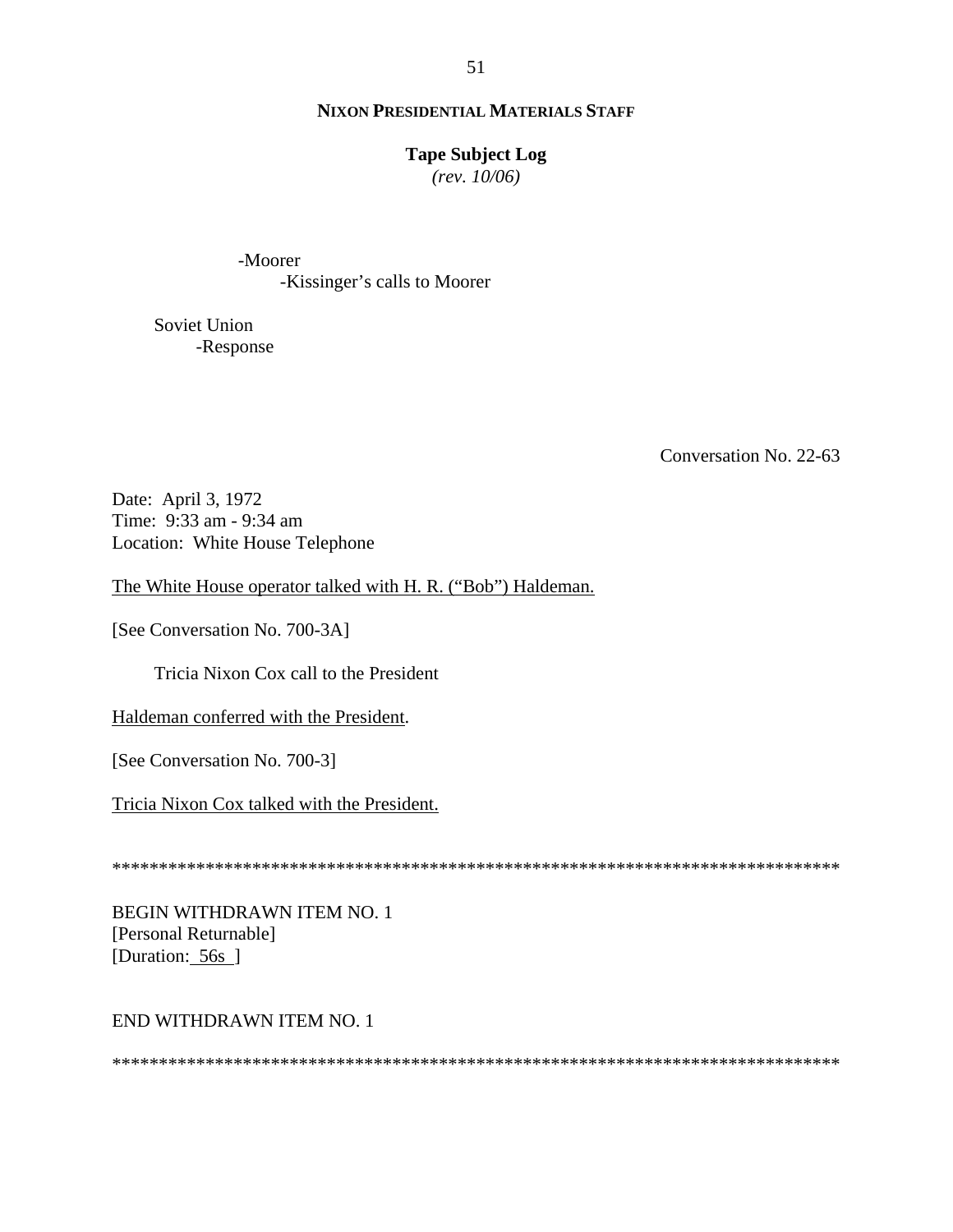-Moorer
    -Kissinger's calls to Moorer

Soviet Union
    -Response

Conversation No. 22-63

Date: April 3, 1972
Time: 9:33 am - 9:34 am
Location: White House Telephone

The White House operator talked with H. R. ("Bob") Haldeman.

[See Conversation No. 700-3A]

Tricia Nixon Cox call to the President

Haldeman conferred with the President.

[See Conversation No. 700-3]

Tricia Nixon Cox talked with the President.

********************************************************************************

BEGIN WITHDRAWN ITEM NO. 1
[Personal Returnable]
[Duration: 56s ]

END WITHDRAWN ITEM NO. 1

********************************************************************************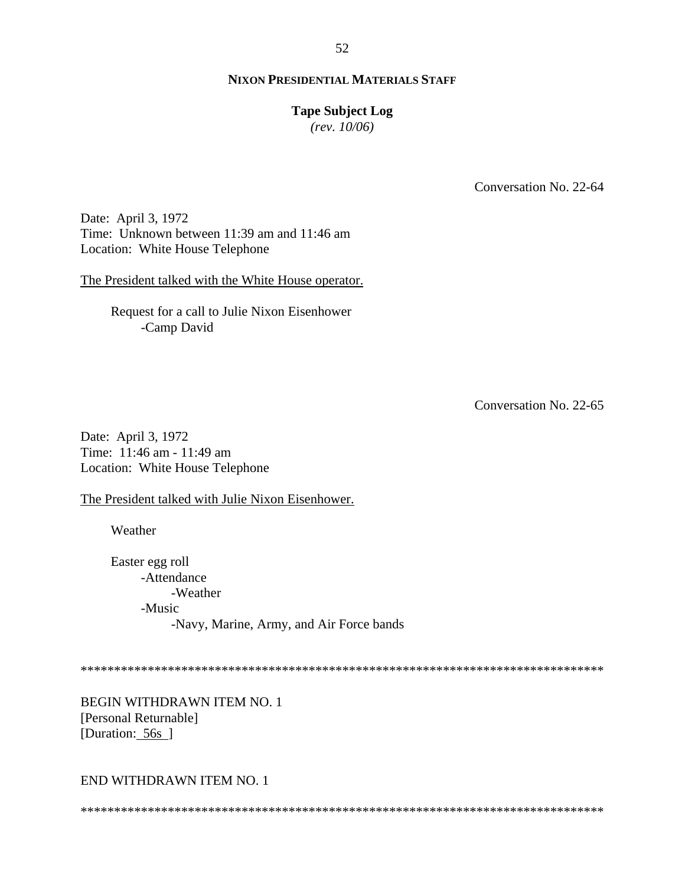**NIXON PRESIDENTIAL MATERIALS STAFF**

**Tape Subject Log**
*(rev. 10/06)*

Conversation No. 22-64

Date: April 3, 1972
Time: Unknown between 11:39 am and 11:46 am
Location: White House Telephone

The President talked with the White House operator.

Request for a call to Julie Nixon Eisenhower
- Camp David

Conversation No. 22-65

Date: April 3, 1972
Time: 11:46 am - 11:49 am
Location: White House Telephone

The President talked with Julie Nixon Eisenhower.

Weather

Easter egg roll
- Attendance
  - Weather
- Music
  - Navy, Marine, Army, and Air Force bands

******************************************************************************

BEGIN WITHDRAWN ITEM NO. 1
[Personal Returnable]
[Duration: 56s ]

END WITHDRAWN ITEM NO. 1

******************************************************************************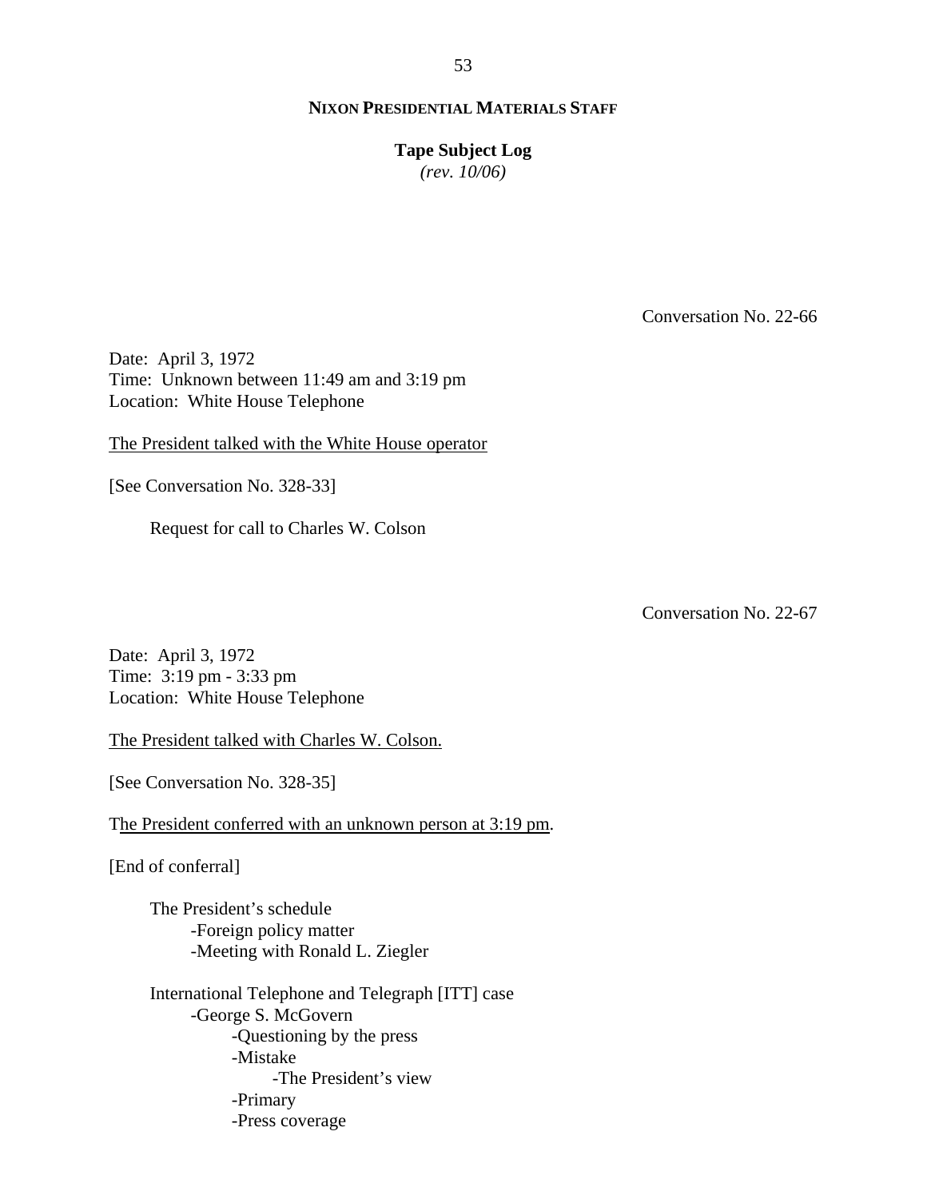**NIXON PRESIDENTIAL MATERIALS STAFF**

**Tape Subject Log**
*(rev. 10/06)*

Conversation No. 22-66

Date: April 3, 1972
Time: Unknown between 11:49 am and 3:19 pm
Location: White House Telephone

The President talked with the White House operator

[See Conversation No. 328-33]

- Request for call to Charles W. Colson

Conversation No. 22-67

Date: April 3, 1972
Time: 3:19 pm - 3:33 pm
Location: White House Telephone

The President talked with Charles W. Colson.

[See Conversation No. 328-35]

The President conferred with an unknown person at 3:19 pm.

[End of conferral]

- The President's schedule
  - -Foreign policy matter
  - -Meeting with Ronald L. Ziegler
- International Telephone and Telegraph [ITT] case
  - -George S. McGovern
    - -Questioning by the press
    - -Mistake
      - -The President's view
    - -Primary
    - -Press coverage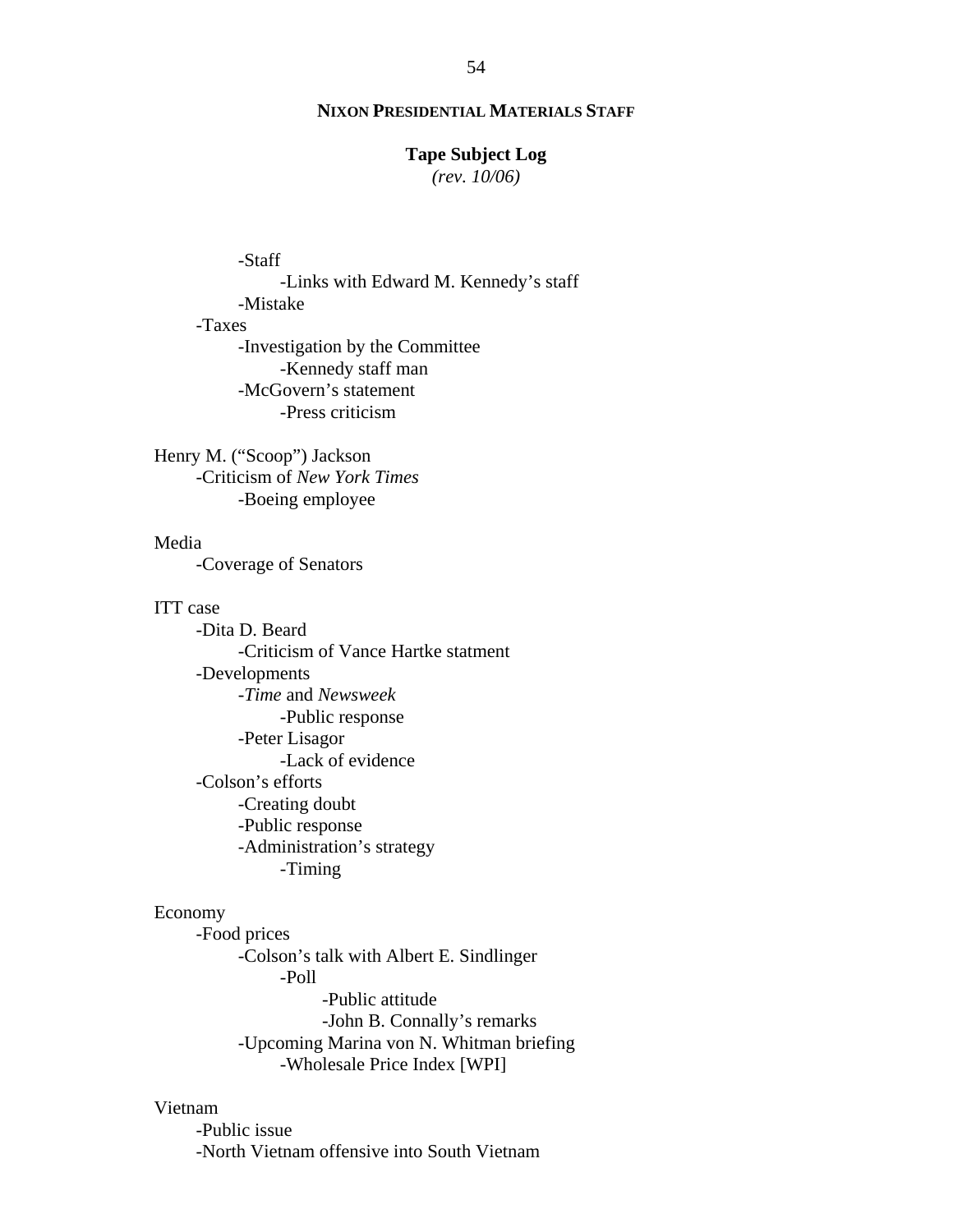-Staff
- -Links with Edward M. Kennedy's staff
- -Mistake

-Taxes
- -Investigation by the Committee
  - -Kennedy staff man
- -McGovern's statement
  - -Press criticism

Henry M. ("Scoop") Jackson
- -Criticism of *New York Times*
  - -Boeing employee

Media
- -Coverage of Senators

ITT case
- -Dita D. Beard
  - -Criticism of Vance Hartke statment
- -Developments
  - -*Time* and *Newsweek*
    - -Public response
  - -Peter Lisagor
    - -Lack of evidence
- -Colson's efforts
  - -Creating doubt
  - -Public response
  - -Administration's strategy
    - -Timing

Economy
- -Food prices
  - -Colson's talk with Albert E. Sindlinger
    - -Poll
      - -Public attitude
      - -John B. Connally's remarks
  - -Upcoming Marina von N. Whitman briefing
    - -Wholesale Price Index [WPI]

Vietnam
- -Public issue
- -North Vietnam offensive into South Vietnam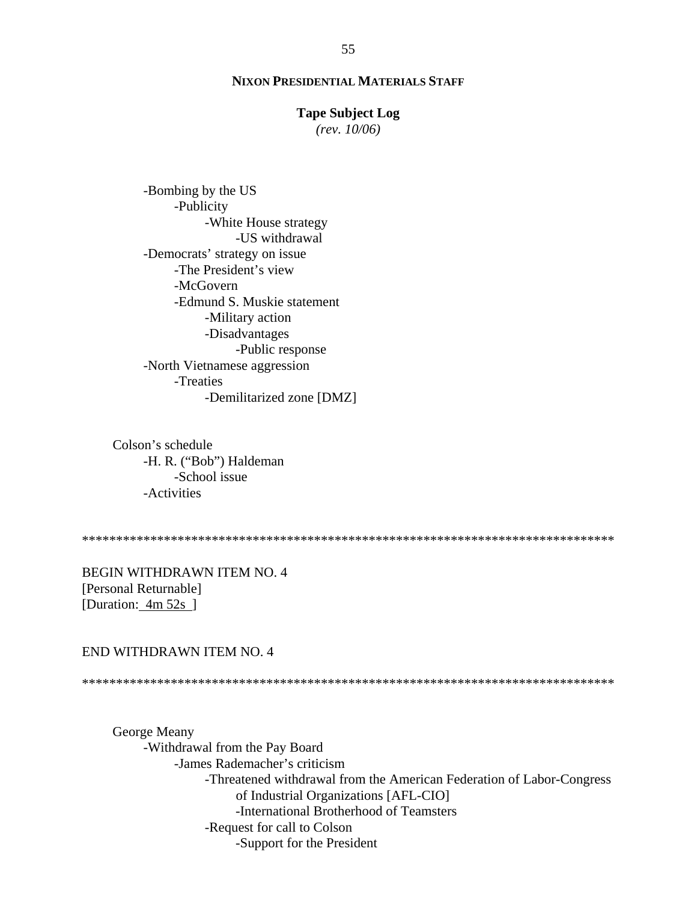-Bombing by the US
  - -Publicity
    - -White House strategy
      - -US withdrawal

-Democrats' strategy on issue
  - -The President's view
  - -McGovern
  - -Edmund S. Muskie statement
    - -Military action
    - -Disadvantages
      - -Public response

-North Vietnamese aggression
  - -Treaties
    - -Demilitarized zone [DMZ]

Colson's schedule
- -H. R. ("Bob") Haldeman
  - -School issue
- -Activities

******************************************************************************

BEGIN WITHDRAWN ITEM NO. 4
[Personal Returnable]
[Duration: 4m 52s ]

END WITHDRAWN ITEM NO. 4

******************************************************************************

George Meany
- -Withdrawal from the Pay Board
  - -James Rademacher's criticism
    - -Threatened withdrawal from the American Federation of Labor-Congress of Industrial Organizations [AFL-CIO]
      - -International Brotherhood of Teamsters
    - -Request for call to Colson
      - -Support for the President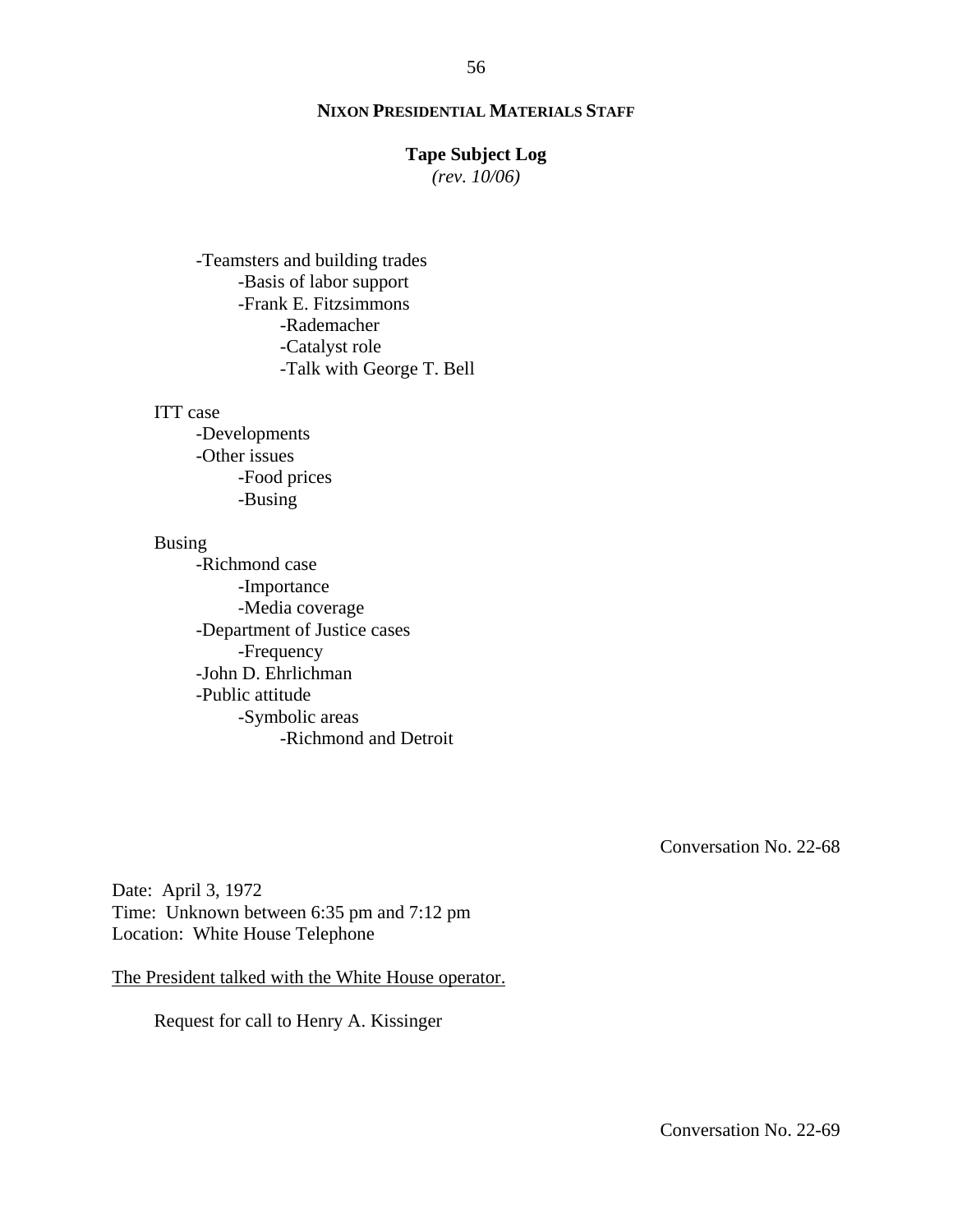- Teamsters and building trades
  - Basis of labor support
  - Frank E. Fitzsimmons
    - Rademacher
    - Catalyst role
    - Talk with George T. Bell

ITT case
- Developments
- Other issues
  - Food prices
  - Busing

Busing
- Richmond case
  - Importance
  - Media coverage
- Department of Justice cases
  - Frequency
- John D. Ehrlichman
- Public attitude
  - Symbolic areas
    - Richmond and Detroit

Conversation No. 22-68

Date: April 3, 1972
Time: Unknown between 6:35 pm and 7:12 pm
Location: White House Telephone

The President talked with the White House operator.

Request for call to Henry A. Kissinger

Conversation No. 22-69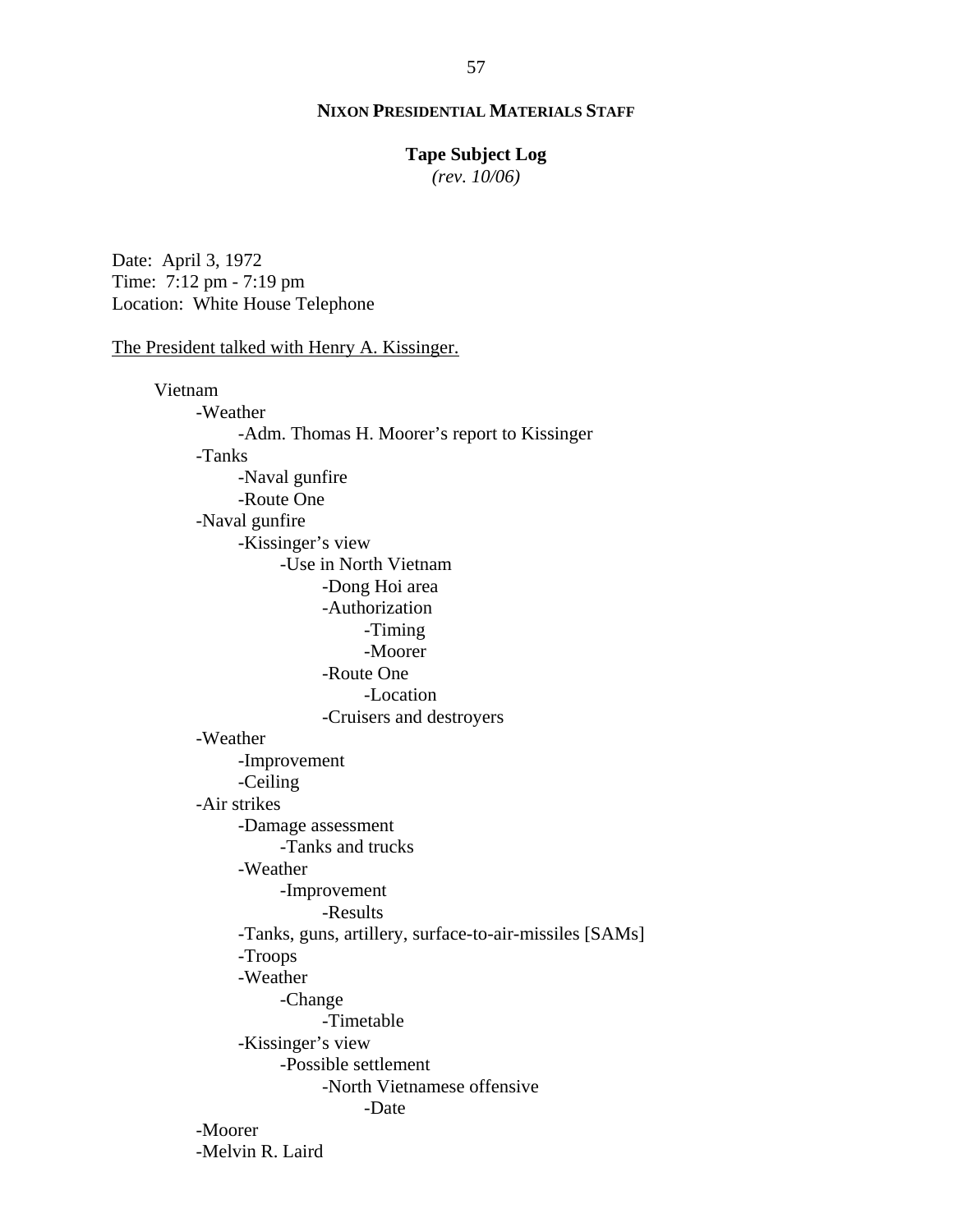**NIXON PRESIDENTIAL MATERIALS STAFF**

**Tape Subject Log**
*(rev. 10/06)*

Date: April 3, 1972
Time: 7:12 pm - 7:19 pm
Location: White House Telephone

The President talked with Henry A. Kissinger.

- Vietnam
  - -Weather
    - -Adm. Thomas H. Moorer's report to Kissinger
  - -Tanks
    - -Naval gunfire
    - -Route One
  - -Naval gunfire
    - -Kissinger's view
      - -Use in North Vietnam
        - -Dong Hoi area
        - -Authorization
          - -Timing
          - -Moorer
        - -Route One
          - -Location
        - -Cruisers and destroyers
  - -Weather
    - -Improvement
    - -Ceiling
  - -Air strikes
    - -Damage assessment
      - -Tanks and trucks
    - -Weather
      - -Improvement
        - -Results
    - -Tanks, guns, artillery, surface-to-air-missiles [SAMs]
    - -Troops
    - -Weather
      - -Change
        - -Timetable
    - -Kissinger's view
      - -Possible settlement
        - -North Vietnamese offensive
          - -Date
  - -Moorer
  - -Melvin R. Laird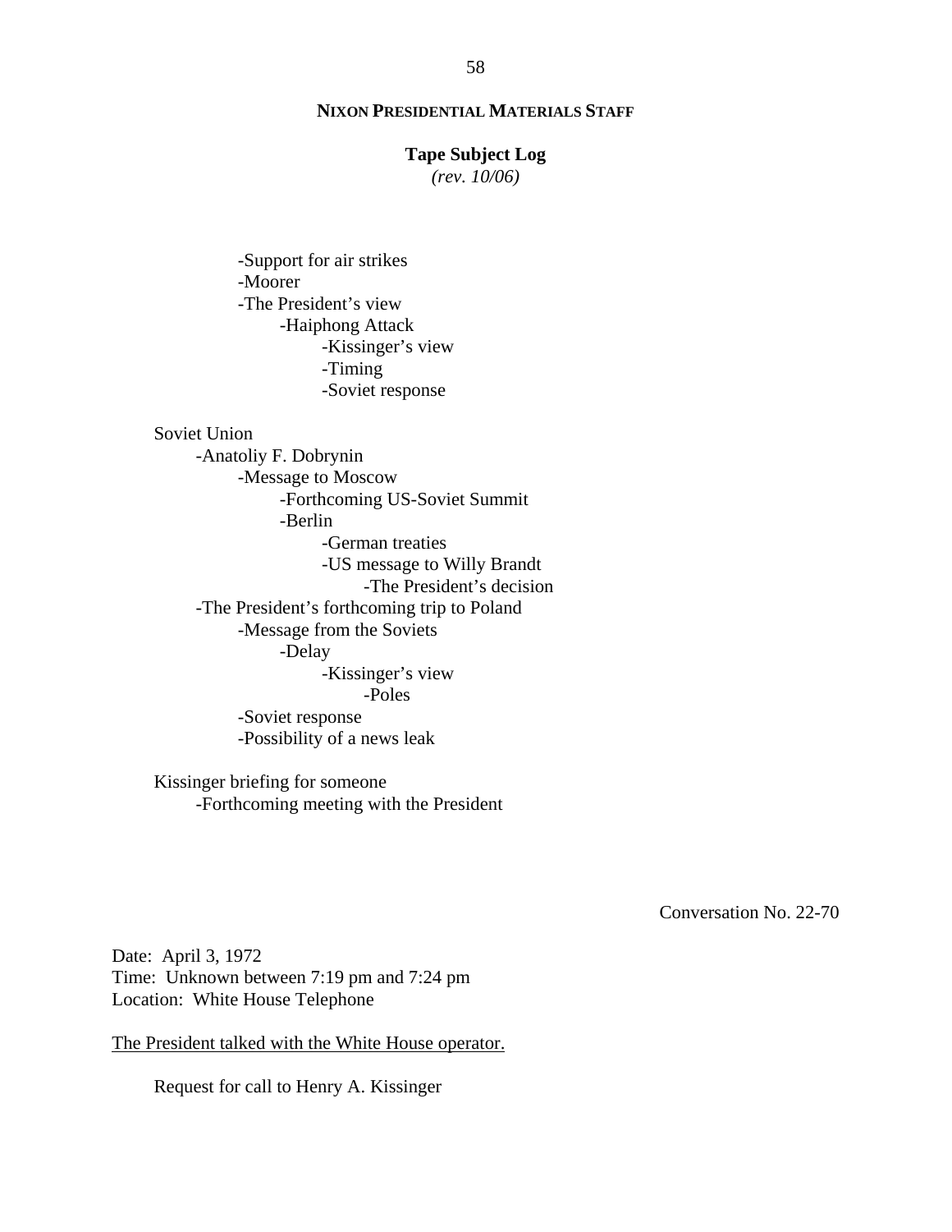-Support for air strikes
-Moorer
-The President's view
    -Haiphong Attack
        -Kissinger's view
        -Timing
        -Soviet response

Soviet Union
- Anatoliy F. Dobrynin
    - Message to Moscow
        - Forthcoming US-Soviet Summit
        - Berlin
            - German treaties
            - US message to Willy Brandt
                - The President's decision
- The President's forthcoming trip to Poland
    - Message from the Soviets
        - Delay
            - Kissinger's view
                - Poles
    - Soviet response
    - Possibility of a news leak

Kissinger briefing for someone
- Forthcoming meeting with the President

Conversation No. 22-70

Date: April 3, 1972
Time: Unknown between 7:19 pm and 7:24 pm
Location: White House Telephone

<u>The President talked with the White House operator.</u>

Request for call to Henry A. Kissinger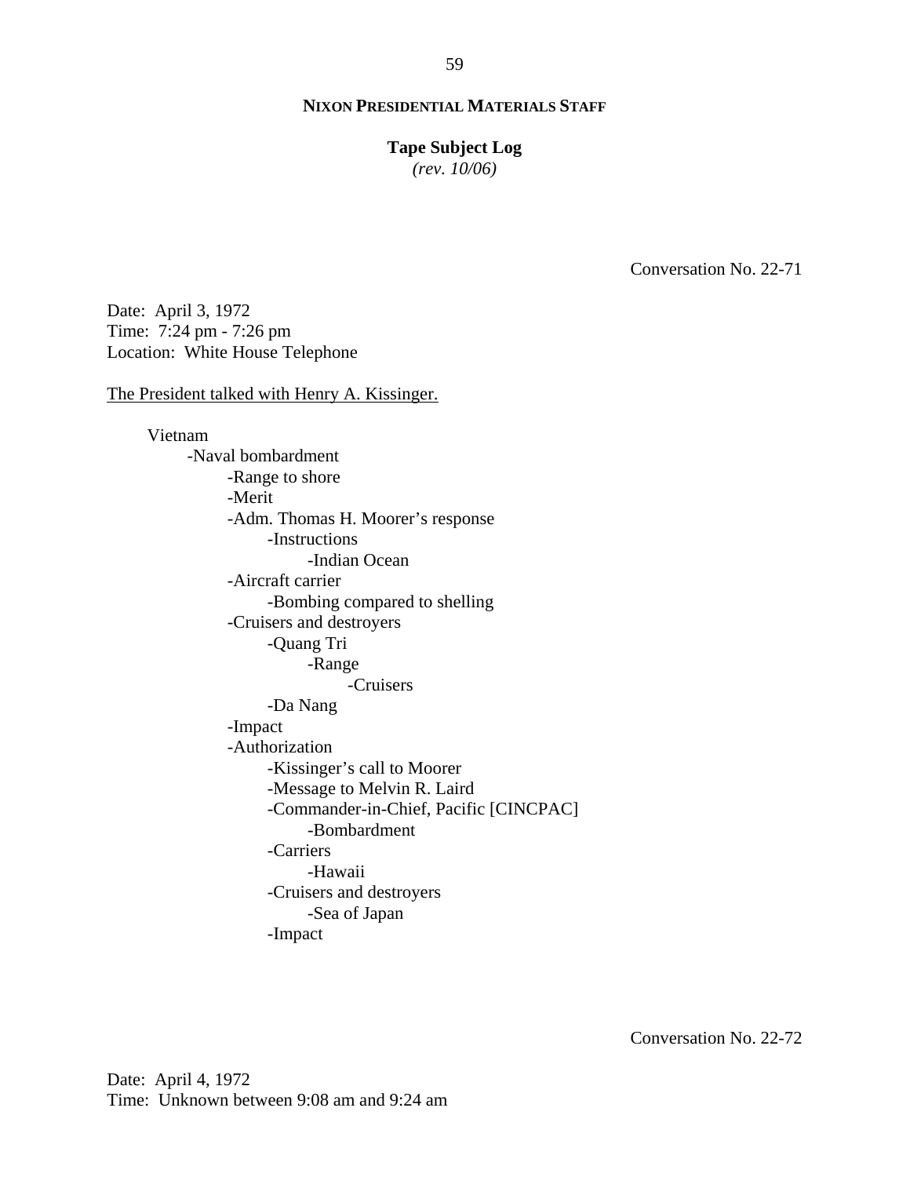**NIXON PRESIDENTIAL MATERIALS STAFF**

**Tape Subject Log**
*(rev. 10/06)*

Conversation No. 22-71

Date: April 3, 1972
Time: 7:24 pm - 7:26 pm
Location: White House Telephone

The President talked with Henry A. Kissinger.

- Vietnam
  - -Naval bombardment
    - -Range to shore
    - -Merit
    - -Adm. Thomas H. Moorer's response
      - -Instructions
        - -Indian Ocean
    - -Aircraft carrier
      - -Bombing compared to shelling
    - -Cruisers and destroyers
      - -Quang Tri
        - -Range
          - -Cruisers
      - -Da Nang
    - -Impact
    - -Authorization
      - -Kissinger's call to Moorer
      - -Message to Melvin R. Laird
      - -Commander-in-Chief, Pacific [CINCPAC]
        - -Bombardment
      - -Carriers
        - -Hawaii
      - -Cruisers and destroyers
        - -Sea of Japan
      - -Impact

Conversation No. 22-72

Date: April 4, 1972
Time: Unknown between 9:08 am and 9:24 am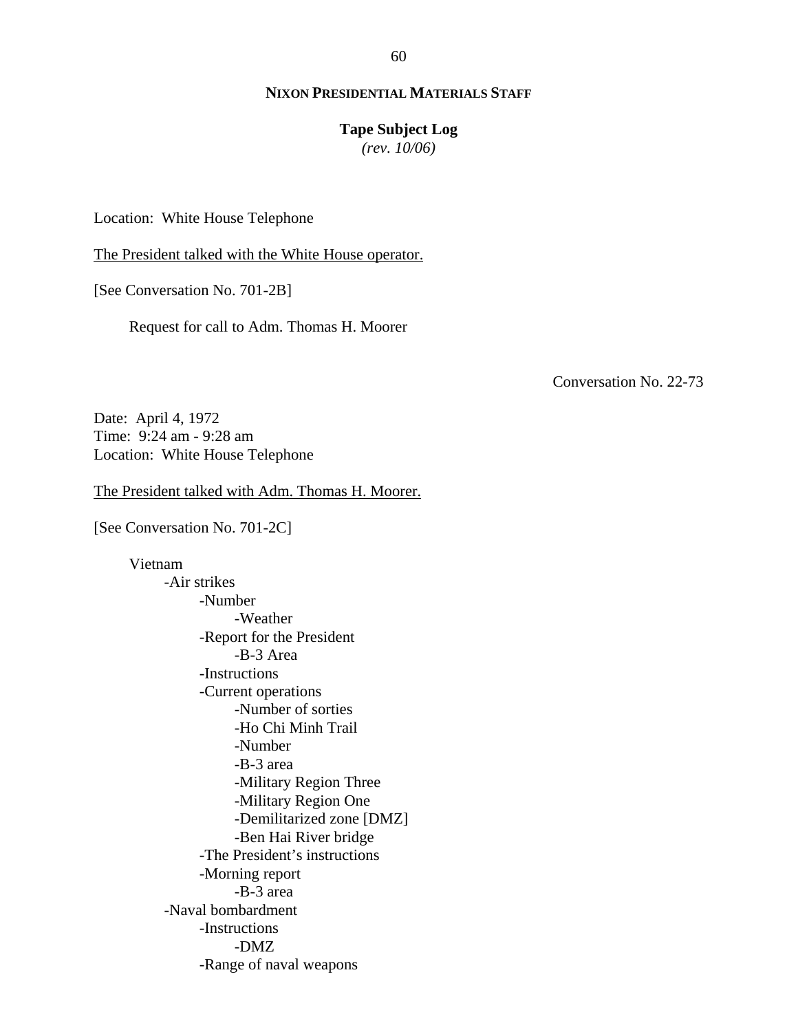Location: White House Telephone

<u>The President talked with the White House operator.</u>

[See Conversation No. 701-2B]

Request for call to Adm. Thomas H. Moorer

Conversation No. 22-73

Date: April 4, 1972
Time: 9:24 am - 9:28 am
Location: White House Telephone

<u>The President talked with Adm. Thomas H. Moorer.</u>

[See Conversation No. 701-2C]

Vietnam
- -Air strikes
    - -Number
        - -Weather
    - -Report for the President
        - -B-3 Area
    - -Instructions
    - -Current operations
        - -Number of sorties
        - -Ho Chi Minh Trail
        - -Number
        - -B-3 area
        - -Military Region Three
        - -Military Region One
        - -Demilitarized zone [DMZ]
        - -Ben Hai River bridge
    - -The President's instructions
    - -Morning report
        - -B-3 area
- -Naval bombardment
    - -Instructions
        - -DMZ
    - -Range of naval weapons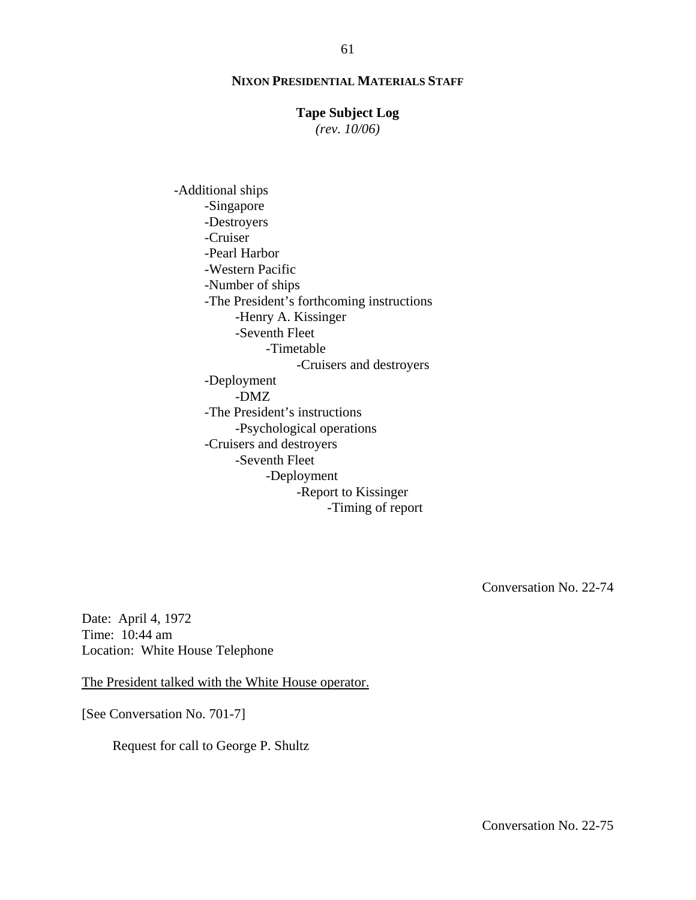-Additional ships
    -Singapore
    -Destroyers
    -Cruiser
    -Pearl Harbor
    -Western Pacific
    -Number of ships
    -The President's forthcoming instructions
        -Henry A. Kissinger
        -Seventh Fleet
            -Timetable
                -Cruisers and destroyers
    -Deployment
        -DMZ
    -The President's instructions
        -Psychological operations
    -Cruisers and destroyers
        -Seventh Fleet
            -Deployment
                -Report to Kissinger
                    -Timing of report

Conversation No. 22-74

Date: April 4, 1972
Time: 10:44 am
Location: White House Telephone

<u>The President talked with the White House operator.</u>

[See Conversation No. 701-7]

Request for call to George P. Shultz

Conversation No. 22-75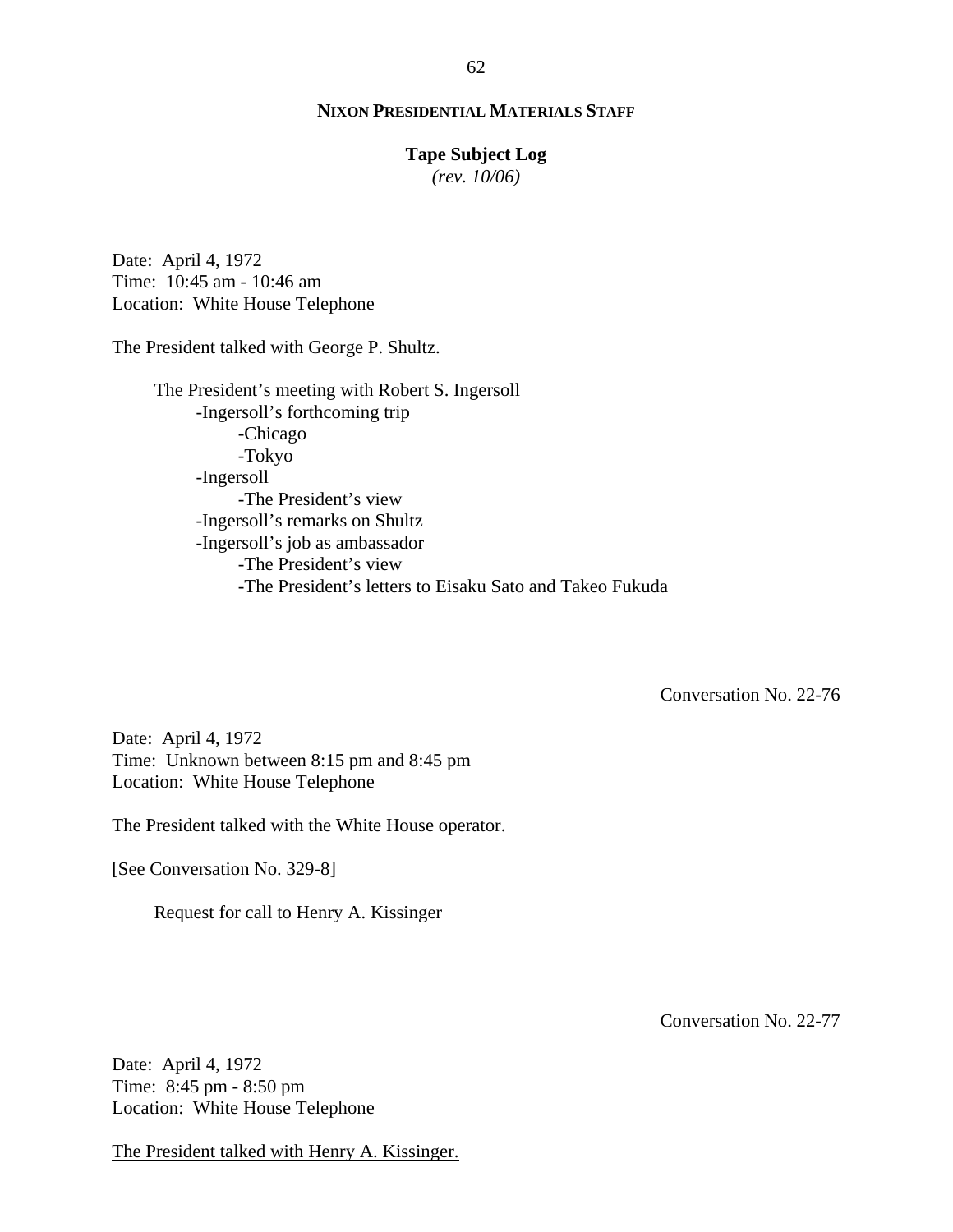**NIXON PRESIDENTIAL MATERIALS STAFF**

**Tape Subject Log**
*(rev. 10/06)*

Date: April 4, 1972
Time: 10:45 am - 10:46 am
Location: White House Telephone

The President talked with George P. Shultz.

- The President's meeting with Robert S. Ingersoll
    - -Ingersoll's forthcoming trip
        - -Chicago
        - -Tokyo
    - -Ingersoll
        - -The President's view
    - -Ingersoll's remarks on Shultz
    - -Ingersoll's job as ambassador
        - -The President's view
        - -The President's letters to Eisaku Sato and Takeo Fukuda

Conversation No. 22-76

Date: April 4, 1972
Time: Unknown between 8:15 pm and 8:45 pm
Location: White House Telephone

The President talked with the White House operator.

[See Conversation No. 329-8]

Request for call to Henry A. Kissinger

Conversation No. 22-77

Date: April 4, 1972
Time: 8:45 pm - 8:50 pm
Location: White House Telephone

The President talked with Henry A. Kissinger.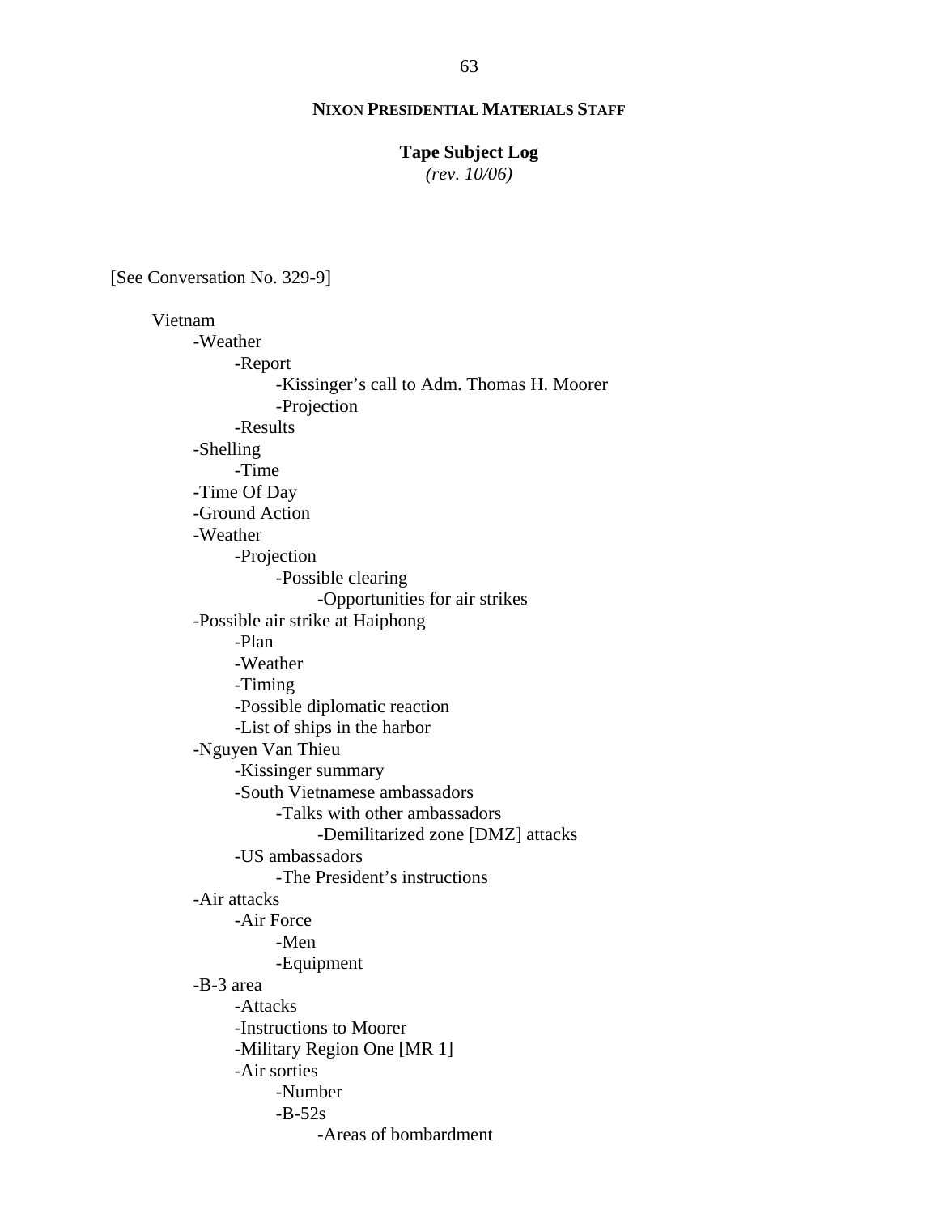**NIXON PRESIDENTIAL MATERIALS STAFF**

**Tape Subject Log**
*(rev. 10/06)*

[See Conversation No. 329-9]

- Vietnam
    - -Weather
        - -Report
            - -Kissinger's call to Adm. Thomas H. Moorer
            - -Projection
        - -Results
    - -Shelling
        - -Time
    - -Time Of Day
    - -Ground Action
    - -Weather
        - -Projection
            - -Possible clearing
                - -Opportunities for air strikes
    - -Possible air strike at Haiphong
        - -Plan
        - -Weather
        - -Timing
        - -Possible diplomatic reaction
        - -List of ships in the harbor
    - -Nguyen Van Thieu
        - -Kissinger summary
        - -South Vietnamese ambassadors
            - -Talks with other ambassadors
                - -Demilitarized zone [DMZ] attacks
        - -US ambassadors
            - -The President's instructions
    - -Air attacks
        - -Air Force
            - -Men
            - -Equipment
    - -B-3 area
        - -Attacks
        - -Instructions to Moorer
        - -Military Region One [MR 1]
        - -Air sorties
            - -Number
            - -B-52s
                - -Areas of bombardment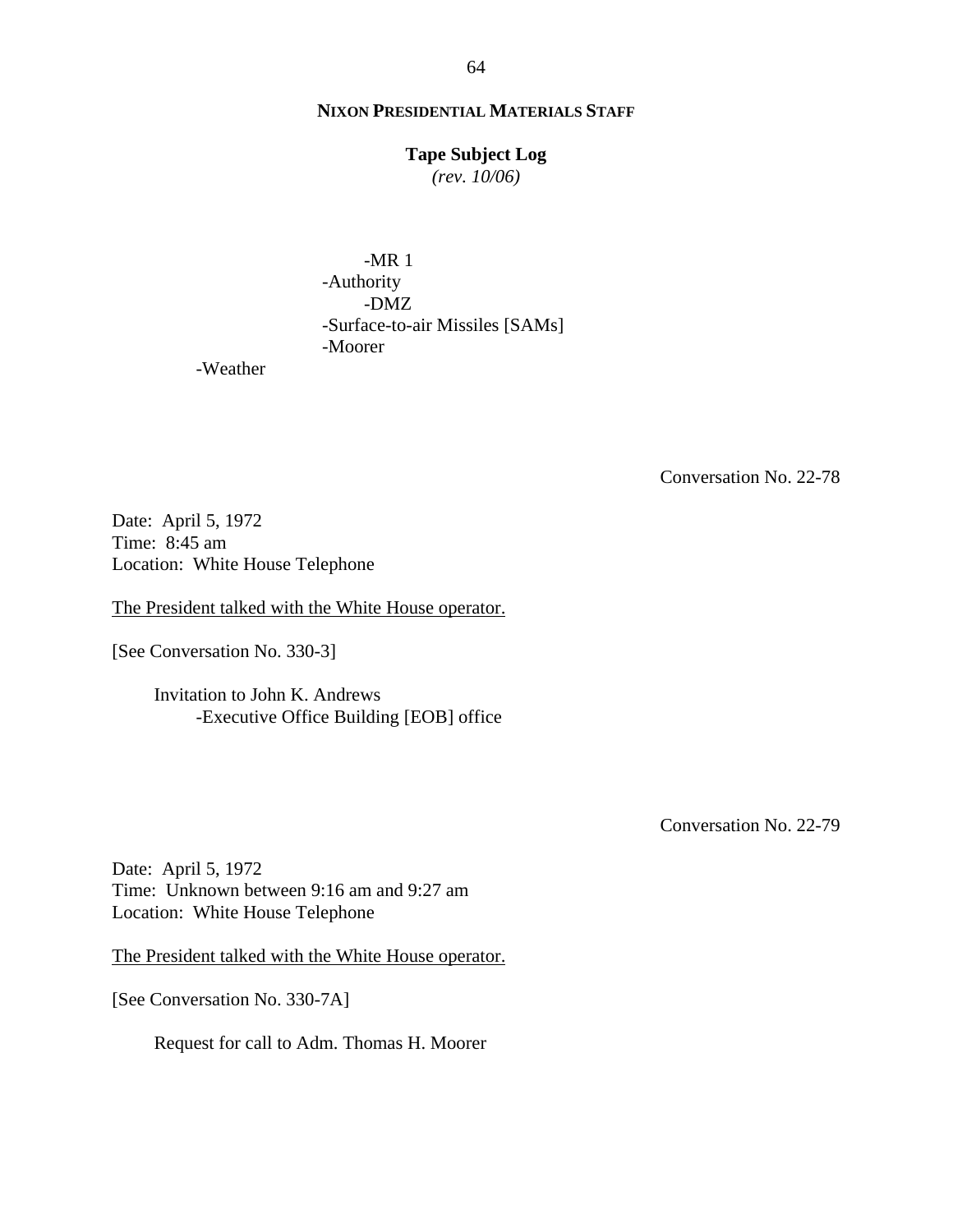**NIXON PRESIDENTIAL MATERIALS STAFF**

**Tape Subject Log**
*(rev. 10/06)*

            -MR 1
        -Authority
            -DMZ
        -Surface-to-air Missiles [SAMs]
        -Moorer
    -Weather

Conversation No. 22-78

Date: April 5, 1972
Time: 8:45 am
Location: White House Telephone

The President talked with the White House operator.

[See Conversation No. 330-3]

Invitation to John K. Andrews
    -Executive Office Building [EOB] office

Conversation No. 22-79

Date: April 5, 1972
Time: Unknown between 9:16 am and 9:27 am
Location: White House Telephone

The President talked with the White House operator.

[See Conversation No. 330-7A]

Request for call to Adm. Thomas H. Moorer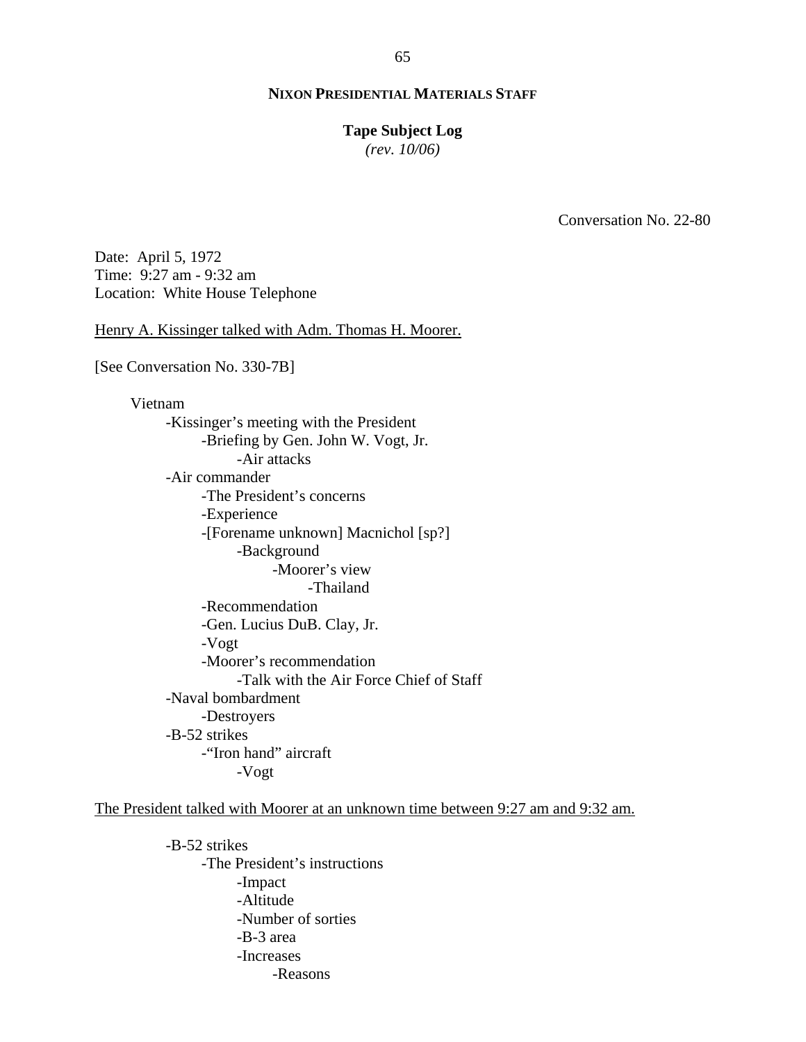**NIXON PRESIDENTIAL MATERIALS STAFF**

**Tape Subject Log**
*(rev. 10/06)*

Conversation No. 22-80

Date: April 5, 1972
Time: 9:27 am - 9:32 am
Location: White House Telephone

Henry A. Kissinger talked with Adm. Thomas H. Moorer.

[See Conversation No. 330-7B]

- Vietnam
    - -Kissinger's meeting with the President
        - -Briefing by Gen. John W. Vogt, Jr.
            - -Air attacks
    - -Air commander
        - -The President's concerns
        - -Experience
        - -[Forename unknown] Macnichol [sp?]
            - -Background
                - -Moorer's view
                    - -Thailand
        - -Recommendation
        - -Gen. Lucius DuB. Clay, Jr.
        - -Vogt
        - -Moorer's recommendation
            - -Talk with the Air Force Chief of Staff
    - -Naval bombardment
        - -Destroyers
    - -B-52 strikes
        - -"Iron hand" aircraft
            - -Vogt

The President talked with Moorer at an unknown time between 9:27 am and 9:32 am.

- -B-52 strikes
    - -The President's instructions
        - -Impact
        - -Altitude
        - -Number of sorties
        - -B-3 area
        - -Increases
            - -Reasons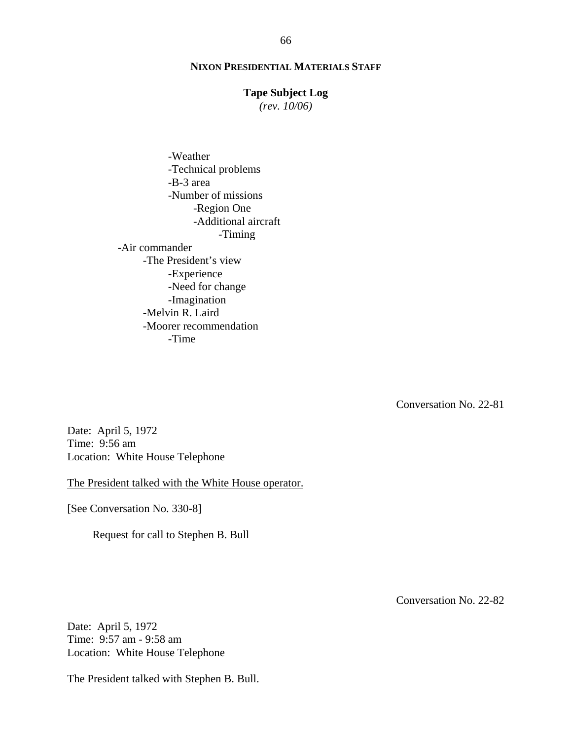**NIXON PRESIDENTIAL MATERIALS STAFF**

**Tape Subject Log**
*(rev. 10/06)*

- -Weather
- -Technical problems
- -B-3 area
- -Number of missions
  - -Region One
  - -Additional aircraft
    - -Timing

-Air commander
- -The President's view
  - -Experience
  - -Need for change
  - -Imagination
- -Melvin R. Laird
- -Moorer recommendation
  - -Time

Conversation No. 22-81

Date: April 5, 1972
Time: 9:56 am
Location: White House Telephone

The President talked with the White House operator.

[See Conversation No. 330-8]

Request for call to Stephen B. Bull

Conversation No. 22-82

Date: April 5, 1972
Time: 9:57 am - 9:58 am
Location: White House Telephone

The President talked with Stephen B. Bull.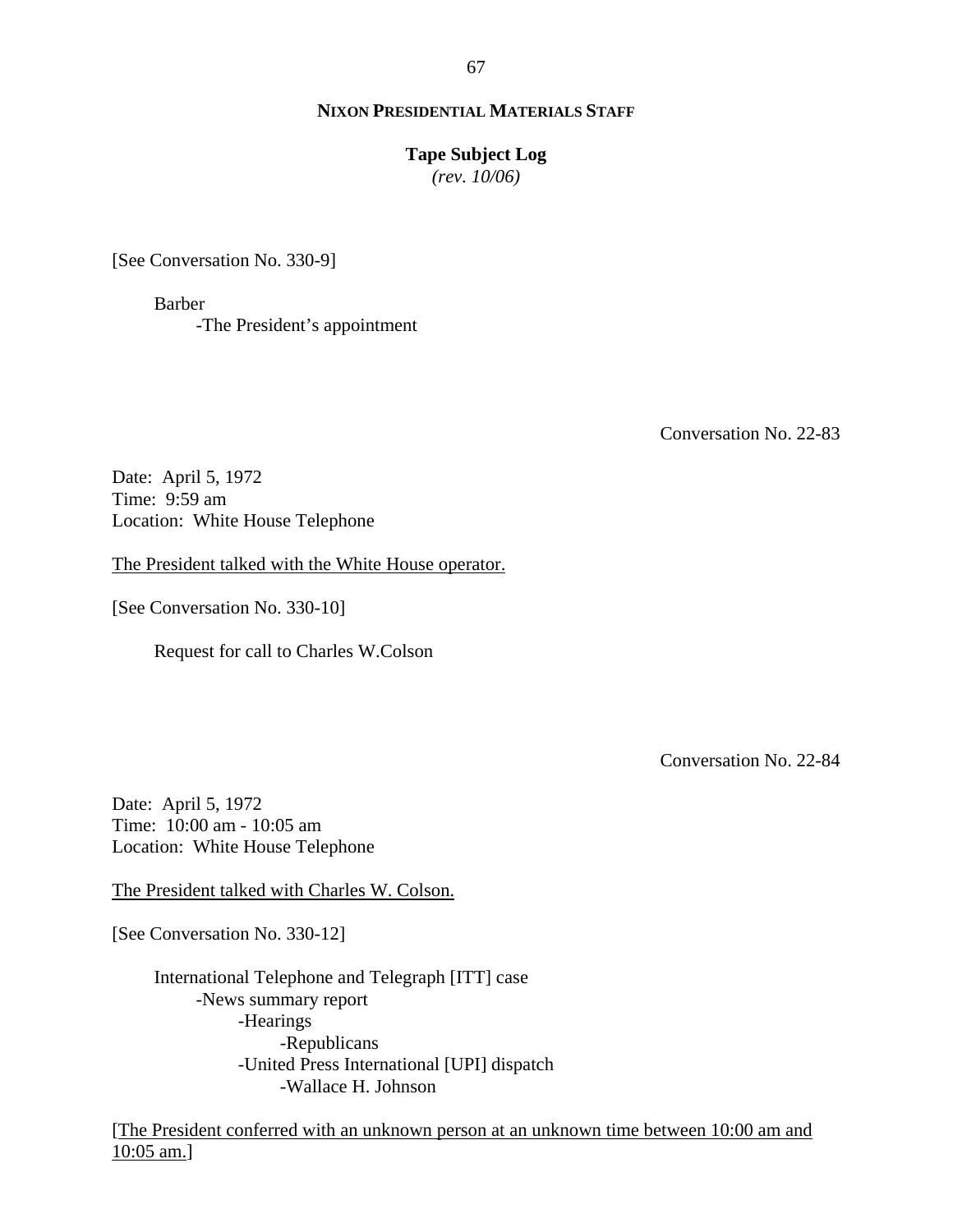**NIXON PRESIDENTIAL MATERIALS STAFF**

**Tape Subject Log**
*(rev. 10/06)*

[See Conversation No. 330-9]

Barber
- The President's appointment

Conversation No. 22-83

Date: April 5, 1972
Time: 9:59 am
Location: White House Telephone

<u>The President talked with the White House operator.</u>

[See Conversation No. 330-10]

Request for call to Charles W.Colson

Conversation No. 22-84

Date: April 5, 1972
Time: 10:00 am - 10:05 am
Location: White House Telephone

<u>The President talked with Charles W. Colson.</u>

[See Conversation No. 330-12]

International Telephone and Telegraph [ITT] case
- News summary report
  - Hearings
    - Republicans
  - United Press International [UPI] dispatch
    - Wallace H. Johnson

[<u>The President conferred with an unknown person at an unknown time between 10:00 am and 10:05 am.</u>]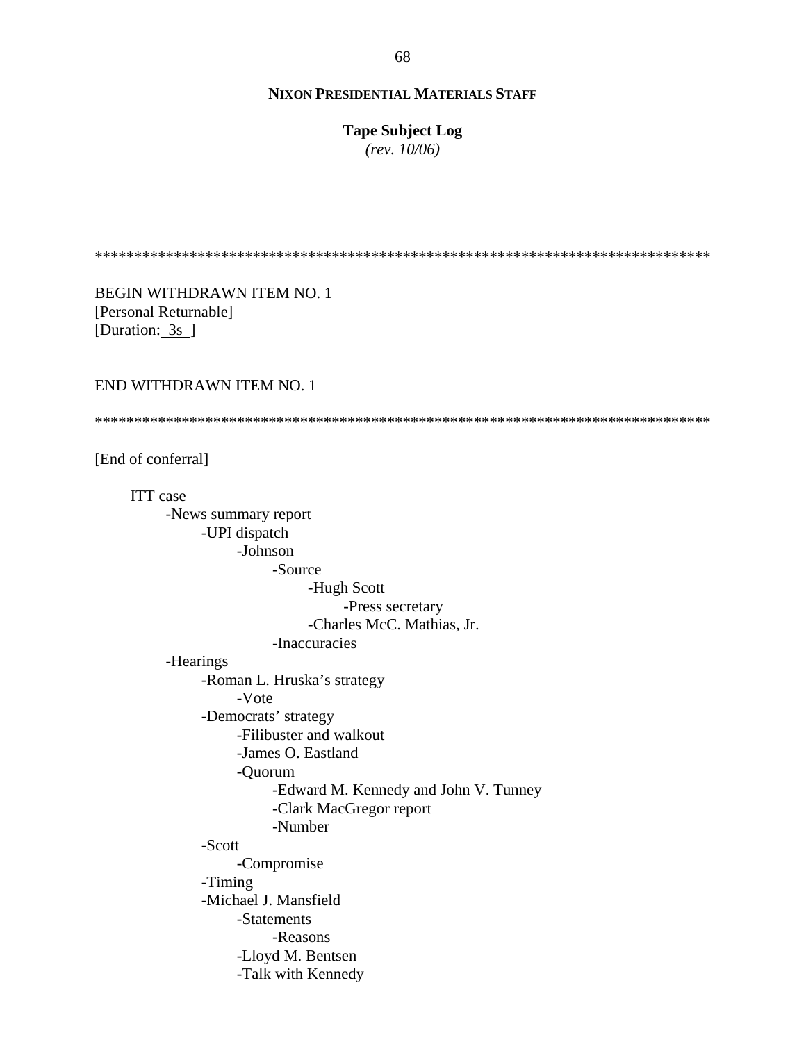**NIXON PRESIDENTIAL MATERIALS STAFF**

**Tape Subject Log**
*(rev. 10/06)*

******************************************************************************

BEGIN WITHDRAWN ITEM NO. 1
[Personal Returnable]
[Duration: 3s ]

END WITHDRAWN ITEM NO. 1

******************************************************************************

[End of conferral]

- ITT case
  - -News summary report
    - -UPI dispatch
      - -Johnson
        - -Source
          - -Hugh Scott
            - -Press secretary
          - -Charles McC. Mathias, Jr.
        - -Inaccuracies
  - -Hearings
    - -Roman L. Hruska's strategy
      - -Vote
    - -Democrats' strategy
      - -Filibuster and walkout
      - -James O. Eastland
      - -Quorum
        - -Edward M. Kennedy and John V. Tunney
        - -Clark MacGregor report
        - -Number
    - -Scott
      - -Compromise
    - -Timing
    - -Michael J. Mansfield
      - -Statements
        - -Reasons
      - -Lloyd M. Bentsen
      - -Talk with Kennedy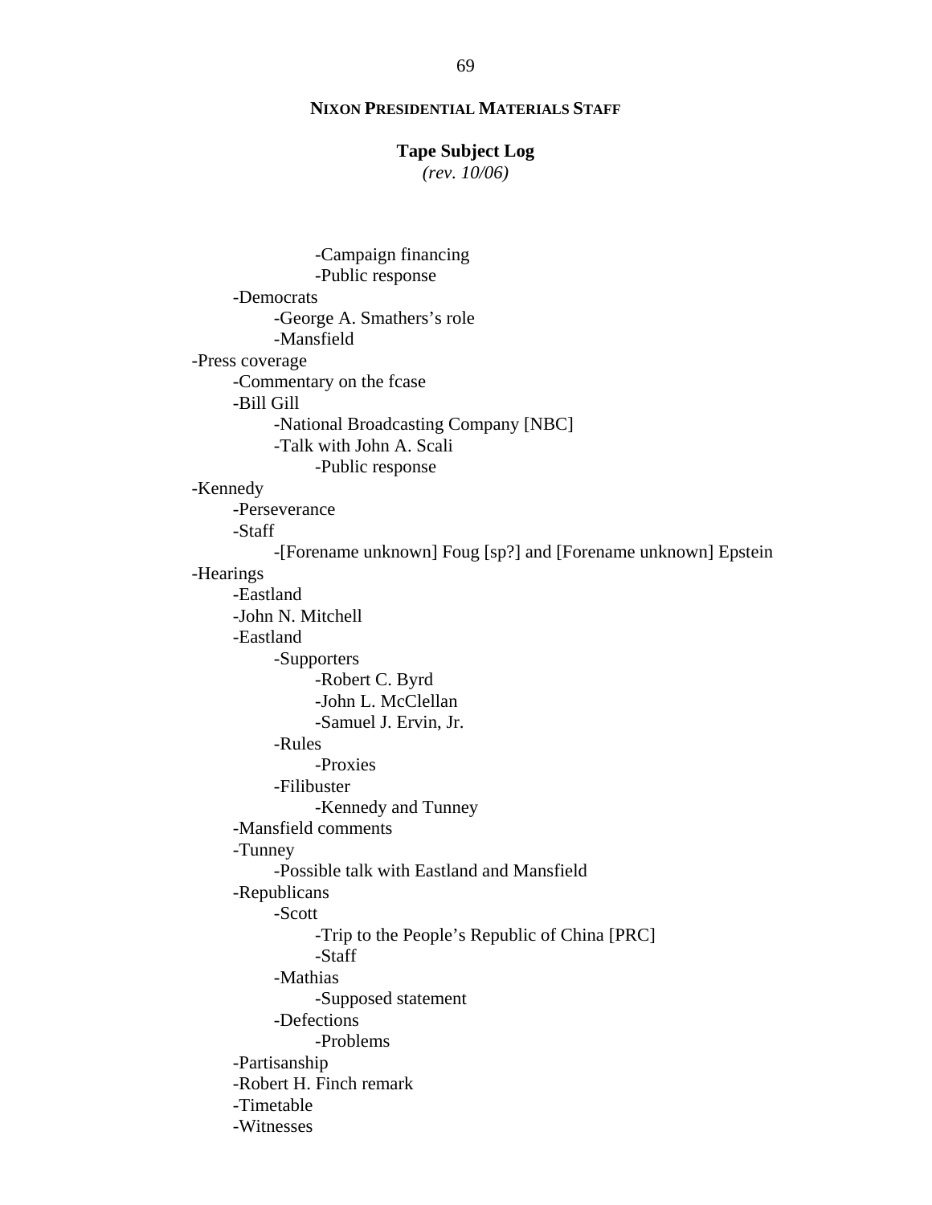**NIXON PRESIDENTIAL MATERIALS STAFF**

**Tape Subject Log**
*(rev. 10/06)*

            -Campaign financing
            -Public response
    -Democrats
        -George A. Smathers's role
        -Mansfield
-Press coverage
    -Commentary on the fcase
    -Bill Gill
        -National Broadcasting Company [NBC]
        -Talk with John A. Scali
            -Public response
-Kennedy
    -Perseverance
    -Staff
        -[Forename unknown] Foug [sp?] and [Forename unknown] Epstein
-Hearings
    -Eastland
    -John N. Mitchell
    -Eastland
        -Supporters
            -Robert C. Byrd
            -John L. McClellan
            -Samuel J. Ervin, Jr.
        -Rules
            -Proxies
        -Filibuster
            -Kennedy and Tunney
    -Mansfield comments
    -Tunney
        -Possible talk with Eastland and Mansfield
    -Republicans
        -Scott
            -Trip to the People's Republic of China [PRC]
            -Staff
        -Mathias
            -Supposed statement
        -Defections
            -Problems
    -Partisanship
    -Robert H. Finch remark
    -Timetable
    -Witnesses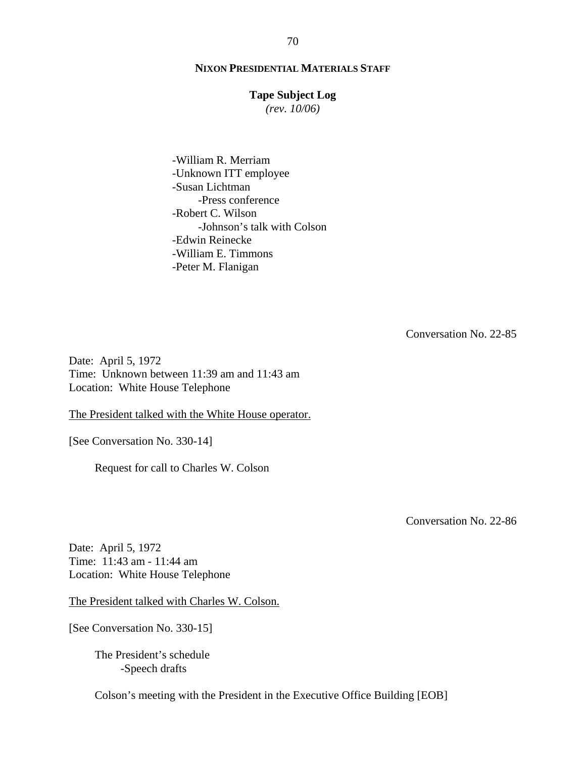-William R. Merriam
-Unknown ITT employee
-Susan Lichtman
    -Press conference
-Robert C. Wilson
    -Johnson's talk with Colson
-Edwin Reinecke
-William E. Timmons
-Peter M. Flanigan

Conversation No. 22-85

Date: April 5, 1972
Time: Unknown between 11:39 am and 11:43 am
Location: White House Telephone

The President talked with the White House operator.

[See Conversation No. 330-14]

Request for call to Charles W. Colson

Conversation No. 22-86

Date: April 5, 1972
Time: 11:43 am - 11:44 am
Location: White House Telephone

The President talked with Charles W. Colson.

[See Conversation No. 330-15]

The President's schedule
    -Speech drafts

Colson's meeting with the President in the Executive Office Building [EOB]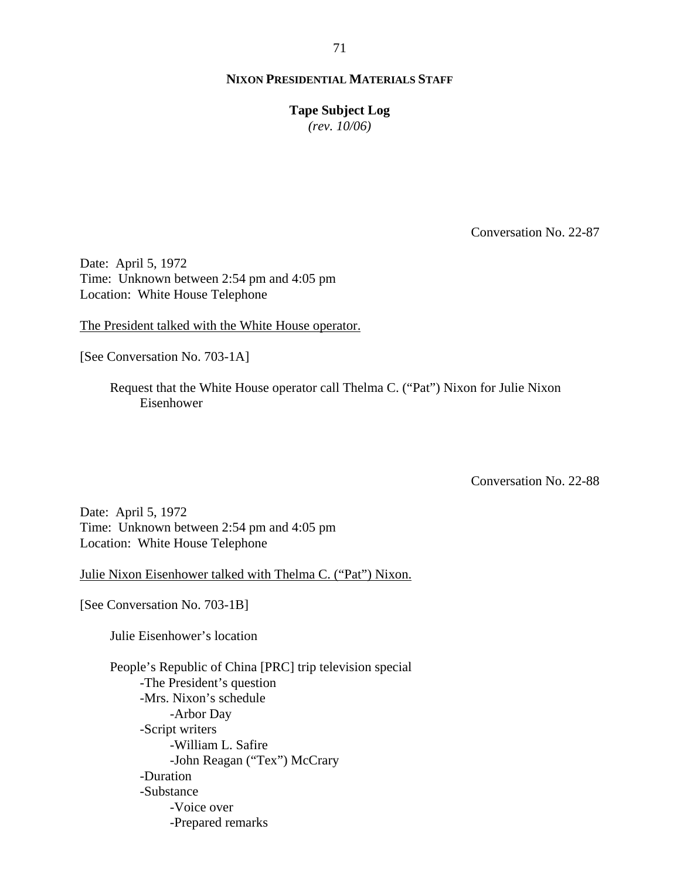**NIXON PRESIDENTIAL MATERIALS STAFF**

**Tape Subject Log**
*(rev. 10/06)*

Conversation No. 22-87

Date: April 5, 1972
Time: Unknown between 2:54 pm and 4:05 pm
Location: White House Telephone

The President talked with the White House operator.

[See Conversation No. 703-1A]

- Request that the White House operator call Thelma C. ("Pat") Nixon for Julie Nixon Eisenhower

Conversation No. 22-88

Date: April 5, 1972
Time: Unknown between 2:54 pm and 4:05 pm
Location: White House Telephone

Julie Nixon Eisenhower talked with Thelma C. ("Pat") Nixon.

[See Conversation No. 703-1B]

- Julie Eisenhower's location

- People's Republic of China [PRC] trip television special
  - The President's question
  - Mrs. Nixon's schedule
    - Arbor Day
  - Script writers
    - William L. Safire
    - John Reagan ("Tex") McCrary
  - Duration
  - Substance
    - Voice over
    - Prepared remarks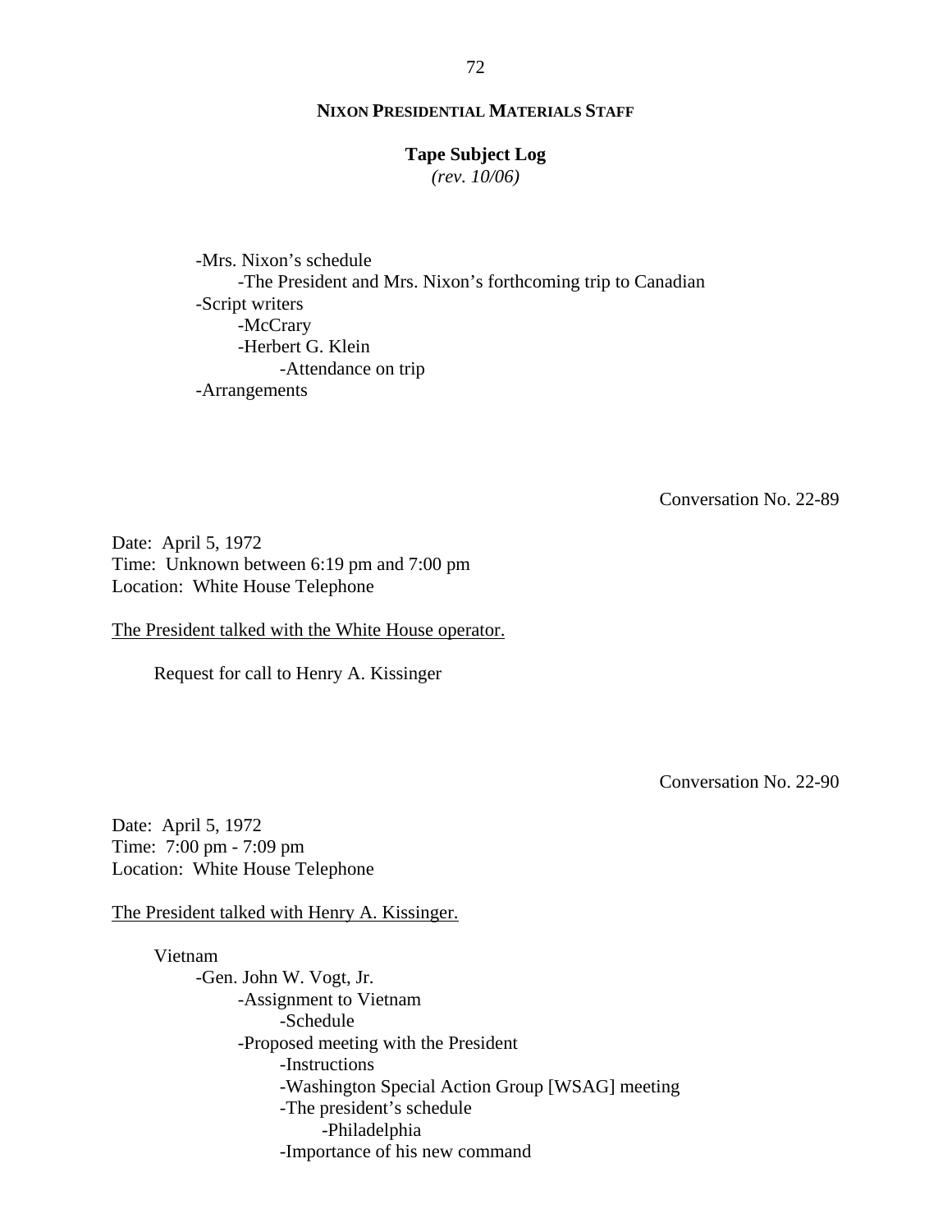-Mrs. Nixon's schedule
    -The President and Mrs. Nixon's forthcoming trip to Canadian
-Script writers
    -McCrary
    -Herbert G. Klein
        -Attendance on trip
-Arrangements

Conversation No. 22-89

Date: April 5, 1972
Time: Unknown between 6:19 pm and 7:00 pm
Location: White House Telephone

<u>The President talked with the White House operator.</u>

Request for call to Henry A. Kissinger

Conversation No. 22-90

Date: April 5, 1972
Time: 7:00 pm - 7:09 pm
Location: White House Telephone

<u>The President talked with Henry A. Kissinger.</u>

Vietnam
- -Gen. John W. Vogt, Jr.
    - -Assignment to Vietnam
        - -Schedule
    - -Proposed meeting with the President
        - -Instructions
        - -Washington Special Action Group [WSAG] meeting
        - -The president's schedule
            - -Philadelphia
        - -Importance of his new command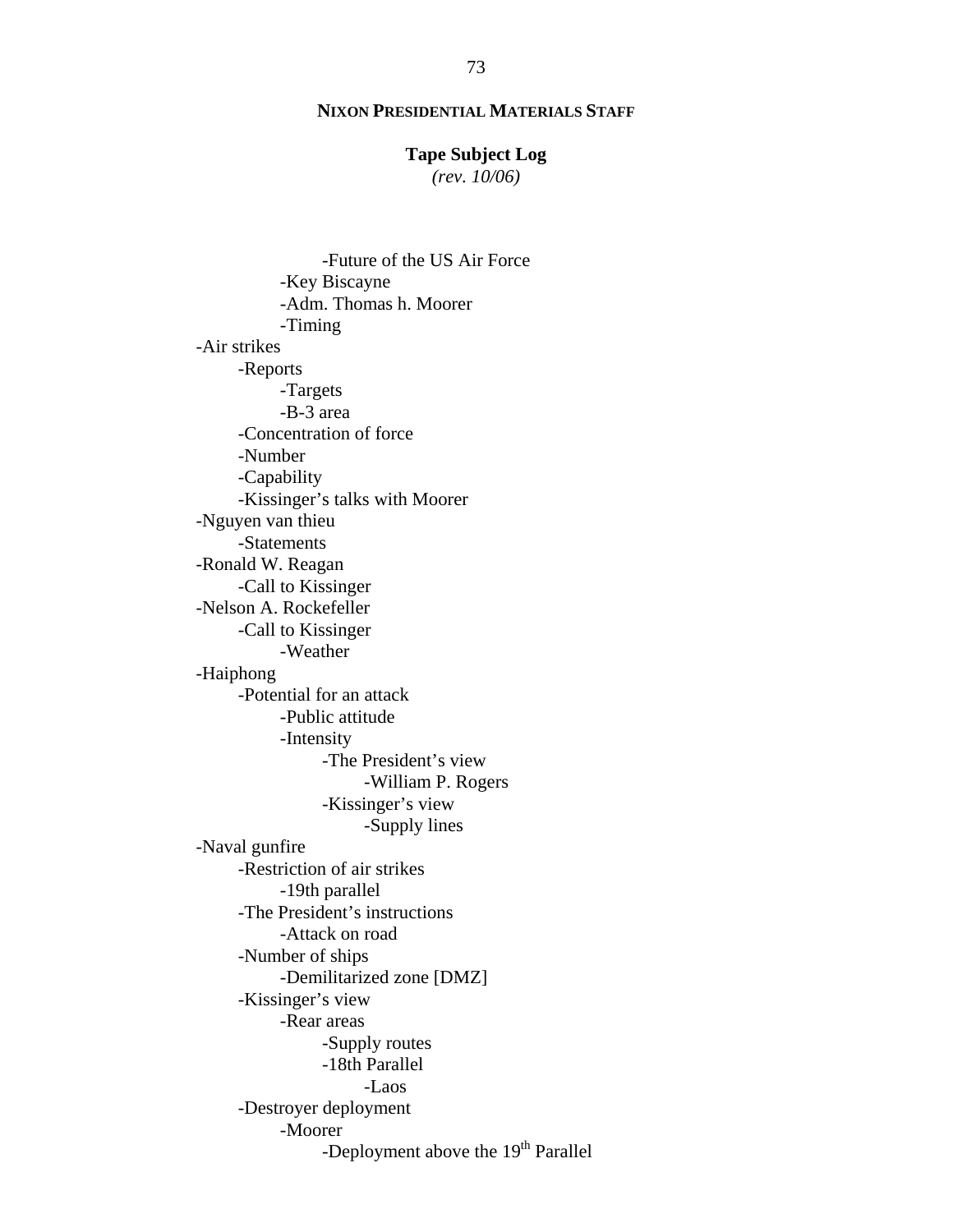**NIXON PRESIDENTIAL MATERIALS STAFF**

**Tape Subject Log**
*(rev. 10/06)*

- -Future of the US Air Force
    - -Key Biscayne
    - -Adm. Thomas h. Moorer
    - -Timing

- -Air strikes
    - -Reports
        - -Targets
        - -B-3 area
    - -Concentration of force
    - -Number
    - -Capability
    - -Kissinger's talks with Moorer
- -Nguyen van thieu
    - -Statements
- -Ronald W. Reagan
    - -Call to Kissinger
- -Nelson A. Rockefeller
    - -Call to Kissinger
        - -Weather
- -Haiphong
    - -Potential for an attack
        - -Public attitude
        - -Intensity
            - -The President's view
                - -William P. Rogers
            - -Kissinger's view
                - -Supply lines
- -Naval gunfire
    - -Restriction of air strikes
        - -19th parallel
    - -The President's instructions
        - -Attack on road
    - -Number of ships
        - -Demilitarized zone [DMZ]
    - -Kissinger's view
        - -Rear areas
            - -Supply routes
            - -18th Parallel
                - -Laos
    - -Destroyer deployment
        - -Moorer
            - -Deployment above the 19th Parallel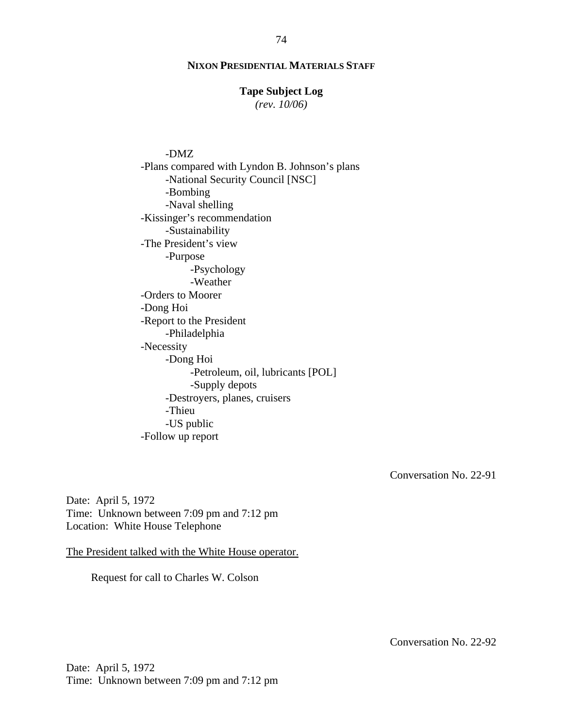- DMZ
- Plans compared with Lyndon B. Johnson's plans
    - National Security Council [NSC]
    - Bombing
    - Naval shelling
- Kissinger's recommendation
    - Sustainability
- The President's view
    - Purpose
        - Psychology
        - Weather
- Orders to Moorer
- Dong Hoi
- Report to the President
    - Philadelphia
- Necessity
    - Dong Hoi
        - Petroleum, oil, lubricants [POL]
        - Supply depots
    - Destroyers, planes, cruisers
    - Thieu
    - US public
- Follow up report

Conversation No. 22-91

Date: April 5, 1972
Time: Unknown between 7:09 pm and 7:12 pm
Location: White House Telephone

<u>The President talked with the White House operator.</u>

Request for call to Charles W. Colson

Conversation No. 22-92

Date: April 5, 1972
Time: Unknown between 7:09 pm and 7:12 pm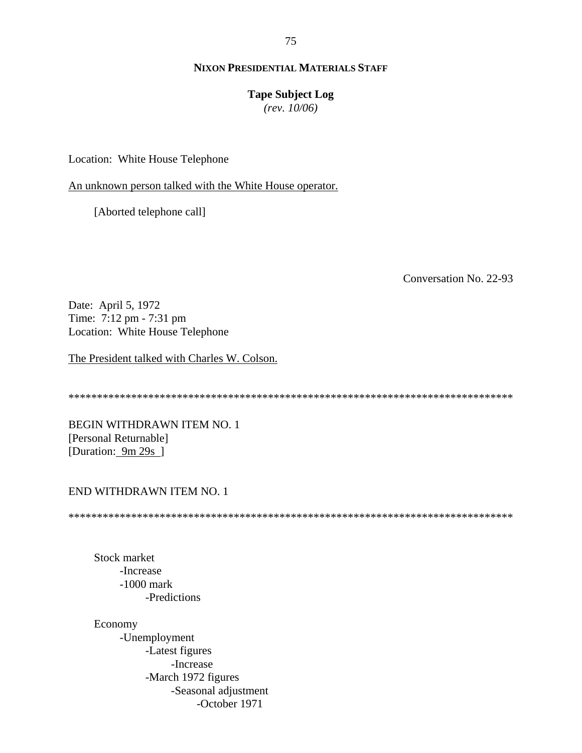**NIXON PRESIDENTIAL MATERIALS STAFF**

**Tape Subject Log**
*(rev. 10/06)*

Location: White House Telephone

An unknown person talked with the White House operator.

[Aborted telephone call]

Conversation No. 22-93

Date: April 5, 1972
Time: 7:12 pm - 7:31 pm
Location: White House Telephone

The President talked with Charles W. Colson.

******************************************************************************

BEGIN WITHDRAWN ITEM NO. 1
[Personal Returnable]
[Duration: 9m 29s ]

END WITHDRAWN ITEM NO. 1

******************************************************************************

Stock market
- -Increase
- -1000 mark
  - -Predictions

Economy
- -Unemployment
  - -Latest figures
    - -Increase
  - -March 1972 figures
    - -Seasonal adjustment
      - -October 1971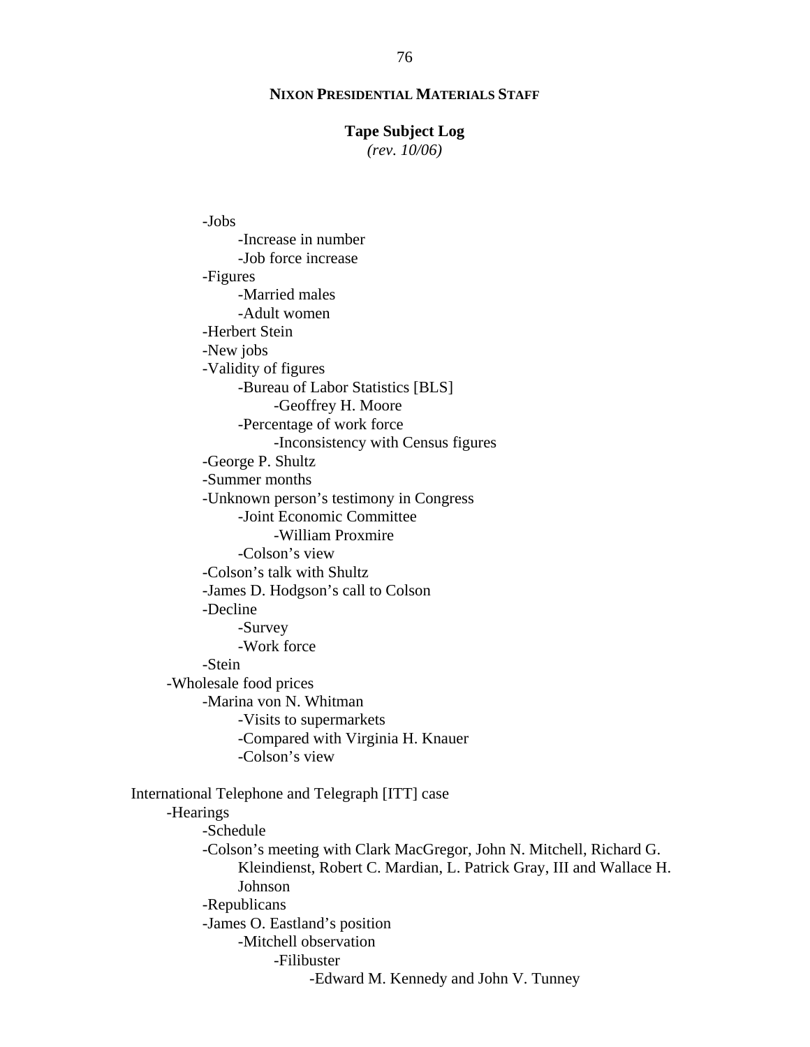**NIXON PRESIDENTIAL MATERIALS STAFF**

**Tape Subject Log**
*(rev. 10/06)*

- -Jobs
    - -Increase in number
    - -Job force increase
- -Figures
    - -Married males
    - -Adult women
- -Herbert Stein
- -New jobs
- -Validity of figures
    - -Bureau of Labor Statistics [BLS]
        - -Geoffrey H. Moore
    - -Percentage of work force
        - -Inconsistency with Census figures
- -George P. Shultz
- -Summer months
- -Unknown person's testimony in Congress
    - -Joint Economic Committee
        - -William Proxmire
    - -Colson's view
- -Colson's talk with Shultz
- -James D. Hodgson's call to Colson
- -Decline
    - -Survey
    - -Work force
- -Stein

-Wholesale food prices
- -Marina von N. Whitman
    - -Visits to supermarkets
    - -Compared with Virginia H. Knauer
    - -Colson's view

International Telephone and Telegraph [ITT] case

-Hearings
- -Schedule
- -Colson's meeting with Clark MacGregor, John N. Mitchell, Richard G. Kleindienst, Robert C. Mardian, L. Patrick Gray, III and Wallace H. Johnson
- -Republicans
- -James O. Eastland's position
    - -Mitchell observation
        - -Filibuster
            - -Edward M. Kennedy and John V. Tunney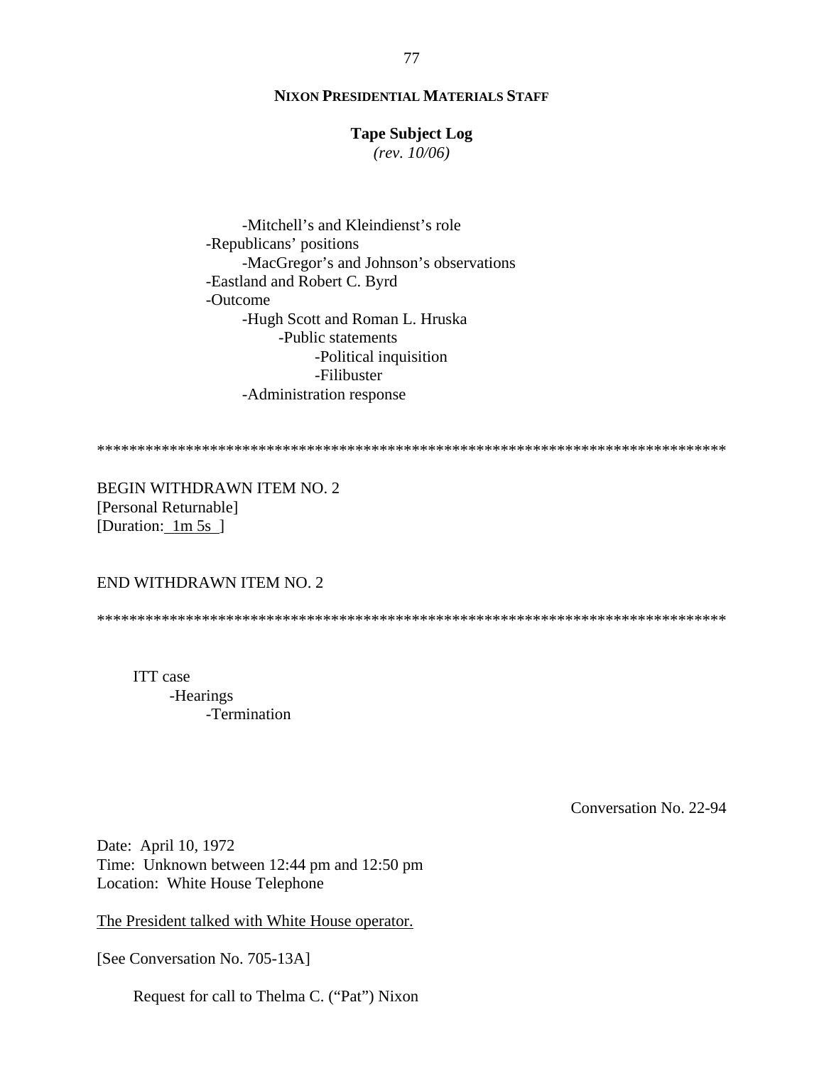- -Mitchell's and Kleindienst's role
- -Republicans' positions
    - -MacGregor's and Johnson's observations
- -Eastland and Robert C. Byrd
- -Outcome
    - -Hugh Scott and Roman L. Hruska
        - -Public statements
            - -Political inquisition
            - -Filibuster
    - -Administration response

******************************************************************************

BEGIN WITHDRAWN ITEM NO. 2
[Personal Returnable]
[Duration: 1m 5s ]

END WITHDRAWN ITEM NO. 2

******************************************************************************

ITT case
- -Hearings
    - -Termination

Conversation No. 22-94

Date: April 10, 1972
Time: Unknown between 12:44 pm and 12:50 pm
Location: White House Telephone

The President talked with White House operator.

[See Conversation No. 705-13A]

Request for call to Thelma C. ("Pat") Nixon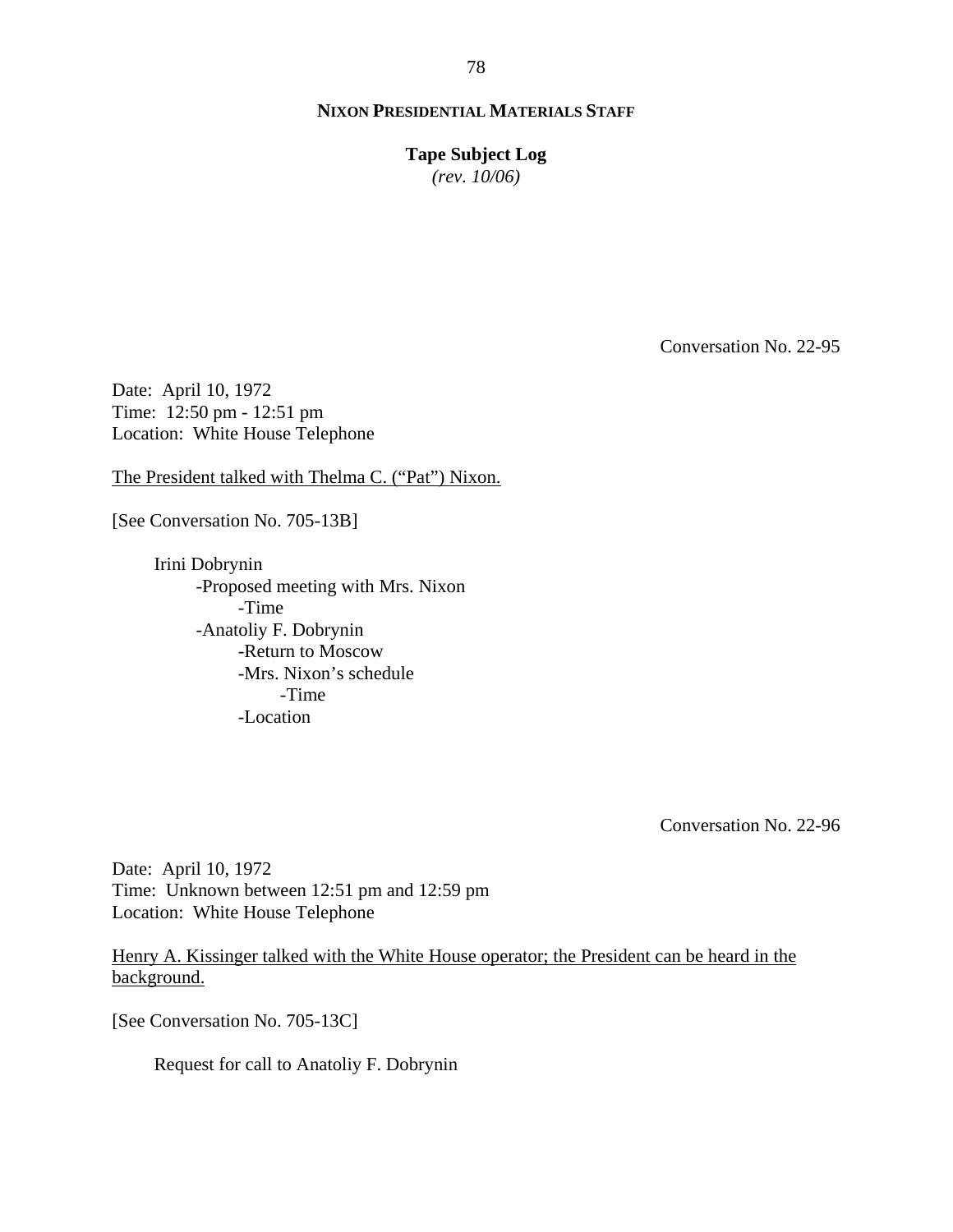**NIXON PRESIDENTIAL MATERIALS STAFF**

**Tape Subject Log**
*(rev. 10/06)*

Conversation No. 22-95

Date: April 10, 1972
Time: 12:50 pm - 12:51 pm
Location: White House Telephone

The President talked with Thelma C. ("Pat") Nixon.

[See Conversation No. 705-13B]

- Irini Dobrynin
  - -Proposed meeting with Mrs. Nixon
    - -Time
  - -Anatoliy F. Dobrynin
    - -Return to Moscow
    - -Mrs. Nixon's schedule
      - -Time
    - -Location

Conversation No. 22-96

Date: April 10, 1972
Time: Unknown between 12:51 pm and 12:59 pm
Location: White House Telephone

Henry A. Kissinger talked with the White House operator; the President can be heard in the background.

[See Conversation No. 705-13C]

- Request for call to Anatoliy F. Dobrynin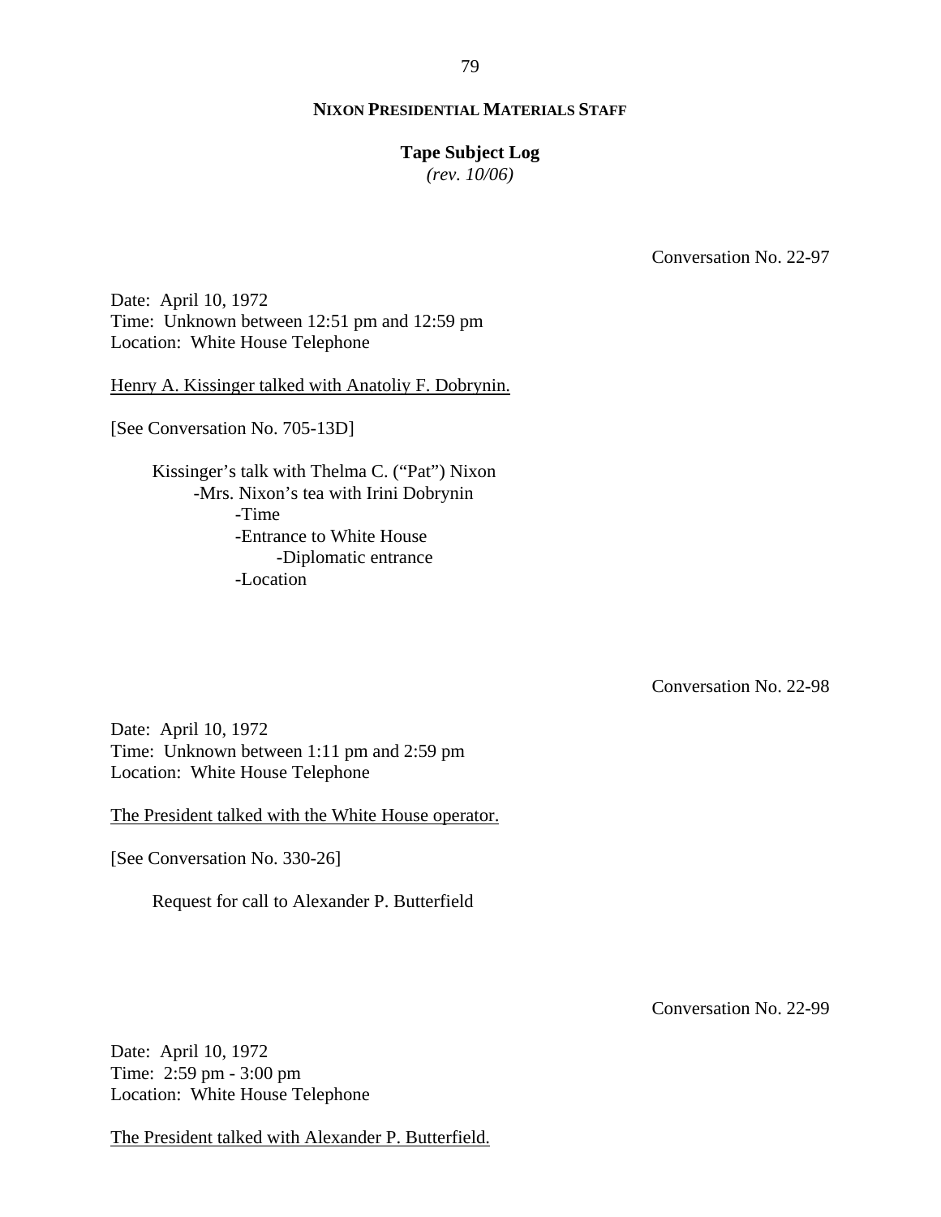**NIXON PRESIDENTIAL MATERIALS STAFF**

**Tape Subject Log**
*(rev. 10/06)*

Conversation No. 22-97

Date: April 10, 1972
Time: Unknown between 12:51 pm and 12:59 pm
Location: White House Telephone

Henry A. Kissinger talked with Anatoliy F. Dobrynin.

[See Conversation No. 705-13D]

- Kissinger's talk with Thelma C. ("Pat") Nixon
    - Mrs. Nixon's tea with Irini Dobrynin
        - Time
        - Entrance to White House
            - Diplomatic entrance
        - Location

Conversation No. 22-98

Date: April 10, 1972
Time: Unknown between 1:11 pm and 2:59 pm
Location: White House Telephone

The President talked with the White House operator.

[See Conversation No. 330-26]

- Request for call to Alexander P. Butterfield

Conversation No. 22-99

Date: April 10, 1972
Time: 2:59 pm - 3:00 pm
Location: White House Telephone

The President talked with Alexander P. Butterfield.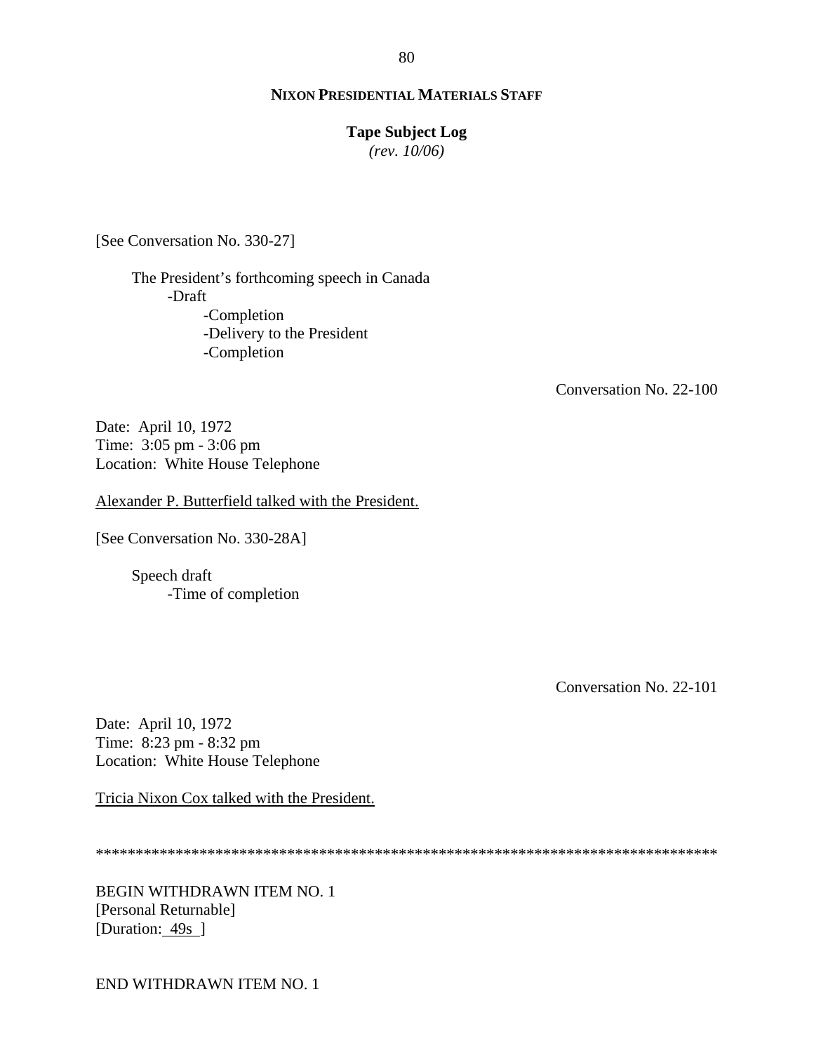[See Conversation No. 330-27]

The President's forthcoming speech in Canada
- Draft
  - Completion
  - Delivery to the President
  - Completion

Conversation No. 22-100

Date: April 10, 1972
Time: 3:05 pm - 3:06 pm
Location: White House Telephone

Alexander P. Butterfield talked with the President.

[See Conversation No. 330-28A]

Speech draft
- Time of completion

Conversation No. 22-101

Date: April 10, 1972
Time: 8:23 pm - 8:32 pm
Location: White House Telephone

Tricia Nixon Cox talked with the President.

******************************************************************************

BEGIN WITHDRAWN ITEM NO. 1
[Personal Returnable]
[Duration: 49s ]

END WITHDRAWN ITEM NO. 1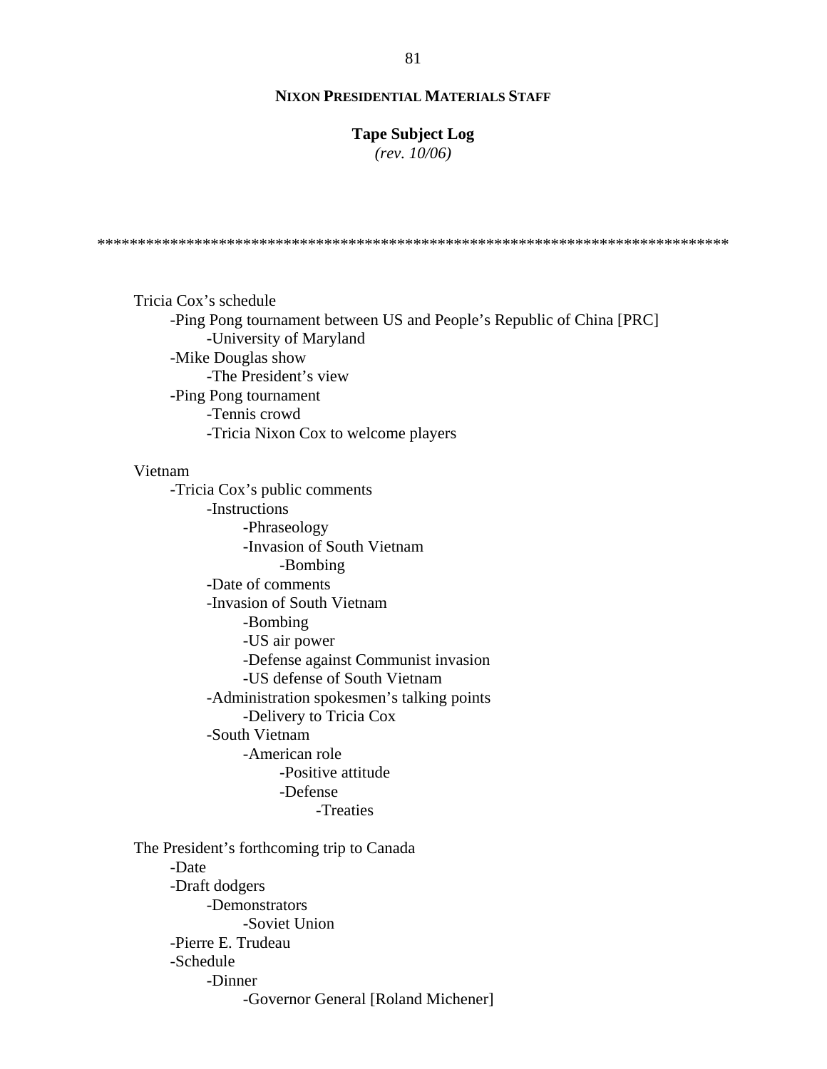**NIXON PRESIDENTIAL MATERIALS STAFF**

**Tape Subject Log**
*(rev. 10/06)*

*****************************************************************************

Tricia Cox's schedule
- -Ping Pong tournament between US and People's Republic of China [PRC]
    - -University of Maryland
- -Mike Douglas show
    - -The President's view
- -Ping Pong tournament
    - -Tennis crowd
    - -Tricia Nixon Cox to welcome players

Vietnam
- -Tricia Cox's public comments
    - -Instructions
        - -Phraseology
        - -Invasion of South Vietnam
            - -Bombing
    - -Date of comments
    - -Invasion of South Vietnam
        - -Bombing
        - -US air power
        - -Defense against Communist invasion
        - -US defense of South Vietnam
    - -Administration spokesmen's talking points
        - -Delivery to Tricia Cox
    - -South Vietnam
        - -American role
            - -Positive attitude
            - -Defense
                - -Treaties

The President's forthcoming trip to Canada
- -Date
- -Draft dodgers
    - -Demonstrators
        - -Soviet Union
- -Pierre E. Trudeau
- -Schedule
    - -Dinner
        - -Governor General [Roland Michener]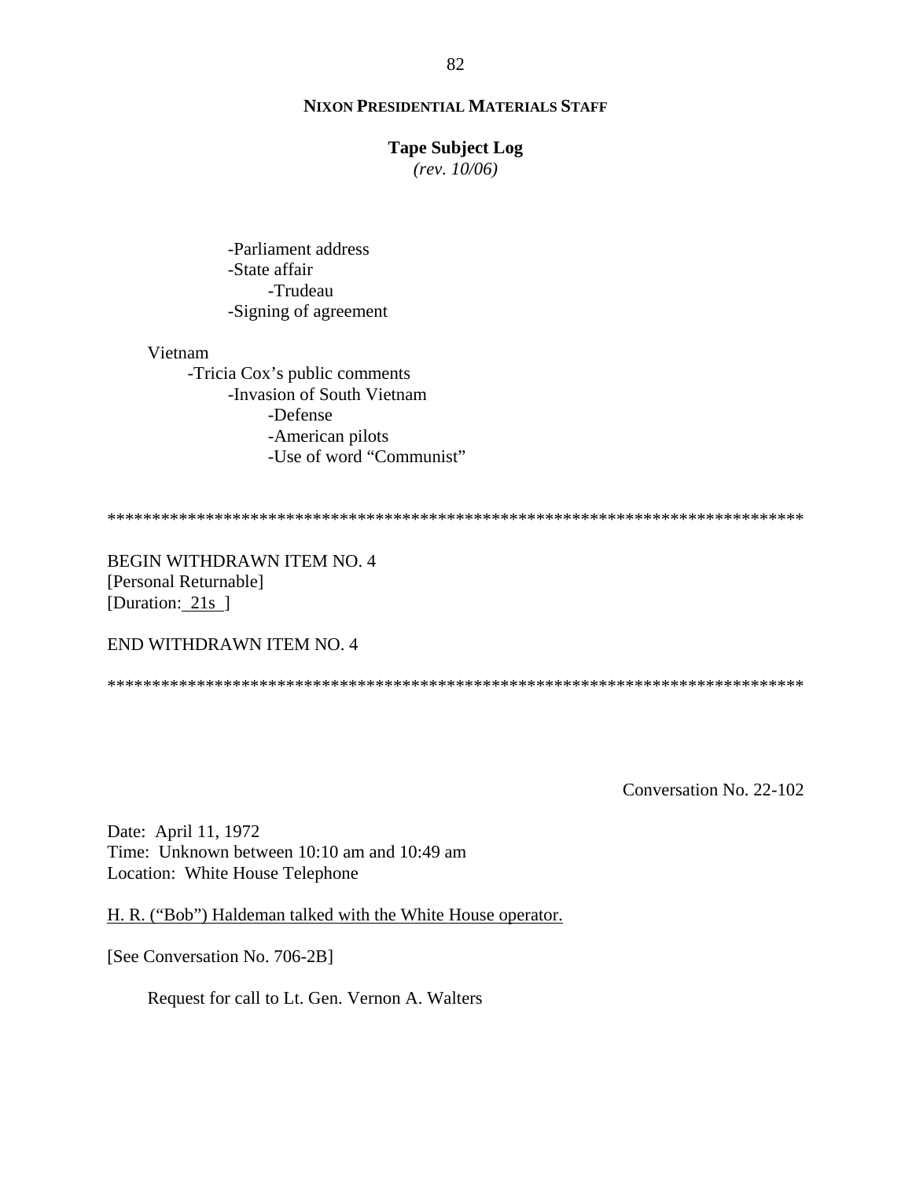-Parliament address
-State affair
  -Trudeau
-Signing of agreement

Vietnam
- -Tricia Cox's public comments
  - -Invasion of South Vietnam
    - -Defense
    - -American pilots
    - -Use of word "Communist"

*******************************************************************************

BEGIN WITHDRAWN ITEM NO. 4
[Personal Returnable]
[Duration: 21s ]

END WITHDRAWN ITEM NO. 4

*******************************************************************************

Conversation No. 22-102

Date: April 11, 1972
Time: Unknown between 10:10 am and 10:49 am
Location: White House Telephone

H. R. ("Bob") Haldeman talked with the White House operator.

[See Conversation No. 706-2B]

Request for call to Lt. Gen. Vernon A. Walters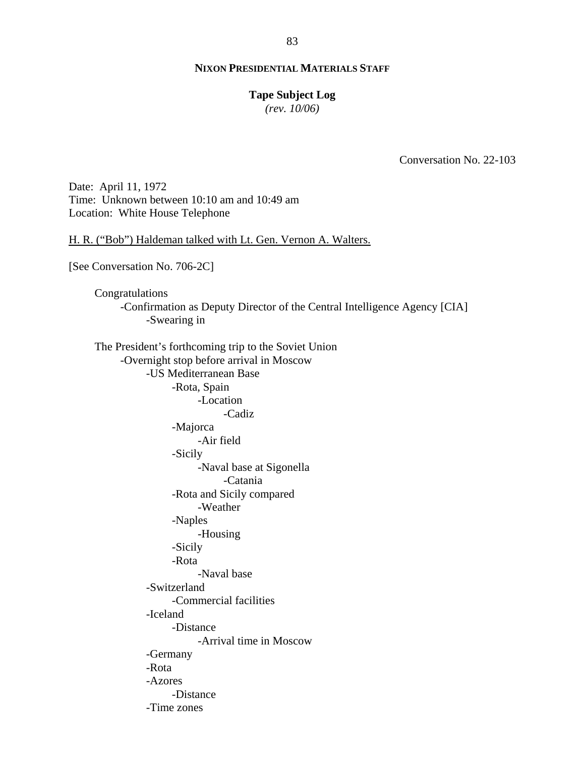**NIXON PRESIDENTIAL MATERIALS STAFF**

**Tape Subject Log**
*(rev. 10/06)*

Conversation No. 22-103

Date: April 11, 1972
Time: Unknown between 10:10 am and 10:49 am
Location: White House Telephone

H. R. ("Bob") Haldeman talked with Lt. Gen. Vernon A. Walters.

[See Conversation No. 706-2C]

- Congratulations
  - -Confirmation as Deputy Director of the Central Intelligence Agency [CIA]
    - -Swearing in

- The President's forthcoming trip to the Soviet Union
  - -Overnight stop before arrival in Moscow
    - -US Mediterranean Base
      - -Rota, Spain
        - -Location
          - -Cadiz
      - -Majorca
        - -Air field
      - -Sicily
        - -Naval base at Sigonella
          - -Catania
      - -Rota and Sicily compared
        - -Weather
      - -Naples
        - -Housing
      - -Sicily
      - -Rota
        - -Naval base
    - -Switzerland
      - -Commercial facilities
    - -Iceland
      - -Distance
        - -Arrival time in Moscow
    - -Germany
    - -Rota
    - -Azores
      - -Distance
    - -Time zones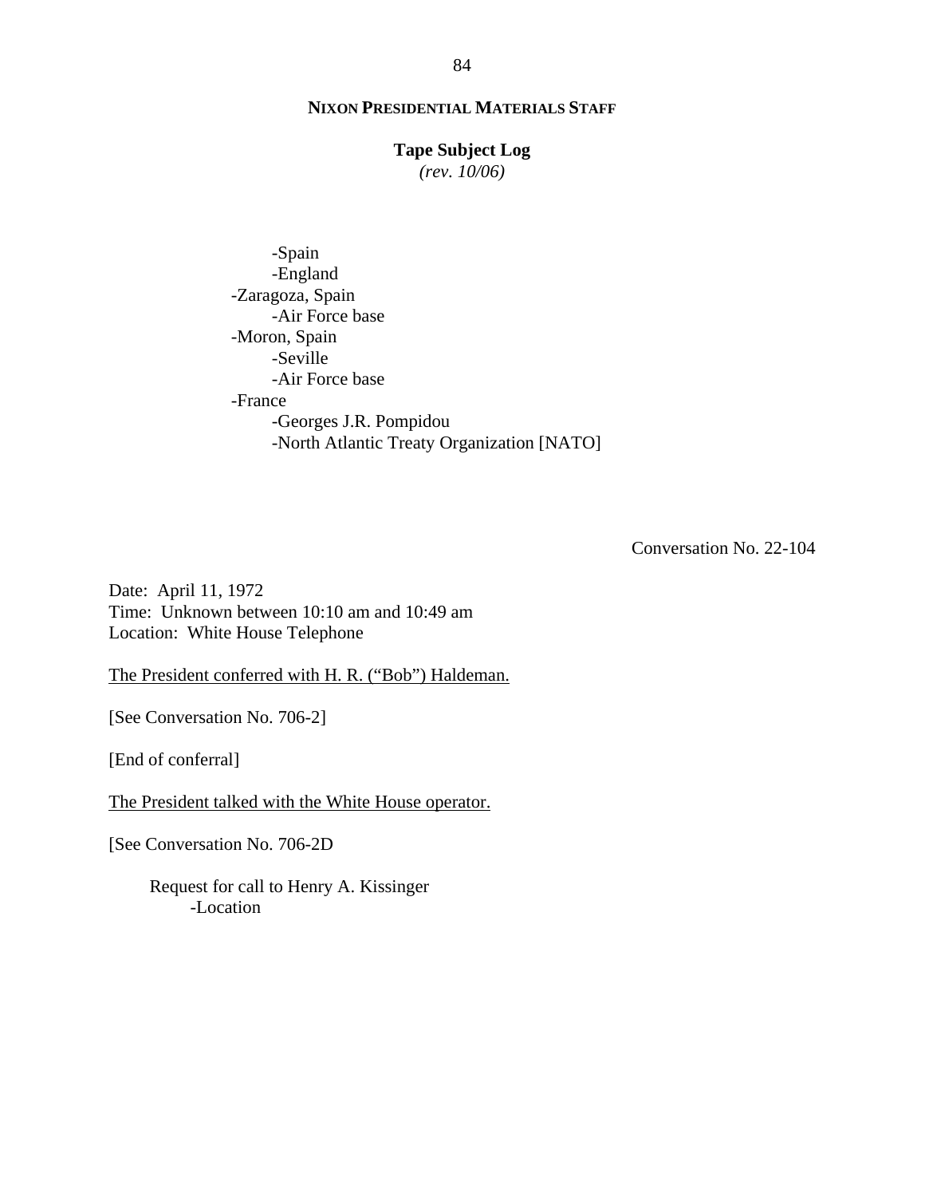**NIXON PRESIDENTIAL MATERIALS STAFF**

**Tape Subject Log**
*(rev. 10/06)*

        -Spain
        -England
    -Zaragoza, Spain
        -Air Force base
    -Moron, Spain
        -Seville
        -Air Force base
    -France
        -Georges J.R. Pompidou
        -North Atlantic Treaty Organization [NATO]

Conversation No. 22-104

Date: April 11, 1972
Time: Unknown between 10:10 am and 10:49 am
Location: White House Telephone

The President conferred with H. R. ("Bob") Haldeman.

[See Conversation No. 706-2]

[End of conferral]

The President talked with the White House operator.

[See Conversation No. 706-2D

    Request for call to Henry A. Kissinger
        -Location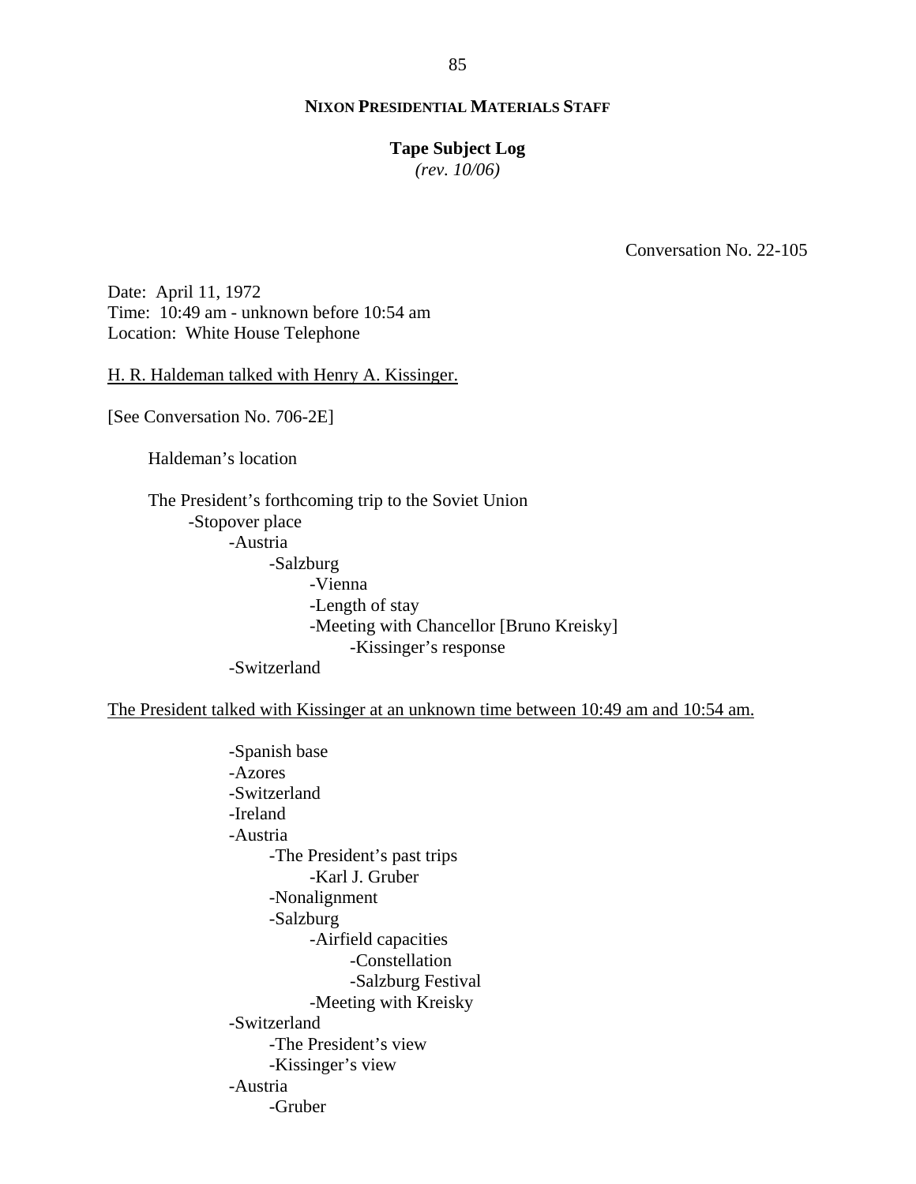**NIXON PRESIDENTIAL MATERIALS STAFF**

**Tape Subject Log**
*(rev. 10/06)*

Conversation No. 22-105

Date: April 11, 1972
Time: 10:49 am - unknown before 10:54 am
Location: White House Telephone

<u>H. R. Haldeman talked with Henry A. Kissinger.</u>

[See Conversation No. 706-2E]

Haldeman's location

The President's forthcoming trip to the Soviet Union
- -Stopover place
    - -Austria
        - -Salzburg
            - -Vienna
            - -Length of stay
            - -Meeting with Chancellor [Bruno Kreisky]
                - -Kissinger's response
    - -Switzerland

<u>The President talked with Kissinger at an unknown time between 10:49 am and 10:54 am.</u>

- -Spanish base
- -Azores
- -Switzerland
- -Ireland
- -Austria
    - -The President's past trips
        - -Karl J. Gruber
    - -Nonalignment
    - -Salzburg
        - -Airfield capacities
            - -Constellation
            - -Salzburg Festival
        - -Meeting with Kreisky
- -Switzerland
    - -The President's view
    - -Kissinger's view
- -Austria
    - -Gruber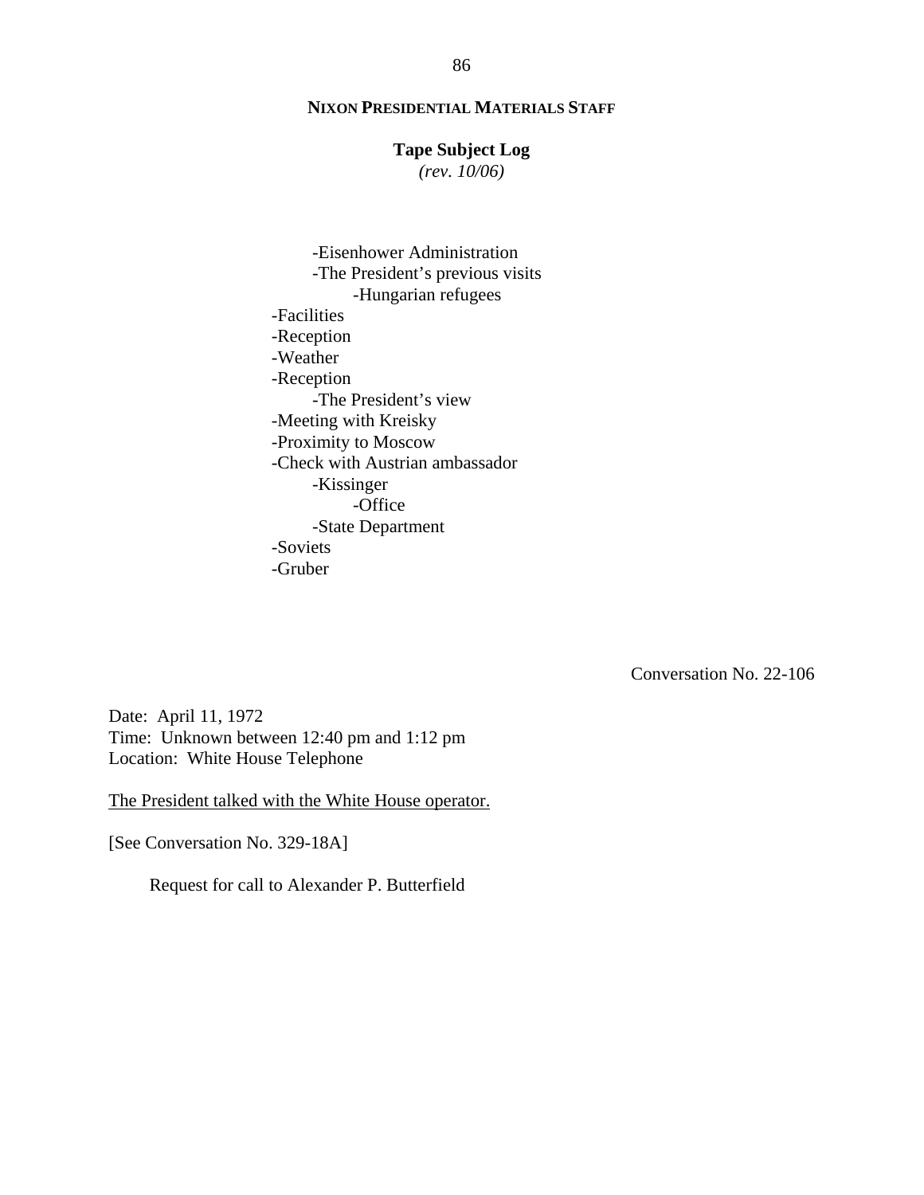**NIXON PRESIDENTIAL MATERIALS STAFF**

**Tape Subject Log**
*(rev. 10/06)*

- -Eisenhower Administration
- -The President's previous visits
    - -Hungarian refugees

-Facilities
-Reception
-Weather
-Reception
  -The President's view
-Meeting with Kreisky
-Proximity to Moscow
-Check with Austrian ambassador
  -Kissinger
    -Office
  -State Department
-Soviets
-Gruber

Conversation No. 22-106

Date: April 11, 1972
Time: Unknown between 12:40 pm and 1:12 pm
Location: White House Telephone

The President talked with the White House operator.

[See Conversation No. 329-18A]

Request for call to Alexander P. Butterfield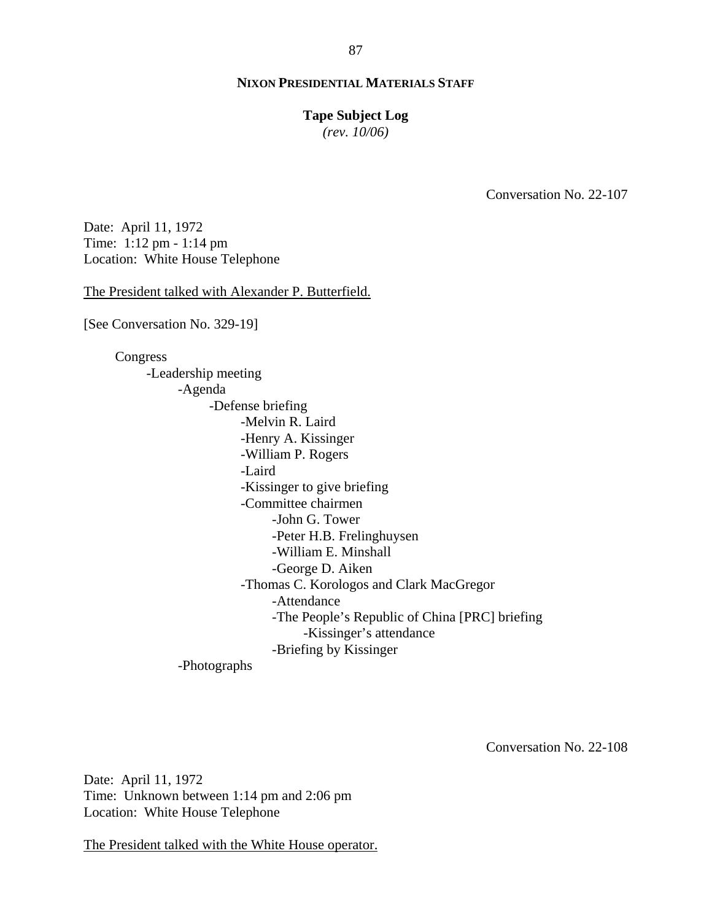**NIXON PRESIDENTIAL MATERIALS STAFF**

**Tape Subject Log**
*(rev. 10/06)*

Conversation No. 22-107

Date: April 11, 1972
Time: 1:12 pm - 1:14 pm
Location: White House Telephone

The President talked with Alexander P. Butterfield.

[See Conversation No. 329-19]

- Congress
  - -Leadership meeting
    - -Agenda
      - -Defense briefing
        - -Melvin R. Laird
        - -Henry A. Kissinger
        - -William P. Rogers
        - -Laird
        - -Kissinger to give briefing
        - -Committee chairmen
          - -John G. Tower
          - -Peter H.B. Frelinghuysen
          - -William E. Minshall
          - -George D. Aiken
        - -Thomas C. Korologos and Clark MacGregor
          - -Attendance
          - -The People's Republic of China [PRC] briefing
            - -Kissinger's attendance
          - -Briefing by Kissinger
    - -Photographs

Conversation No. 22-108

Date: April 11, 1972
Time: Unknown between 1:14 pm and 2:06 pm
Location: White House Telephone

The President talked with the White House operator.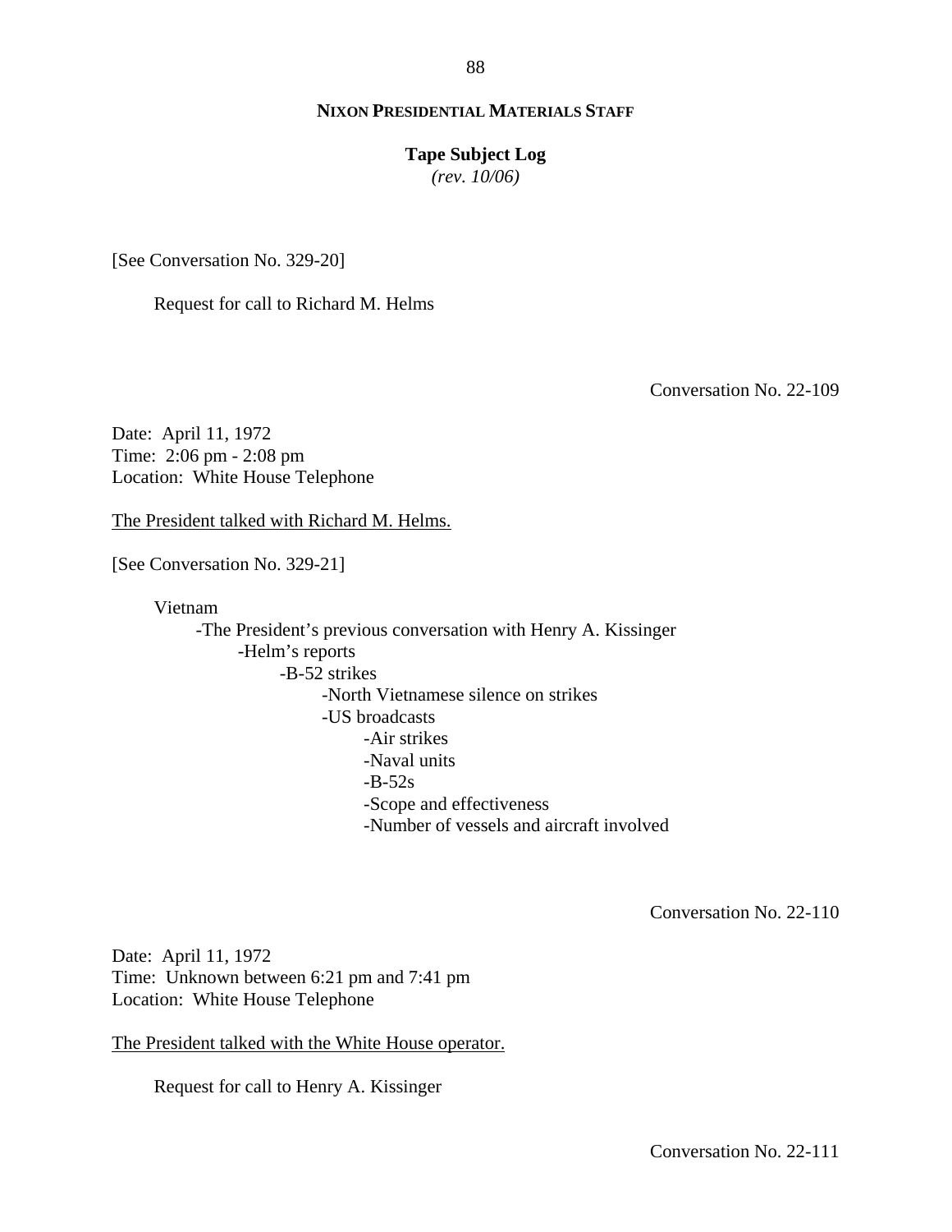[See Conversation No. 329-20]

Request for call to Richard M. Helms

Conversation No. 22-109

Date: April 11, 1972
Time: 2:06 pm - 2:08 pm
Location: White House Telephone

The President talked with Richard M. Helms.

[See Conversation No. 329-21]

Vietnam
- -The President's previous conversation with Henry A. Kissinger
  - -Helm's reports
    - -B-52 strikes
      - -North Vietnamese silence on strikes
      - -US broadcasts
        - -Air strikes
        - -Naval units
        - -B-52s
        - -Scope and effectiveness
        - -Number of vessels and aircraft involved

Conversation No. 22-110

Date: April 11, 1972
Time: Unknown between 6:21 pm and 7:41 pm
Location: White House Telephone

The President talked with the White House operator.

Request for call to Henry A. Kissinger

Conversation No. 22-111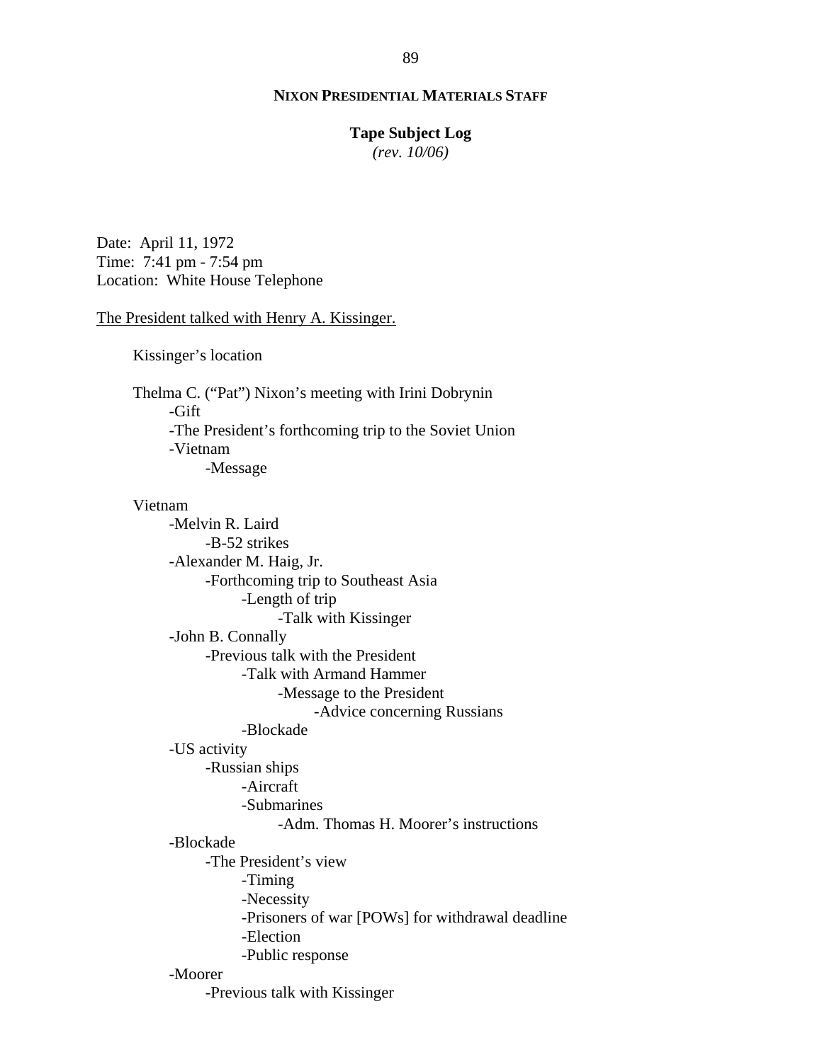**NIXON PRESIDENTIAL MATERIALS STAFF**

**Tape Subject Log**
*(rev. 10/06)*

Date: April 11, 1972
Time: 7:41 pm - 7:54 pm
Location: White House Telephone

<u>The President talked with Henry A. Kissinger.</u>

- Kissinger's location
- Thelma C. ("Pat") Nixon's meeting with Irini Dobrynin
  - Gift
  - The President's forthcoming trip to the Soviet Union
  - Vietnam
    - Message
- Vietnam
  - Melvin R. Laird
    - B-52 strikes
  - Alexander M. Haig, Jr.
    - Forthcoming trip to Southeast Asia
      - Length of trip
        - Talk with Kissinger
  - John B. Connally
    - Previous talk with the President
      - Talk with Armand Hammer
        - Message to the President
          - Advice concerning Russians
      - Blockade
  - US activity
    - Russian ships
      - Aircraft
      - Submarines
        - Adm. Thomas H. Moorer's instructions
  - Blockade
    - The President's view
      - Timing
      - Necessity
      - Prisoners of war [POWs] for withdrawal deadline
      - Election
      - Public response
  - Moorer
    - Previous talk with Kissinger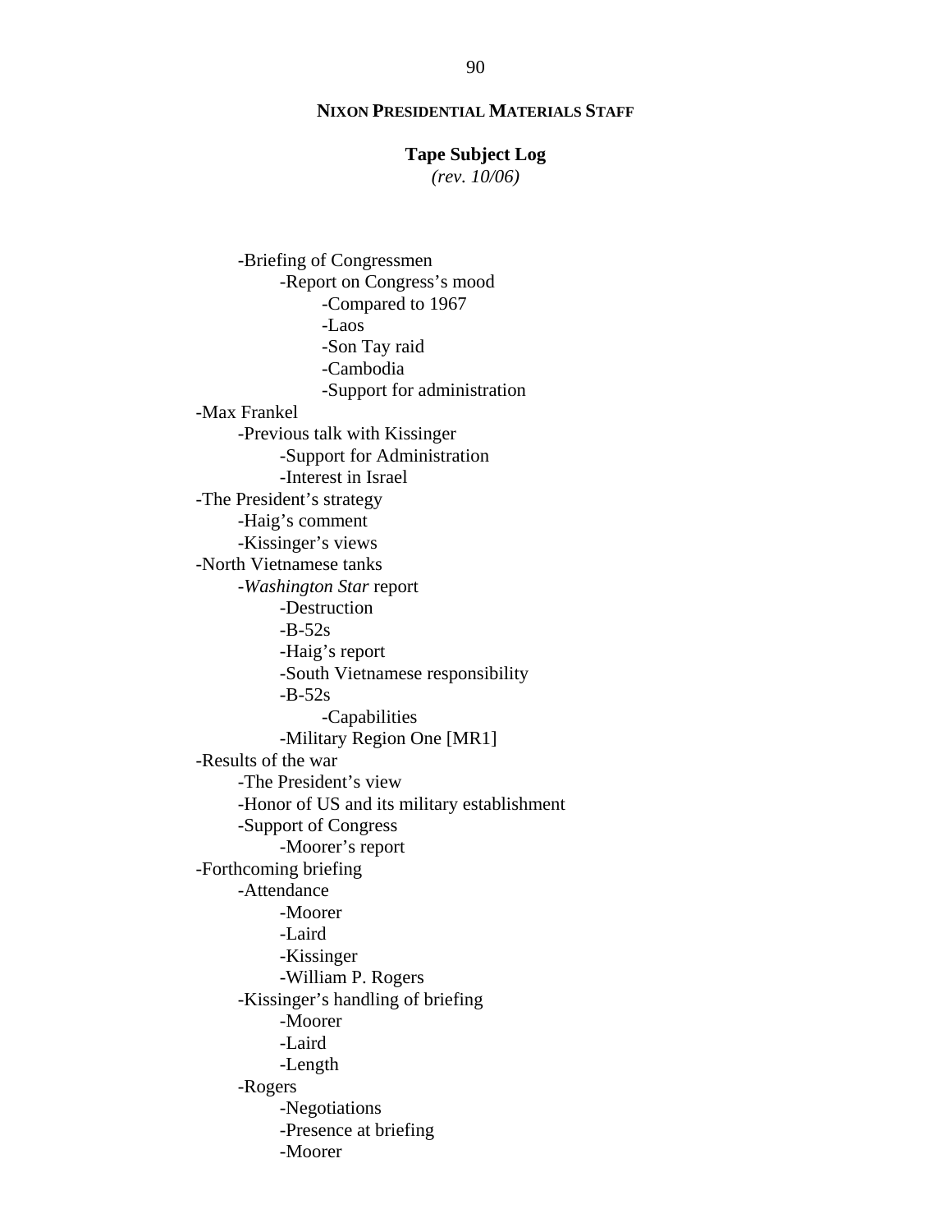**NIXON PRESIDENTIAL MATERIALS STAFF**

**Tape Subject Log**
*(rev. 10/06)*

- -Briefing of Congressmen
    - -Report on Congress's mood
        - -Compared to 1967
        - -Laos
        - -Son Tay raid
        - -Cambodia
        - -Support for administration
- -Max Frankel
    - -Previous talk with Kissinger
        - -Support for Administration
        - -Interest in Israel
- -The President's strategy
    - -Haig's comment
    - -Kissinger's views
- -North Vietnamese tanks
    - -*Washington Star* report
        - -Destruction
        - -B-52s
        - -Haig's report
        - -South Vietnamese responsibility
        - -B-52s
            - -Capabilities
        - -Military Region One [MR1]
- -Results of the war
    - -The President's view
    - -Honor of US and its military establishment
    - -Support of Congress
        - -Moorer's report
- -Forthcoming briefing
    - -Attendance
        - -Moorer
        - -Laird
        - -Kissinger
        - -William P. Rogers
    - -Kissinger's handling of briefing
        - -Moorer
        - -Laird
        - -Length
    - -Rogers
        - -Negotiations
        - -Presence at briefing
        - -Moorer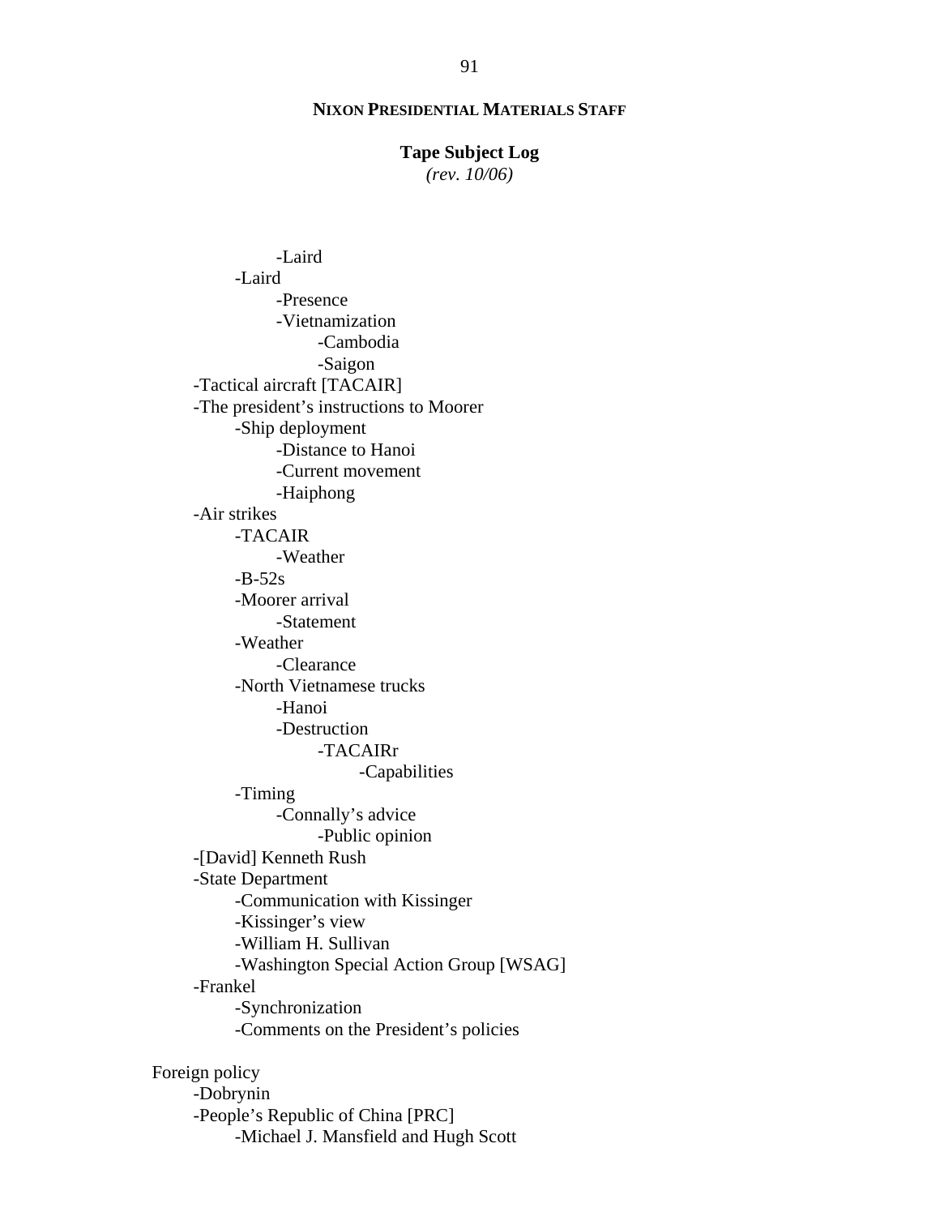- Laird
  - Laird
    - Presence
    - Vietnamization
      - Cambodia
      - Saigon
- Tactical aircraft [TACAIR]
- The president's instructions to Moorer
  - Ship deployment
    - Distance to Hanoi
    - Current movement
    - Haiphong
- Air strikes
  - TACAIR
    - Weather
  - B-52s
  - Moorer arrival
    - Statement
  - Weather
    - Clearance
  - North Vietnamese trucks
    - Hanoi
    - Destruction
      - TACAIRr
        - Capabilities
  - Timing
    - Connally's advice
      - Public opinion
- [David] Kenneth Rush
- State Department
  - Communication with Kissinger
  - Kissinger's view
  - William H. Sullivan
  - Washington Special Action Group [WSAG]
- Frankel
  - Synchronization
  - Comments on the President's policies

Foreign policy

- Dobrynin
- People's Republic of China [PRC]
  - Michael J. Mansfield and Hugh Scott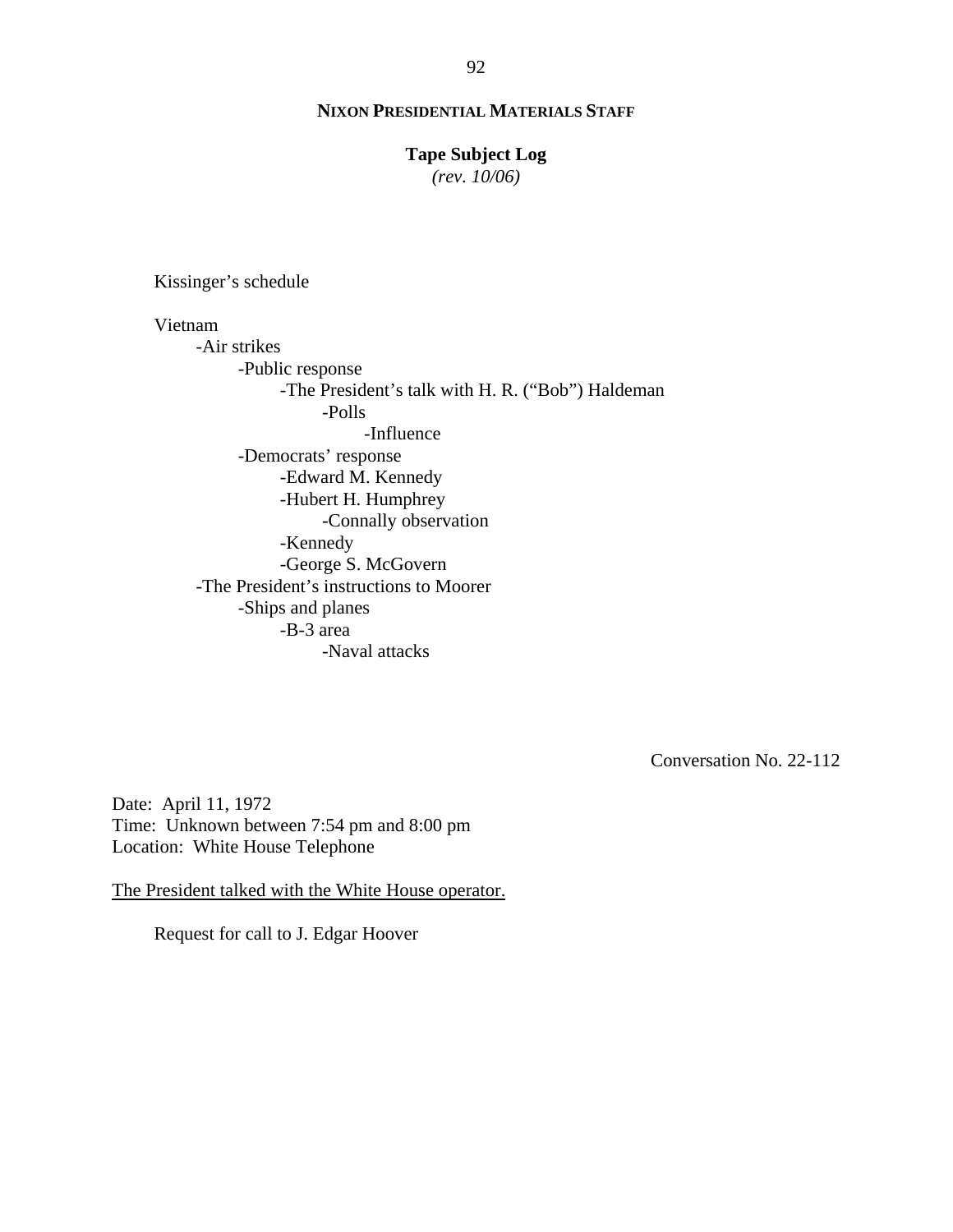Kissinger's schedule

Vietnam
- Air strikes
    - Public response
        - The President's talk with H. R. ("Bob") Haldeman
            - Polls
                - Influence
    - Democrats' response
        - Edward M. Kennedy
        - Hubert H. Humphrey
            - Connally observation
        - Kennedy
        - George S. McGovern
- The President's instructions to Moorer
    - Ships and planes
        - B-3 area
            - Naval attacks

Conversation No. 22-112

Date: April 11, 1972
Time: Unknown between 7:54 pm and 8:00 pm
Location: White House Telephone

<u>The President talked with the White House operator.</u>

Request for call to J. Edgar Hoover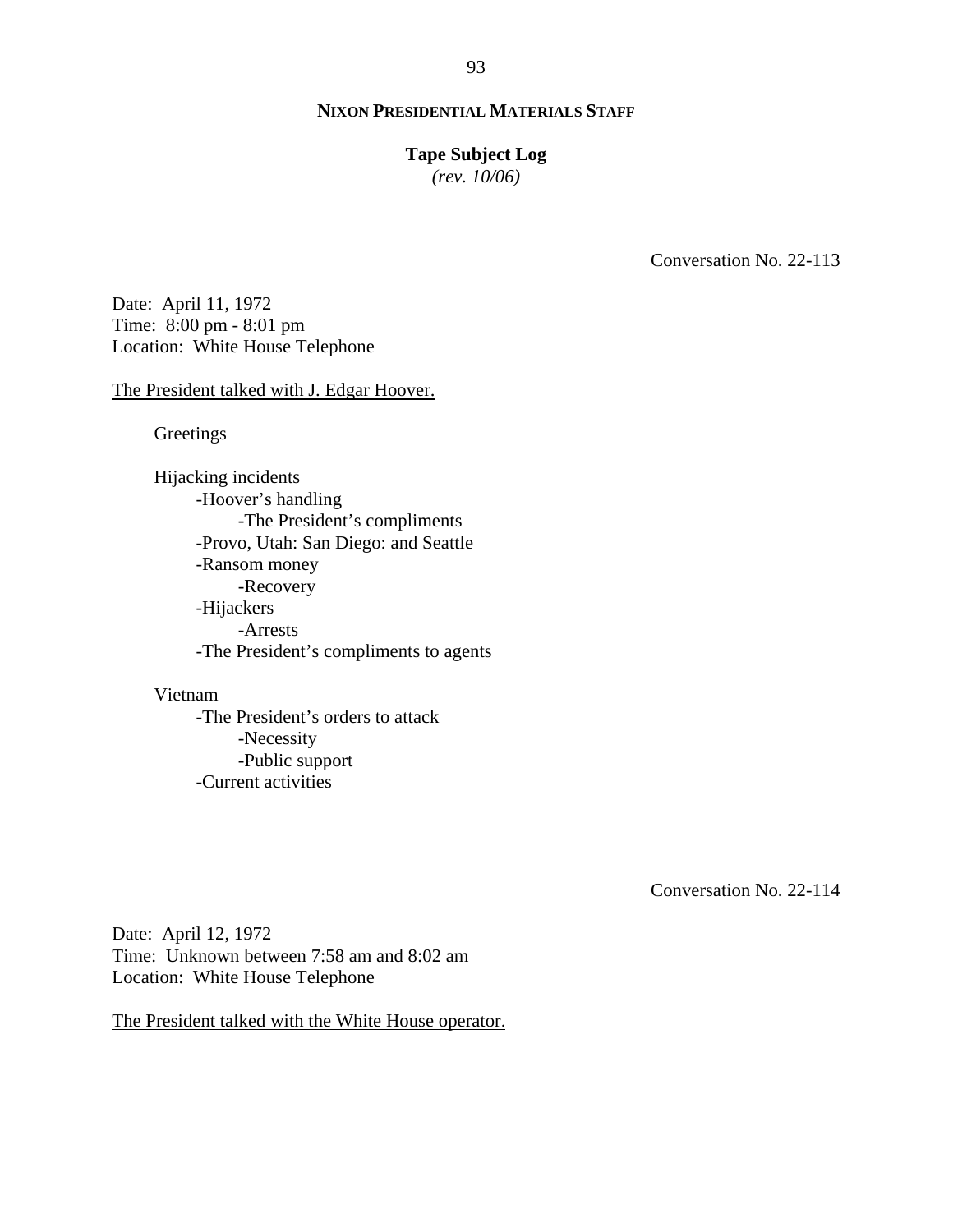**NIXON PRESIDENTIAL MATERIALS STAFF**

**Tape Subject Log**
*(rev. 10/06)*

Conversation No. 22-113

Date: April 11, 1972
Time: 8:00 pm - 8:01 pm
Location: White House Telephone

The President talked with J. Edgar Hoover.

Greetings

Hijacking incidents
- -Hoover's handling
  - -The President's compliments
- -Provo, Utah: San Diego: and Seattle
- -Ransom money
  - -Recovery
- -Hijackers
  - -Arrests
- -The President's compliments to agents

Vietnam
- -The President's orders to attack
  - -Necessity
  - -Public support
- -Current activities

Conversation No. 22-114

Date: April 12, 1972
Time: Unknown between 7:58 am and 8:02 am
Location: White House Telephone

The President talked with the White House operator.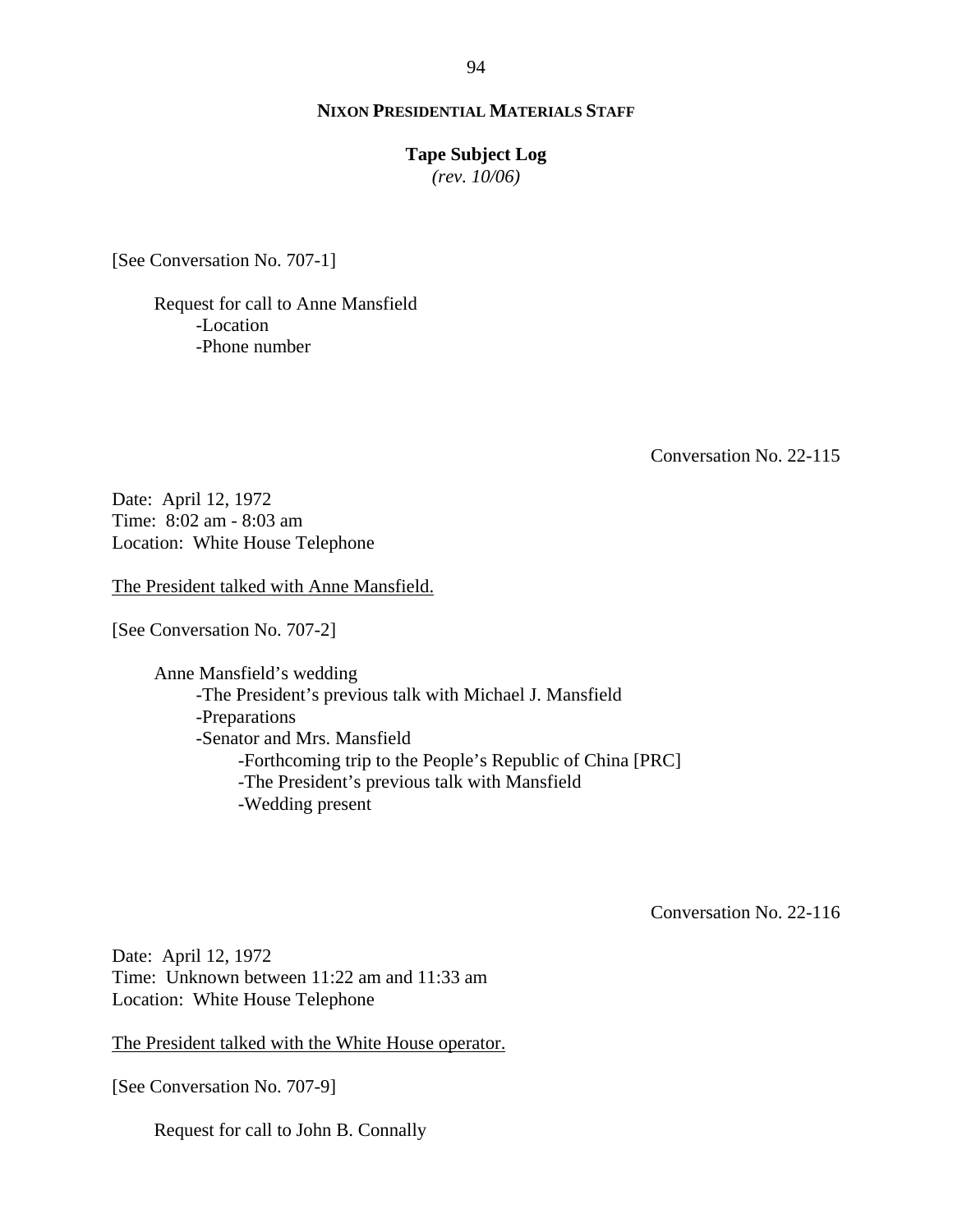[See Conversation No. 707-1]

Request for call to Anne Mansfield
- -Location
- -Phone number

Conversation No. 22-115

Date: April 12, 1972
Time: 8:02 am - 8:03 am
Location: White House Telephone

<u>The President talked with Anne Mansfield.</u>

[See Conversation No. 707-2]

Anne Mansfield's wedding
- -The President's previous talk with Michael J. Mansfield
- -Preparations
- -Senator and Mrs. Mansfield
    - -Forthcoming trip to the People's Republic of China [PRC]
    - -The President's previous talk with Mansfield
    - -Wedding present

Conversation No. 22-116

Date: April 12, 1972
Time: Unknown between 11:22 am and 11:33 am
Location: White House Telephone

<u>The President talked with the White House operator.</u>

[See Conversation No. 707-9]

Request for call to John B. Connally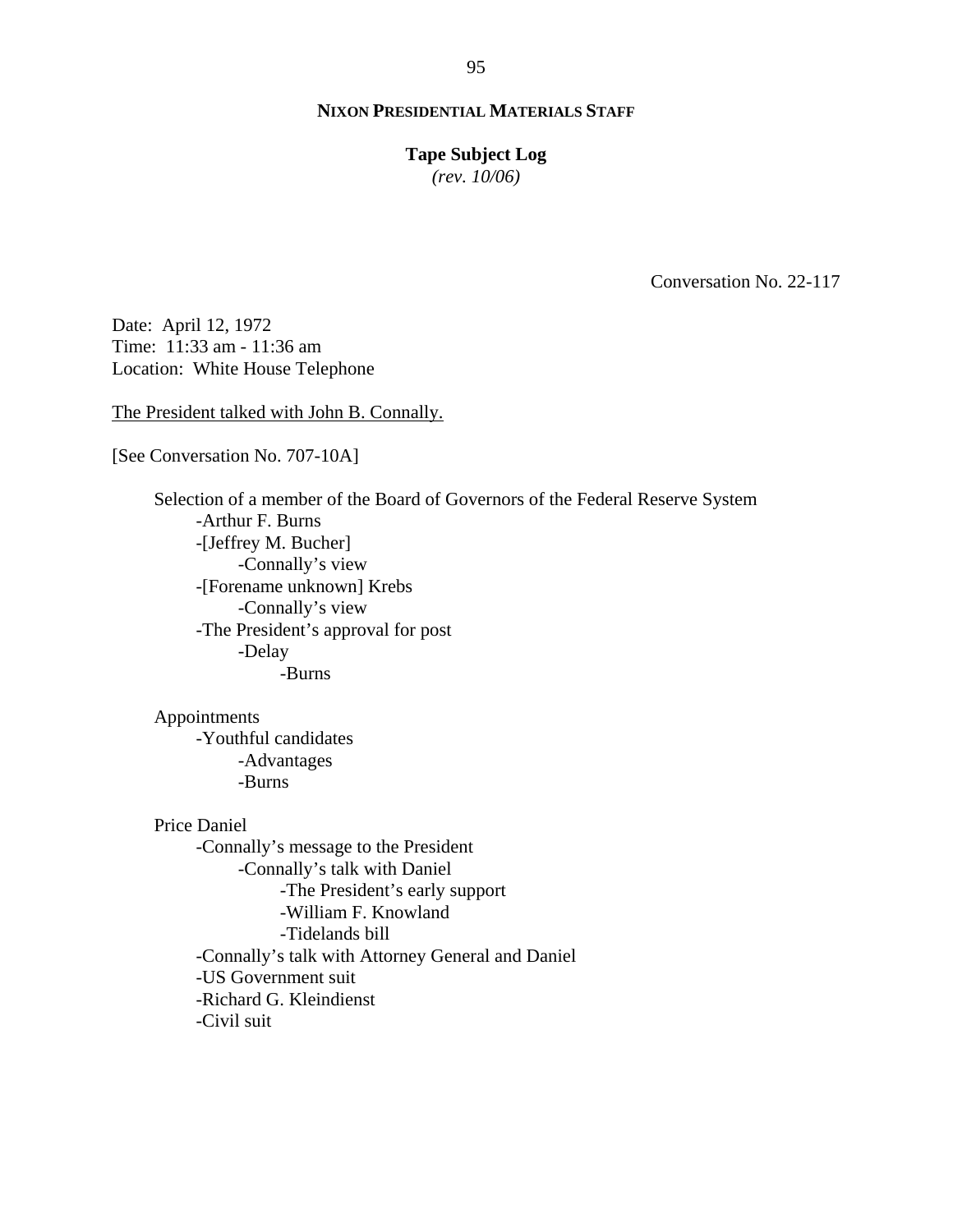**NIXON PRESIDENTIAL MATERIALS STAFF**

**Tape Subject Log**
*(rev. 10/06)*

Conversation No. 22-117

Date: April 12, 1972
Time: 11:33 am - 11:36 am
Location: White House Telephone

The President talked with John B. Connally.

[See Conversation No. 707-10A]

- Selection of a member of the Board of Governors of the Federal Reserve System
    - -Arthur F. Burns
    - -[Jeffrey M. Bucher]
        - -Connally's view
    - -[Forename unknown] Krebs
        - -Connally's view
    - -The President's approval for post
        - -Delay
            - -Burns

- Appointments
    - -Youthful candidates
        - -Advantages
        - -Burns

- Price Daniel
    - -Connally's message to the President
        - -Connally's talk with Daniel
            - -The President's early support
            - -William F. Knowland
            - -Tidelands bill
    - -Connally's talk with Attorney General and Daniel
    - -US Government suit
    - -Richard G. Kleindienst
    - -Civil suit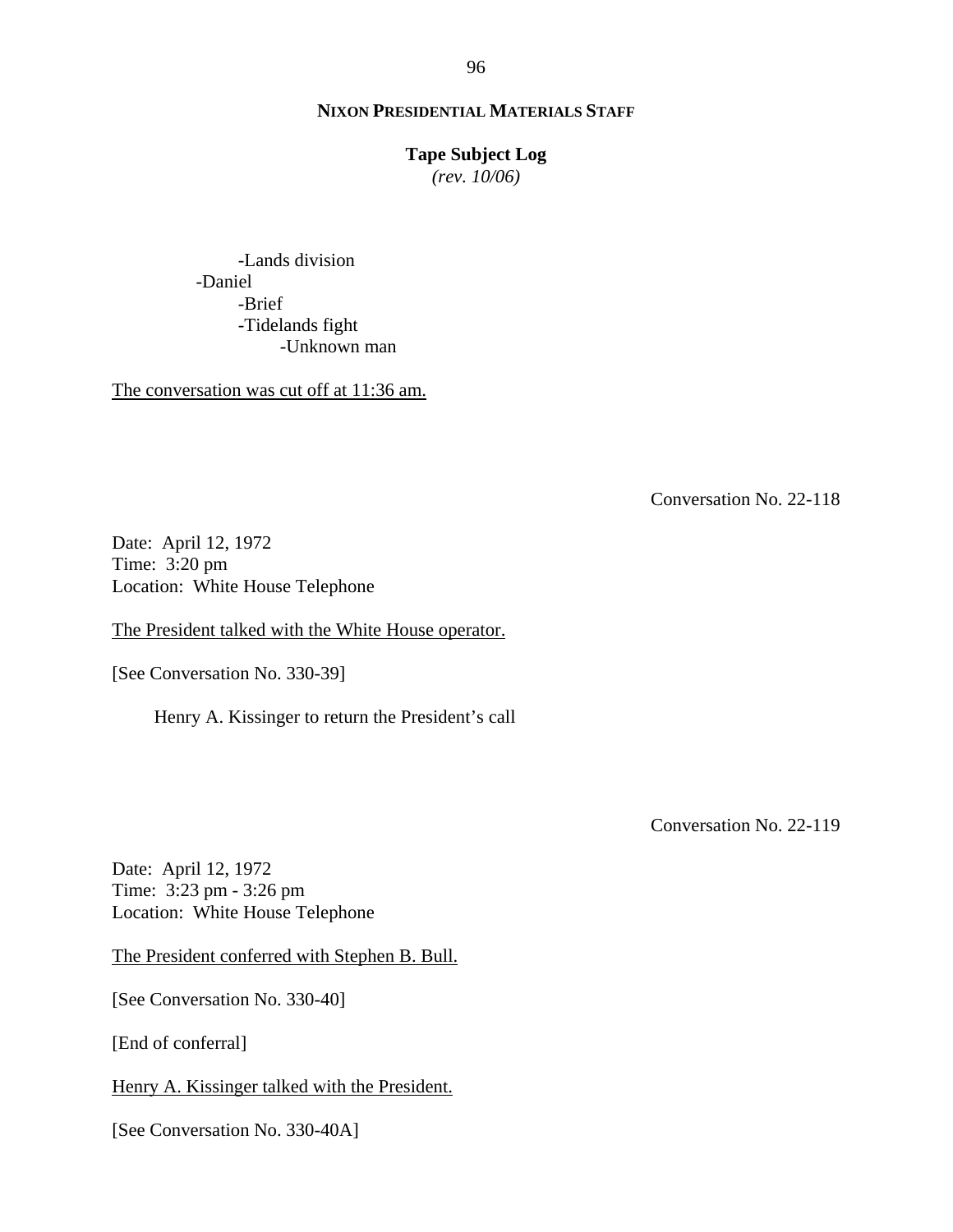- Lands division
- Daniel
    - Brief
    - Tidelands fight
        - Unknown man

<u>The conversation was cut off at 11:36 am.</u>

Conversation No. 22-118

Date: April 12, 1972
Time: 3:20 pm
Location: White House Telephone

<u>The President talked with the White House operator.</u>

[See Conversation No. 330-39]

Henry A. Kissinger to return the President's call

Conversation No. 22-119

Date: April 12, 1972
Time: 3:23 pm - 3:26 pm
Location: White House Telephone

<u>The President conferred with Stephen B. Bull.</u>

[See Conversation No. 330-40]

[End of conferral]

<u>Henry A. Kissinger talked with the President.</u>

[See Conversation No. 330-40A]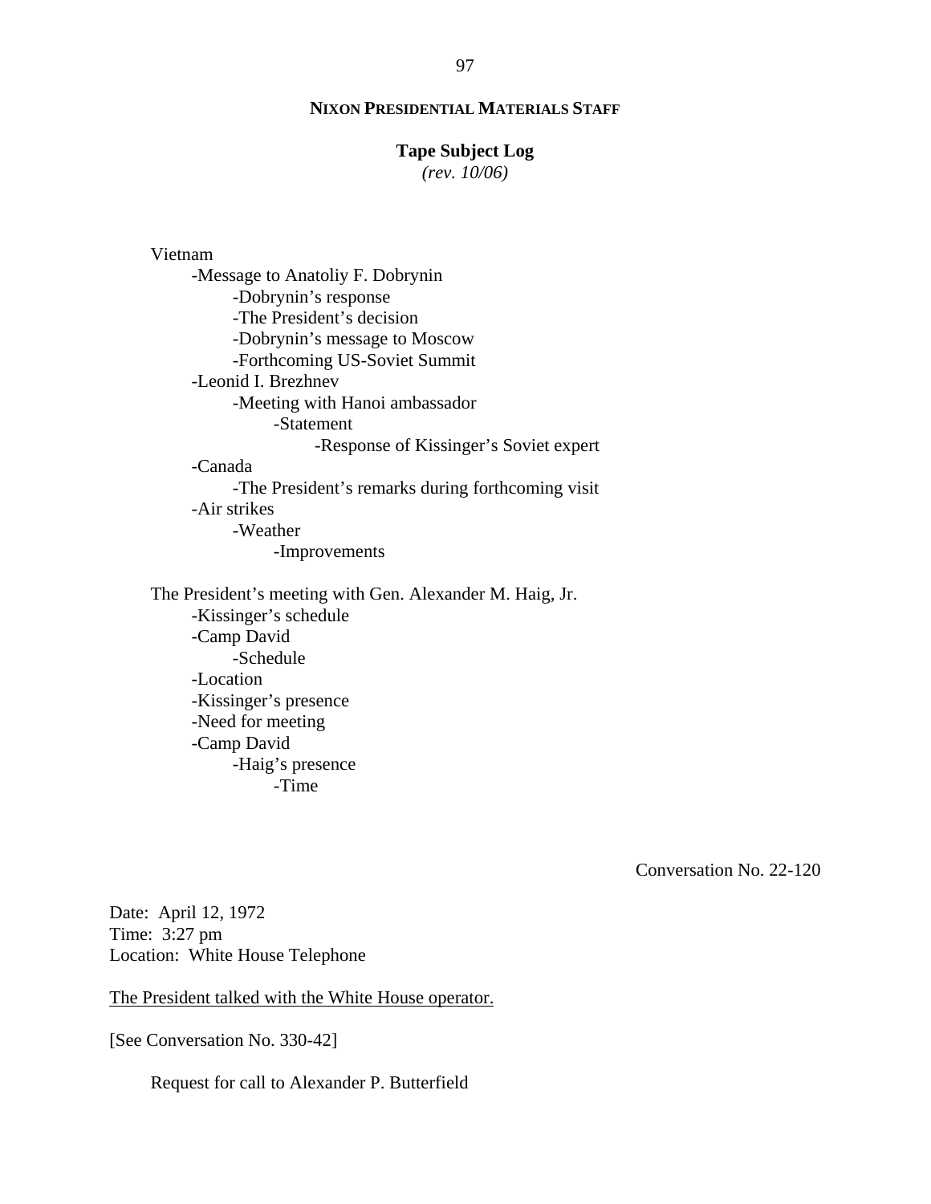Vietnam
- Message to Anatoliy F. Dobrynin
    - Dobrynin's response
    - The President's decision
    - Dobrynin's message to Moscow
    - Forthcoming US-Soviet Summit
- Leonid I. Brezhnev
    - Meeting with Hanoi ambassador
        - Statement
            - Response of Kissinger's Soviet expert
- Canada
    - The President's remarks during forthcoming visit
- Air strikes
    - Weather
        - Improvements

The President's meeting with Gen. Alexander M. Haig, Jr.
- Kissinger's schedule
- Camp David
    - Schedule
- Location
- Kissinger's presence
- Need for meeting
- Camp David
    - Haig's presence
        - Time

Conversation No. 22-120

Date: April 12, 1972
Time: 3:27 pm
Location: White House Telephone

The President talked with the White House operator.

[See Conversation No. 330-42]

Request for call to Alexander P. Butterfield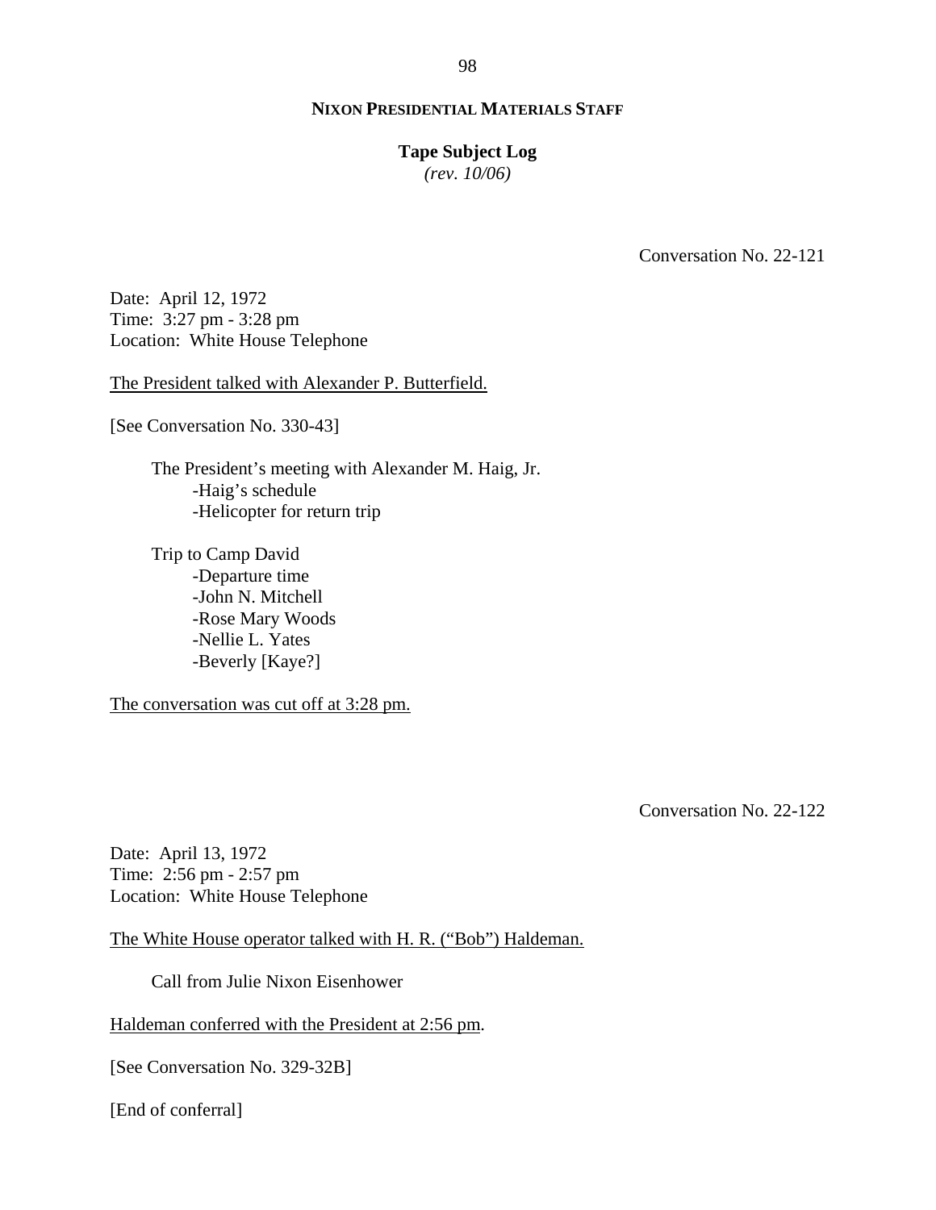**NIXON PRESIDENTIAL MATERIALS STAFF**

**Tape Subject Log**
*(rev. 10/06)*

Conversation No. 22-121

Date: April 12, 1972
Time: 3:27 pm - 3:28 pm
Location: White House Telephone

The President talked with Alexander P. Butterfield.

[See Conversation No. 330-43]

- The President's meeting with Alexander M. Haig, Jr.
  - -Haig's schedule
  - -Helicopter for return trip
- Trip to Camp David
  - -Departure time
  - -John N. Mitchell
  - -Rose Mary Woods
  - -Nellie L. Yates
  - -Beverly [Kaye?]

The conversation was cut off at 3:28 pm.

Conversation No. 22-122

Date: April 13, 1972
Time: 2:56 pm - 2:57 pm
Location: White House Telephone

The White House operator talked with H. R. ("Bob") Haldeman.

- Call from Julie Nixon Eisenhower

Haldeman conferred with the President at 2:56 pm.

[See Conversation No. 329-32B]

[End of conferral]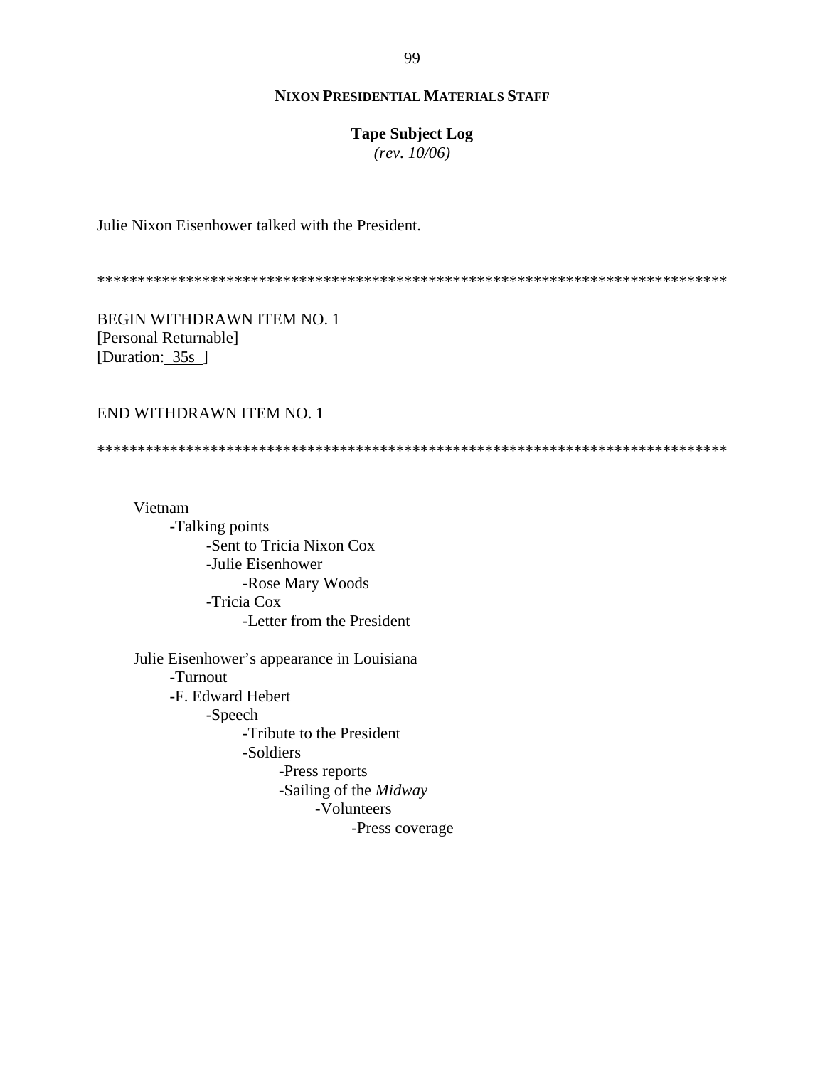Julie Nixon Eisenhower talked with the President.

******************************************************************************

BEGIN WITHDRAWN ITEM NO. 1
[Personal Returnable]
[Duration: 35s ]

END WITHDRAWN ITEM NO. 1

******************************************************************************

- Vietnam
  - -Talking points
    - -Sent to Tricia Nixon Cox
    - -Julie Eisenhower
      - -Rose Mary Woods
    - -Tricia Cox
      - -Letter from the President

- Julie Eisenhower's appearance in Louisiana
  - -Turnout
  - -F. Edward Hebert
    - -Speech
      - -Tribute to the President
      - -Soldiers
        - -Press reports
        - -Sailing of the *Midway*
          - -Volunteers
            - -Press coverage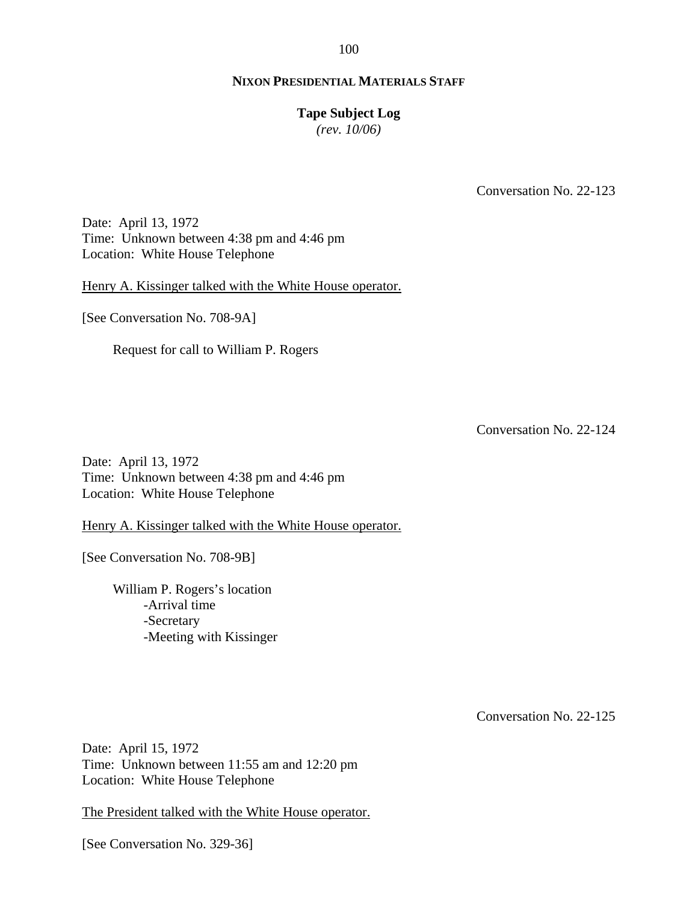**NIXON PRESIDENTIAL MATERIALS STAFF**

**Tape Subject Log**
*(rev. 10/06)*

Conversation No. 22-123

Date: April 13, 1972
Time: Unknown between 4:38 pm and 4:46 pm
Location: White House Telephone

Henry A. Kissinger talked with the White House operator.

[See Conversation No. 708-9A]

Request for call to William P. Rogers

Conversation No. 22-124

Date: April 13, 1972
Time: Unknown between 4:38 pm and 4:46 pm
Location: White House Telephone

Henry A. Kissinger talked with the White House operator.

[See Conversation No. 708-9B]

William P. Rogers's location
- Arrival time
- Secretary
- Meeting with Kissinger

Conversation No. 22-125

Date: April 15, 1972
Time: Unknown between 11:55 am and 12:20 pm
Location: White House Telephone

The President talked with the White House operator.

[See Conversation No. 329-36]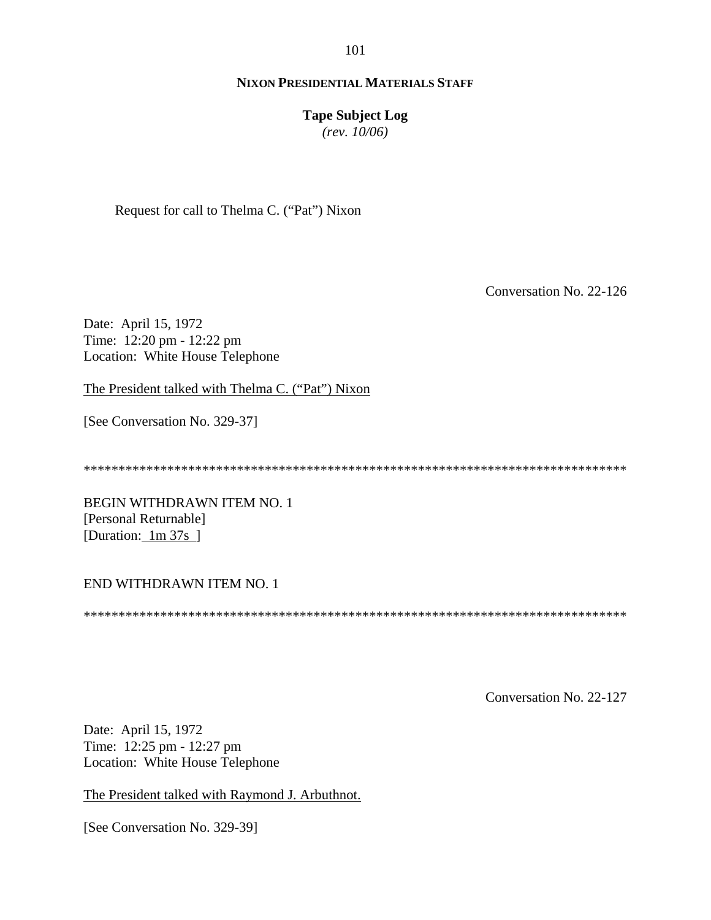Request for call to Thelma C. ("Pat") Nixon

Conversation No. 22-126

Date: April 15, 1972
Time: 12:20 pm - 12:22 pm
Location: White House Telephone

The President talked with Thelma C. ("Pat") Nixon

[See Conversation No. 329-37]

********************************************************************************

BEGIN WITHDRAWN ITEM NO. 1
[Personal Returnable]
[Duration: 1m 37s ]

END WITHDRAWN ITEM NO. 1

********************************************************************************

Conversation No. 22-127

Date: April 15, 1972
Time: 12:25 pm - 12:27 pm
Location: White House Telephone

The President talked with Raymond J. Arbuthnot.

[See Conversation No. 329-39]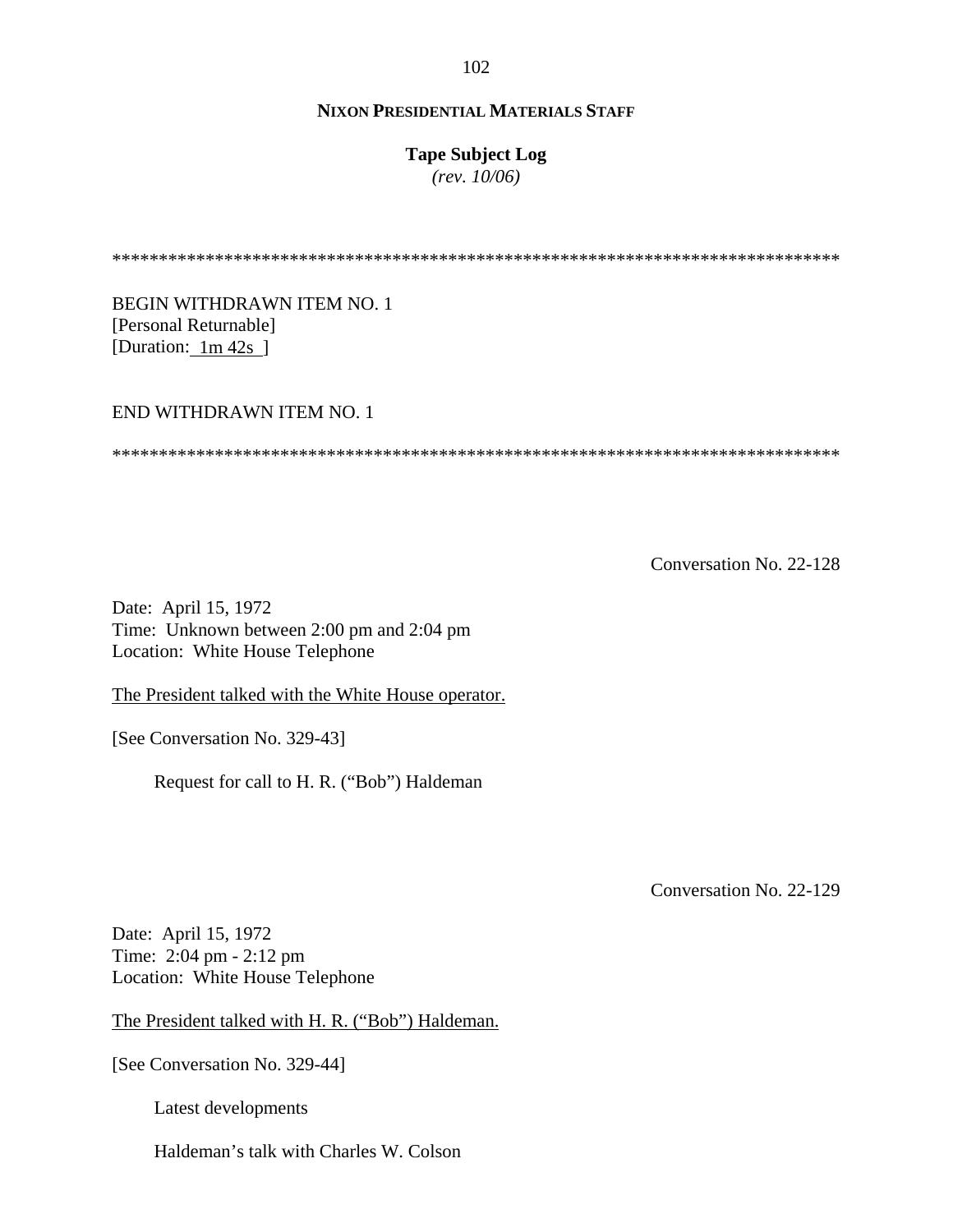**NIXON PRESIDENTIAL MATERIALS STAFF**

**Tape Subject Log**
*(rev. 10/06)*

*******************************************************************************

BEGIN WITHDRAWN ITEM NO. 1
[Personal Returnable]
[Duration: 1m 42s ]

END WITHDRAWN ITEM NO. 1

*******************************************************************************

Conversation No. 22-128

Date: April 15, 1972
Time: Unknown between 2:00 pm and 2:04 pm
Location: White House Telephone

The President talked with the White House operator.

[See Conversation No. 329-43]

Request for call to H. R. ("Bob") Haldeman

Conversation No. 22-129

Date: April 15, 1972
Time: 2:04 pm - 2:12 pm
Location: White House Telephone

The President talked with H. R. ("Bob") Haldeman.

[See Conversation No. 329-44]

Latest developments

Haldeman's talk with Charles W. Colson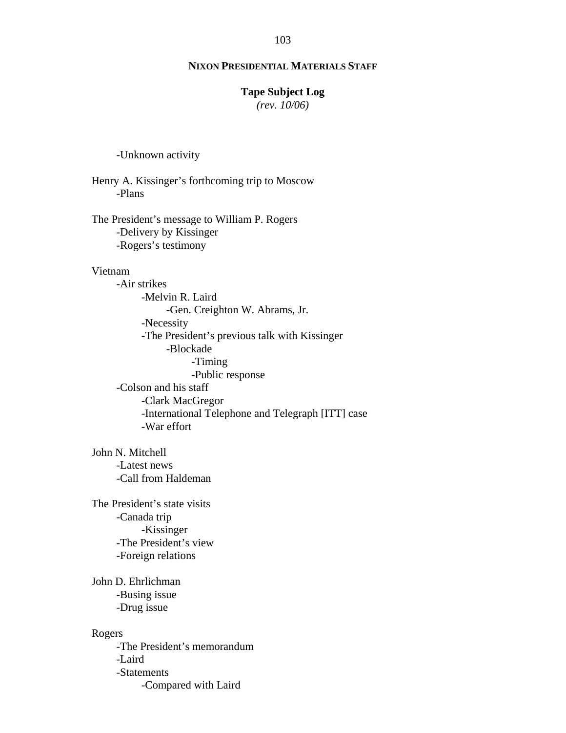**NIXON PRESIDENTIAL MATERIALS STAFF**

**Tape Subject Log**
*(rev. 10/06)*

- -Unknown activity

Henry A. Kissinger's forthcoming trip to Moscow
- -Plans

The President's message to William P. Rogers
- -Delivery by Kissinger
- -Rogers's testimony

Vietnam
- -Air strikes
  - -Melvin R. Laird
    - -Gen. Creighton W. Abrams, Jr.
  - -Necessity
  - -The President's previous talk with Kissinger
    - -Blockade
      - -Timing
      - -Public response
- -Colson and his staff
  - -Clark MacGregor
  - -International Telephone and Telegraph [ITT] case
  - -War effort

John N. Mitchell
- -Latest news
- -Call from Haldeman

The President's state visits
- -Canada trip
  - -Kissinger
- -The President's view
- -Foreign relations

John D. Ehrlichman
- -Busing issue
- -Drug issue

Rogers
- -The President's memorandum
- -Laird
- -Statements
  - -Compared with Laird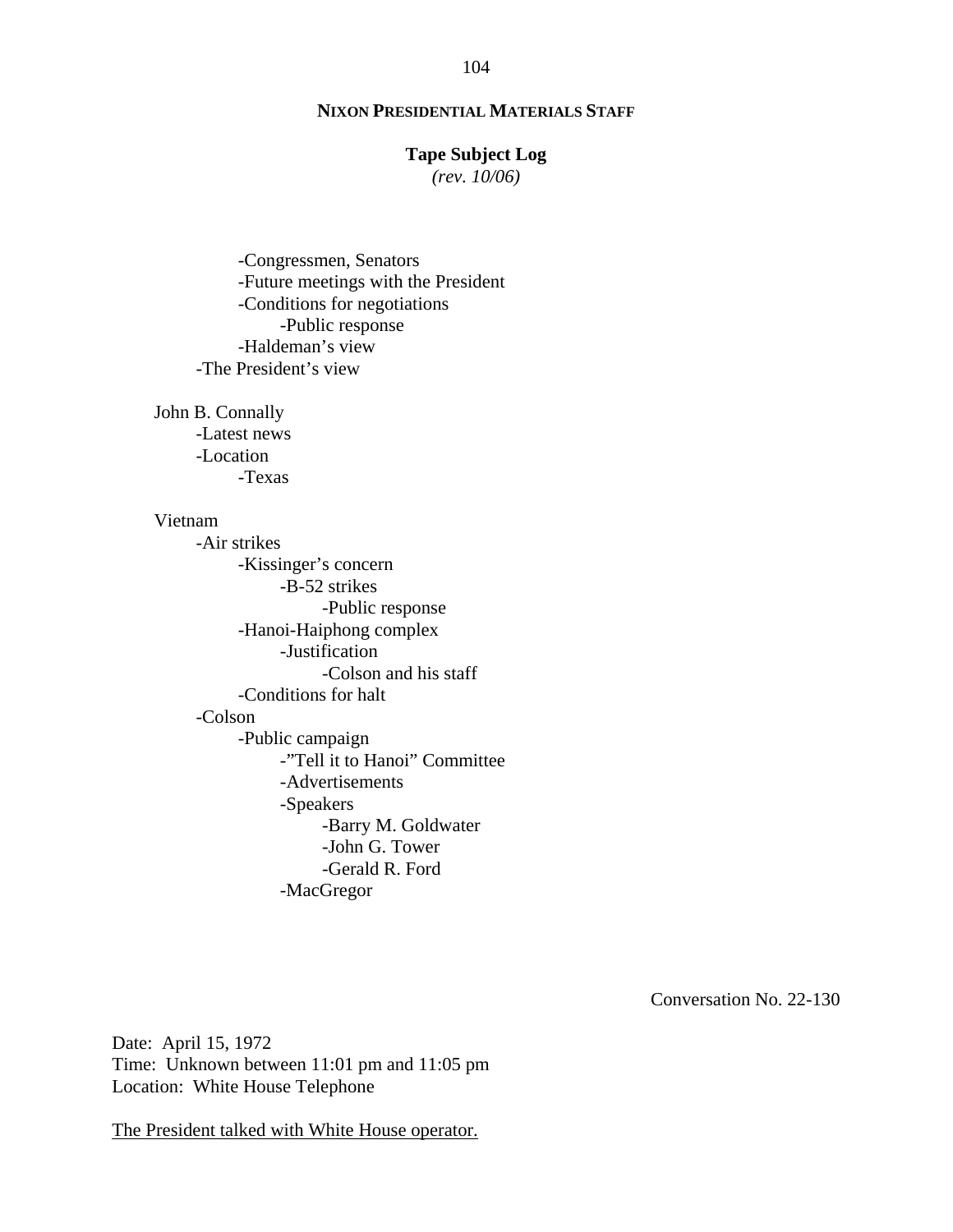**NIXON PRESIDENTIAL MATERIALS STAFF**

**Tape Subject Log**
*(rev. 10/06)*

- -Congressmen, Senators
- -Future meetings with the President
- -Conditions for negotiations
    - -Public response
- -Haldeman's view

-The President's view

John B. Connally
- -Latest news
- -Location
    - -Texas

Vietnam
- -Air strikes
    - -Kissinger's concern
        - -B-52 strikes
            - -Public response
    - -Hanoi-Haiphong complex
        - -Justification
            - -Colson and his staff
    - -Conditions for halt
- -Colson
    - -Public campaign
        - -"Tell it to Hanoi" Committee
        - -Advertisements
        - -Speakers
            - -Barry M. Goldwater
            - -John G. Tower
            - -Gerald R. Ford
        - -MacGregor

Conversation No. 22-130

Date: April 15, 1972
Time: Unknown between 11:01 pm and 11:05 pm
Location: White House Telephone

The President talked with White House operator.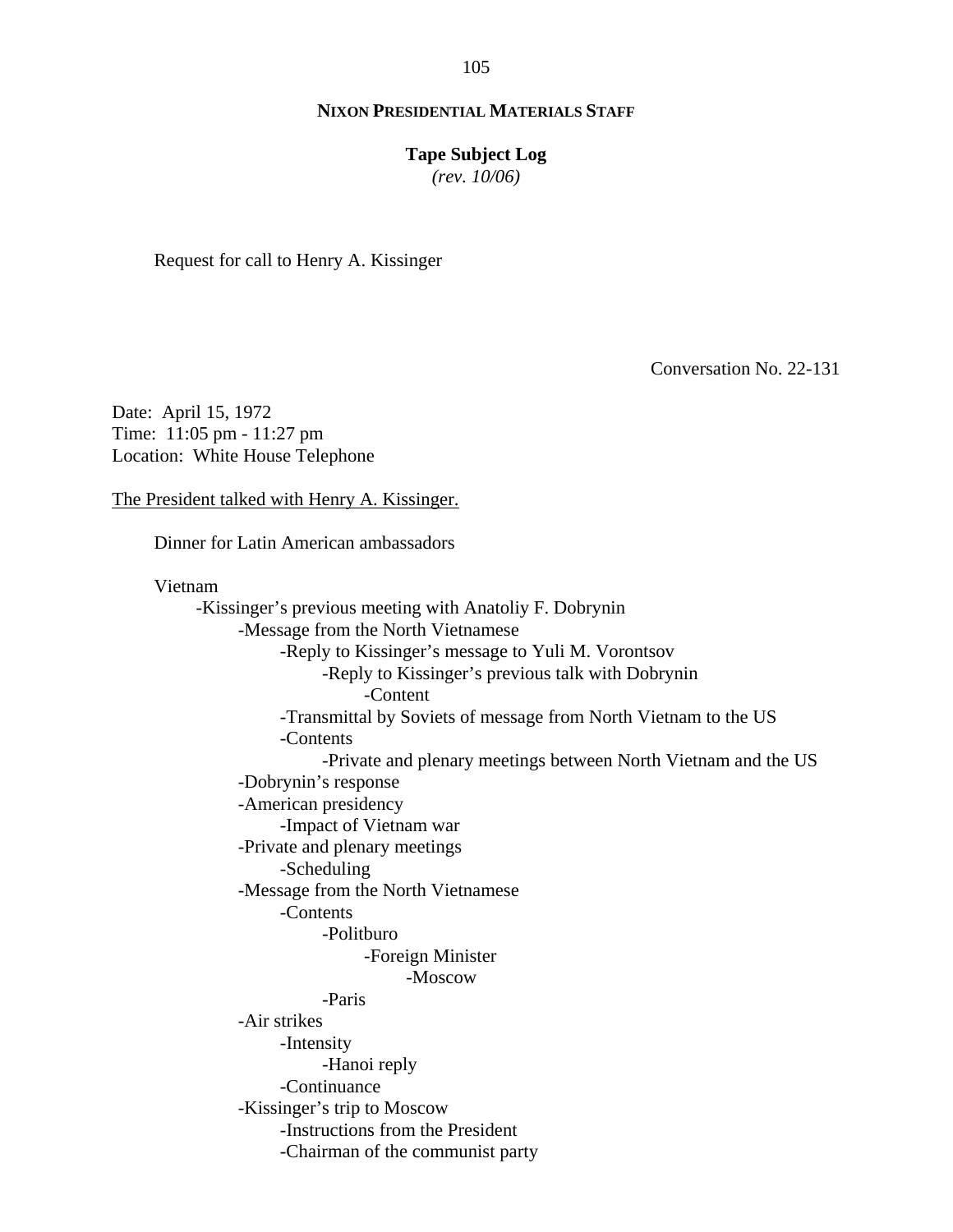**NIXON PRESIDENTIAL MATERIALS STAFF**

**Tape Subject Log**
*(rev. 10/06)*

Request for call to Henry A. Kissinger

Conversation No. 22-131

Date: April 15, 1972
Time: 11:05 pm - 11:27 pm
Location: White House Telephone

The President talked with Henry A. Kissinger.

Dinner for Latin American ambassadors

Vietnam
- -Kissinger's previous meeting with Anatoliy F. Dobrynin
  - -Message from the North Vietnamese
    - -Reply to Kissinger's message to Yuli M. Vorontsov
      - -Reply to Kissinger's previous talk with Dobrynin
        - -Content
    - -Transmittal by Soviets of message from North Vietnam to the US
    - -Contents
      - -Private and plenary meetings between North Vietnam and the US
  - -Dobrynin's response
  - -American presidency
    - -Impact of Vietnam war
  - -Private and plenary meetings
    - -Scheduling
  - -Message from the North Vietnamese
    - -Contents
      - -Politburo
        - -Foreign Minister
          - -Moscow
      - -Paris
  - -Air strikes
    - -Intensity
      - -Hanoi reply
    - -Continuance
  - -Kissinger's trip to Moscow
    - -Instructions from the President
    - -Chairman of the communist party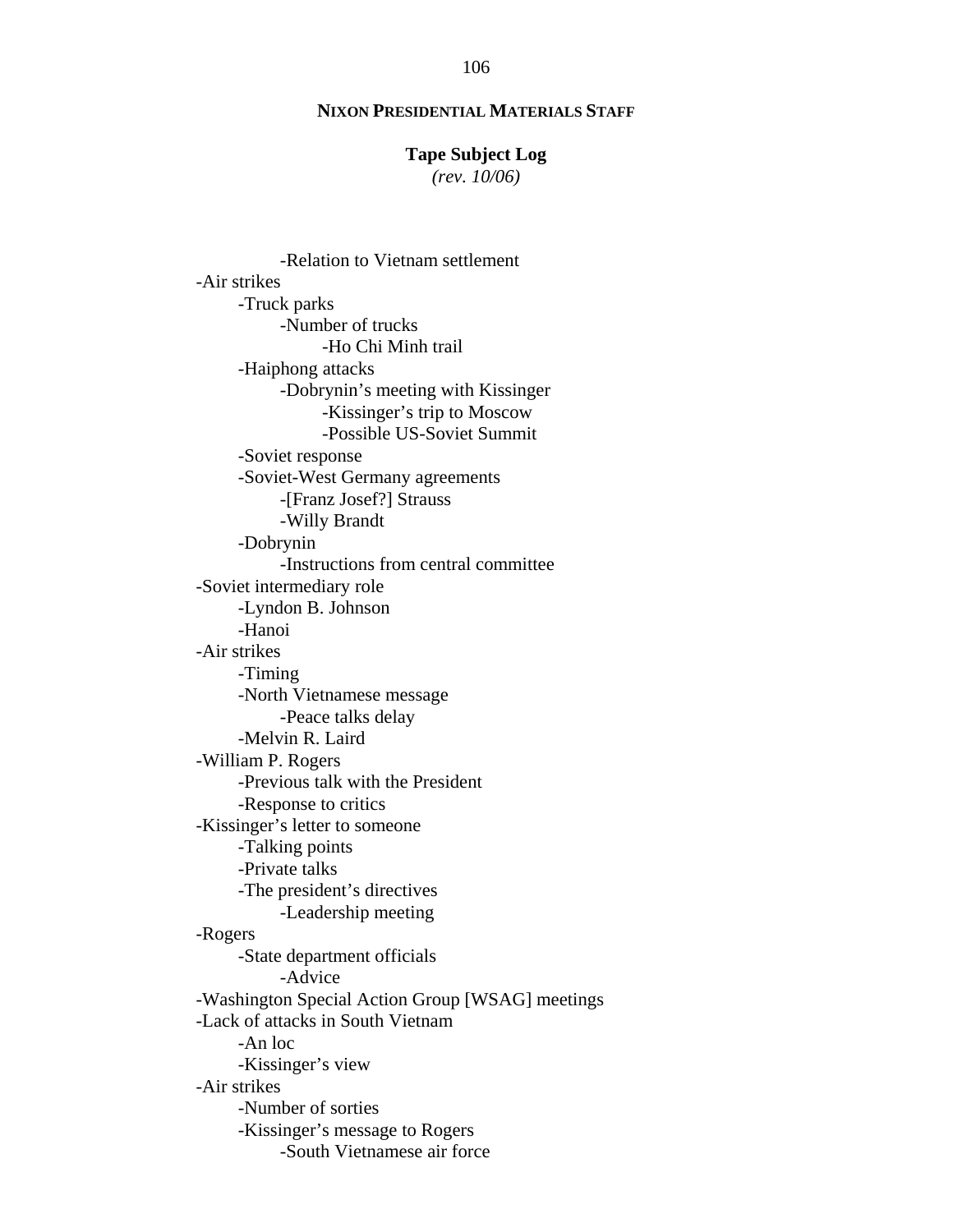**NIXON PRESIDENTIAL MATERIALS STAFF**

**Tape Subject Log**
*(rev. 10/06)*

- 
    - 
        - Relation to Vietnam settlement
- Air strikes
    - Truck parks
        - Number of trucks
            - Ho Chi Minh trail
    - Haiphong attacks
        - Dobrynin's meeting with Kissinger
            - Kissinger's trip to Moscow
            - Possible US-Soviet Summit
    - Soviet response
    - Soviet-West Germany agreements
        - [Franz Josef?] Strauss
        - Willy Brandt
    - Dobrynin
        - Instructions from central committee
- Soviet intermediary role
    - Lyndon B. Johnson
    - Hanoi
- Air strikes
    - Timing
    - North Vietnamese message
        - Peace talks delay
    - Melvin R. Laird
- William P. Rogers
    - Previous talk with the President
    - Response to critics
- Kissinger's letter to someone
    - Talking points
    - Private talks
    - The president's directives
        - Leadership meeting
- Rogers
    - State department officials
        - Advice
- Washington Special Action Group [WSAG] meetings
- Lack of attacks in South Vietnam
    - An loc
    - Kissinger's view
- Air strikes
    - Number of sorties
    - Kissinger's message to Rogers
        - South Vietnamese air force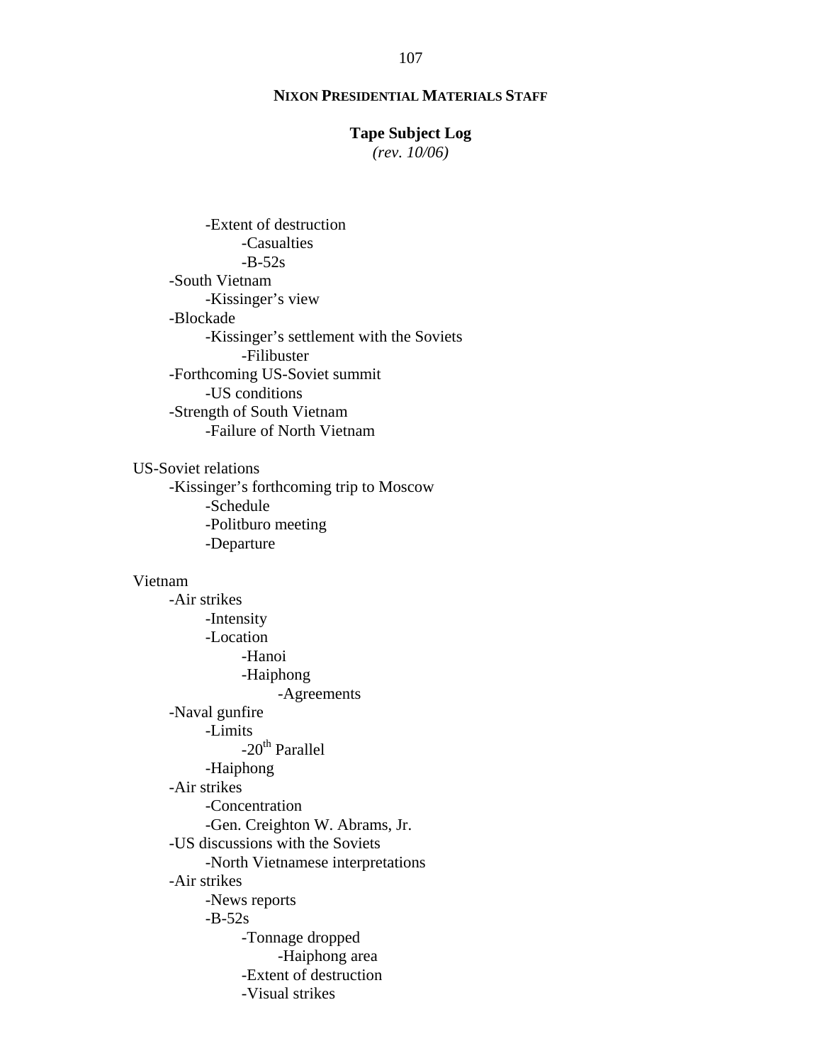- -Extent of destruction
  - -Casualties
  - -B-52s
- -South Vietnam
  - -Kissinger's view
- -Blockade
  - -Kissinger's settlement with the Soviets
    - -Filibuster
- -Forthcoming US-Soviet summit
  - -US conditions
- -Strength of South Vietnam
  - -Failure of North Vietnam

US-Soviet relations
- -Kissinger's forthcoming trip to Moscow
  - -Schedule
  - -Politburo meeting
  - -Departure

Vietnam
- -Air strikes
  - -Intensity
  - -Location
    - -Hanoi
    - -Haiphong
      - -Agreements
- -Naval gunfire
  - -Limits
    - -20th Parallel
  - -Haiphong
- -Air strikes
  - -Concentration
  - -Gen. Creighton W. Abrams, Jr.
- -US discussions with the Soviets
  - -North Vietnamese interpretations
- -Air strikes
  - -News reports
  - -B-52s
    - -Tonnage dropped
      - -Haiphong area
    - -Extent of destruction
    - -Visual strikes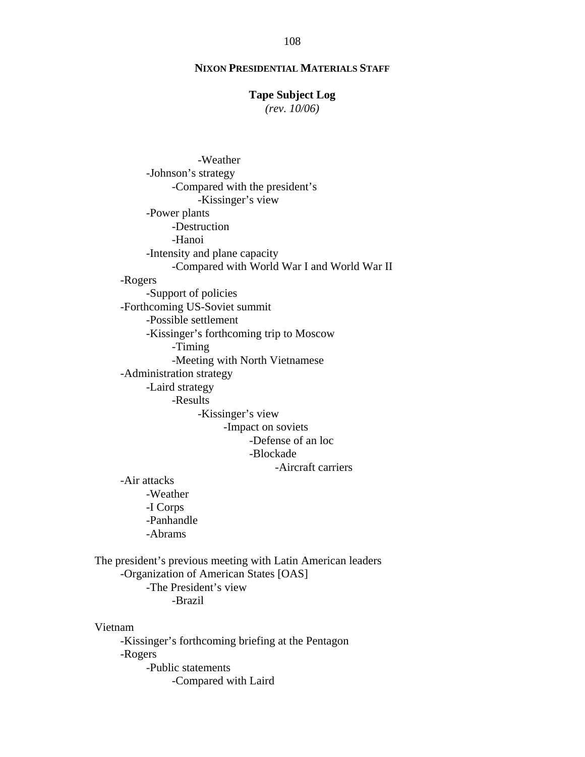**NIXON PRESIDENTIAL MATERIALS STAFF**

**Tape Subject Log**
*(rev. 10/06)*

- -Weather
  - -Johnson's strategy
    - -Compared with the president's
      - -Kissinger's view
  - -Power plants
    - -Destruction
    - -Hanoi
  - -Intensity and plane capacity
    - -Compared with World War I and World War II
- -Rogers
  - -Support of policies
- -Forthcoming US-Soviet summit
  - -Possible settlement
  - -Kissinger's forthcoming trip to Moscow
    - -Timing
    - -Meeting with North Vietnamese
- -Administration strategy
  - -Laird strategy
    - -Results
      - -Kissinger's view
        - -Impact on soviets
          - -Defense of an loc
          - -Blockade
            - -Aircraft carriers
- -Air attacks
  - -Weather
  - -I Corps
  - -Panhandle
  - -Abrams

The president's previous meeting with Latin American leaders
- -Organization of American States [OAS]
  - -The President's view
    - -Brazil

Vietnam
- -Kissinger's forthcoming briefing at the Pentagon
- -Rogers
  - -Public statements
    - -Compared with Laird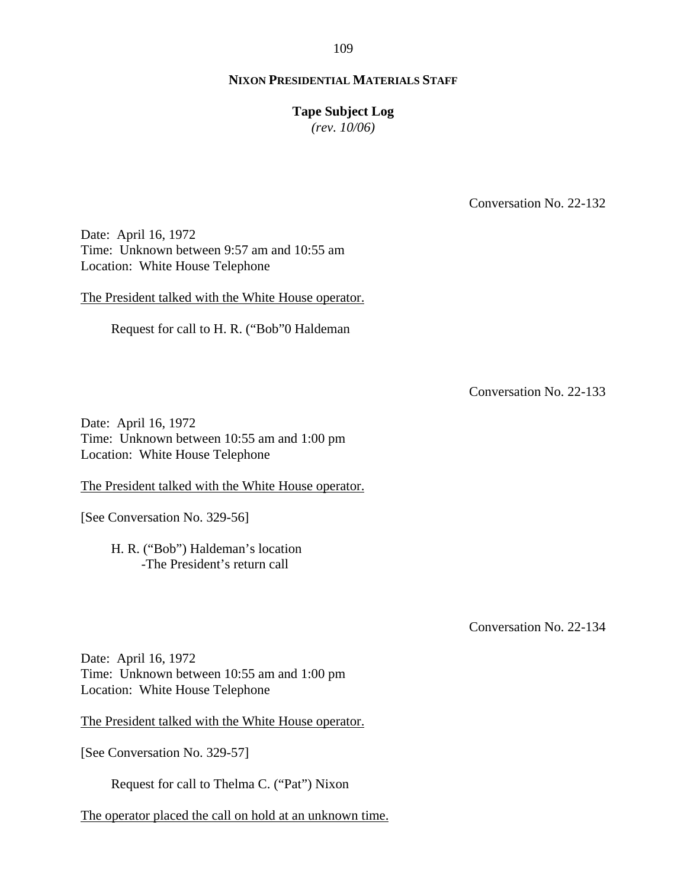**NIXON PRESIDENTIAL MATERIALS STAFF**

**Tape Subject Log**
*(rev. 10/06)*

Conversation No. 22-132

Date: April 16, 1972
Time: Unknown between 9:57 am and 10:55 am
Location: White House Telephone

The President talked with the White House operator.

Request for call to H. R. ("Bob"0 Haldeman

Conversation No. 22-133

Date: April 16, 1972
Time: Unknown between 10:55 am and 1:00 pm
Location: White House Telephone

The President talked with the White House operator.

[See Conversation No. 329-56]

H. R. ("Bob") Haldeman's location
- The President's return call

Conversation No. 22-134

Date: April 16, 1972
Time: Unknown between 10:55 am and 1:00 pm
Location: White House Telephone

The President talked with the White House operator.

[See Conversation No. 329-57]

Request for call to Thelma C. ("Pat") Nixon

The operator placed the call on hold at an unknown time.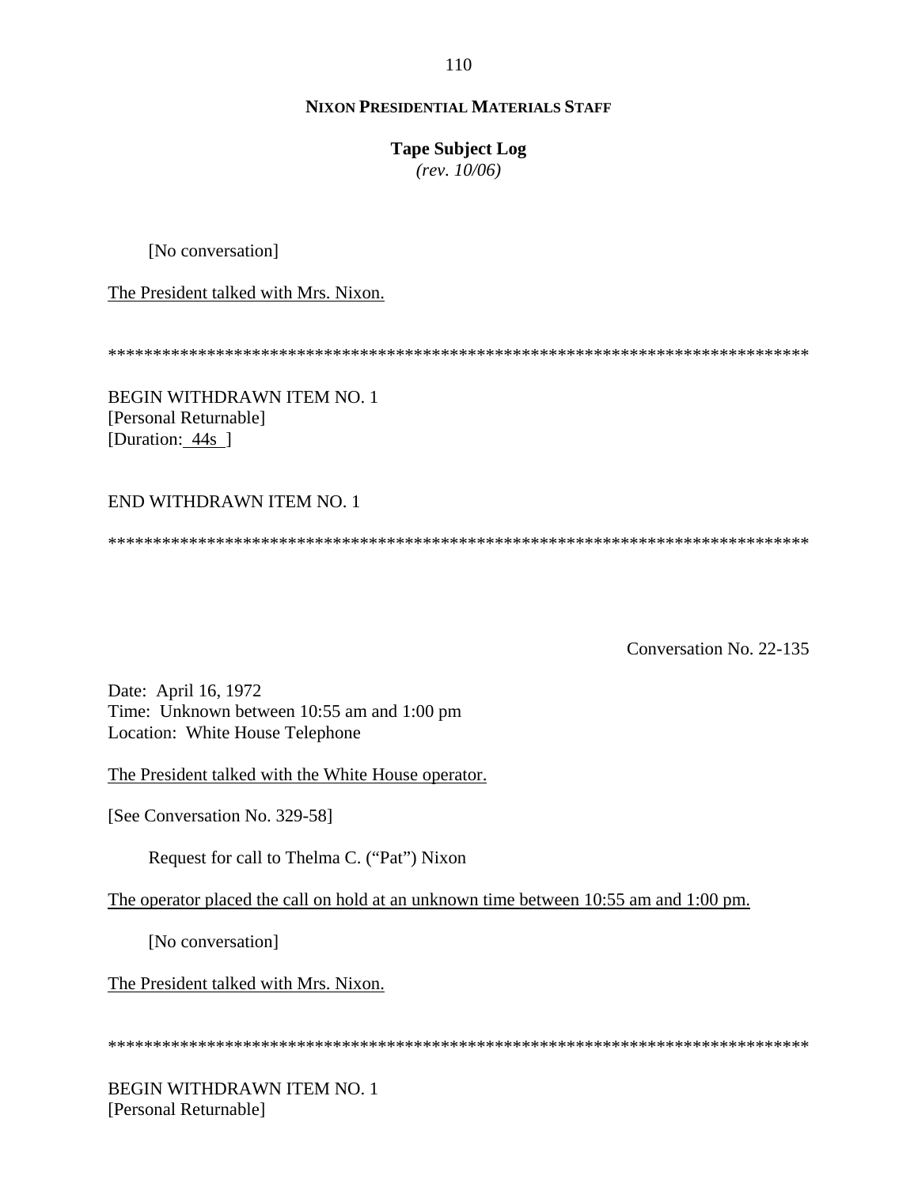[No conversation]

The President talked with Mrs. Nixon.

********************************************************************************

BEGIN WITHDRAWN ITEM NO. 1
[Personal Returnable]
[Duration: 44s ]

END WITHDRAWN ITEM NO. 1

********************************************************************************

Conversation No. 22-135

Date: April 16, 1972
Time: Unknown between 10:55 am and 1:00 pm
Location: White House Telephone

The President talked with the White House operator.

[See Conversation No. 329-58]

Request for call to Thelma C. ("Pat") Nixon

The operator placed the call on hold at an unknown time between 10:55 am and 1:00 pm.

[No conversation]

The President talked with Mrs. Nixon.

********************************************************************************

BEGIN WITHDRAWN ITEM NO. 1
[Personal Returnable]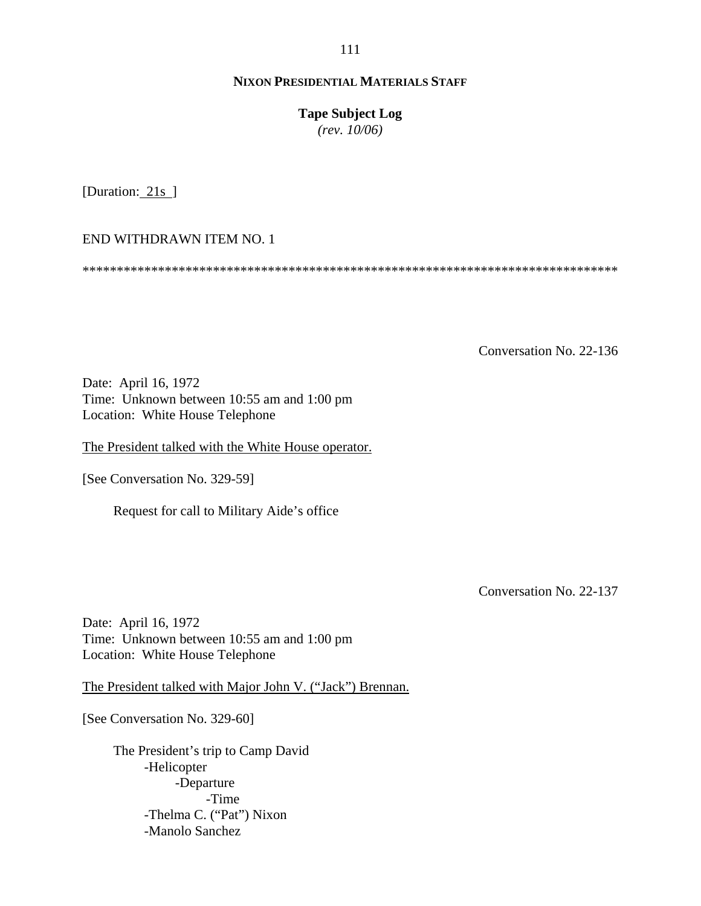[Duration: 21s ]

END WITHDRAWN ITEM NO. 1

********************************************************************************

Conversation No. 22-136

Date: April 16, 1972
Time: Unknown between 10:55 am and 1:00 pm
Location: White House Telephone

The President talked with the White House operator.

[See Conversation No. 329-59]

Request for call to Military Aide's office

Conversation No. 22-137

Date: April 16, 1972
Time: Unknown between 10:55 am and 1:00 pm
Location: White House Telephone

The President talked with Major John V. ("Jack") Brennan.

[See Conversation No. 329-60]

The President's trip to Camp David
- Helicopter
  - Departure
    - Time
- Thelma C. ("Pat") Nixon
- Manolo Sanchez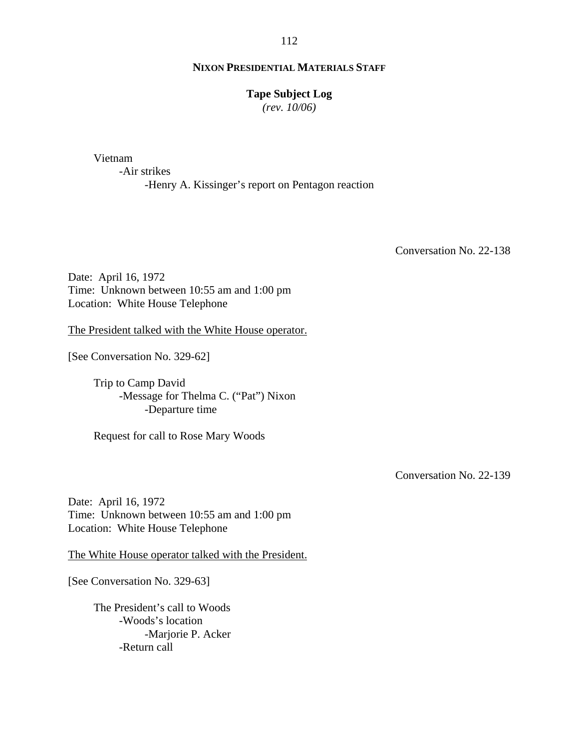Vietnam

- Air strikes
    - Henry A. Kissinger's report on Pentagon reaction

Conversation No. 22-138

Date: April 16, 1972
Time: Unknown between 10:55 am and 1:00 pm
Location: White House Telephone

<u>The President talked with the White House operator.</u>

[See Conversation No. 329-62]

Trip to Camp David

- Message for Thelma C. ("Pat") Nixon
    - Departure time

Request for call to Rose Mary Woods

Conversation No. 22-139

Date: April 16, 1972
Time: Unknown between 10:55 am and 1:00 pm
Location: White House Telephone

<u>The White House operator talked with the President.</u>

[See Conversation No. 329-63]

The President's call to Woods

- Woods's location
    - Marjorie P. Acker
- Return call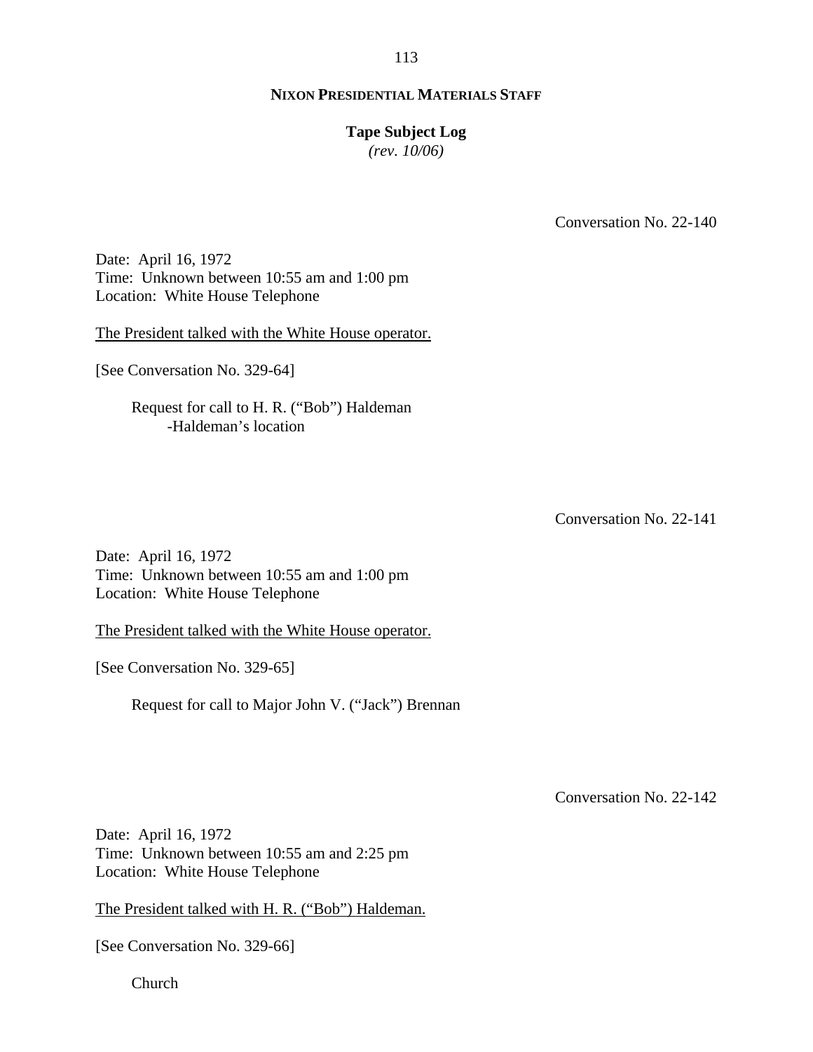**NIXON PRESIDENTIAL MATERIALS STAFF**

**Tape Subject Log**
*(rev. 10/06)*

Conversation No. 22-140

Date: April 16, 1972
Time: Unknown between 10:55 am and 1:00 pm
Location: White House Telephone

The President talked with the White House operator.

[See Conversation No. 329-64]

Request for call to H. R. ("Bob") Haldeman
- Haldeman's location

Conversation No. 22-141

Date: April 16, 1972
Time: Unknown between 10:55 am and 1:00 pm
Location: White House Telephone

The President talked with the White House operator.

[See Conversation No. 329-65]

Request for call to Major John V. ("Jack") Brennan

Conversation No. 22-142

Date: April 16, 1972
Time: Unknown between 10:55 am and 2:25 pm
Location: White House Telephone

The President talked with H. R. ("Bob") Haldeman.

[See Conversation No. 329-66]

Church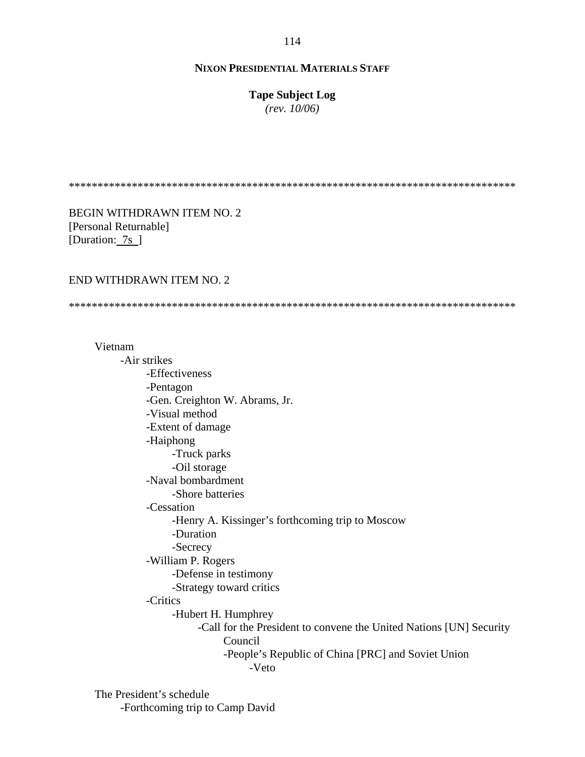**NIXON PRESIDENTIAL MATERIALS STAFF**

**Tape Subject Log**
*(rev. 10/06)*

*******************************************************************************

BEGIN WITHDRAWN ITEM NO. 2
[Personal Returnable]
[Duration: 7s ]

END WITHDRAWN ITEM NO. 2

*******************************************************************************

Vietnam
- -Air strikes
  - -Effectiveness
  - -Pentagon
  - -Gen. Creighton W. Abrams, Jr.
  - -Visual method
  - -Extent of damage
  - -Haiphong
    - -Truck parks
    - -Oil storage
  - -Naval bombardment
    - -Shore batteries
  - -Cessation
    - -Henry A. Kissinger's forthcoming trip to Moscow
    - -Duration
    - -Secrecy
  - -William P. Rogers
    - -Defense in testimony
    - -Strategy toward critics
  - -Critics
    - -Hubert H. Humphrey
      - -Call for the President to convene the United Nations [UN] Security Council
        - -People's Republic of China [PRC] and Soviet Union
          - -Veto

The President's schedule
- -Forthcoming trip to Camp David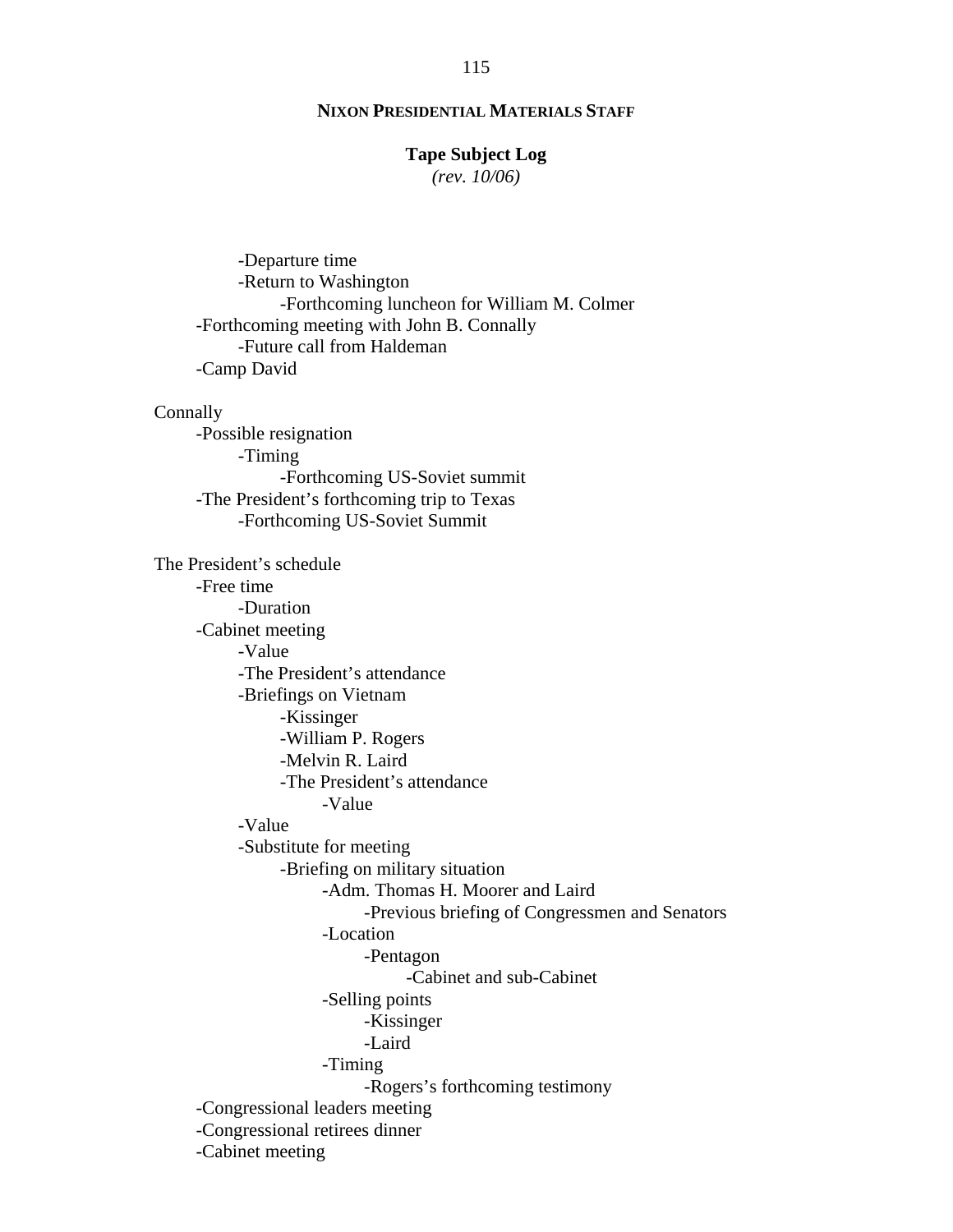**NIXON PRESIDENTIAL MATERIALS STAFF**

**Tape Subject Log**
*(rev. 10/06)*

- -Departure time
- -Return to Washington
    - -Forthcoming luncheon for William M. Colmer
- -Forthcoming meeting with John B. Connally
    - -Future call from Haldeman
- -Camp David

Connally
- -Possible resignation
    - -Timing
        - -Forthcoming US-Soviet summit
- -The President's forthcoming trip to Texas
    - -Forthcoming US-Soviet Summit

The President's schedule
- -Free time
    - -Duration
- -Cabinet meeting
    - -Value
    - -The President's attendance
    - -Briefings on Vietnam
        - -Kissinger
        - -William P. Rogers
        - -Melvin R. Laird
        - -The President's attendance
            - -Value
    - -Value
    - -Substitute for meeting
        - -Briefing on military situation
            - -Adm. Thomas H. Moorer and Laird
                - -Previous briefing of Congressmen and Senators
            - -Location
                - -Pentagon
                    - -Cabinet and sub-Cabinet
            - -Selling points
                - -Kissinger
                - -Laird
            - -Timing
                - -Rogers's forthcoming testimony
- -Congressional leaders meeting
- -Congressional retirees dinner
- -Cabinet meeting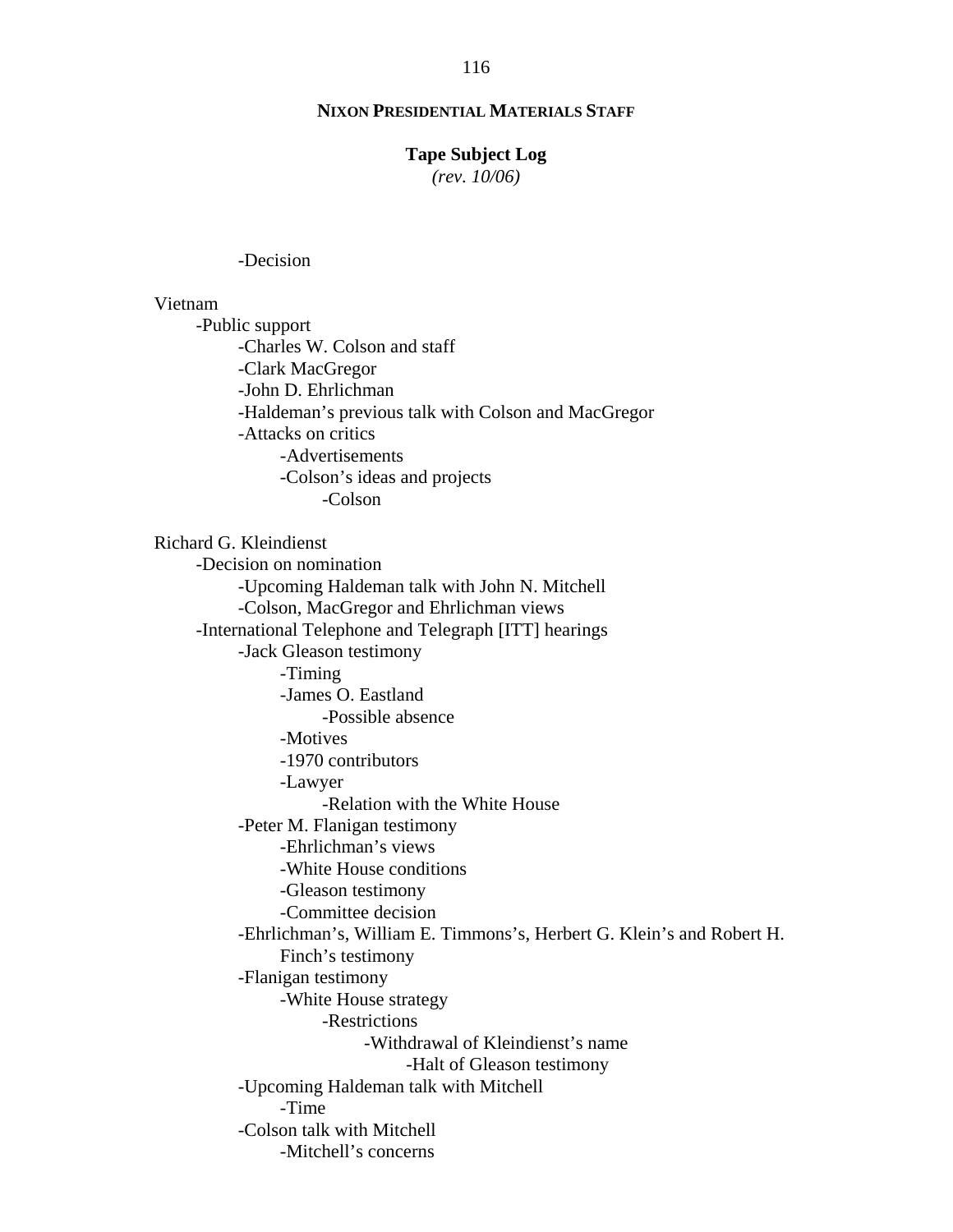**NIXON PRESIDENTIAL MATERIALS STAFF**

**Tape Subject Log**
*(rev. 10/06)*

-Decision

Vietnam
- -Public support
  - -Charles W. Colson and staff
  - -Clark MacGregor
  - -John D. Ehrlichman
  - -Haldeman's previous talk with Colson and MacGregor
  - -Attacks on critics
    - -Advertisements
    - -Colson's ideas and projects
      - -Colson

Richard G. Kleindienst
- -Decision on nomination
  - -Upcoming Haldeman talk with John N. Mitchell
  - -Colson, MacGregor and Ehrlichman views
- -International Telephone and Telegraph [ITT] hearings
  - -Jack Gleason testimony
    - -Timing
    - -James O. Eastland
      - -Possible absence
    - -Motives
    - -1970 contributors
    - -Lawyer
      - -Relation with the White House
  - -Peter M. Flanigan testimony
    - -Ehrlichman's views
    - -White House conditions
    - -Gleason testimony
    - -Committee decision
  - -Ehrlichman's, William E. Timmons's, Herbert G. Klein's and Robert H. Finch's testimony
  - -Flanigan testimony
    - -White House strategy
      - -Restrictions
        - -Withdrawal of Kleindienst's name
          - -Halt of Gleason testimony
  - -Upcoming Haldeman talk with Mitchell
    - -Time
  - -Colson talk with Mitchell
    - -Mitchell's concerns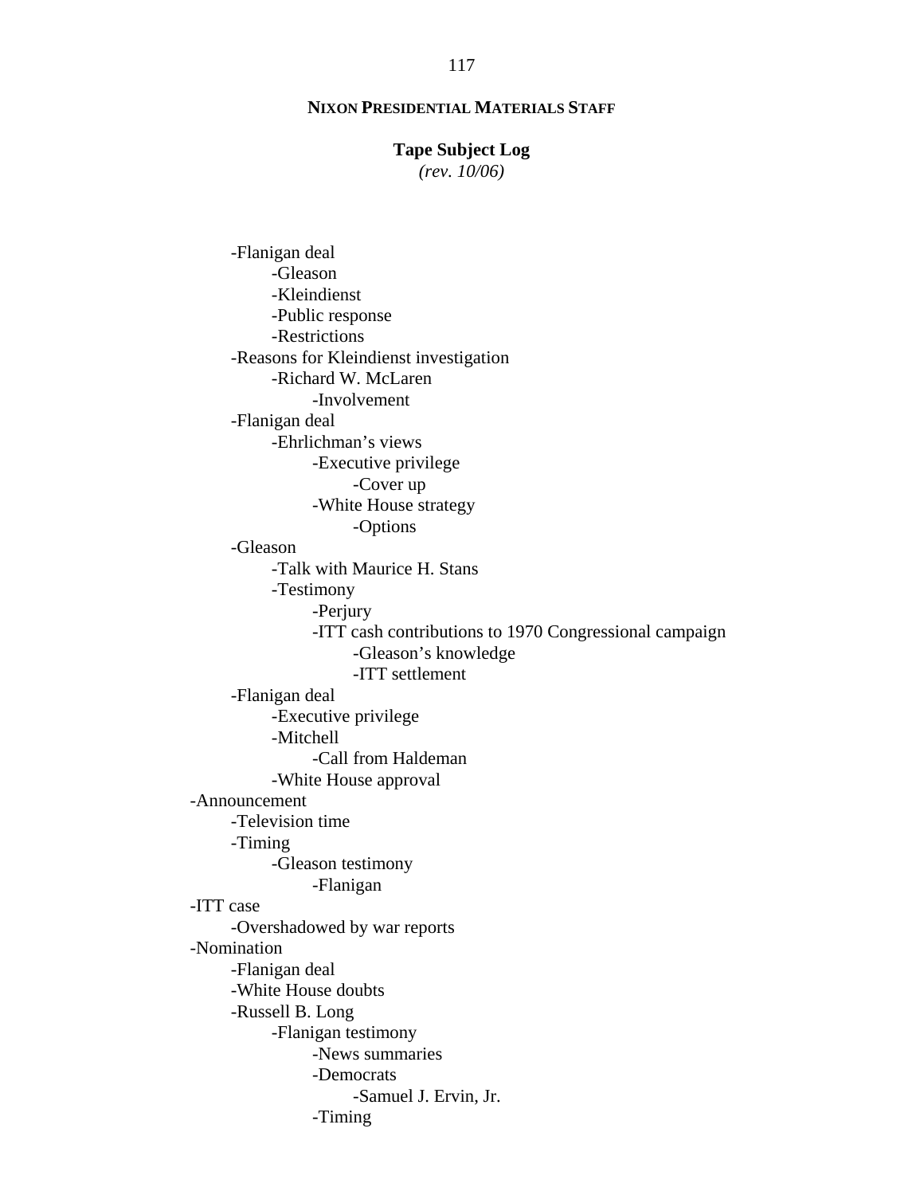**NIXON PRESIDENTIAL MATERIALS STAFF**

**Tape Subject Log**
*(rev. 10/06)*

- -Flanigan deal
    - -Gleason
    - -Kleindienst
    - -Public response
    - -Restrictions
- -Reasons for Kleindienst investigation
    - -Richard W. McLaren
        - -Involvement
- -Flanigan deal
    - -Ehrlichman's views
        - -Executive privilege
            - -Cover up
        - -White House strategy
            - -Options
- -Gleason
    - -Talk with Maurice H. Stans
    - -Testimony
        - -Perjury
        - -ITT cash contributions to 1970 Congressional campaign
            - -Gleason's knowledge
            - -ITT settlement
- -Flanigan deal
    - -Executive privilege
    - -Mitchell
        - -Call from Haldeman
    - -White House approval

-Announcement
- -Television time
- -Timing
    - -Gleason testimony
        - -Flanigan

-ITT case
- -Overshadowed by war reports

-Nomination
- -Flanigan deal
- -White House doubts
- -Russell B. Long
    - -Flanigan testimony
        - -News summaries
        - -Democrats
            - -Samuel J. Ervin, Jr.
        - -Timing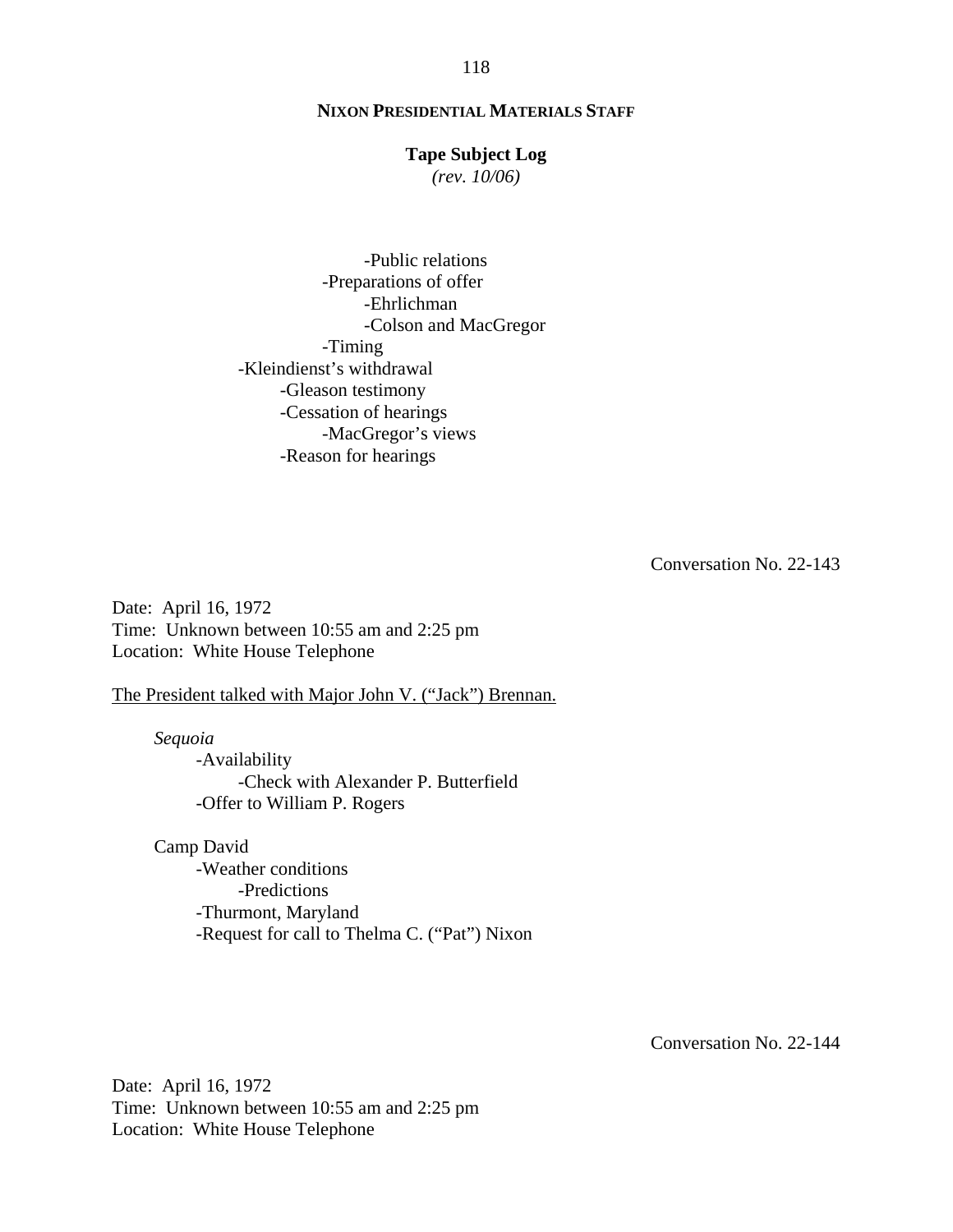-Public relations
        -Preparations of offer
            -Ehrlichman
            -Colson and MacGregor
        -Timing
    -Kleindienst's withdrawal
        -Gleason testimony
        -Cessation of hearings
            -MacGregor's views
        -Reason for hearings

Conversation No. 22-143

Date: April 16, 1972
Time: Unknown between 10:55 am and 2:25 pm
Location: White House Telephone

The President talked with Major John V. ("Jack") Brennan.

*Sequoia*
- Availability
    - Check with Alexander P. Butterfield
- Offer to William P. Rogers

Camp David
- Weather conditions
    - Predictions
- Thurmont, Maryland
- Request for call to Thelma C. ("Pat") Nixon

Conversation No. 22-144

Date: April 16, 1972
Time: Unknown between 10:55 am and 2:25 pm
Location: White House Telephone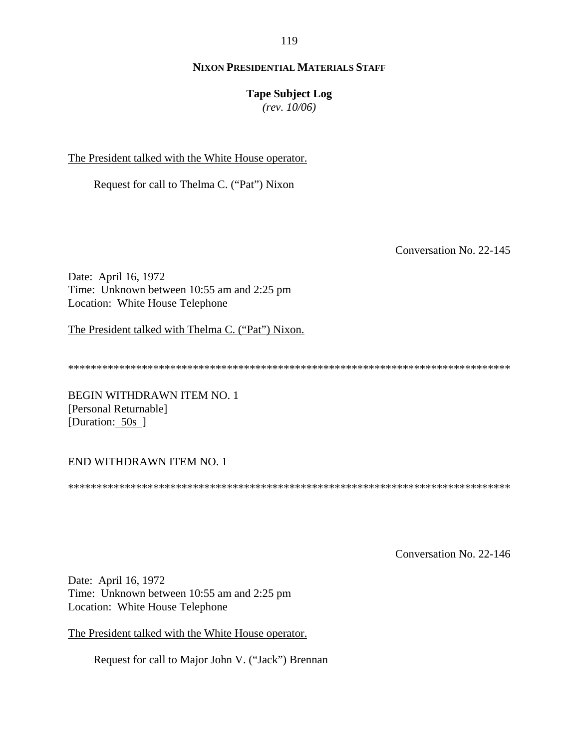The President talked with the White House operator.

Request for call to Thelma C. ("Pat") Nixon

Conversation No. 22-145

Date: April 16, 1972
Time: Unknown between 10:55 am and 2:25 pm
Location: White House Telephone

The President talked with Thelma C. ("Pat") Nixon.

******************************************************************************

BEGIN WITHDRAWN ITEM NO. 1
[Personal Returnable]
[Duration: 50s ]

END WITHDRAWN ITEM NO. 1

******************************************************************************

Conversation No. 22-146

Date: April 16, 1972
Time: Unknown between 10:55 am and 2:25 pm
Location: White House Telephone

The President talked with the White House operator.

Request for call to Major John V. ("Jack") Brennan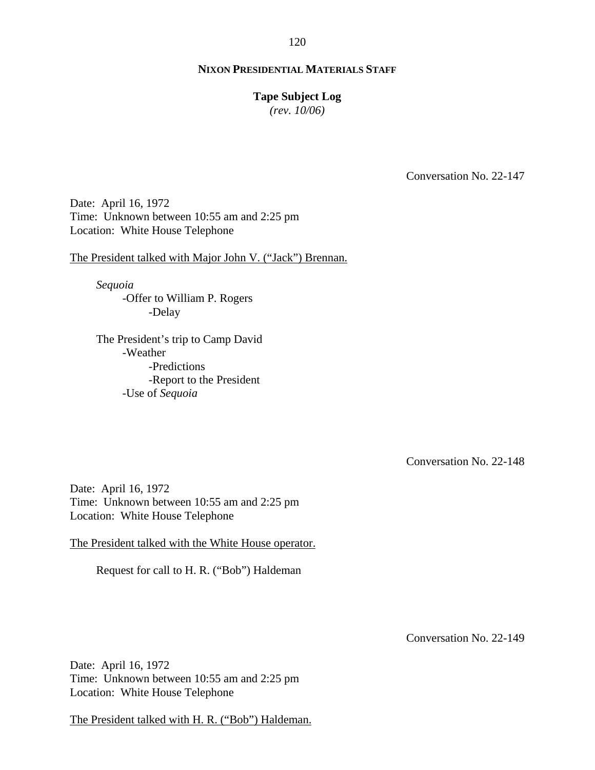**NIXON PRESIDENTIAL MATERIALS STAFF**

**Tape Subject Log**
*(rev. 10/06)*

Conversation No. 22-147

Date: April 16, 1972
Time: Unknown between 10:55 am and 2:25 pm
Location: White House Telephone

The President talked with Major John V. ("Jack") Brennan.

*Sequoia*
- Offer to William P. Rogers
  - Delay

The President's trip to Camp David
- Weather
  - Predictions
  - Report to the President
- Use of *Sequoia*

Conversation No. 22-148

Date: April 16, 1972
Time: Unknown between 10:55 am and 2:25 pm
Location: White House Telephone

The President talked with the White House operator.

Request for call to H. R. ("Bob") Haldeman

Conversation No. 22-149

Date: April 16, 1972
Time: Unknown between 10:55 am and 2:25 pm
Location: White House Telephone

The President talked with H. R. ("Bob") Haldeman.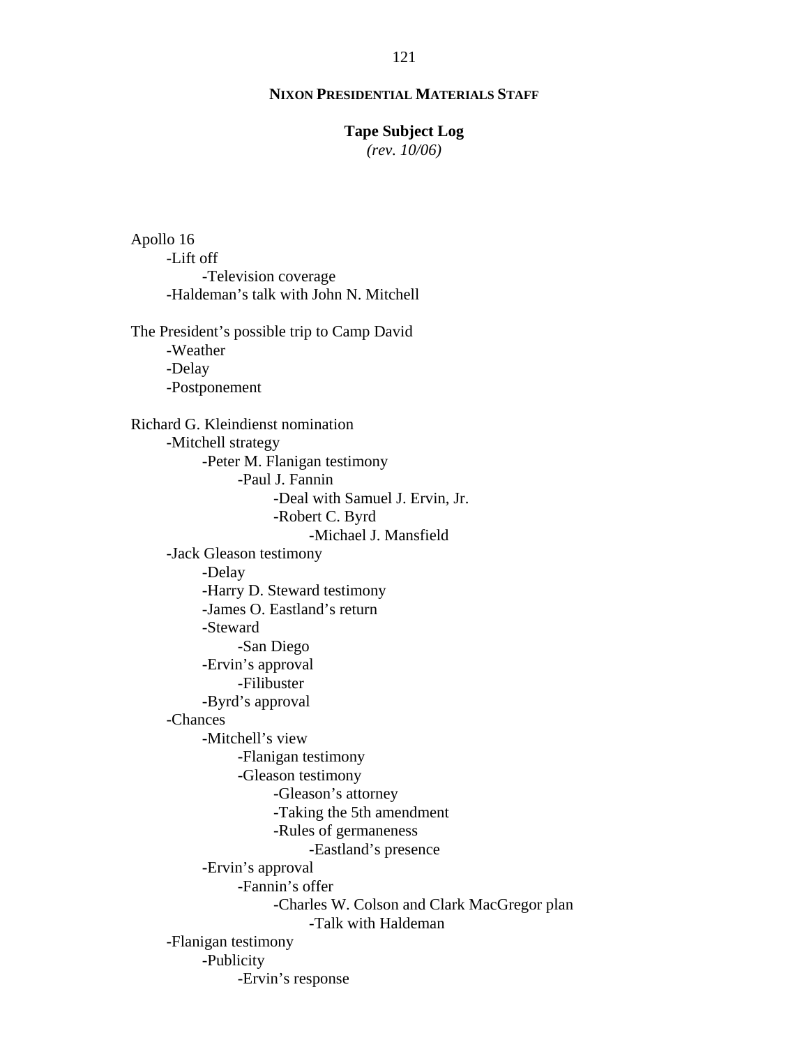**NIXON PRESIDENTIAL MATERIALS STAFF**

**Tape Subject Log**
*(rev. 10/06)*

Apollo 16
- -Lift off
    - -Television coverage
- -Haldeman's talk with John N. Mitchell

The President's possible trip to Camp David
- -Weather
- -Delay
- -Postponement

Richard G. Kleindienst nomination
- -Mitchell strategy
    - -Peter M. Flanigan testimony
        - -Paul J. Fannin
            - -Deal with Samuel J. Ervin, Jr.
            - -Robert C. Byrd
                - -Michael J. Mansfield
- -Jack Gleason testimony
    - -Delay
    - -Harry D. Steward testimony
    - -James O. Eastland's return
    - -Steward
        - -San Diego
    - -Ervin's approval
        - -Filibuster
    - -Byrd's approval
- -Chances
    - -Mitchell's view
        - -Flanigan testimony
        - -Gleason testimony
            - -Gleason's attorney
            - -Taking the 5th amendment
            - -Rules of germaneness
                - -Eastland's presence
    - -Ervin's approval
        - -Fannin's offer
            - -Charles W. Colson and Clark MacGregor plan
                - -Talk with Haldeman
- -Flanigan testimony
    - -Publicity
        - -Ervin's response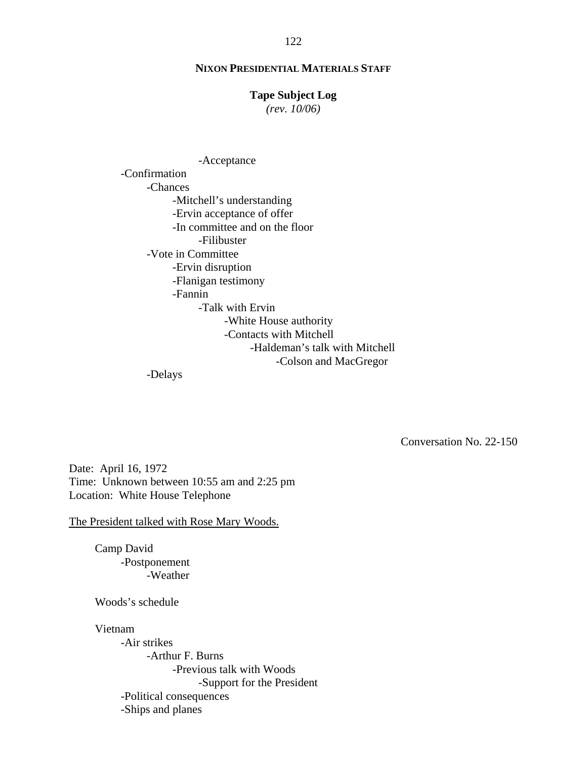-Acceptance
- Confirmation
    - Chances
        - Mitchell's understanding
        - Ervin acceptance of offer
        - In committee and on the floor
            - Filibuster
    - Vote in Committee
        - Ervin disruption
        - Flanigan testimony
        - Fannin
            - Talk with Ervin
                - White House authority
                - Contacts with Mitchell
                    - Haldeman's talk with Mitchell
                        - Colson and MacGregor
    - Delays

Conversation No. 22-150

Date: April 16, 1972
Time: Unknown between 10:55 am and 2:25 pm
Location: White House Telephone

The President talked with Rose Mary Woods.

Camp David
- Postponement
    - Weather

Woods's schedule

Vietnam
- Air strikes
    - Arthur F. Burns
        - Previous talk with Woods
            - Support for the President
- Political consequences
- Ships and planes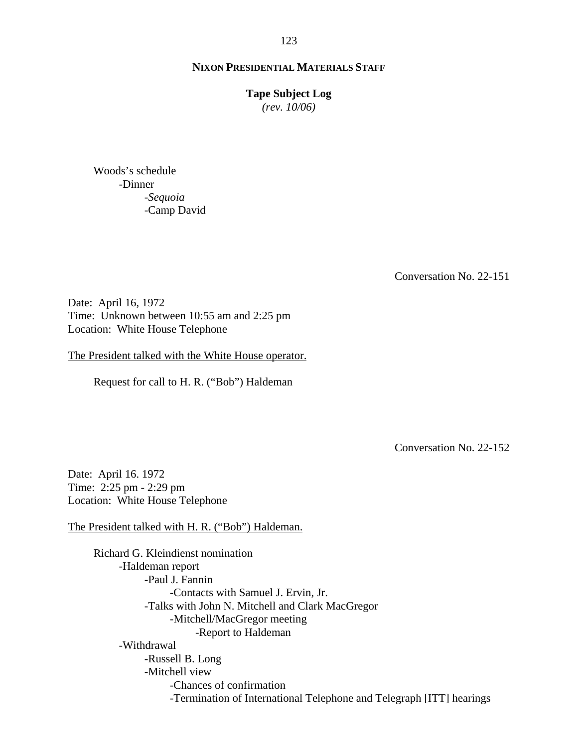Woods's schedule
- -Dinner
  - -*Sequoia*
  - -Camp David

Conversation No. 22-151

Date: April 16, 1972
Time: Unknown between 10:55 am and 2:25 pm
Location: White House Telephone

<u>The President talked with the White House operator.</u>

Request for call to H. R. ("Bob") Haldeman

Conversation No. 22-152

Date: April 16. 1972
Time: 2:25 pm - 2:29 pm
Location: White House Telephone

<u>The President talked with H. R. ("Bob") Haldeman.</u>

Richard G. Kleindienst nomination
- -Haldeman report
  - -Paul J. Fannin
    - -Contacts with Samuel J. Ervin, Jr.
  - -Talks with John N. Mitchell and Clark MacGregor
    - -Mitchell/MacGregor meeting
      - -Report to Haldeman
- -Withdrawal
  - -Russell B. Long
  - -Mitchell view
    - -Chances of confirmation
    - -Termination of International Telephone and Telegraph [ITT] hearings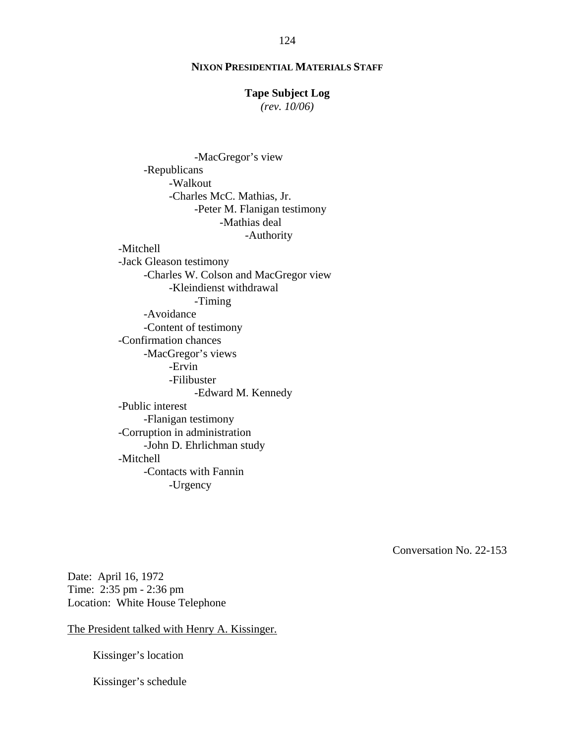**NIXON PRESIDENTIAL MATERIALS STAFF**

**Tape Subject Log**
*(rev. 10/06)*

- -MacGregor's view
- -Republicans
    - -Walkout
    - -Charles McC. Mathias, Jr.
        - -Peter M. Flanigan testimony
            - -Mathias deal
                - -Authority
- -Mitchell
- -Jack Gleason testimony
    - -Charles W. Colson and MacGregor view
        - -Kleindienst withdrawal
            - -Timing
    - -Avoidance
    - -Content of testimony
- -Confirmation chances
    - -MacGregor's views
        - -Ervin
        - -Filibuster
            - -Edward M. Kennedy
- -Public interest
    - -Flanigan testimony
- -Corruption in administration
    - -John D. Ehrlichman study
- -Mitchell
    - -Contacts with Fannin
        - -Urgency

Conversation No. 22-153

Date: April 16, 1972
Time: 2:35 pm - 2:36 pm
Location: White House Telephone

<u>The President talked with Henry A. Kissinger.</u>

Kissinger's location

Kissinger's schedule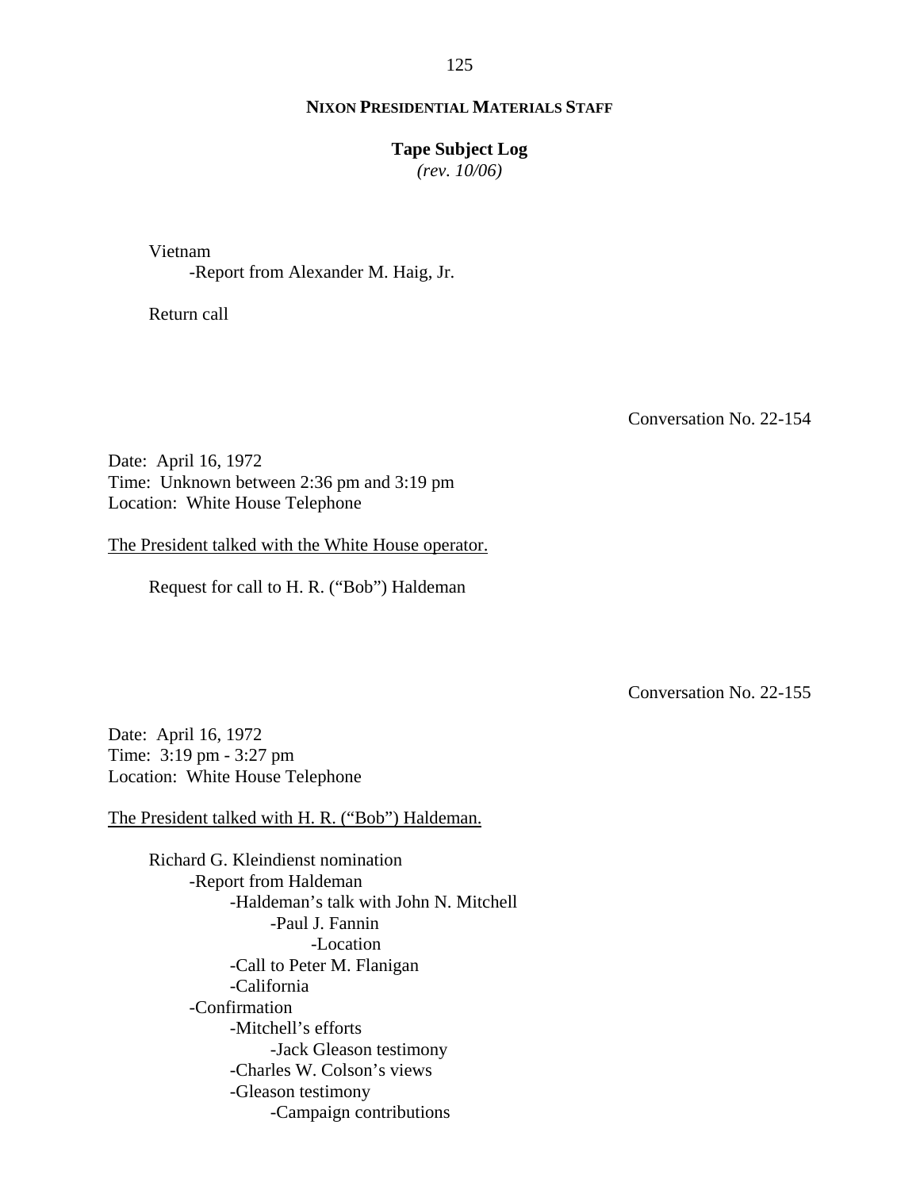Vietnam
- -Report from Alexander M. Haig, Jr.

Return call

Conversation No. 22-154

Date: April 16, 1972
Time: Unknown between 2:36 pm and 3:19 pm
Location: White House Telephone

The President talked with the White House operator.

Request for call to H. R. ("Bob") Haldeman

Conversation No. 22-155

Date: April 16, 1972
Time: 3:19 pm - 3:27 pm
Location: White House Telephone

The President talked with H. R. ("Bob") Haldeman.

Richard G. Kleindienst nomination
- -Report from Haldeman
  - -Haldeman's talk with John N. Mitchell
    - -Paul J. Fannin
      - -Location
  - -Call to Peter M. Flanigan
  - -California
- -Confirmation
  - -Mitchell's efforts
    - -Jack Gleason testimony
  - -Charles W. Colson's views
  - -Gleason testimony
    - -Campaign contributions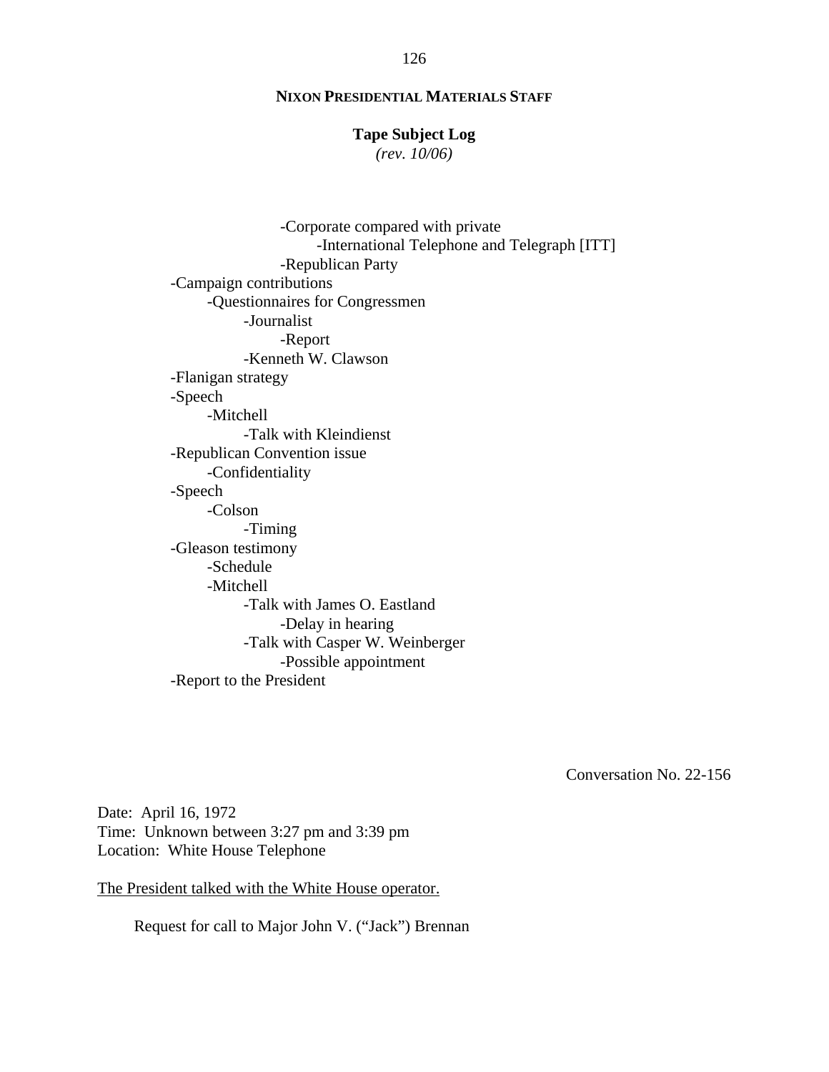- Corporate compared with private
        - International Telephone and Telegraph [ITT]
    - Republican Party
- Campaign contributions
    - Questionnaires for Congressmen
        - Journalist
            - Report
        - Kenneth W. Clawson
- Flanigan strategy
- Speech
    - Mitchell
        - Talk with Kleindienst
- Republican Convention issue
    - Confidentiality
- Speech
    - Colson
        - Timing
- Gleason testimony
    - Schedule
    - Mitchell
        - Talk with James O. Eastland
            - Delay in hearing
        - Talk with Casper W. Weinberger
            - Possible appointment
- Report to the President

Conversation No. 22-156

Date: April 16, 1972
Time: Unknown between 3:27 pm and 3:39 pm
Location: White House Telephone

The President talked with the White House operator.

Request for call to Major John V. ("Jack") Brennan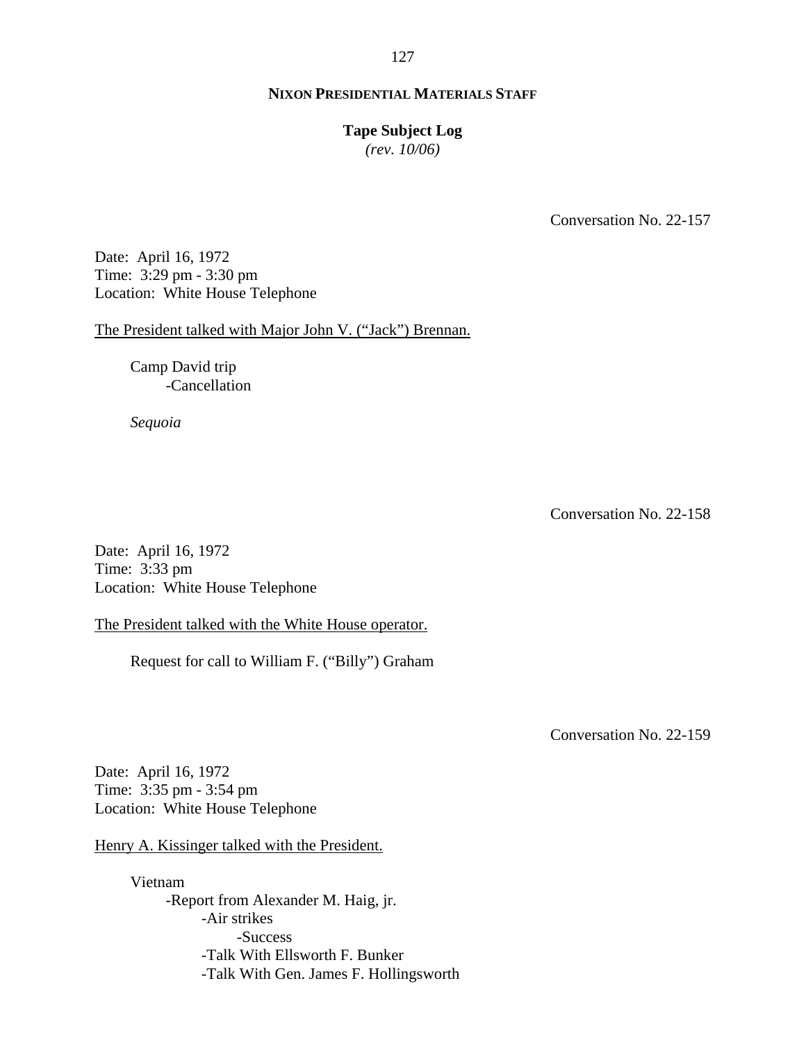**NIXON PRESIDENTIAL MATERIALS STAFF**

**Tape Subject Log**
*(rev. 10/06)*

Conversation No. 22-157

Date: April 16, 1972
Time: 3:29 pm - 3:30 pm
Location: White House Telephone

The President talked with Major John V. ("Jack") Brennan.

- Camp David trip
    - -Cancellation
- *Sequoia*

Conversation No. 22-158

Date: April 16, 1972
Time: 3:33 pm
Location: White House Telephone

The President talked with the White House operator.

- Request for call to William F. ("Billy") Graham

Conversation No. 22-159

Date: April 16, 1972
Time: 3:35 pm - 3:54 pm
Location: White House Telephone

Henry A. Kissinger talked with the President.

- Vietnam
    - -Report from Alexander M. Haig, jr.
        - -Air strikes
            - -Success
        - -Talk With Ellsworth F. Bunker
        - -Talk With Gen. James F. Hollingsworth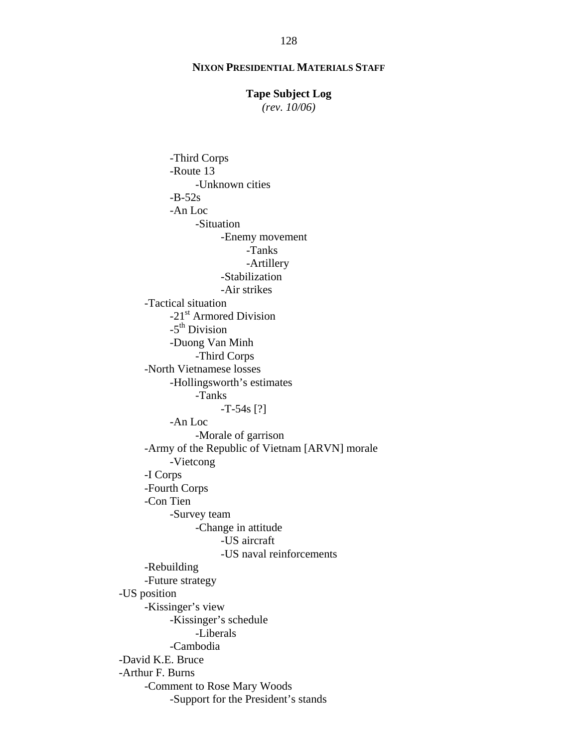**NIXON PRESIDENTIAL MATERIALS STAFF**

**Tape Subject Log**
*(rev. 10/06)*

- -Third Corps
- -Route 13
  - -Unknown cities
- -B-52s
- -An Loc
  - -Situation
    - -Enemy movement
      - -Tanks
      - -Artillery
    - -Stabilization
    - -Air strikes

- -Tactical situation
  - -21st Armored Division
  - -5th Division
  - -Duong Van Minh
    - -Third Corps
- -North Vietnamese losses
  - -Hollingsworth's estimates
    - -Tanks
      - -T-54s [?]
  - -An Loc
    - -Morale of garrison
- -Army of the Republic of Vietnam [ARVN] morale
  - -Vietcong
- -I Corps
- -Fourth Corps
- -Con Tien
  - -Survey team
    - -Change in attitude
      - -US aircraft
      - -US naval reinforcements
- -Rebuilding
- -Future strategy

-US position
- -Kissinger's view
  - -Kissinger's schedule
    - -Liberals
  - -Cambodia

-David K.E. Bruce

-Arthur F. Burns
- -Comment to Rose Mary Woods
  - -Support for the President's stands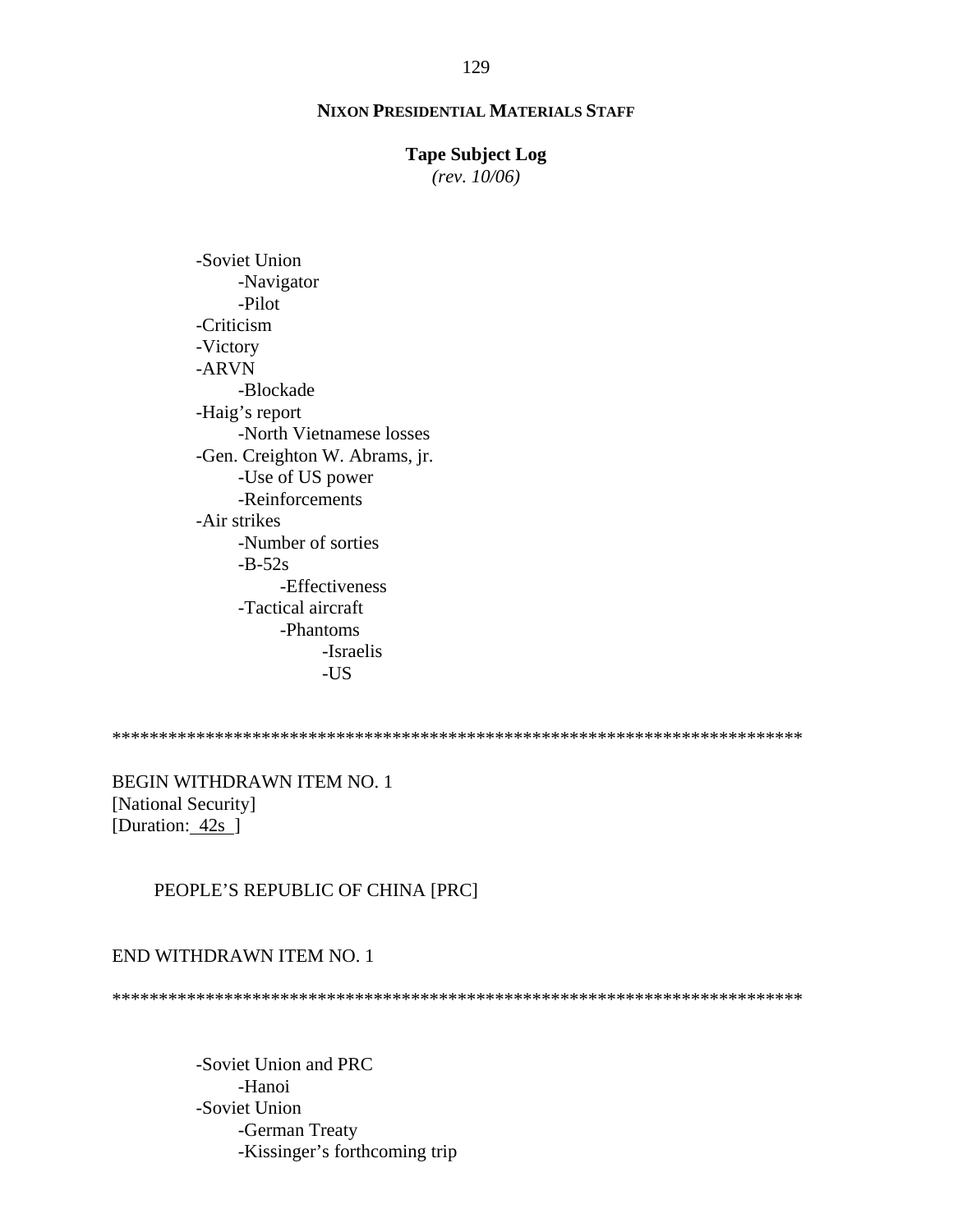- Soviet Union
  - Navigator
  - Pilot
- Criticism
- Victory
- ARVN
  - Blockade
- Haig's report
  - North Vietnamese losses
- Gen. Creighton W. Abrams, jr.
  - Use of US power
  - Reinforcements
- Air strikes
  - Number of sorties
  - B-52s
    - Effectiveness
  - Tactical aircraft
    - Phantoms
      - Israelis
      - US

******************************************************************************

BEGIN WITHDRAWN ITEM NO. 1
[National Security]
[Duration: 42s ]

PEOPLE'S REPUBLIC OF CHINA [PRC]

END WITHDRAWN ITEM NO. 1

******************************************************************************

- Soviet Union and PRC
  - Hanoi
- Soviet Union
  - German Treaty
  - Kissinger's forthcoming trip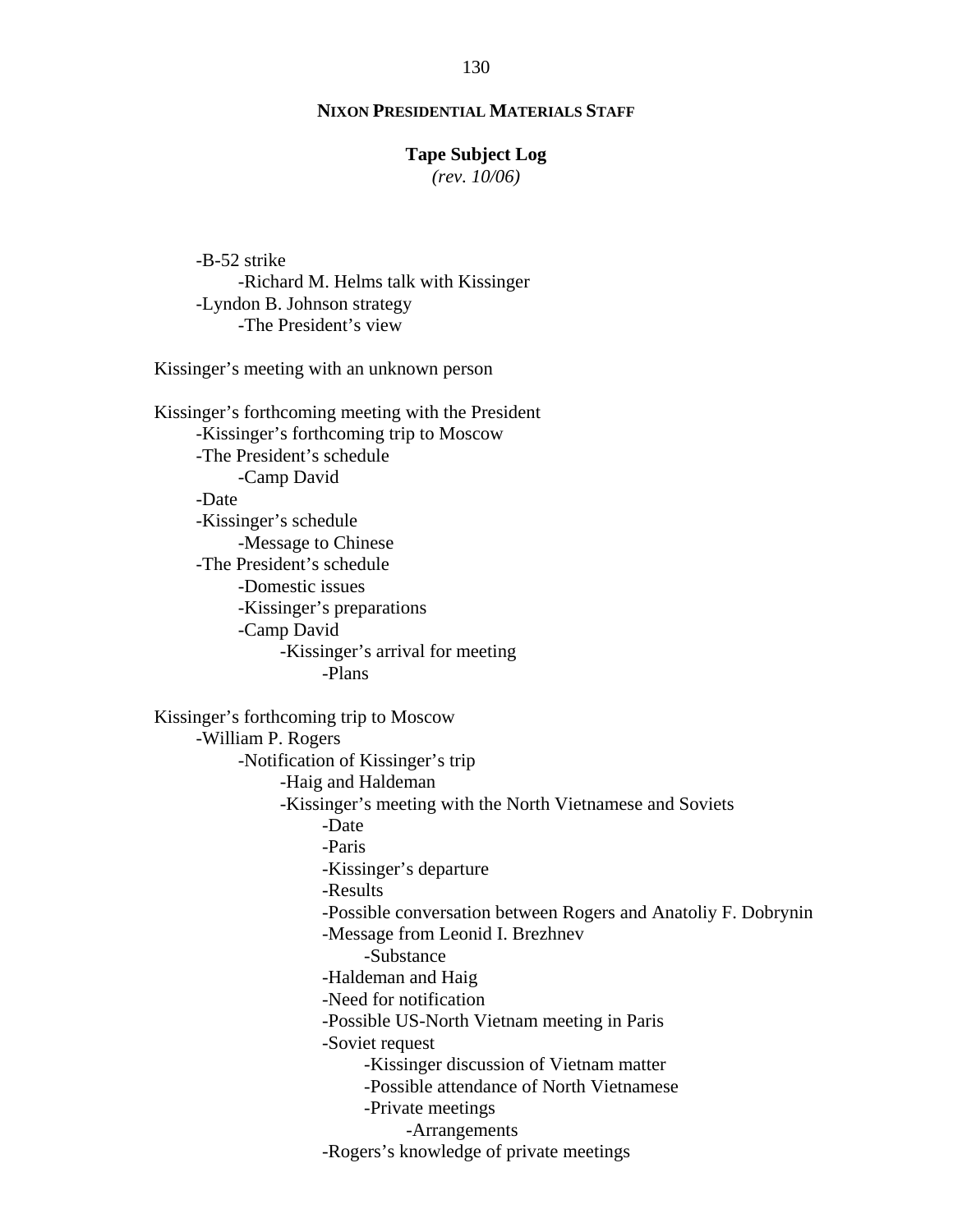**NIXON PRESIDENTIAL MATERIALS STAFF**

**Tape Subject Log**
*(rev. 10/06)*

- -B-52 strike
  - -Richard M. Helms talk with Kissinger
- -Lyndon B. Johnson strategy
  - -The President's view

Kissinger's meeting with an unknown person

Kissinger's forthcoming meeting with the President
- -Kissinger's forthcoming trip to Moscow
- -The President's schedule
  - -Camp David
- -Date
- -Kissinger's schedule
  - -Message to Chinese
- -The President's schedule
  - -Domestic issues
  - -Kissinger's preparations
  - -Camp David
    - -Kissinger's arrival for meeting
      - -Plans

Kissinger's forthcoming trip to Moscow
- -William P. Rogers
  - -Notification of Kissinger's trip
    - -Haig and Haldeman
    - -Kissinger's meeting with the North Vietnamese and Soviets
      - -Date
      - -Paris
      - -Kissinger's departure
      - -Results
      - -Possible conversation between Rogers and Anatoliy F. Dobrynin
      - -Message from Leonid I. Brezhnev
        - -Substance
      - -Haldeman and Haig
      - -Need for notification
      - -Possible US-North Vietnam meeting in Paris
      - -Soviet request
        - -Kissinger discussion of Vietnam matter
        - -Possible attendance of North Vietnamese
        - -Private meetings
          - -Arrangements
      - -Rogers's knowledge of private meetings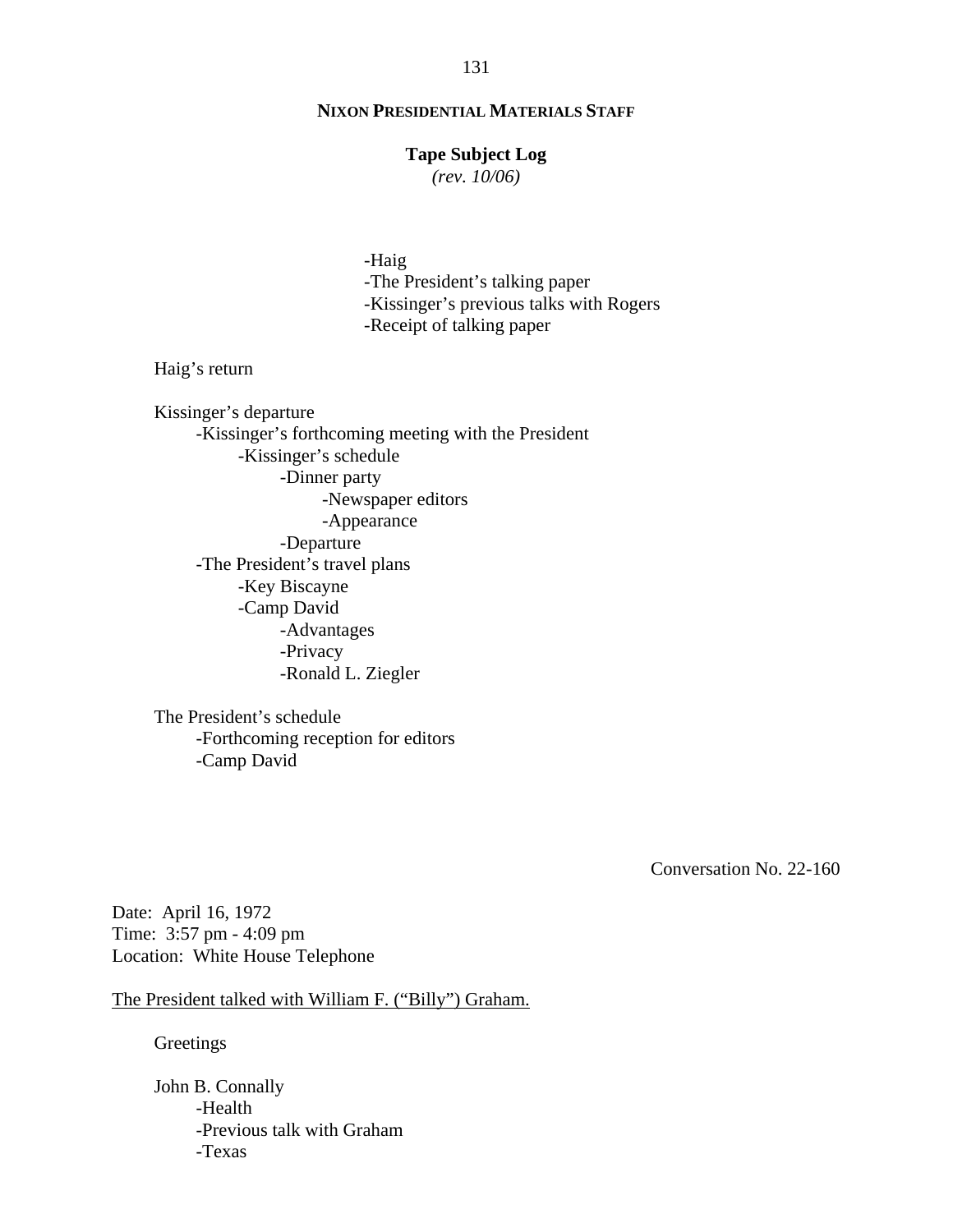-Haig
-The President's talking paper
-Kissinger's previous talks with Rogers
-Receipt of talking paper

Haig's return

Kissinger's departure
- -Kissinger's forthcoming meeting with the President
  - -Kissinger's schedule
    - -Dinner party
      - -Newspaper editors
      - -Appearance
    - -Departure
- -The President's travel plans
  - -Key Biscayne
  - -Camp David
    - -Advantages
    - -Privacy
    - -Ronald L. Ziegler

The President's schedule
- -Forthcoming reception for editors
- -Camp David

Conversation No. 22-160

Date: April 16, 1972
Time: 3:57 pm - 4:09 pm
Location: White House Telephone

The President talked with William F. ("Billy") Graham.

Greetings

John B. Connally
- -Health
- -Previous talk with Graham
- -Texas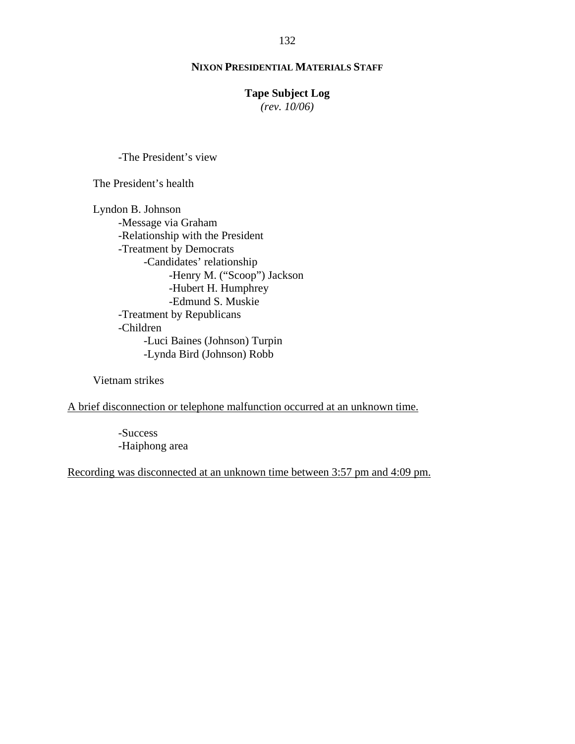**NIXON PRESIDENTIAL MATERIALS STAFF**

**Tape Subject Log**
*(rev. 10/06)*

- -The President's view

The President's health

Lyndon B. Johnson
- -Message via Graham
- -Relationship with the President
- -Treatment by Democrats
  - -Candidates' relationship
    - -Henry M. ("Scoop") Jackson
    - -Hubert H. Humphrey
    - -Edmund S. Muskie
- -Treatment by Republicans
- -Children
  - -Luci Baines (Johnson) Turpin
  - -Lynda Bird (Johnson) Robb

Vietnam strikes

<u>A brief disconnection or telephone malfunction occurred at an unknown time.</u>

- -Success
- -Haiphong area

<u>Recording was disconnected at an unknown time between 3:57 pm and 4:09 pm.</u>